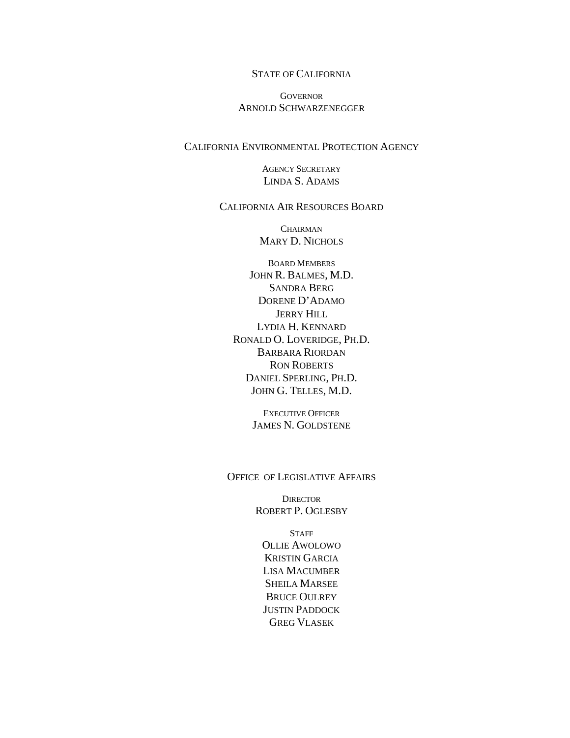STATE OF CALIFORNIA

GOVERNOR
ARNOLD SCHWARZENEGGER

CALIFORNIA ENVIRONMENTAL PROTECTION AGENCY

AGENCY SECRETARY
LINDA S. ADAMS

CALIFORNIA AIR RESOURCES BOARD

CHAIRMAN
MARY D. NICHOLS

BOARD MEMBERS
JOHN R. BALMES, M.D.
SANDRA BERG
DORENE D'ADAMO
JERRY HILL
LYDIA H. KENNARD
RONALD O. LOVERIDGE, PH.D.
BARBARA RIORDAN
RON ROBERTS
DANIEL SPERLING, PH.D.
JOHN G. TELLES, M.D.

EXECUTIVE OFFICER
JAMES N. GOLDSTENE

OFFICE OF LEGISLATIVE AFFAIRS

DIRECTOR
ROBERT P. OGLESBY

STAFF
OLLIE AWOLOWO
KRISTIN GARCIA
LISA MACUMBER
SHEILA MARSEE
BRUCE OULREY
JUSTIN PADDOCK
GREG VLASEK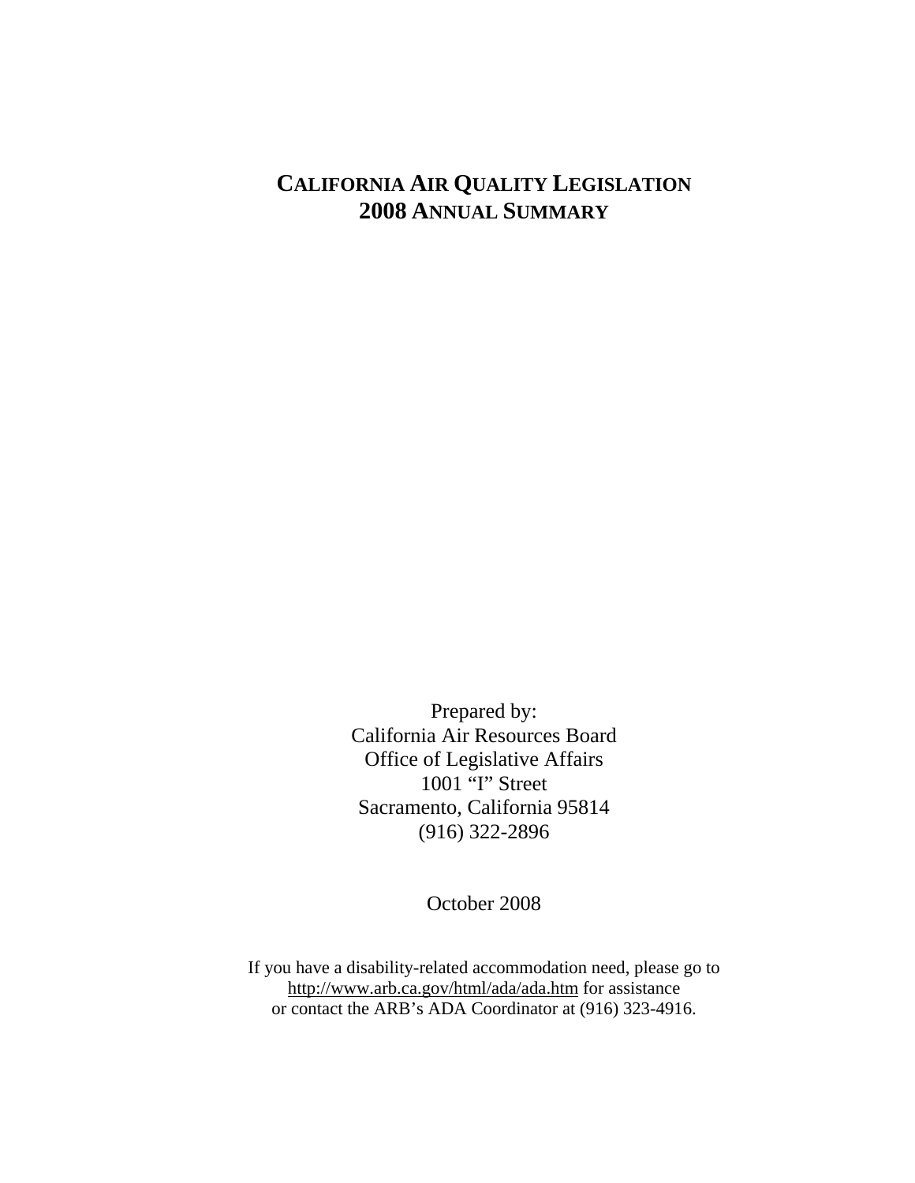# CALIFORNIA AIR QUALITY LEGISLATION
# 2008 ANNUAL SUMMARY

Prepared by:
California Air Resources Board
Office of Legislative Affairs
1001 "I" Street
Sacramento, California 95814
(916) 322-2896

October 2008

If you have a disability-related accommodation need, please go to http://www.arb.ca.gov/html/ada/ada.htm for assistance or contact the ARB's ADA Coordinator at (916) 323-4916.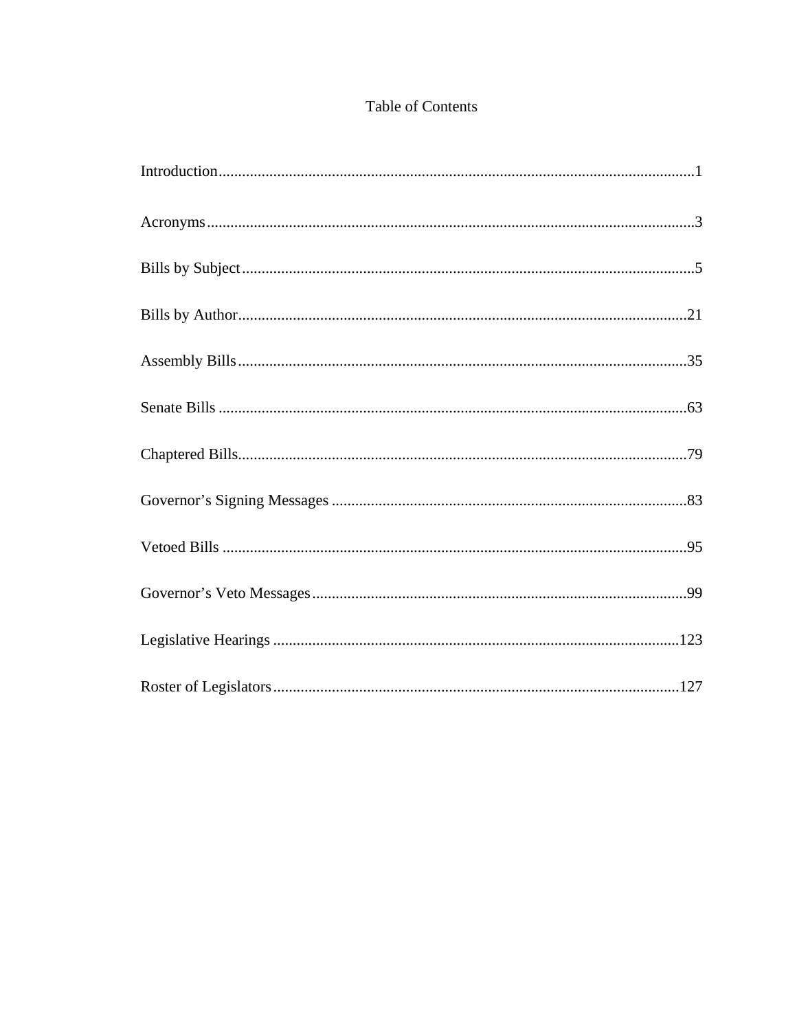# Table of Contents

| | |
|---|---|
| Introduction | 1 |
| Acronyms | 3 |
| Bills by Subject | 5 |
| Bills by Author | 21 |
| Assembly Bills | 35 |
| Senate Bills | 63 |
| Chaptered Bills | 79 |
| Governor's Signing Messages | 83 |
| Vetoed Bills | 95 |
| Governor's Veto Messages | 99 |
| Legislative Hearings | 123 |
| Roster of Legislators | 127 |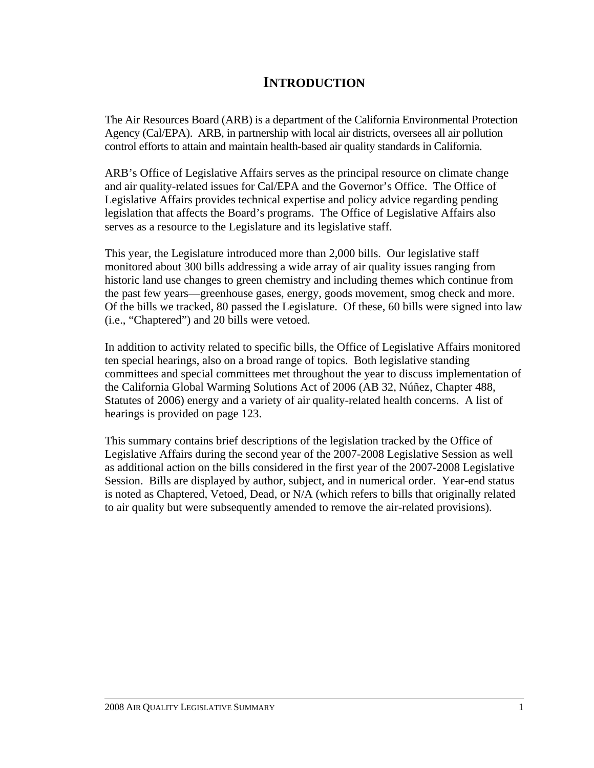# INTRODUCTION

The Air Resources Board (ARB) is a department of the California Environmental Protection Agency (Cal/EPA). ARB, in partnership with local air districts, oversees all air pollution control efforts to attain and maintain health-based air quality standards in California.

ARB's Office of Legislative Affairs serves as the principal resource on climate change and air quality-related issues for Cal/EPA and the Governor's Office. The Office of Legislative Affairs provides technical expertise and policy advice regarding pending legislation that affects the Board's programs. The Office of Legislative Affairs also serves as a resource to the Legislature and its legislative staff.

This year, the Legislature introduced more than 2,000 bills. Our legislative staff monitored about 300 bills addressing a wide array of air quality issues ranging from historic land use changes to green chemistry and including themes which continue from the past few years—greenhouse gases, energy, goods movement, smog check and more. Of the bills we tracked, 80 passed the Legislature. Of these, 60 bills were signed into law (i.e., "Chaptered") and 20 bills were vetoed.

In addition to activity related to specific bills, the Office of Legislative Affairs monitored ten special hearings, also on a broad range of topics. Both legislative standing committees and special committees met throughout the year to discuss implementation of the California Global Warming Solutions Act of 2006 (AB 32, Núñez, Chapter 488, Statutes of 2006) energy and a variety of air quality-related health concerns. A list of hearings is provided on page 123.

This summary contains brief descriptions of the legislation tracked by the Office of Legislative Affairs during the second year of the 2007-2008 Legislative Session as well as additional action on the bills considered in the first year of the 2007-2008 Legislative Session. Bills are displayed by author, subject, and in numerical order. Year-end status is noted as Chaptered, Vetoed, Dead, or N/A (which refers to bills that originally related to air quality but were subsequently amended to remove the air-related provisions).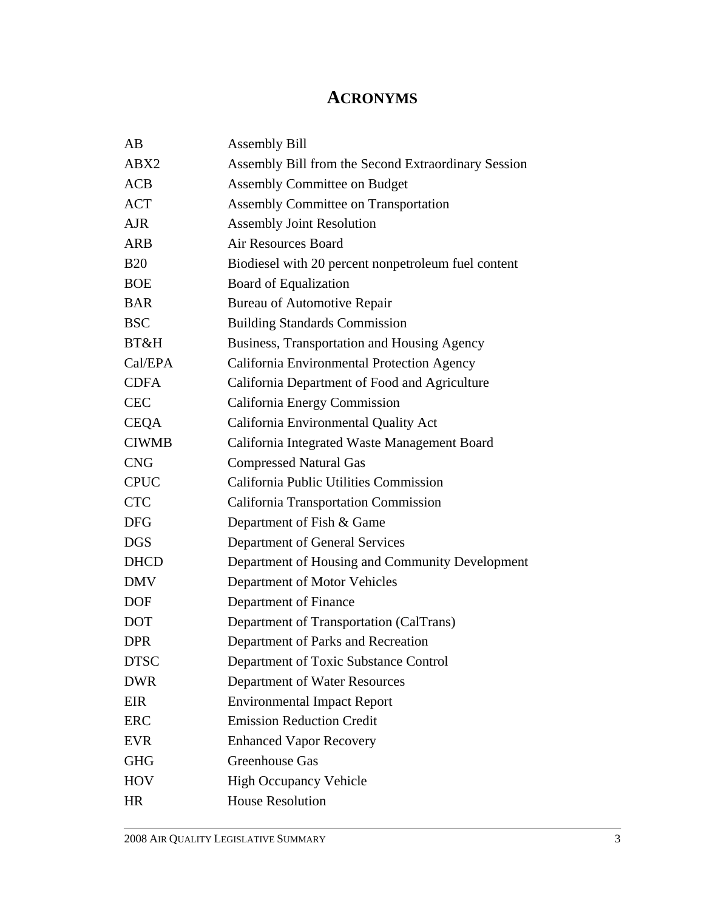# ACRONYMS

| | |
|---|---|
| AB | Assembly Bill |
| ABX2 | Assembly Bill from the Second Extraordinary Session |
| ACB | Assembly Committee on Budget |
| ACT | Assembly Committee on Transportation |
| AJR | Assembly Joint Resolution |
| ARB | Air Resources Board |
| B20 | Biodiesel with 20 percent nonpetroleum fuel content |
| BOE | Board of Equalization |
| BAR | Bureau of Automotive Repair |
| BSC | Building Standards Commission |
| BT&H | Business, Transportation and Housing Agency |
| Cal/EPA | California Environmental Protection Agency |
| CDFA | California Department of Food and Agriculture |
| CEC | California Energy Commission |
| CEQA | California Environmental Quality Act |
| CIWMB | California Integrated Waste Management Board |
| CNG | Compressed Natural Gas |
| CPUC | California Public Utilities Commission |
| CTC | California Transportation Commission |
| DFG | Department of Fish & Game |
| DGS | Department of General Services |
| DHCD | Department of Housing and Community Development |
| DMV | Department of Motor Vehicles |
| DOF | Department of Finance |
| DOT | Department of Transportation (CalTrans) |
| DPR | Department of Parks and Recreation |
| DTSC | Department of Toxic Substance Control |
| DWR | Department of Water Resources |
| EIR | Environmental Impact Report |
| ERC | Emission Reduction Credit |
| EVR | Enhanced Vapor Recovery |
| GHG | Greenhouse Gas |
| HOV | High Occupancy Vehicle |
| HR | House Resolution |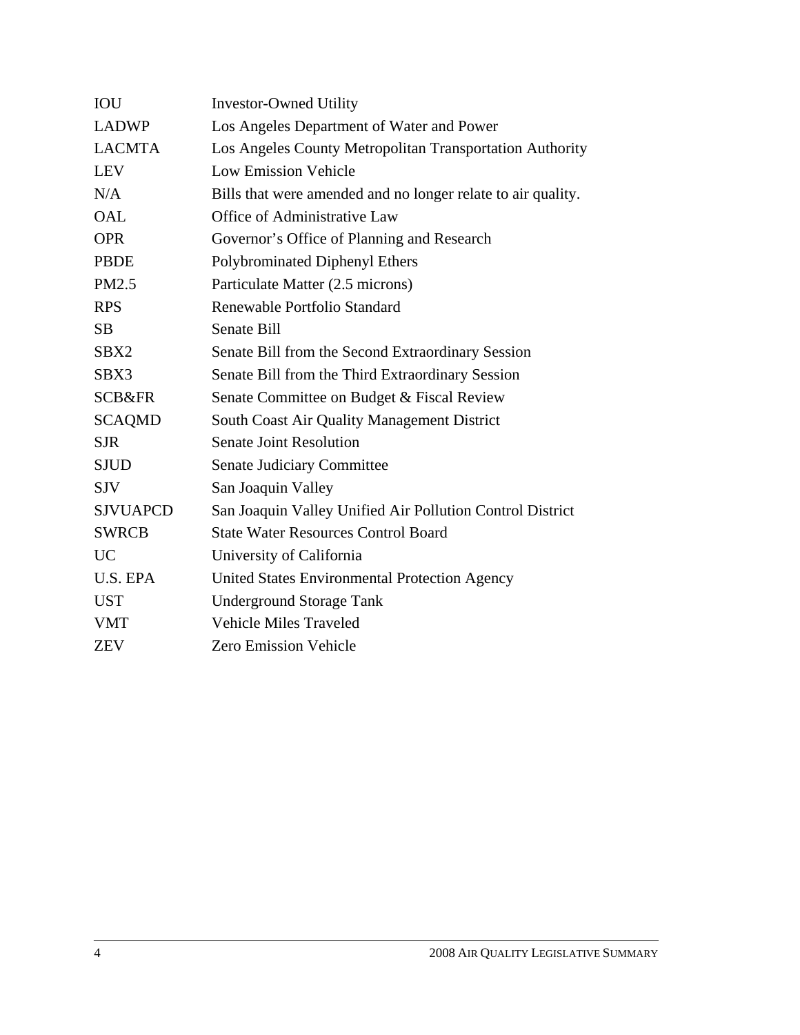| | |
|---|---|
| IOU | Investor-Owned Utility |
| LADWP | Los Angeles Department of Water and Power |
| LACMTA | Los Angeles County Metropolitan Transportation Authority |
| LEV | Low Emission Vehicle |
| N/A | Bills that were amended and no longer relate to air quality. |
| OAL | Office of Administrative Law |
| OPR | Governor's Office of Planning and Research |
| PBDE | Polybrominated Diphenyl Ethers |
| PM2.5 | Particulate Matter (2.5 microns) |
| RPS | Renewable Portfolio Standard |
| SB | Senate Bill |
| SBX2 | Senate Bill from the Second Extraordinary Session |
| SBX3 | Senate Bill from the Third Extraordinary Session |
| SCB&FR | Senate Committee on Budget & Fiscal Review |
| SCAQMD | South Coast Air Quality Management District |
| SJR | Senate Joint Resolution |
| SJUD | Senate Judiciary Committee |
| SJV | San Joaquin Valley |
| SJVUAPCD | San Joaquin Valley Unified Air Pollution Control District |
| SWRCB | State Water Resources Control Board |
| UC | University of California |
| U.S. EPA | United States Environmental Protection Agency |
| UST | Underground Storage Tank |
| VMT | Vehicle Miles Traveled |
| ZEV | Zero Emission Vehicle |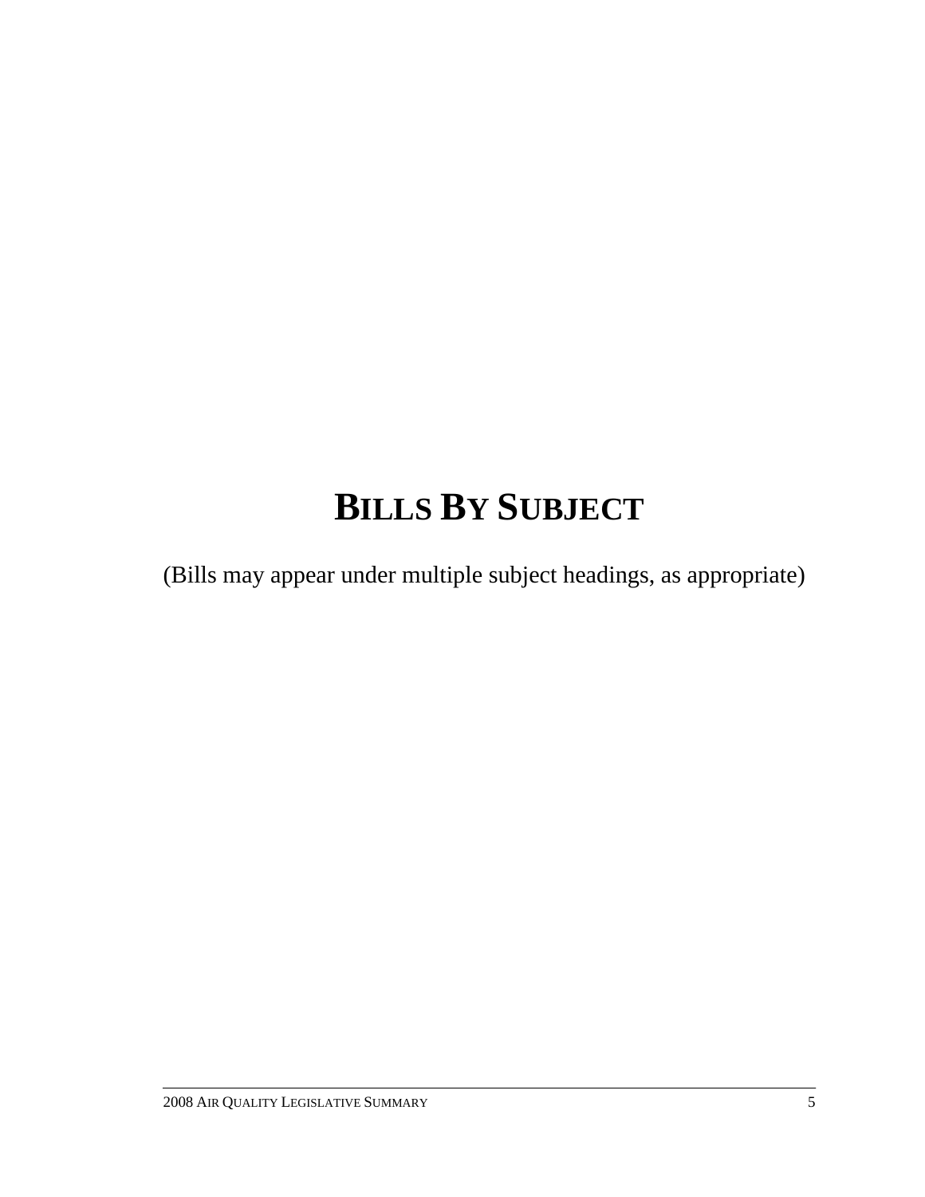# BILLS BY SUBJECT

(Bills may appear under multiple subject headings, as appropriate)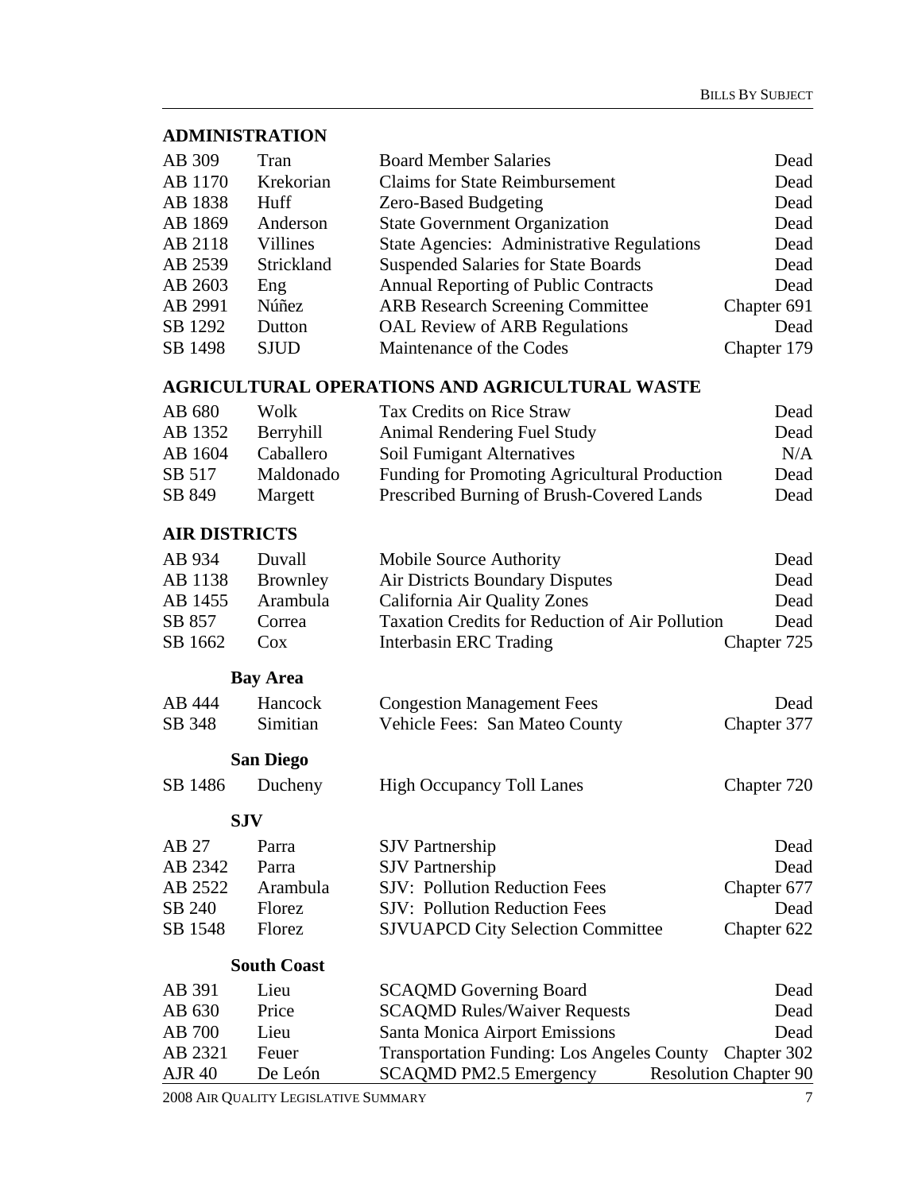## ADMINISTRATION

| | | | |
|---|---|---|---|
| AB 309 | Tran | Board Member Salaries | Dead |
| AB 1170 | Krekorian | Claims for State Reimbursement | Dead |
| AB 1838 | Huff | Zero-Based Budgeting | Dead |
| AB 1869 | Anderson | State Government Organization | Dead |
| AB 2118 | Villines | State Agencies: Administrative Regulations | Dead |
| AB 2539 | Strickland | Suspended Salaries for State Boards | Dead |
| AB 2603 | Eng | Annual Reporting of Public Contracts | Dead |
| AB 2991 | Núñez | ARB Research Screening Committee | Chapter 691 |
| SB 1292 | Dutton | OAL Review of ARB Regulations | Dead |
| SB 1498 | SJUD | Maintenance of the Codes | Chapter 179 |

## AGRICULTURAL OPERATIONS AND AGRICULTURAL WASTE

| | | | |
|---|---|---|---|
| AB 680 | Wolk | Tax Credits on Rice Straw | Dead |
| AB 1352 | Berryhill | Animal Rendering Fuel Study | Dead |
| AB 1604 | Caballero | Soil Fumigant Alternatives | N/A |
| SB 517 | Maldonado | Funding for Promoting Agricultural Production | Dead |
| SB 849 | Margett | Prescribed Burning of Brush-Covered Lands | Dead |

## AIR DISTRICTS

| | | | |
|---|---|---|---|
| AB 934 | Duvall | Mobile Source Authority | Dead |
| AB 1138 | Brownley | Air Districts Boundary Disputes | Dead |
| AB 1455 | Arambula | California Air Quality Zones | Dead |
| SB 857 | Correa | Taxation Credits for Reduction of Air Pollution | Dead |
| SB 1662 | Cox | Interbasin ERC Trading | Chapter 725 |

### Bay Area

| | | | |
|---|---|---|---|
| AB 444 | Hancock | Congestion Management Fees | Dead |
| SB 348 | Simitian | Vehicle Fees: San Mateo County | Chapter 377 |

### San Diego

| | | | |
|---|---|---|---|
| SB 1486 | Ducheny | High Occupancy Toll Lanes | Chapter 720 |

### SJV

| | | | |
|---|---|---|---|
| AB 27 | Parra | SJV Partnership | Dead |
| AB 2342 | Parra | SJV Partnership | Dead |
| AB 2522 | Arambula | SJV: Pollution Reduction Fees | Chapter 677 |
| SB 240 | Florez | SJV: Pollution Reduction Fees | Dead |
| SB 1548 | Florez | SJVUAPCD City Selection Committee | Chapter 622 |

### South Coast

| | | | |
|---|---|---|---|
| AB 391 | Lieu | SCAQMD Governing Board | Dead |
| AB 630 | Price | SCAQMD Rules/Waiver Requests | Dead |
| AB 700 | Lieu | Santa Monica Airport Emissions | Dead |
| AB 2321 | Feuer | Transportation Funding: Los Angeles County | Chapter 302 |
| AJR 40 | De León | SCAQMD PM2.5 Emergency | Resolution Chapter 90 |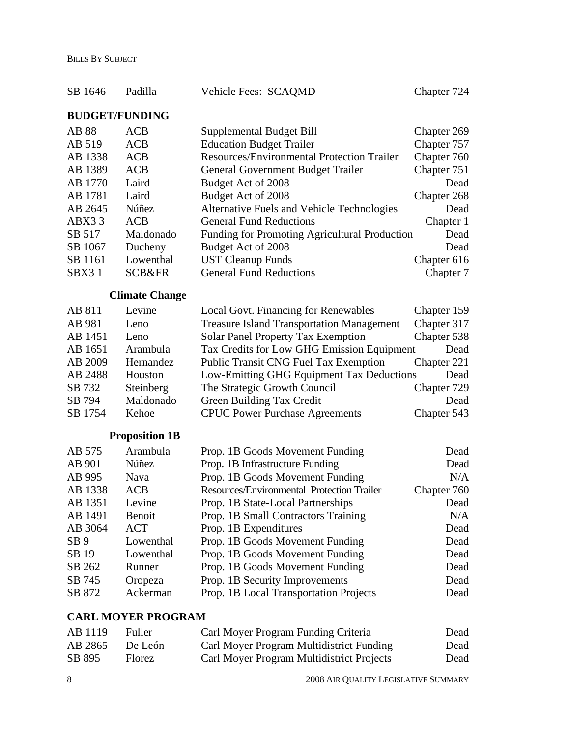| | | | |
|---|---|---|---|
| SB 1646 | Padilla | Vehicle Fees: SCAQMD | Chapter 724 |

## BUDGET/FUNDING

| | | | |
|---|---|---|---|
| AB 88 | ACB | Supplemental Budget Bill | Chapter 269 |
| AB 519 | ACB | Education Budget Trailer | Chapter 757 |
| AB 1338 | ACB | Resources/Environmental Protection Trailer | Chapter 760 |
| AB 1389 | ACB | General Government Budget Trailer | Chapter 751 |
| AB 1770 | Laird | Budget Act of 2008 | Dead |
| AB 1781 | Laird | Budget Act of 2008 | Chapter 268 |
| AB 2645 | Núñez | Alternative Fuels and Vehicle Technologies | Dead |
| ABX3 3 | ACB | General Fund Reductions | Chapter 1 |
| SB 517 | Maldonado | Funding for Promoting Agricultural Production | Dead |
| SB 1067 | Ducheny | Budget Act of 2008 | Dead |
| SB 1161 | Lowenthal | UST Cleanup Funds | Chapter 616 |
| SBX3 1 | SCB&FR | General Fund Reductions | Chapter 7 |

### Climate Change

| | | | |
|---|---|---|---|
| AB 811 | Levine | Local Govt. Financing for Renewables | Chapter 159 |
| AB 981 | Leno | Treasure Island Transportation Management | Chapter 317 |
| AB 1451 | Leno | Solar Panel Property Tax Exemption | Chapter 538 |
| AB 1651 | Arambula | Tax Credits for Low GHG Emission Equipment | Dead |
| AB 2009 | Hernandez | Public Transit CNG Fuel Tax Exemption | Chapter 221 |
| AB 2488 | Houston | Low-Emitting GHG Equipment Tax Deductions | Dead |
| SB 732 | Steinberg | The Strategic Growth Council | Chapter 729 |
| SB 794 | Maldonado | Green Building Tax Credit | Dead |
| SB 1754 | Kehoe | CPUC Power Purchase Agreements | Chapter 543 |

### Proposition 1B

| | | | |
|---|---|---|---|
| AB 575 | Arambula | Prop. 1B Goods Movement Funding | Dead |
| AB 901 | Núñez | Prop. 1B Infrastructure Funding | Dead |
| AB 995 | Nava | Prop. 1B Goods Movement Funding | N/A |
| AB 1338 | ACB | Resources/Environmental Protection Trailer | Chapter 760 |
| AB 1351 | Levine | Prop. 1B State-Local Partnerships | Dead |
| AB 1491 | Benoit | Prop. 1B Small Contractors Training | N/A |
| AB 3064 | ACT | Prop. 1B Expenditures | Dead |
| SB 9 | Lowenthal | Prop. 1B Goods Movement Funding | Dead |
| SB 19 | Lowenthal | Prop. 1B Goods Movement Funding | Dead |
| SB 262 | Runner | Prop. 1B Goods Movement Funding | Dead |
| SB 745 | Oropeza | Prop. 1B Security Improvements | Dead |
| SB 872 | Ackerman | Prop. 1B Local Transportation Projects | Dead |

## CARL MOYER PROGRAM

| | | | |
|---|---|---|---|
| AB 1119 | Fuller | Carl Moyer Program Funding Criteria | Dead |
| AB 2865 | De León | Carl Moyer Program Multidistrict Funding | Dead |
| SB 895 | Florez | Carl Moyer Program Multidistrict Projects | Dead |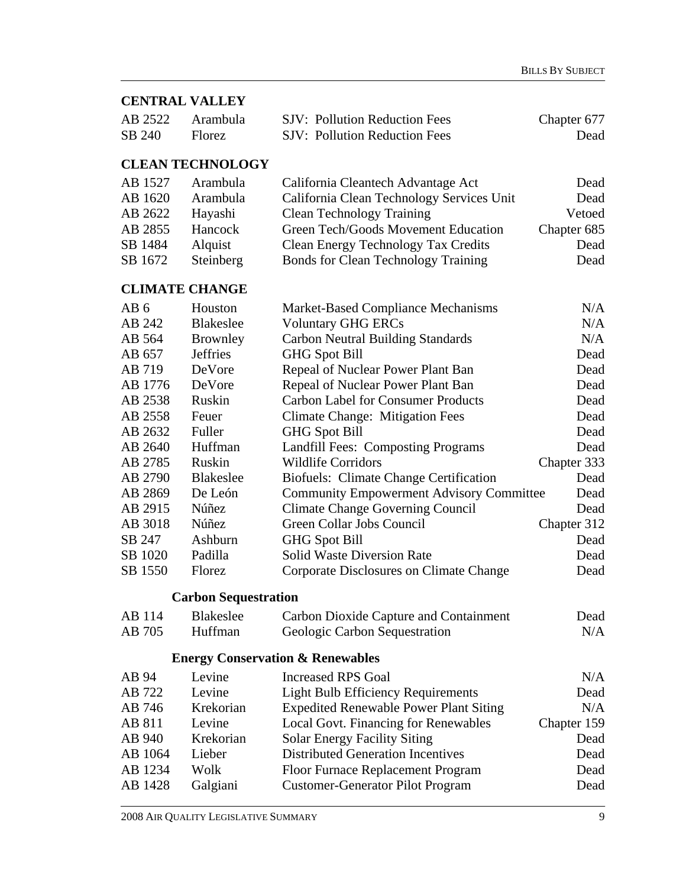## CENTRAL VALLEY

| | | | |
|---|---|---|---|
| AB 2522 | Arambula | SJV: Pollution Reduction Fees | Chapter 677 |
| SB 240 | Florez | SJV: Pollution Reduction Fees | Dead |

## CLEAN TECHNOLOGY

| | | | |
|---|---|---|---|
| AB 1527 | Arambula | California Cleantech Advantage Act | Dead |
| AB 1620 | Arambula | California Clean Technology Services Unit | Dead |
| AB 2622 | Hayashi | Clean Technology Training | Vetoed |
| AB 2855 | Hancock | Green Tech/Goods Movement Education | Chapter 685 |
| SB 1484 | Alquist | Clean Energy Technology Tax Credits | Dead |
| SB 1672 | Steinberg | Bonds for Clean Technology Training | Dead |

## CLIMATE CHANGE

| | | | |
|---|---|---|---|
| AB 6 | Houston | Market-Based Compliance Mechanisms | N/A |
| AB 242 | Blakeslee | Voluntary GHG ERCs | N/A |
| AB 564 | Brownley | Carbon Neutral Building Standards | N/A |
| AB 657 | Jeffries | GHG Spot Bill | Dead |
| AB 719 | DeVore | Repeal of Nuclear Power Plant Ban | Dead |
| AB 1776 | DeVore | Repeal of Nuclear Power Plant Ban | Dead |
| AB 2538 | Ruskin | Carbon Label for Consumer Products | Dead |
| AB 2558 | Feuer | Climate Change: Mitigation Fees | Dead |
| AB 2632 | Fuller | GHG Spot Bill | Dead |
| AB 2640 | Huffman | Landfill Fees: Composting Programs | Dead |
| AB 2785 | Ruskin | Wildlife Corridors | Chapter 333 |
| AB 2790 | Blakeslee | Biofuels: Climate Change Certification | Dead |
| AB 2869 | De León | Community Empowerment Advisory Committee | Dead |
| AB 2915 | Núñez | Climate Change Governing Council | Dead |
| AB 3018 | Núñez | Green Collar Jobs Council | Chapter 312 |
| SB 247 | Ashburn | GHG Spot Bill | Dead |
| SB 1020 | Padilla | Solid Waste Diversion Rate | Dead |
| SB 1550 | Florez | Corporate Disclosures on Climate Change | Dead |

### Carbon Sequestration

| | | | |
|---|---|---|---|
| AB 114 | Blakeslee | Carbon Dioxide Capture and Containment | Dead |
| AB 705 | Huffman | Geologic Carbon Sequestration | N/A |

### Energy Conservation & Renewables

| | | | |
|---|---|---|---|
| AB 94 | Levine | Increased RPS Goal | N/A |
| AB 722 | Levine | Light Bulb Efficiency Requirements | Dead |
| AB 746 | Krekorian | Expedited Renewable Power Plant Siting | N/A |
| AB 811 | Levine | Local Govt. Financing for Renewables | Chapter 159 |
| AB 940 | Krekorian | Solar Energy Facility Siting | Dead |
| AB 1064 | Lieber | Distributed Generation Incentives | Dead |
| AB 1234 | Wolk | Floor Furnace Replacement Program | Dead |
| AB 1428 | Galgiani | Customer-Generator Pilot Program | Dead |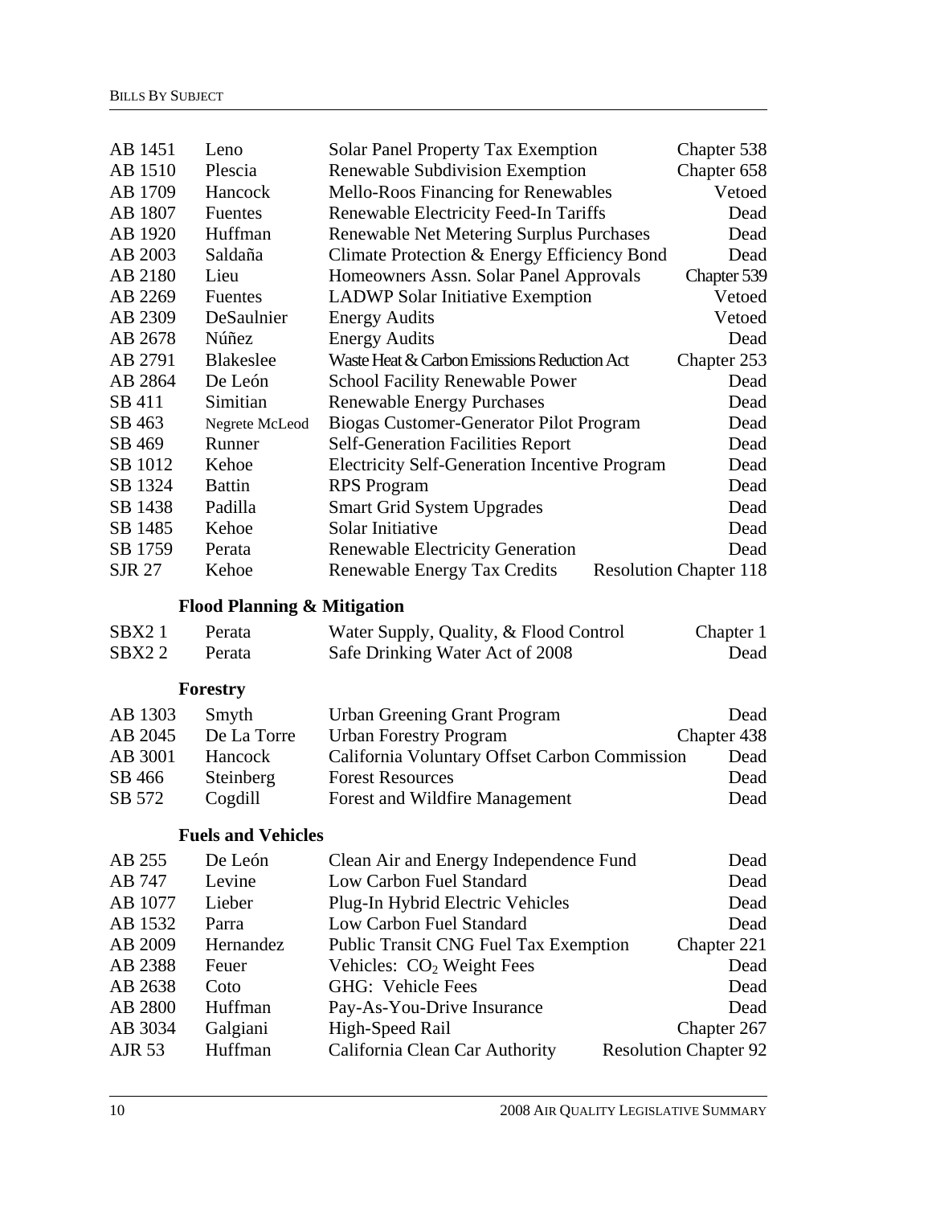| | | | |
|---|---|---|---|
| AB 1451 | Leno | Solar Panel Property Tax Exemption | Chapter 538 |
| AB 1510 | Plescia | Renewable Subdivision Exemption | Chapter 658 |
| AB 1709 | Hancock | Mello-Roos Financing for Renewables | Vetoed |
| AB 1807 | Fuentes | Renewable Electricity Feed-In Tariffs | Dead |
| AB 1920 | Huffman | Renewable Net Metering Surplus Purchases | Dead |
| AB 2003 | Saldaña | Climate Protection & Energy Efficiency Bond | Dead |
| AB 2180 | Lieu | Homeowners Assn. Solar Panel Approvals | Chapter 539 |
| AB 2269 | Fuentes | LADWP Solar Initiative Exemption | Vetoed |
| AB 2309 | DeSaulnier | Energy Audits | Vetoed |
| AB 2678 | Núñez | Energy Audits | Dead |
| AB 2791 | Blakeslee | Waste Heat & Carbon Emissions Reduction Act | Chapter 253 |
| AB 2864 | De León | School Facility Renewable Power | Dead |
| SB 411 | Simitian | Renewable Energy Purchases | Dead |
| SB 463 | Negrete McLeod | Biogas Customer-Generator Pilot Program | Dead |
| SB 469 | Runner | Self-Generation Facilities Report | Dead |
| SB 1012 | Kehoe | Electricity Self-Generation Incentive Program | Dead |
| SB 1324 | Battin | RPS Program | Dead |
| SB 1438 | Padilla | Smart Grid System Upgrades | Dead |
| SB 1485 | Kehoe | Solar Initiative | Dead |
| SB 1759 | Perata | Renewable Electricity Generation | Dead |
| SJR 27 | Kehoe | Renewable Energy Tax Credits | Resolution Chapter 118 |

**Flood Planning & Mitigation**

| | | | |
|---|---|---|---|
| SBX2 1 | Perata | Water Supply, Quality, & Flood Control | Chapter 1 |
| SBX2 2 | Perata | Safe Drinking Water Act of 2008 | Dead |

**Forestry**

| | | | |
|---|---|---|---|
| AB 1303 | Smyth | Urban Greening Grant Program | Dead |
| AB 2045 | De La Torre | Urban Forestry Program | Chapter 438 |
| AB 3001 | Hancock | California Voluntary Offset Carbon Commission | Dead |
| SB 466 | Steinberg | Forest Resources | Dead |
| SB 572 | Cogdill | Forest and Wildfire Management | Dead |

**Fuels and Vehicles**

| | | | |
|---|---|---|---|
| AB 255 | De León | Clean Air and Energy Independence Fund | Dead |
| AB 747 | Levine | Low Carbon Fuel Standard | Dead |
| AB 1077 | Lieber | Plug-In Hybrid Electric Vehicles | Dead |
| AB 1532 | Parra | Low Carbon Fuel Standard | Dead |
| AB 2009 | Hernandez | Public Transit CNG Fuel Tax Exemption | Chapter 221 |
| AB 2388 | Feuer | Vehicles: $CO_2$ Weight Fees | Dead |
| AB 2638 | Coto | GHG: Vehicle Fees | Dead |
| AB 2800 | Huffman | Pay-As-You-Drive Insurance | Dead |
| AB 3034 | Galgiani | High-Speed Rail | Chapter 267 |
| AJR 53 | Huffman | California Clean Car Authority | Resolution Chapter 92 |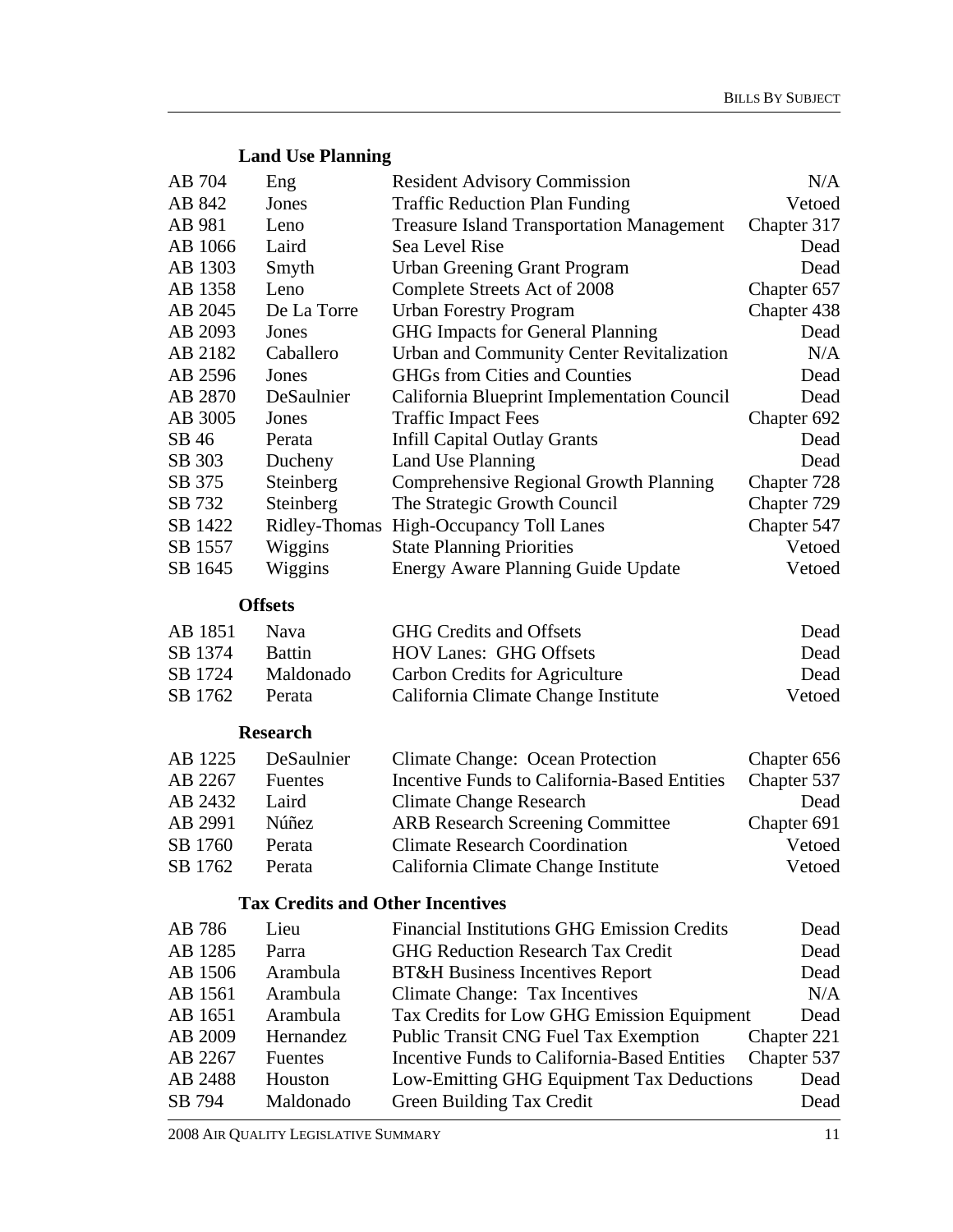### Land Use Planning

| | | | |
|---|---|---|---|
| AB 704 | Eng | Resident Advisory Commission | N/A |
| AB 842 | Jones | Traffic Reduction Plan Funding | Vetoed |
| AB 981 | Leno | Treasure Island Transportation Management | Chapter 317 |
| AB 1066 | Laird | Sea Level Rise | Dead |
| AB 1303 | Smyth | Urban Greening Grant Program | Dead |
| AB 1358 | Leno | Complete Streets Act of 2008 | Chapter 657 |
| AB 2045 | De La Torre | Urban Forestry Program | Chapter 438 |
| AB 2093 | Jones | GHG Impacts for General Planning | Dead |
| AB 2182 | Caballero | Urban and Community Center Revitalization | N/A |
| AB 2596 | Jones | GHGs from Cities and Counties | Dead |
| AB 2870 | DeSaulnier | California Blueprint Implementation Council | Dead |
| AB 3005 | Jones | Traffic Impact Fees | Chapter 692 |
| SB 46 | Perata | Infill Capital Outlay Grants | Dead |
| SB 303 | Ducheny | Land Use Planning | Dead |
| SB 375 | Steinberg | Comprehensive Regional Growth Planning | Chapter 728 |
| SB 732 | Steinberg | The Strategic Growth Council | Chapter 729 |
| SB 1422 | Ridley-Thomas | High-Occupancy Toll Lanes | Chapter 547 |
| SB 1557 | Wiggins | State Planning Priorities | Vetoed |
| SB 1645 | Wiggins | Energy Aware Planning Guide Update | Vetoed |

### Offsets

| | | | |
|---|---|---|---|
| AB 1851 | Nava | GHG Credits and Offsets | Dead |
| SB 1374 | Battin | HOV Lanes: GHG Offsets | Dead |
| SB 1724 | Maldonado | Carbon Credits for Agriculture | Dead |
| SB 1762 | Perata | California Climate Change Institute | Vetoed |

### Research

| | | | |
|---|---|---|---|
| AB 1225 | DeSaulnier | Climate Change: Ocean Protection | Chapter 656 |
| AB 2267 | Fuentes | Incentive Funds to California-Based Entities | Chapter 537 |
| AB 2432 | Laird | Climate Change Research | Dead |
| AB 2991 | Núñez | ARB Research Screening Committee | Chapter 691 |
| SB 1760 | Perata | Climate Research Coordination | Vetoed |
| SB 1762 | Perata | California Climate Change Institute | Vetoed |

### Tax Credits and Other Incentives

| | | | |
|---|---|---|---|
| AB 786 | Lieu | Financial Institutions GHG Emission Credits | Dead |
| AB 1285 | Parra | GHG Reduction Research Tax Credit | Dead |
| AB 1506 | Arambula | BT&H Business Incentives Report | Dead |
| AB 1561 | Arambula | Climate Change: Tax Incentives | N/A |
| AB 1651 | Arambula | Tax Credits for Low GHG Emission Equipment | Dead |
| AB 2009 | Hernandez | Public Transit CNG Fuel Tax Exemption | Chapter 221 |
| AB 2267 | Fuentes | Incentive Funds to California-Based Entities | Chapter 537 |
| AB 2488 | Houston | Low-Emitting GHG Equipment Tax Deductions | Dead |
| SB 794 | Maldonado | Green Building Tax Credit | Dead |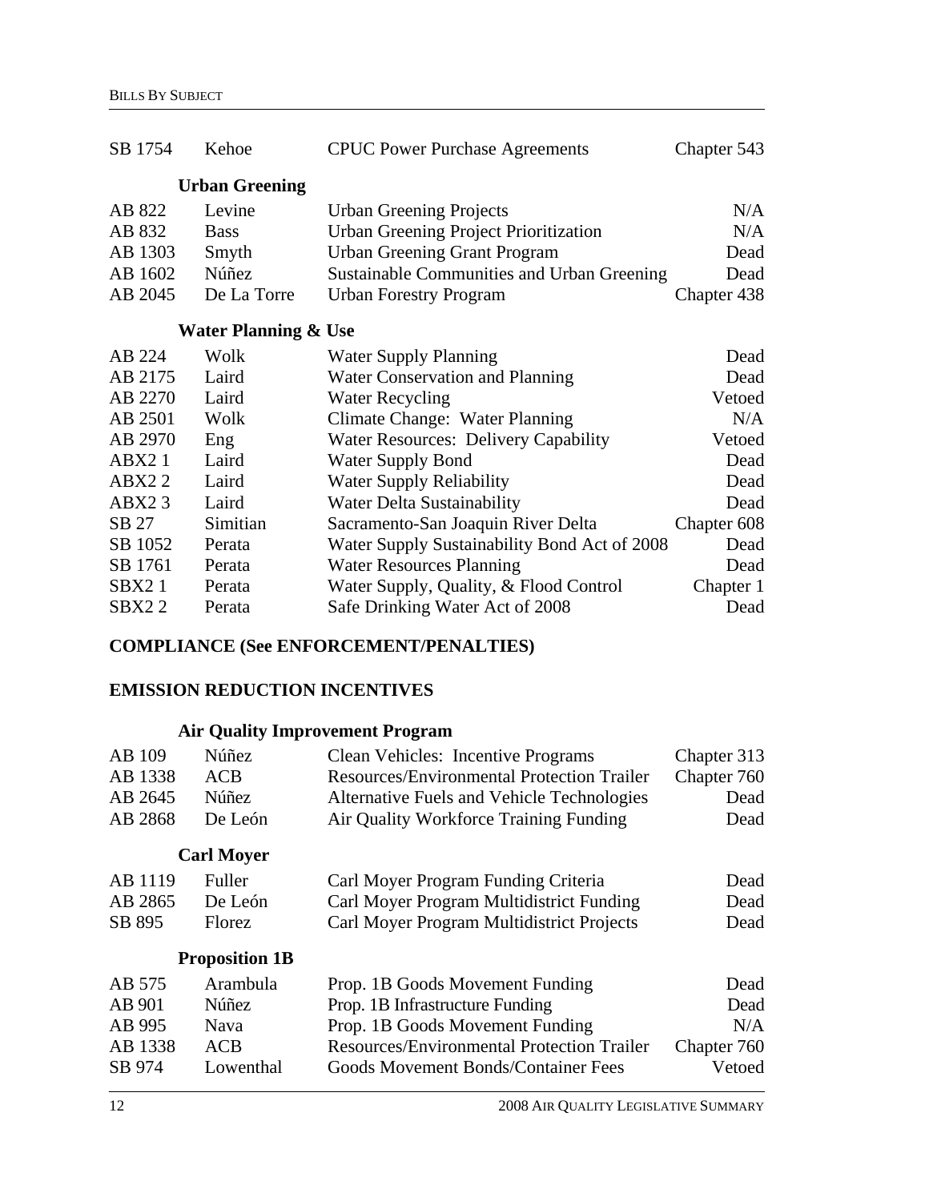| | | | |
|---|---|---|---|
| SB 1754 | Kehoe | CPUC Power Purchase Agreements | Chapter 543 |

### Urban Greening

| | | | |
|---|---|---|---|
| AB 822 | Levine | Urban Greening Projects | N/A |
| AB 832 | Bass | Urban Greening Project Prioritization | N/A |
| AB 1303 | Smyth | Urban Greening Grant Program | Dead |
| AB 1602 | Núñez | Sustainable Communities and Urban Greening | Dead |
| AB 2045 | De La Torre | Urban Forestry Program | Chapter 438 |

### Water Planning & Use

| | | | |
|---|---|---|---|
| AB 224 | Wolk | Water Supply Planning | Dead |
| AB 2175 | Laird | Water Conservation and Planning | Dead |
| AB 2270 | Laird | Water Recycling | Vetoed |
| AB 2501 | Wolk | Climate Change: Water Planning | N/A |
| AB 2970 | Eng | Water Resources: Delivery Capability | Vetoed |
| ABX2 1 | Laird | Water Supply Bond | Dead |
| ABX2 2 | Laird | Water Supply Reliability | Dead |
| ABX2 3 | Laird | Water Delta Sustainability | Dead |
| SB 27 | Simitian | Sacramento-San Joaquin River Delta | Chapter 608 |
| SB 1052 | Perata | Water Supply Sustainability Bond Act of 2008 | Dead |
| SB 1761 | Perata | Water Resources Planning | Dead |
| SBX2 1 | Perata | Water Supply, Quality, & Flood Control | Chapter 1 |
| SBX2 2 | Perata | Safe Drinking Water Act of 2008 | Dead |

## COMPLIANCE (See ENFORCEMENT/PENALTIES)

## EMISSION REDUCTION INCENTIVES

### Air Quality Improvement Program

| | | | |
|---|---|---|---|
| AB 109 | Núñez | Clean Vehicles: Incentive Programs | Chapter 313 |
| AB 1338 | ACB | Resources/Environmental Protection Trailer | Chapter 760 |
| AB 2645 | Núñez | Alternative Fuels and Vehicle Technologies | Dead |
| AB 2868 | De León | Air Quality Workforce Training Funding | Dead |

### Carl Moyer

| | | | |
|---|---|---|---|
| AB 1119 | Fuller | Carl Moyer Program Funding Criteria | Dead |
| AB 2865 | De León | Carl Moyer Program Multidistrict Funding | Dead |
| SB 895 | Florez | Carl Moyer Program Multidistrict Projects | Dead |

### Proposition 1B

| | | | |
|---|---|---|---|
| AB 575 | Arambula | Prop. 1B Goods Movement Funding | Dead |
| AB 901 | Núñez | Prop. 1B Infrastructure Funding | Dead |
| AB 995 | Nava | Prop. 1B Goods Movement Funding | N/A |
| AB 1338 | ACB | Resources/Environmental Protection Trailer | Chapter 760 |
| SB 974 | Lowenthal | Goods Movement Bonds/Container Fees | Vetoed |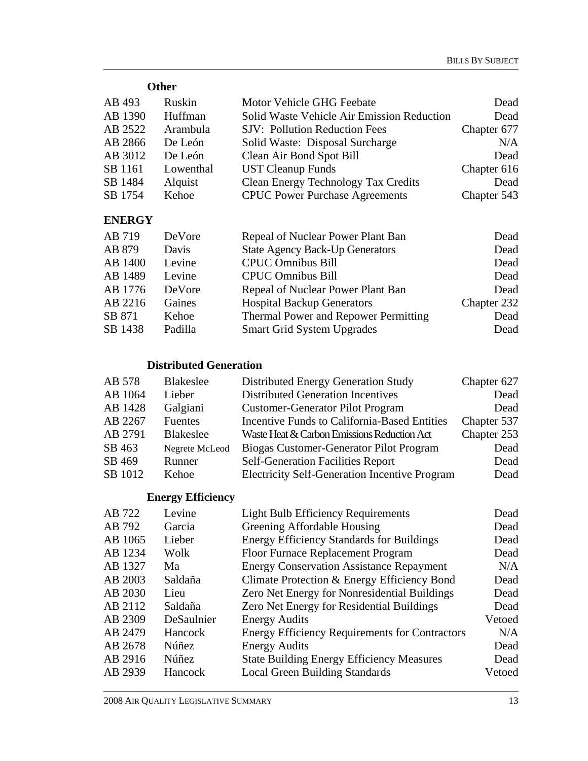### Other

| | | | |
|---|---|---|---|
| AB 493 | Ruskin | Motor Vehicle GHG Feebate | Dead |
| AB 1390 | Huffman | Solid Waste Vehicle Air Emission Reduction | Dead |
| AB 2522 | Arambula | SJV: Pollution Reduction Fees | Chapter 677 |
| AB 2866 | De León | Solid Waste: Disposal Surcharge | N/A |
| AB 3012 | De León | Clean Air Bond Spot Bill | Dead |
| SB 1161 | Lowenthal | UST Cleanup Funds | Chapter 616 |
| SB 1484 | Alquist | Clean Energy Technology Tax Credits | Dead |
| SB 1754 | Kehoe | CPUC Power Purchase Agreements | Chapter 543 |

## ENERGY

| | | | |
|---|---|---|---|
| AB 719 | DeVore | Repeal of Nuclear Power Plant Ban | Dead |
| AB 879 | Davis | State Agency Back-Up Generators | Dead |
| AB 1400 | Levine | CPUC Omnibus Bill | Dead |
| AB 1489 | Levine | CPUC Omnibus Bill | Dead |
| AB 1776 | DeVore | Repeal of Nuclear Power Plant Ban | Dead |
| AB 2216 | Gaines | Hospital Backup Generators | Chapter 232 |
| SB 871 | Kehoe | Thermal Power and Repower Permitting | Dead |
| SB 1438 | Padilla | Smart Grid System Upgrades | Dead |

### Distributed Generation

| | | | |
|---|---|---|---|
| AB 578 | Blakeslee | Distributed Energy Generation Study | Chapter 627 |
| AB 1064 | Lieber | Distributed Generation Incentives | Dead |
| AB 1428 | Galgiani | Customer-Generator Pilot Program | Dead |
| AB 2267 | Fuentes | Incentive Funds to California-Based Entities | Chapter 537 |
| AB 2791 | Blakeslee | Waste Heat & Carbon Emissions Reduction Act | Chapter 253 |
| SB 463 | Negrete McLeod | Biogas Customer-Generator Pilot Program | Dead |
| SB 469 | Runner | Self-Generation Facilities Report | Dead |
| SB 1012 | Kehoe | Electricity Self-Generation Incentive Program | Dead |

### Energy Efficiency

| | | | |
|---|---|---|---|
| AB 722 | Levine | Light Bulb Efficiency Requirements | Dead |
| AB 792 | Garcia | Greening Affordable Housing | Dead |
| AB 1065 | Lieber | Energy Efficiency Standards for Buildings | Dead |
| AB 1234 | Wolk | Floor Furnace Replacement Program | Dead |
| AB 1327 | Ma | Energy Conservation Assistance Repayment | N/A |
| AB 2003 | Saldaña | Climate Protection & Energy Efficiency Bond | Dead |
| AB 2030 | Lieu | Zero Net Energy for Nonresidential Buildings | Dead |
| AB 2112 | Saldaña | Zero Net Energy for Residential Buildings | Dead |
| AB 2309 | DeSaulnier | Energy Audits | Vetoed |
| AB 2479 | Hancock | Energy Efficiency Requirements for Contractors | N/A |
| AB 2678 | Núñez | Energy Audits | Dead |
| AB 2916 | Núñez | State Building Energy Efficiency Measures | Dead |
| AB 2939 | Hancock | Local Green Building Standards | Vetoed |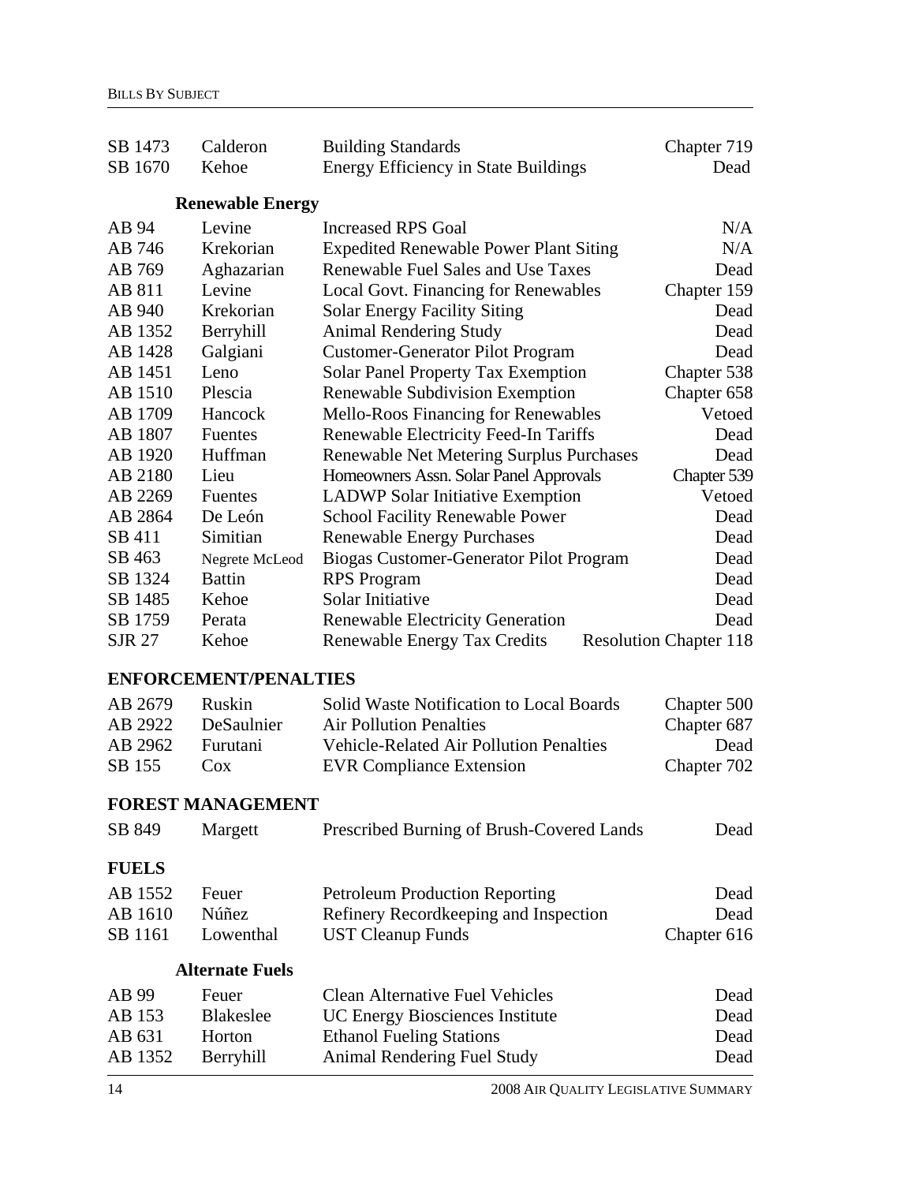| | | | |
|---|---|---|---|
| SB 1473 | Calderon | Building Standards | Chapter 719 |
| SB 1670 | Kehoe | Energy Efficiency in State Buildings | Dead |

### Renewable Energy

| | | | |
|---|---|---|---|
| AB 94 | Levine | Increased RPS Goal | N/A |
| AB 746 | Krekorian | Expedited Renewable Power Plant Siting | N/A |
| AB 769 | Aghazarian | Renewable Fuel Sales and Use Taxes | Dead |
| AB 811 | Levine | Local Govt. Financing for Renewables | Chapter 159 |
| AB 940 | Krekorian | Solar Energy Facility Siting | Dead |
| AB 1352 | Berryhill | Animal Rendering Study | Dead |
| AB 1428 | Galgiani | Customer-Generator Pilot Program | Dead |
| AB 1451 | Leno | Solar Panel Property Tax Exemption | Chapter 538 |
| AB 1510 | Plescia | Renewable Subdivision Exemption | Chapter 658 |
| AB 1709 | Hancock | Mello-Roos Financing for Renewables | Vetoed |
| AB 1807 | Fuentes | Renewable Electricity Feed-In Tariffs | Dead |
| AB 1920 | Huffman | Renewable Net Metering Surplus Purchases | Dead |
| AB 2180 | Lieu | Homeowners Assn. Solar Panel Approvals | Chapter 539 |
| AB 2269 | Fuentes | LADWP Solar Initiative Exemption | Vetoed |
| AB 2864 | De León | School Facility Renewable Power | Dead |
| SB 411 | Simitian | Renewable Energy Purchases | Dead |
| SB 463 | Negrete McLeod | Biogas Customer-Generator Pilot Program | Dead |
| SB 1324 | Battin | RPS Program | Dead |
| SB 1485 | Kehoe | Solar Initiative | Dead |
| SB 1759 | Perata | Renewable Electricity Generation | Dead |
| SJR 27 | Kehoe | Renewable Energy Tax Credits | Resolution Chapter 118 |

## ENFORCEMENT/PENALTIES

| | | | |
|---|---|---|---|
| AB 2679 | Ruskin | Solid Waste Notification to Local Boards | Chapter 500 |
| AB 2922 | DeSaulnier | Air Pollution Penalties | Chapter 687 |
| AB 2962 | Furutani | Vehicle-Related Air Pollution Penalties | Dead |
| SB 155 | Cox | EVR Compliance Extension | Chapter 702 |

## FOREST MANAGEMENT

| | | | |
|---|---|---|---|
| SB 849 | Margett | Prescribed Burning of Brush-Covered Lands | Dead |

## FUELS

| | | | |
|---|---|---|---|
| AB 1552 | Feuer | Petroleum Production Reporting | Dead |
| AB 1610 | Núñez | Refinery Recordkeeping and Inspection | Dead |
| SB 1161 | Lowenthal | UST Cleanup Funds | Chapter 616 |

### Alternate Fuels

| | | | |
|---|---|---|---|
| AB 99 | Feuer | Clean Alternative Fuel Vehicles | Dead |
| AB 153 | Blakeslee | UC Energy Biosciences Institute | Dead |
| AB 631 | Horton | Ethanol Fueling Stations | Dead |
| AB 1352 | Berryhill | Animal Rendering Fuel Study | Dead |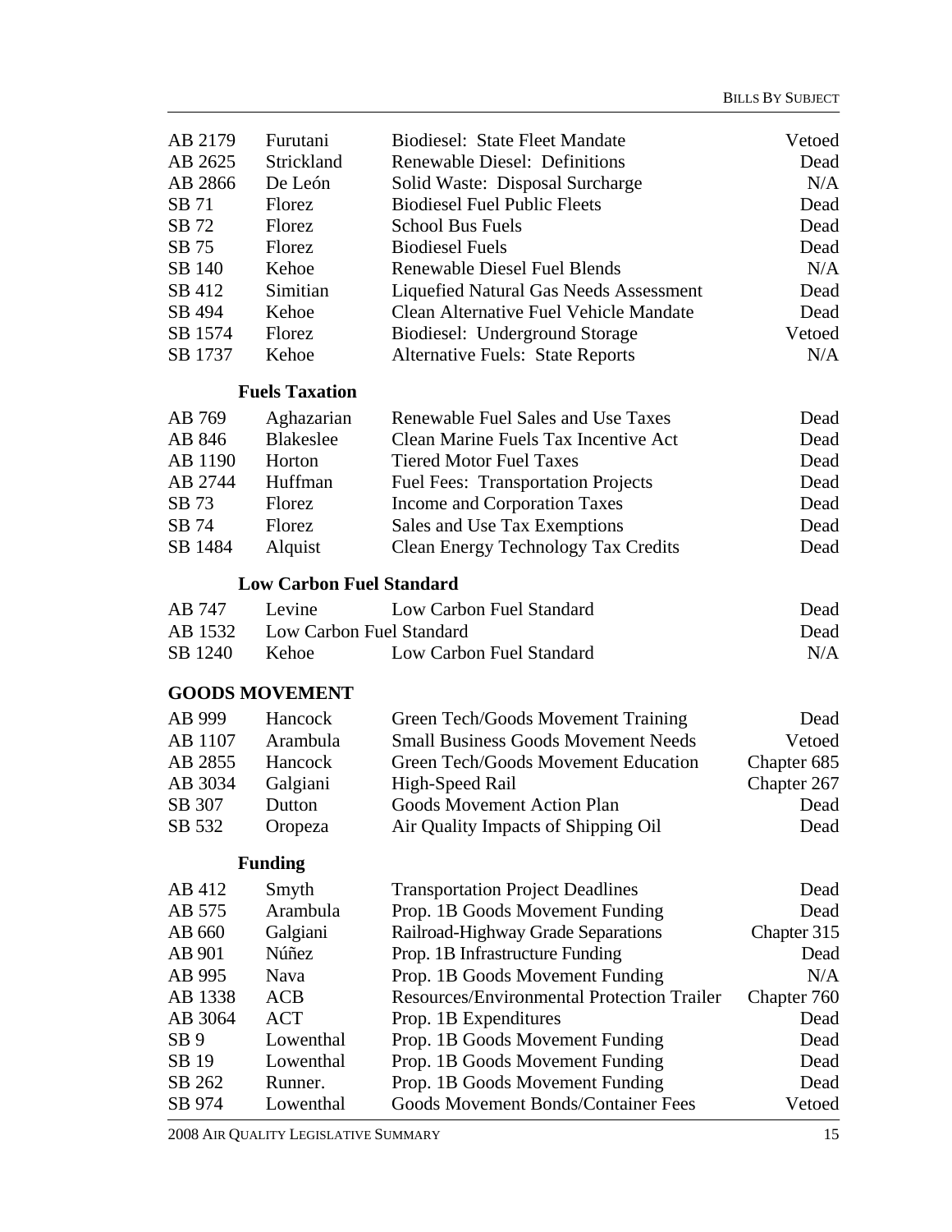| | | | |
|---|---|---|---|
| AB 2179 | Furutani | Biodiesel: State Fleet Mandate | Vetoed |
| AB 2625 | Strickland | Renewable Diesel: Definitions | Dead |
| AB 2866 | De León | Solid Waste: Disposal Surcharge | N/A |
| SB 71 | Florez | Biodiesel Fuel Public Fleets | Dead |
| SB 72 | Florez | School Bus Fuels | Dead |
| SB 75 | Florez | Biodiesel Fuels | Dead |
| SB 140 | Kehoe | Renewable Diesel Fuel Blends | N/A |
| SB 412 | Simitian | Liquefied Natural Gas Needs Assessment | Dead |
| SB 494 | Kehoe | Clean Alternative Fuel Vehicle Mandate | Dead |
| SB 1574 | Florez | Biodiesel: Underground Storage | Vetoed |
| SB 1737 | Kehoe | Alternative Fuels: State Reports | N/A |

### Fuels Taxation

| | | | |
|---|---|---|---|
| AB 769 | Aghazarian | Renewable Fuel Sales and Use Taxes | Dead |
| AB 846 | Blakeslee | Clean Marine Fuels Tax Incentive Act | Dead |
| AB 1190 | Horton | Tiered Motor Fuel Taxes | Dead |
| AB 2744 | Huffman | Fuel Fees: Transportation Projects | Dead |
| SB 73 | Florez | Income and Corporation Taxes | Dead |
| SB 74 | Florez | Sales and Use Tax Exemptions | Dead |
| SB 1484 | Alquist | Clean Energy Technology Tax Credits | Dead |

### Low Carbon Fuel Standard

| | | | |
|---|---|---|---|
| AB 747 | Levine | Low Carbon Fuel Standard | Dead |
| AB 1532 | Low Carbon Fuel Standard | | Dead |
| SB 1240 | Kehoe | Low Carbon Fuel Standard | N/A |

## GOODS MOVEMENT

| | | | |
|---|---|---|---|
| AB 999 | Hancock | Green Tech/Goods Movement Training | Dead |
| AB 1107 | Arambula | Small Business Goods Movement Needs | Vetoed |
| AB 2855 | Hancock | Green Tech/Goods Movement Education | Chapter 685 |
| AB 3034 | Galgiani | High-Speed Rail | Chapter 267 |
| SB 307 | Dutton | Goods Movement Action Plan | Dead |
| SB 532 | Oropeza | Air Quality Impacts of Shipping Oil | Dead |

### Funding

| | | | |
|---|---|---|---|
| AB 412 | Smyth | Transportation Project Deadlines | Dead |
| AB 575 | Arambula | Prop. 1B Goods Movement Funding | Dead |
| AB 660 | Galgiani | Railroad-Highway Grade Separations | Chapter 315 |
| AB 901 | Núñez | Prop. 1B Infrastructure Funding | Dead |
| AB 995 | Nava | Prop. 1B Goods Movement Funding | N/A |
| AB 1338 | ACB | Resources/Environmental Protection Trailer | Chapter 760 |
| AB 3064 | ACT | Prop. 1B Expenditures | Dead |
| SB 9 | Lowenthal | Prop. 1B Goods Movement Funding | Dead |
| SB 19 | Lowenthal | Prop. 1B Goods Movement Funding | Dead |
| SB 262 | Runner. | Prop. 1B Goods Movement Funding | Dead |
| SB 974 | Lowenthal | Goods Movement Bonds/Container Fees | Vetoed |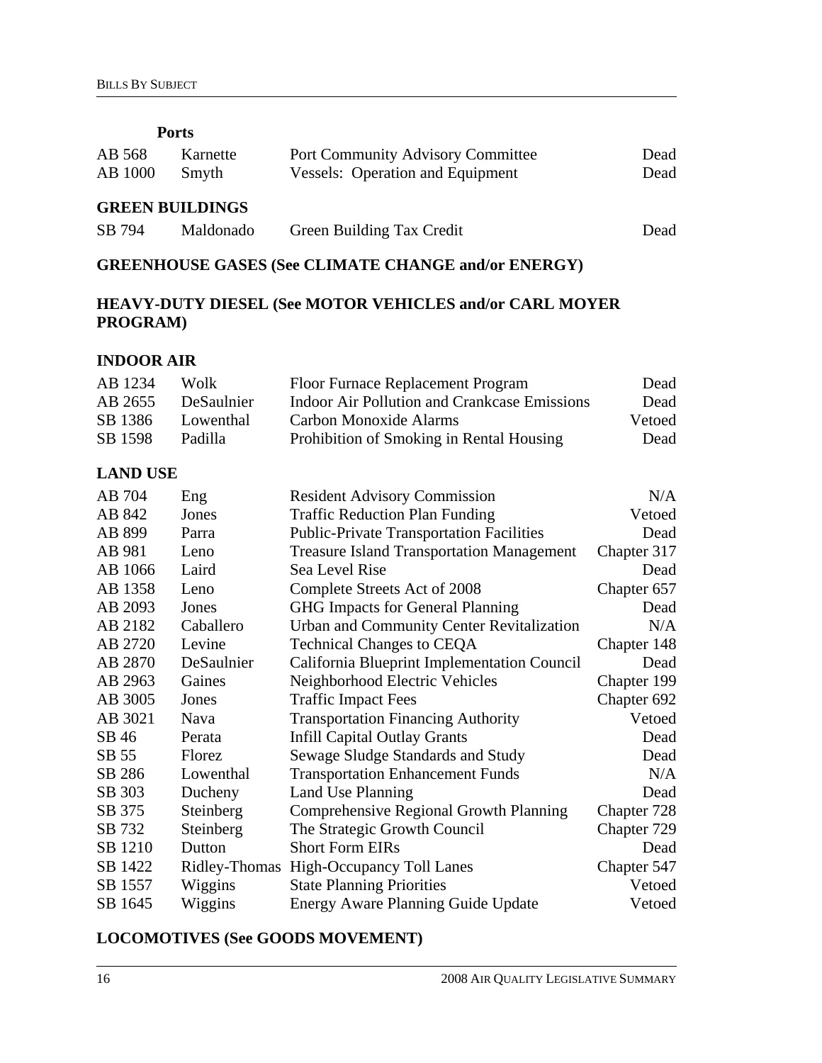### Ports

| | | | |
|---|---|---|---|
| AB 568 | Karnette | Port Community Advisory Committee | Dead |
| AB 1000 | Smyth | Vessels: Operation and Equipment | Dead |

## GREEN BUILDINGS

| | | | |
|---|---|---|---|
| SB 794 | Maldonado | Green Building Tax Credit | Dead |

## GREENHOUSE GASES (See CLIMATE CHANGE and/or ENERGY)

## HEAVY-DUTY DIESEL (See MOTOR VEHICLES and/or CARL MOYER PROGRAM)

## INDOOR AIR

| | | | |
|---|---|---|---|
| AB 1234 | Wolk | Floor Furnace Replacement Program | Dead |
| AB 2655 | DeSaulnier | Indoor Air Pollution and Crankcase Emissions | Dead |
| SB 1386 | Lowenthal | Carbon Monoxide Alarms | Vetoed |
| SB 1598 | Padilla | Prohibition of Smoking in Rental Housing | Dead |

## LAND USE

| | | | |
|---|---|---|---|
| AB 704 | Eng | Resident Advisory Commission | N/A |
| AB 842 | Jones | Traffic Reduction Plan Funding | Vetoed |
| AB 899 | Parra | Public-Private Transportation Facilities | Dead |
| AB 981 | Leno | Treasure Island Transportation Management | Chapter 317 |
| AB 1066 | Laird | Sea Level Rise | Dead |
| AB 1358 | Leno | Complete Streets Act of 2008 | Chapter 657 |
| AB 2093 | Jones | GHG Impacts for General Planning | Dead |
| AB 2182 | Caballero | Urban and Community Center Revitalization | N/A |
| AB 2720 | Levine | Technical Changes to CEQA | Chapter 148 |
| AB 2870 | DeSaulnier | California Blueprint Implementation Council | Dead |
| AB 2963 | Gaines | Neighborhood Electric Vehicles | Chapter 199 |
| AB 3005 | Jones | Traffic Impact Fees | Chapter 692 |
| AB 3021 | Nava | Transportation Financing Authority | Vetoed |
| SB 46 | Perata | Infill Capital Outlay Grants | Dead |
| SB 55 | Florez | Sewage Sludge Standards and Study | Dead |
| SB 286 | Lowenthal | Transportation Enhancement Funds | N/A |
| SB 303 | Ducheny | Land Use Planning | Dead |
| SB 375 | Steinberg | Comprehensive Regional Growth Planning | Chapter 728 |
| SB 732 | Steinberg | The Strategic Growth Council | Chapter 729 |
| SB 1210 | Dutton | Short Form EIRs | Dead |
| SB 1422 | Ridley-Thomas | High-Occupancy Toll Lanes | Chapter 547 |
| SB 1557 | Wiggins | State Planning Priorities | Vetoed |
| SB 1645 | Wiggins | Energy Aware Planning Guide Update | Vetoed |

## LOCOMOTIVES (See GOODS MOVEMENT)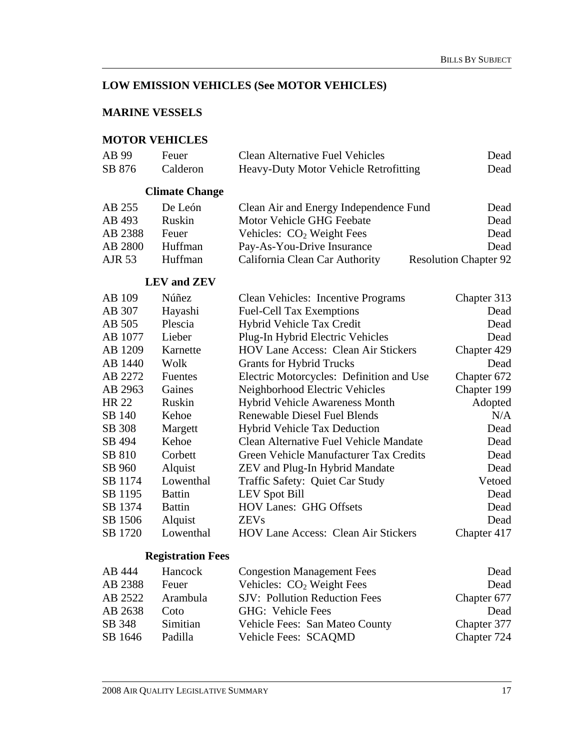## LOW EMISSION VEHICLES (See MOTOR VEHICLES)

## MARINE VESSELS

## MOTOR VEHICLES

| | | | |
|---|---|---|---|
| AB 99 | Feuer | Clean Alternative Fuel Vehicles | Dead |
| SB 876 | Calderon | Heavy-Duty Motor Vehicle Retrofitting | Dead |

### Climate Change

| | | | |
|---|---|---|---|
| AB 255 | De León | Clean Air and Energy Independence Fund | Dead |
| AB 493 | Ruskin | Motor Vehicle GHG Feebate | Dead |
| AB 2388 | Feuer | Vehicles: $CO_2$ Weight Fees | Dead |
| AB 2800 | Huffman | Pay-As-You-Drive Insurance | Dead |
| AJR 53 | Huffman | California Clean Car Authority | Resolution Chapter 92 |

### LEV and ZEV

| | | | |
|---|---|---|---|
| AB 109 | Núñez | Clean Vehicles: Incentive Programs | Chapter 313 |
| AB 307 | Hayashi | Fuel-Cell Tax Exemptions | Dead |
| AB 505 | Plescia | Hybrid Vehicle Tax Credit | Dead |
| AB 1077 | Lieber | Plug-In Hybrid Electric Vehicles | Dead |
| AB 1209 | Karnette | HOV Lane Access: Clean Air Stickers | Chapter 429 |
| AB 1440 | Wolk | Grants for Hybrid Trucks | Dead |
| AB 2272 | Fuentes | Electric Motorcycles: Definition and Use | Chapter 672 |
| AB 2963 | Gaines | Neighborhood Electric Vehicles | Chapter 199 |
| HR 22 | Ruskin | Hybrid Vehicle Awareness Month | Adopted |
| SB 140 | Kehoe | Renewable Diesel Fuel Blends | N/A |
| SB 308 | Margett | Hybrid Vehicle Tax Deduction | Dead |
| SB 494 | Kehoe | Clean Alternative Fuel Vehicle Mandate | Dead |
| SB 810 | Corbett | Green Vehicle Manufacturer Tax Credits | Dead |
| SB 960 | Alquist | ZEV and Plug-In Hybrid Mandate | Dead |
| SB 1174 | Lowenthal | Traffic Safety: Quiet Car Study | Vetoed |
| SB 1195 | Battin | LEV Spot Bill | Dead |
| SB 1374 | Battin | HOV Lanes: GHG Offsets | Dead |
| SB 1506 | Alquist | ZEVs | Dead |
| SB 1720 | Lowenthal | HOV Lane Access: Clean Air Stickers | Chapter 417 |

### Registration Fees

| | | | |
|---|---|---|---|
| AB 444 | Hancock | Congestion Management Fees | Dead |
| AB 2388 | Feuer | Vehicles: $CO_2$ Weight Fees | Dead |
| AB 2522 | Arambula | SJV: Pollution Reduction Fees | Chapter 677 |
| AB 2638 | Coto | GHG: Vehicle Fees | Dead |
| SB 348 | Simitian | Vehicle Fees: San Mateo County | Chapter 377 |
| SB 1646 | Padilla | Vehicle Fees: SCAQMD | Chapter 724 |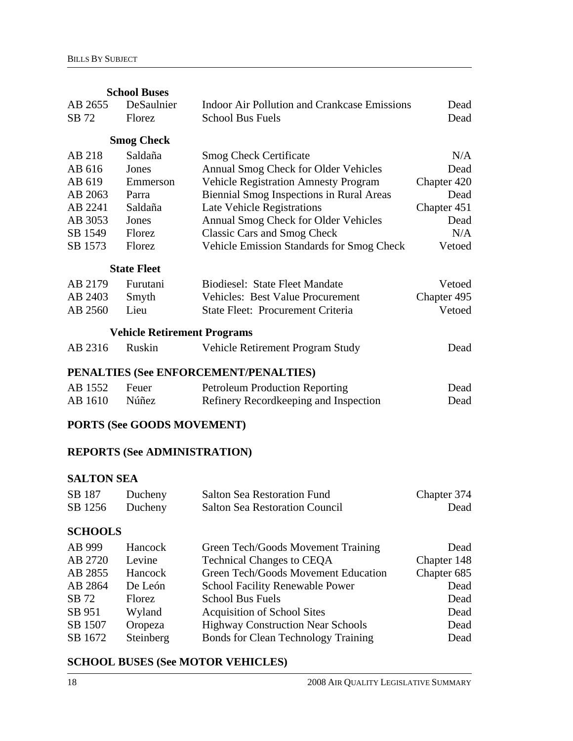### School Buses

| | | | |
|---|---|---|---|
| AB 2655 | DeSaulnier | Indoor Air Pollution and Crankcase Emissions | Dead |
| SB 72 | Florez | School Bus Fuels | Dead |

### Smog Check

| | | | |
|---|---|---|---|
| AB 218 | Saldaña | Smog Check Certificate | N/A |
| AB 616 | Jones | Annual Smog Check for Older Vehicles | Dead |
| AB 619 | Emmerson | Vehicle Registration Amnesty Program | Chapter 420 |
| AB 2063 | Parra | Biennial Smog Inspections in Rural Areas | Dead |
| AB 2241 | Saldaña | Late Vehicle Registrations | Chapter 451 |
| AB 3053 | Jones | Annual Smog Check for Older Vehicles | Dead |
| SB 1549 | Florez | Classic Cars and Smog Check | N/A |
| SB 1573 | Florez | Vehicle Emission Standards for Smog Check | Vetoed |

### State Fleet

| | | | |
|---|---|---|---|
| AB 2179 | Furutani | Biodiesel: State Fleet Mandate | Vetoed |
| AB 2403 | Smyth | Vehicles: Best Value Procurement | Chapter 495 |
| AB 2560 | Lieu | State Fleet: Procurement Criteria | Vetoed |

### Vehicle Retirement Programs

| | | | |
|---|---|---|---|
| AB 2316 | Ruskin | Vehicle Retirement Program Study | Dead |

## PENALTIES (See ENFORCEMENT/PENALTIES)

| | | | |
|---|---|---|---|
| AB 1552 | Feuer | Petroleum Production Reporting | Dead |
| AB 1610 | Núñez | Refinery Recordkeeping and Inspection | Dead |

## PORTS (See GOODS MOVEMENT)

## REPORTS (See ADMINISTRATION)

## SALTON SEA

| | | | |
|---|---|---|---|
| SB 187 | Ducheny | Salton Sea Restoration Fund | Chapter 374 |
| SB 1256 | Ducheny | Salton Sea Restoration Council | Dead |

## SCHOOLS

| | | | |
|---|---|---|---|
| AB 999 | Hancock | Green Tech/Goods Movement Training | Dead |
| AB 2720 | Levine | Technical Changes to CEQA | Chapter 148 |
| AB 2855 | Hancock | Green Tech/Goods Movement Education | Chapter 685 |
| AB 2864 | De León | School Facility Renewable Power | Dead |
| SB 72 | Florez | School Bus Fuels | Dead |
| SB 951 | Wyland | Acquisition of School Sites | Dead |
| SB 1507 | Oropeza | Highway Construction Near Schools | Dead |
| SB 1672 | Steinberg | Bonds for Clean Technology Training | Dead |

## SCHOOL BUSES (See MOTOR VEHICLES)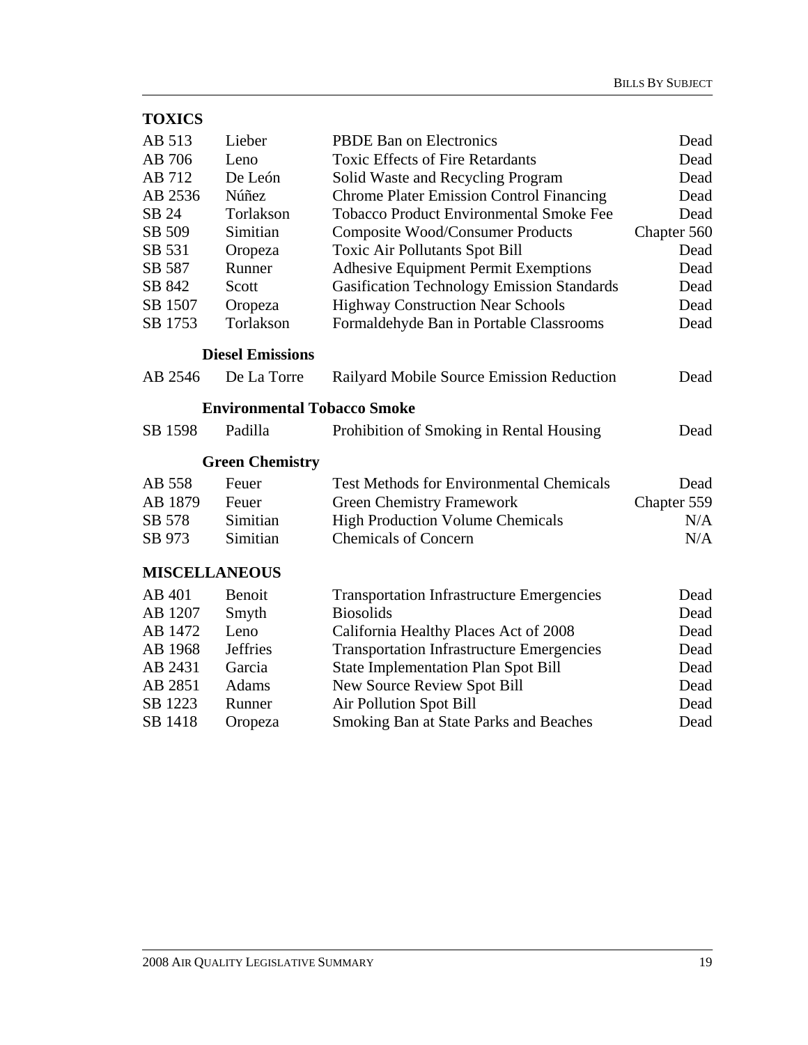## TOXICS

| | | | |
|---|---|---|---|
| AB 513 | Lieber | PBDE Ban on Electronics | Dead |
| AB 706 | Leno | Toxic Effects of Fire Retardants | Dead |
| AB 712 | De León | Solid Waste and Recycling Program | Dead |
| AB 2536 | Núñez | Chrome Plater Emission Control Financing | Dead |
| SB 24 | Torlakson | Tobacco Product Environmental Smoke Fee | Dead |
| SB 509 | Simitian | Composite Wood/Consumer Products | Chapter 560 |
| SB 531 | Oropeza | Toxic Air Pollutants Spot Bill | Dead |
| SB 587 | Runner | Adhesive Equipment Permit Exemptions | Dead |
| SB 842 | Scott | Gasification Technology Emission Standards | Dead |
| SB 1507 | Oropeza | Highway Construction Near Schools | Dead |
| SB 1753 | Torlakson | Formaldehyde Ban in Portable Classrooms | Dead |

### Diesel Emissions

| | | | |
|---|---|---|---|
| AB 2546 | De La Torre | Railyard Mobile Source Emission Reduction | Dead |

### Environmental Tobacco Smoke

| | | | |
|---|---|---|---|
| SB 1598 | Padilla | Prohibition of Smoking in Rental Housing | Dead |

### Green Chemistry

| | | | |
|---|---|---|---|
| AB 558 | Feuer | Test Methods for Environmental Chemicals | Dead |
| AB 1879 | Feuer | Green Chemistry Framework | Chapter 559 |
| SB 578 | Simitian | High Production Volume Chemicals | N/A |
| SB 973 | Simitian | Chemicals of Concern | N/A |

## MISCELLANEOUS

| | | | |
|---|---|---|---|
| AB 401 | Benoit | Transportation Infrastructure Emergencies | Dead |
| AB 1207 | Smyth | Biosolids | Dead |
| AB 1472 | Leno | California Healthy Places Act of 2008 | Dead |
| AB 1968 | Jeffries | Transportation Infrastructure Emergencies | Dead |
| AB 2431 | Garcia | State Implementation Plan Spot Bill | Dead |
| AB 2851 | Adams | New Source Review Spot Bill | Dead |
| SB 1223 | Runner | Air Pollution Spot Bill | Dead |
| SB 1418 | Oropeza | Smoking Ban at State Parks and Beaches | Dead |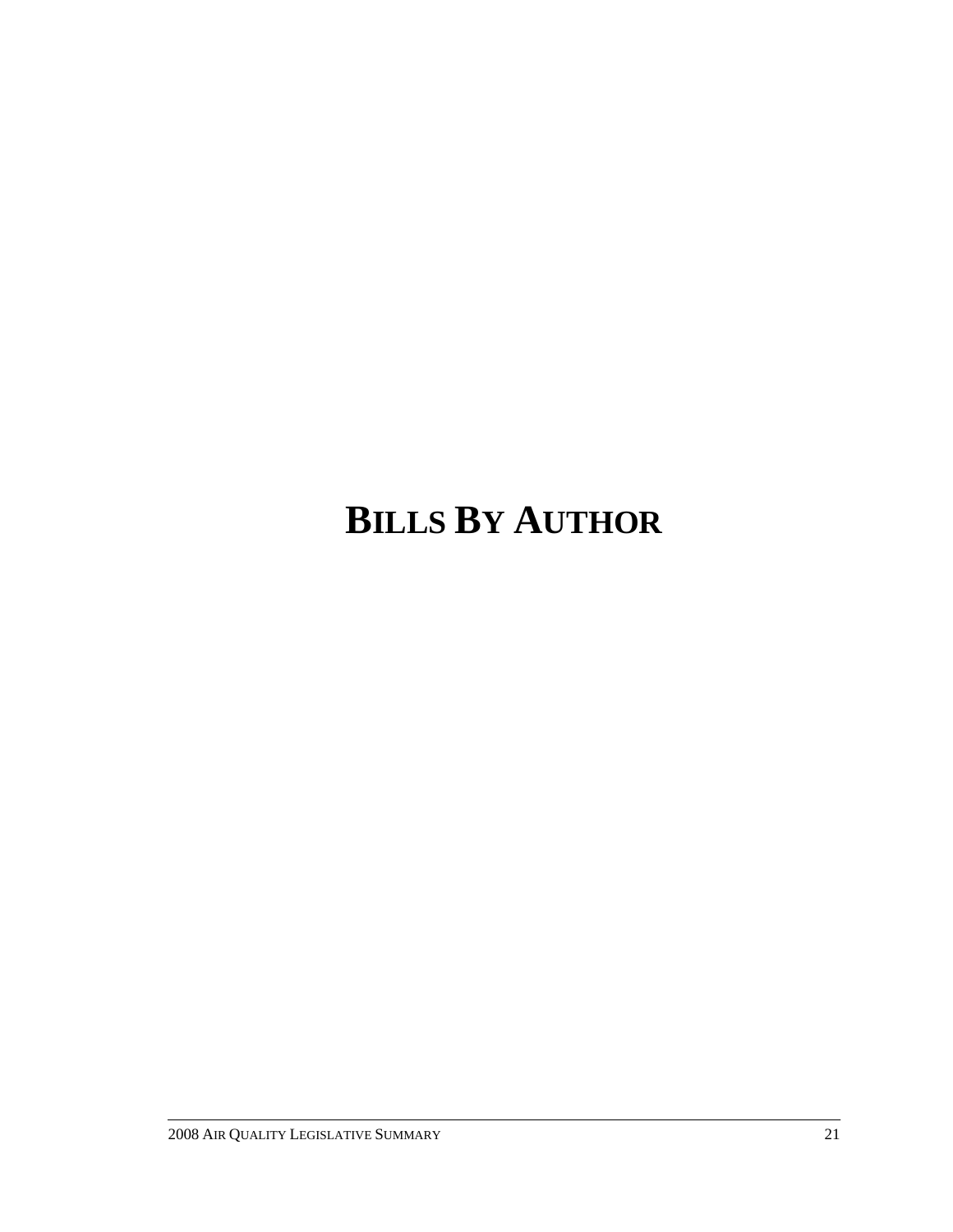# BILLS BY AUTHOR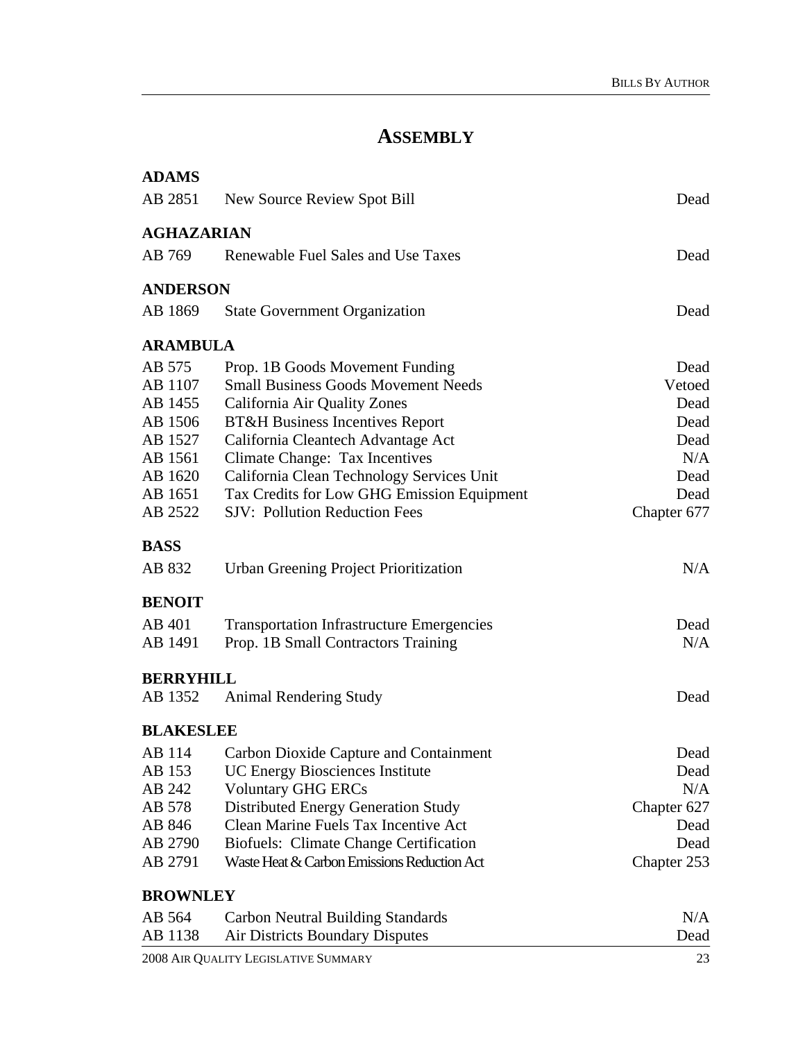# ASSEMBLY

**ADAMS**

| | | |
|---|---|---|
| AB 2851 | New Source Review Spot Bill | Dead |

**AGHAZARIAN**

| | | |
|---|---|---|
| AB 769 | Renewable Fuel Sales and Use Taxes | Dead |

**ANDERSON**

| | | |
|---|---|---|
| AB 1869 | State Government Organization | Dead |

**ARAMBULA**

| | | |
|---|---|---|
| AB 575 | Prop. 1B Goods Movement Funding | Dead |
| AB 1107 | Small Business Goods Movement Needs | Vetoed |
| AB 1455 | California Air Quality Zones | Dead |
| AB 1506 | BT&H Business Incentives Report | Dead |
| AB 1527 | California Cleantech Advantage Act | Dead |
| AB 1561 | Climate Change: Tax Incentives | N/A |
| AB 1620 | California Clean Technology Services Unit | Dead |
| AB 1651 | Tax Credits for Low GHG Emission Equipment | Dead |
| AB 2522 | SJV: Pollution Reduction Fees | Chapter 677 |

**BASS**

| | | |
|---|---|---|
| AB 832 | Urban Greening Project Prioritization | N/A |

**BENOIT**

| | | |
|---|---|---|
| AB 401 | Transportation Infrastructure Emergencies | Dead |
| AB 1491 | Prop. 1B Small Contractors Training | N/A |

**BERRYHILL**

| | | |
|---|---|---|
| AB 1352 | Animal Rendering Study | Dead |

**BLAKESLEE**

| | | |
|---|---|---|
| AB 114 | Carbon Dioxide Capture and Containment | Dead |
| AB 153 | UC Energy Biosciences Institute | Dead |
| AB 242 | Voluntary GHG ERCs | N/A |
| AB 578 | Distributed Energy Generation Study | Chapter 627 |
| AB 846 | Clean Marine Fuels Tax Incentive Act | Dead |
| AB 2790 | Biofuels: Climate Change Certification | Dead |
| AB 2791 | Waste Heat & Carbon Emissions Reduction Act | Chapter 253 |

**BROWNLEY**

| | | |
|---|---|---|
| AB 564 | Carbon Neutral Building Standards | N/A |
| AB 1138 | Air Districts Boundary Disputes | Dead |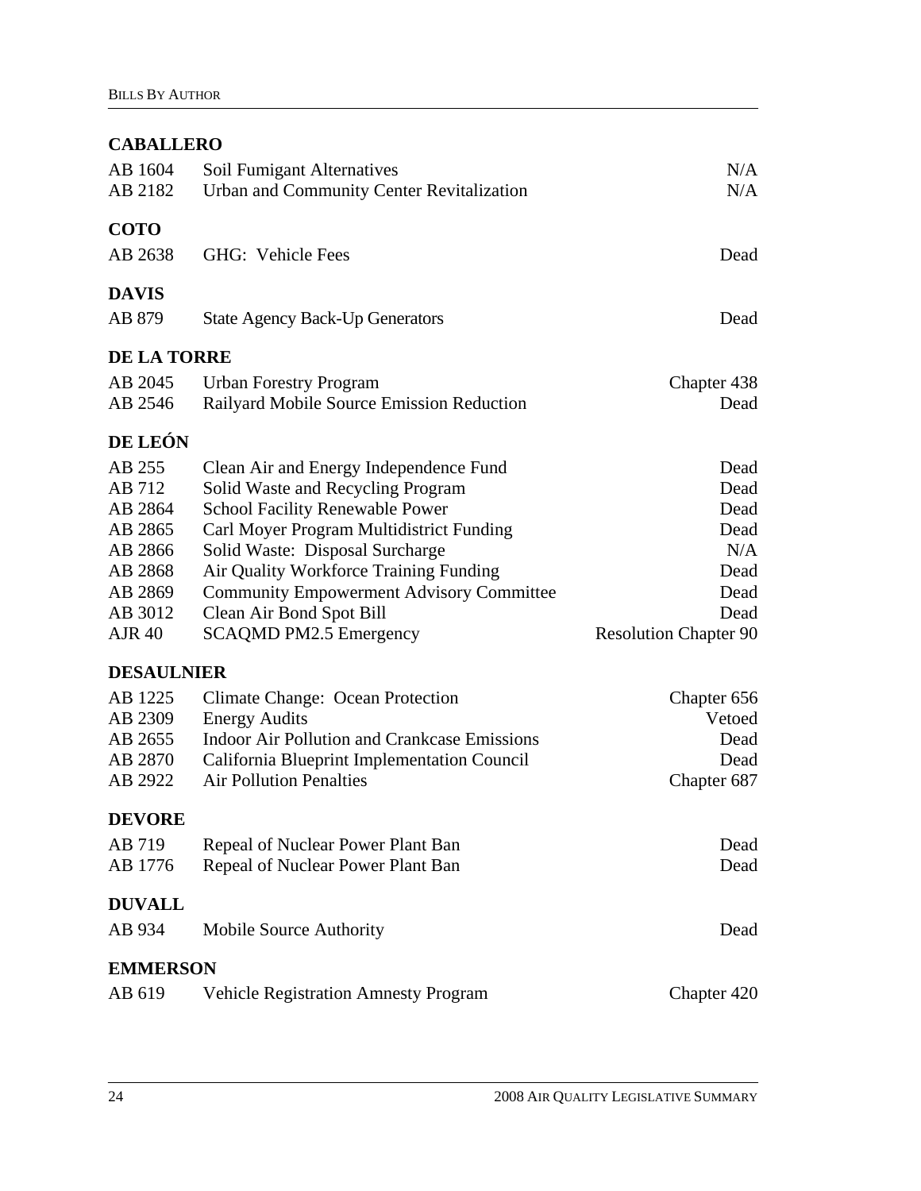**CABALLERO**

| | | |
|---|---|---|
| AB 1604 | Soil Fumigant Alternatives | N/A |
| AB 2182 | Urban and Community Center Revitalization | N/A |

**COTO**

| | | |
|---|---|---|
| AB 2638 | GHG: Vehicle Fees | Dead |

**DAVIS**

| | | |
|---|---|---|
| AB 879 | State Agency Back-Up Generators | Dead |

**DE LA TORRE**

| | | |
|---|---|---|
| AB 2045 | Urban Forestry Program | Chapter 438 |
| AB 2546 | Railyard Mobile Source Emission Reduction | Dead |

**DE LEÓN**

| | | |
|---|---|---|
| AB 255 | Clean Air and Energy Independence Fund | Dead |
| AB 712 | Solid Waste and Recycling Program | Dead |
| AB 2864 | School Facility Renewable Power | Dead |
| AB 2865 | Carl Moyer Program Multidistrict Funding | Dead |
| AB 2866 | Solid Waste: Disposal Surcharge | N/A |
| AB 2868 | Air Quality Workforce Training Funding | Dead |
| AB 2869 | Community Empowerment Advisory Committee | Dead |
| AB 3012 | Clean Air Bond Spot Bill | Dead |
| AJR 40 | SCAQMD PM2.5 Emergency | Resolution Chapter 90 |

**DESAULNIER**

| | | |
|---|---|---|
| AB 1225 | Climate Change: Ocean Protection | Chapter 656 |
| AB 2309 | Energy Audits | Vetoed |
| AB 2655 | Indoor Air Pollution and Crankcase Emissions | Dead |
| AB 2870 | California Blueprint Implementation Council | Dead |
| AB 2922 | Air Pollution Penalties | Chapter 687 |

**DEVORE**

| | | |
|---|---|---|
| AB 719 | Repeal of Nuclear Power Plant Ban | Dead |
| AB 1776 | Repeal of Nuclear Power Plant Ban | Dead |

**DUVALL**

| | | |
|---|---|---|
| AB 934 | Mobile Source Authority | Dead |

**EMMERSON**

| | | |
|---|---|---|
| AB 619 | Vehicle Registration Amnesty Program | Chapter 420 |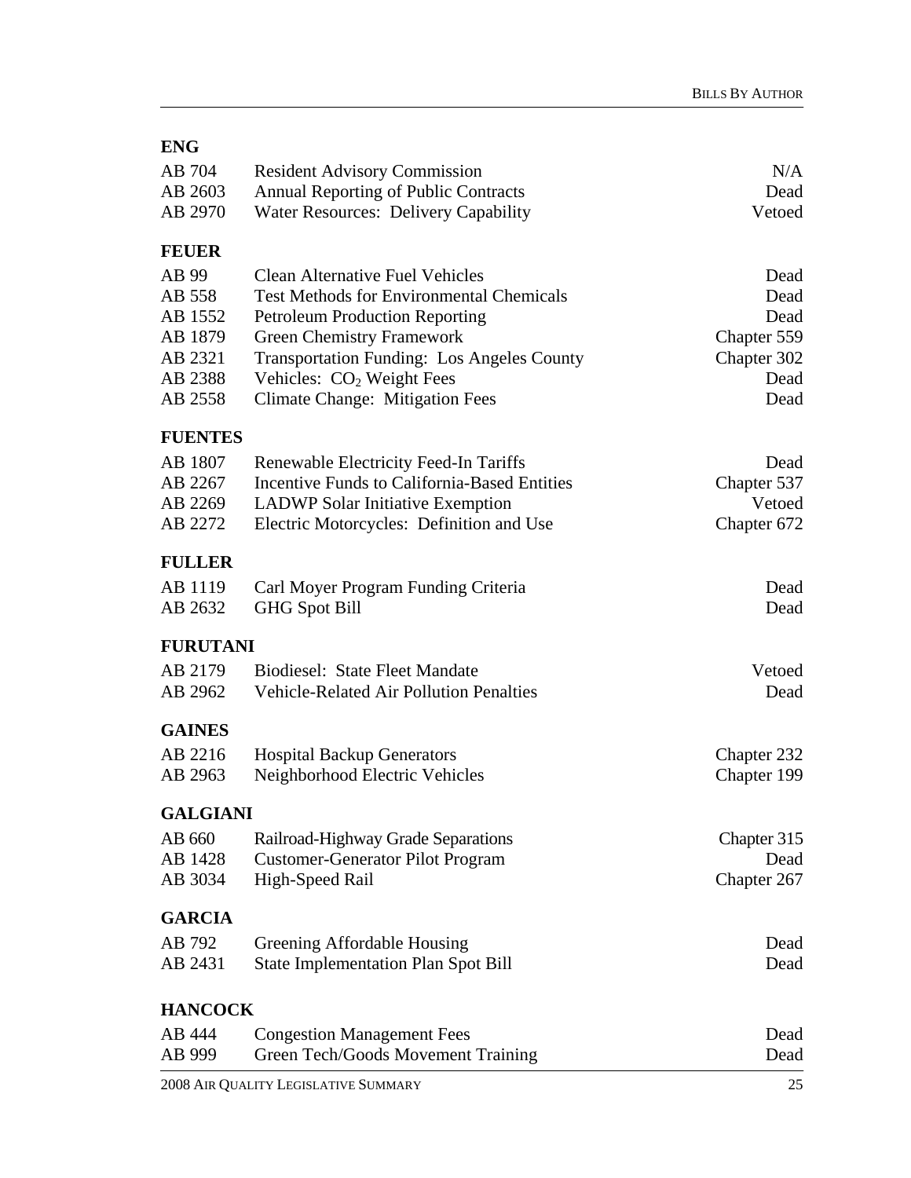## ENG

| | | |
|---|---|---|
| AB 704 | Resident Advisory Commission | N/A |
| AB 2603 | Annual Reporting of Public Contracts | Dead |
| AB 2970 | Water Resources: Delivery Capability | Vetoed |

## FEUER

| | | |
|---|---|---|
| AB 99 | Clean Alternative Fuel Vehicles | Dead |
| AB 558 | Test Methods for Environmental Chemicals | Dead |
| AB 1552 | Petroleum Production Reporting | Dead |
| AB 1879 | Green Chemistry Framework | Chapter 559 |
| AB 2321 | Transportation Funding: Los Angeles County | Chapter 302 |
| AB 2388 | Vehicles: $CO_2$ Weight Fees | Dead |
| AB 2558 | Climate Change: Mitigation Fees | Dead |

## FUENTES

| | | |
|---|---|---|
| AB 1807 | Renewable Electricity Feed-In Tariffs | Dead |
| AB 2267 | Incentive Funds to California-Based Entities | Chapter 537 |
| AB 2269 | LADWP Solar Initiative Exemption | Vetoed |
| AB 2272 | Electric Motorcycles: Definition and Use | Chapter 672 |

## FULLER

| | | |
|---|---|---|
| AB 1119 | Carl Moyer Program Funding Criteria | Dead |
| AB 2632 | GHG Spot Bill | Dead |

## FURUTANI

| | | |
|---|---|---|
| AB 2179 | Biodiesel: State Fleet Mandate | Vetoed |
| AB 2962 | Vehicle-Related Air Pollution Penalties | Dead |

## GAINES

| | | |
|---|---|---|
| AB 2216 | Hospital Backup Generators | Chapter 232 |
| AB 2963 | Neighborhood Electric Vehicles | Chapter 199 |

## GALGIANI

| | | |
|---|---|---|
| AB 660 | Railroad-Highway Grade Separations | Chapter 315 |
| AB 1428 | Customer-Generator Pilot Program | Dead |
| AB 3034 | High-Speed Rail | Chapter 267 |

## GARCIA

| | | |
|---|---|---|
| AB 792 | Greening Affordable Housing | Dead |
| AB 2431 | State Implementation Plan Spot Bill | Dead |

## HANCOCK

| | | |
|---|---|---|
| AB 444 | Congestion Management Fees | Dead |
| AB 999 | Green Tech/Goods Movement Training | Dead |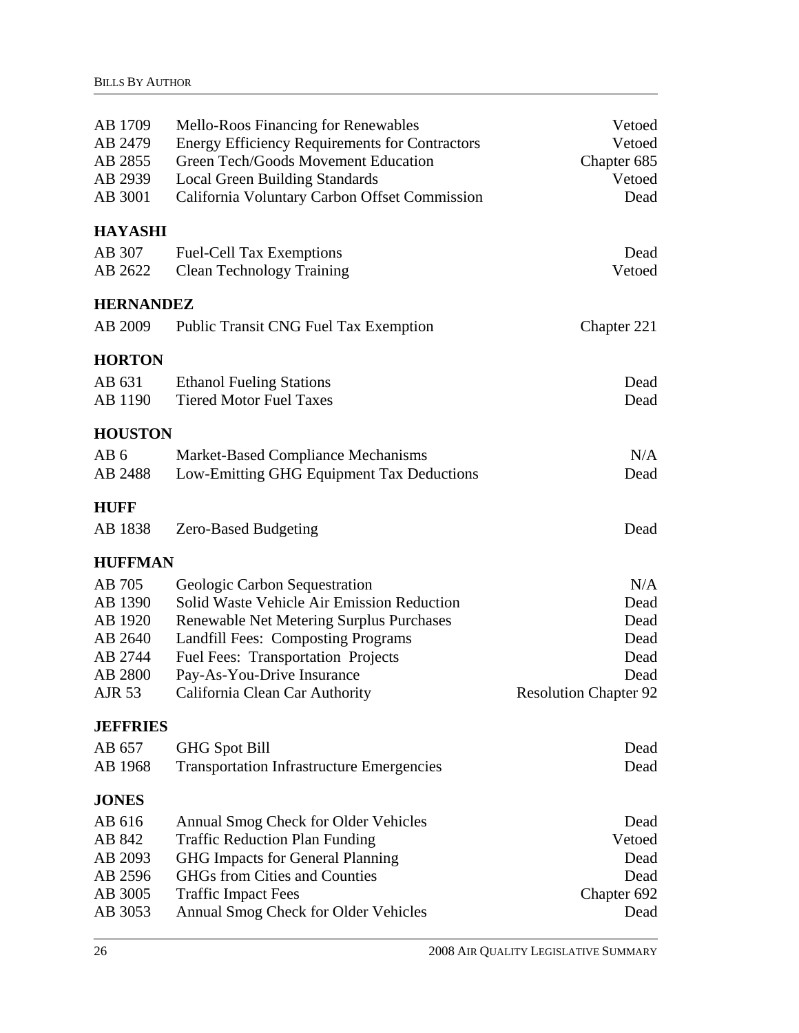| | | |
|---|---|---|
| AB 1709 | Mello-Roos Financing for Renewables | Vetoed |
| AB 2479 | Energy Efficiency Requirements for Contractors | Vetoed |
| AB 2855 | Green Tech/Goods Movement Education | Chapter 685 |
| AB 2939 | Local Green Building Standards | Vetoed |
| AB 3001 | California Voluntary Carbon Offset Commission | Dead |

**HAYASHI**

| | | |
|---|---|---|
| AB 307 | Fuel-Cell Tax Exemptions | Dead |
| AB 2622 | Clean Technology Training | Vetoed |

**HERNANDEZ**

| | | |
|---|---|---|
| AB 2009 | Public Transit CNG Fuel Tax Exemption | Chapter 221 |

**HORTON**

| | | |
|---|---|---|
| AB 631 | Ethanol Fueling Stations | Dead |
| AB 1190 | Tiered Motor Fuel Taxes | Dead |

**HOUSTON**

| | | |
|---|---|---|
| AB 6 | Market-Based Compliance Mechanisms | N/A |
| AB 2488 | Low-Emitting GHG Equipment Tax Deductions | Dead |

**HUFF**

| | | |
|---|---|---|
| AB 1838 | Zero-Based Budgeting | Dead |

**HUFFMAN**

| | | |
|---|---|---|
| AB 705 | Geologic Carbon Sequestration | N/A |
| AB 1390 | Solid Waste Vehicle Air Emission Reduction | Dead |
| AB 1920 | Renewable Net Metering Surplus Purchases | Dead |
| AB 2640 | Landfill Fees: Composting Programs | Dead |
| AB 2744 | Fuel Fees: Transportation Projects | Dead |
| AB 2800 | Pay-As-You-Drive Insurance | Dead |
| AJR 53 | California Clean Car Authority | Resolution Chapter 92 |

**JEFFRIES**

| | | |
|---|---|---|
| AB 657 | GHG Spot Bill | Dead |
| AB 1968 | Transportation Infrastructure Emergencies | Dead |

**JONES**

| | | |
|---|---|---|
| AB 616 | Annual Smog Check for Older Vehicles | Dead |
| AB 842 | Traffic Reduction Plan Funding | Vetoed |
| AB 2093 | GHG Impacts for General Planning | Dead |
| AB 2596 | GHGs from Cities and Counties | Dead |
| AB 3005 | Traffic Impact Fees | Chapter 692 |
| AB 3053 | Annual Smog Check for Older Vehicles | Dead |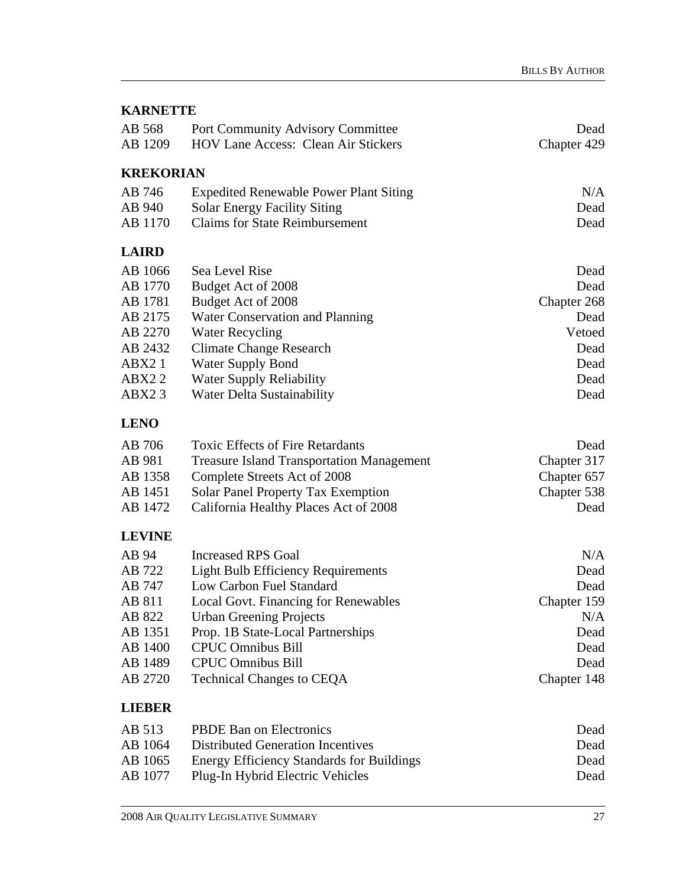## KARNETTE

| | | |
|---|---|---|
| AB 568 | Port Community Advisory Committee | Dead |
| AB 1209 | HOV Lane Access: Clean Air Stickers | Chapter 429 |

## KREKORIAN

| | | |
|---|---|---|
| AB 746 | Expedited Renewable Power Plant Siting | N/A |
| AB 940 | Solar Energy Facility Siting | Dead |
| AB 1170 | Claims for State Reimbursement | Dead |

## LAIRD

| | | |
|---|---|---|
| AB 1066 | Sea Level Rise | Dead |
| AB 1770 | Budget Act of 2008 | Dead |
| AB 1781 | Budget Act of 2008 | Chapter 268 |
| AB 2175 | Water Conservation and Planning | Dead |
| AB 2270 | Water Recycling | Vetoed |
| AB 2432 | Climate Change Research | Dead |
| ABX2 1 | Water Supply Bond | Dead |
| ABX2 2 | Water Supply Reliability | Dead |
| ABX2 3 | Water Delta Sustainability | Dead |

## LENO

| | | |
|---|---|---|
| AB 706 | Toxic Effects of Fire Retardants | Dead |
| AB 981 | Treasure Island Transportation Management | Chapter 317 |
| AB 1358 | Complete Streets Act of 2008 | Chapter 657 |
| AB 1451 | Solar Panel Property Tax Exemption | Chapter 538 |
| AB 1472 | California Healthy Places Act of 2008 | Dead |

## LEVINE

| | | |
|---|---|---|
| AB 94 | Increased RPS Goal | N/A |
| AB 722 | Light Bulb Efficiency Requirements | Dead |
| AB 747 | Low Carbon Fuel Standard | Dead |
| AB 811 | Local Govt. Financing for Renewables | Chapter 159 |
| AB 822 | Urban Greening Projects | N/A |
| AB 1351 | Prop. 1B State-Local Partnerships | Dead |
| AB 1400 | CPUC Omnibus Bill | Dead |
| AB 1489 | CPUC Omnibus Bill | Dead |
| AB 2720 | Technical Changes to CEQA | Chapter 148 |

## LIEBER

| | | |
|---|---|---|
| AB 513 | PBDE Ban on Electronics | Dead |
| AB 1064 | Distributed Generation Incentives | Dead |
| AB 1065 | Energy Efficiency Standards for Buildings | Dead |
| AB 1077 | Plug-In Hybrid Electric Vehicles | Dead |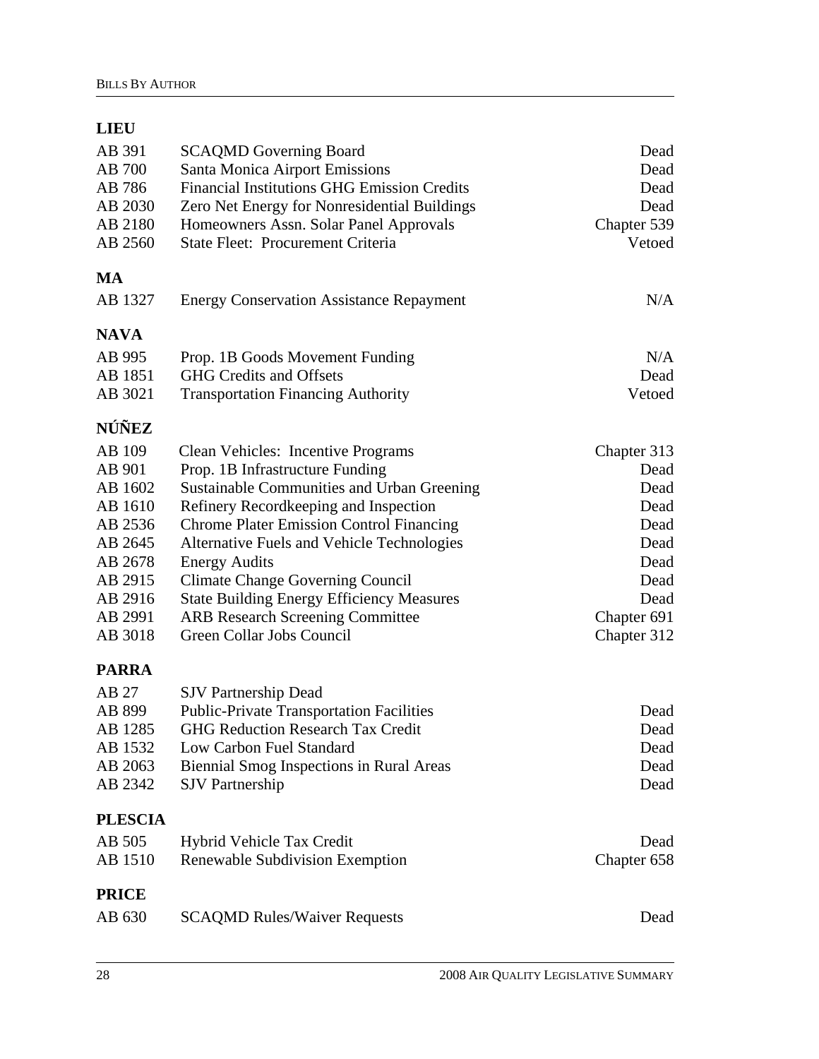## LIEU

| | | |
|---|---|---|
| AB 391 | SCAQMD Governing Board | Dead |
| AB 700 | Santa Monica Airport Emissions | Dead |
| AB 786 | Financial Institutions GHG Emission Credits | Dead |
| AB 2030 | Zero Net Energy for Nonresidential Buildings | Dead |
| AB 2180 | Homeowners Assn. Solar Panel Approvals | Chapter 539 |
| AB 2560 | State Fleet: Procurement Criteria | Vetoed |

## MA

| | | |
|---|---|---|
| AB 1327 | Energy Conservation Assistance Repayment | N/A |

## NAVA

| | | |
|---|---|---|
| AB 995 | Prop. 1B Goods Movement Funding | N/A |
| AB 1851 | GHG Credits and Offsets | Dead |
| AB 3021 | Transportation Financing Authority | Vetoed |

## NÚÑEZ

| | | |
|---|---|---|
| AB 109 | Clean Vehicles: Incentive Programs | Chapter 313 |
| AB 901 | Prop. 1B Infrastructure Funding | Dead |
| AB 1602 | Sustainable Communities and Urban Greening | Dead |
| AB 1610 | Refinery Recordkeeping and Inspection | Dead |
| AB 2536 | Chrome Plater Emission Control Financing | Dead |
| AB 2645 | Alternative Fuels and Vehicle Technologies | Dead |
| AB 2678 | Energy Audits | Dead |
| AB 2915 | Climate Change Governing Council | Dead |
| AB 2916 | State Building Energy Efficiency Measures | Dead |
| AB 2991 | ARB Research Screening Committee | Chapter 691 |
| AB 3018 | Green Collar Jobs Council | Chapter 312 |

## PARRA

| | | |
|---|---|---|
| AB 27 | SJV Partnership Dead | |
| AB 899 | Public-Private Transportation Facilities | Dead |
| AB 1285 | GHG Reduction Research Tax Credit | Dead |
| AB 1532 | Low Carbon Fuel Standard | Dead |
| AB 2063 | Biennial Smog Inspections in Rural Areas | Dead |
| AB 2342 | SJV Partnership | Dead |

## PLESCIA

| | | |
|---|---|---|
| AB 505 | Hybrid Vehicle Tax Credit | Dead |
| AB 1510 | Renewable Subdivision Exemption | Chapter 658 |

## PRICE

| | | |
|---|---|---|
| AB 630 | SCAQMD Rules/Waiver Requests | Dead |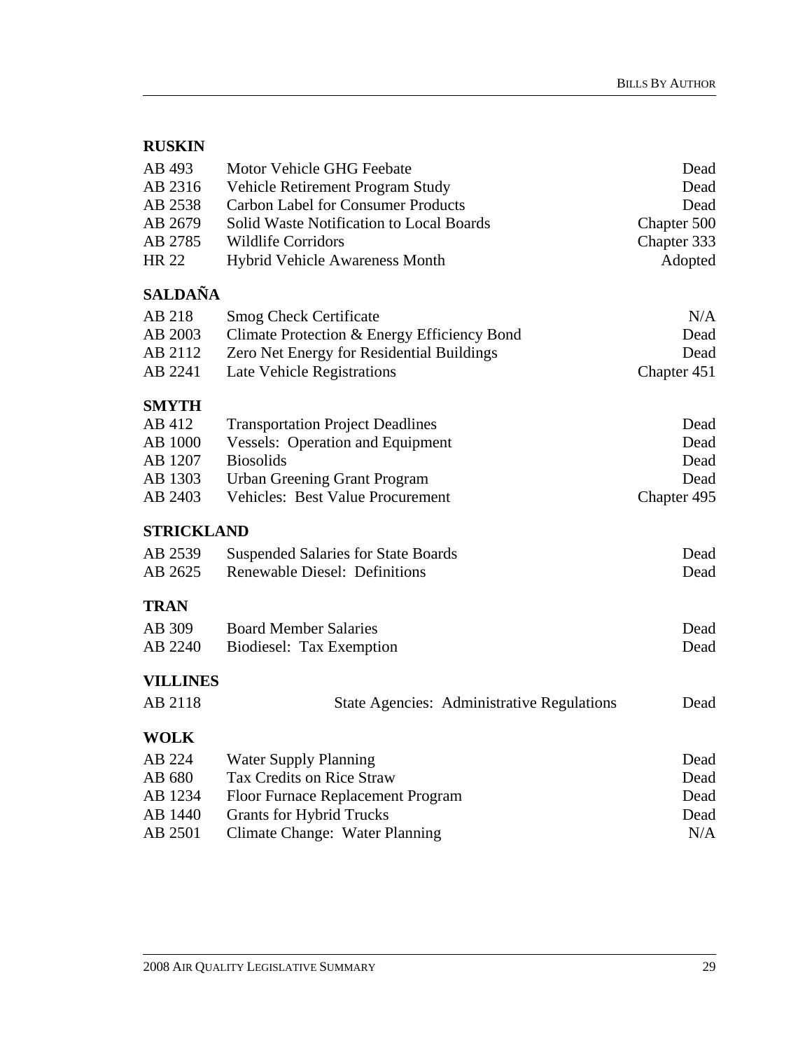## RUSKIN

| | | |
|---|---|---|
| AB 493 | Motor Vehicle GHG Feebate | Dead |
| AB 2316 | Vehicle Retirement Program Study | Dead |
| AB 2538 | Carbon Label for Consumer Products | Dead |
| AB 2679 | Solid Waste Notification to Local Boards | Chapter 500 |
| AB 2785 | Wildlife Corridors | Chapter 333 |
| HR 22 | Hybrid Vehicle Awareness Month | Adopted |

## SALDAÑA

| | | |
|---|---|---|
| AB 218 | Smog Check Certificate | N/A |
| AB 2003 | Climate Protection & Energy Efficiency Bond | Dead |
| AB 2112 | Zero Net Energy for Residential Buildings | Dead |
| AB 2241 | Late Vehicle Registrations | Chapter 451 |

## SMYTH

| | | |
|---|---|---|
| AB 412 | Transportation Project Deadlines | Dead |
| AB 1000 | Vessels: Operation and Equipment | Dead |
| AB 1207 | Biosolids | Dead |
| AB 1303 | Urban Greening Grant Program | Dead |
| AB 2403 | Vehicles: Best Value Procurement | Chapter 495 |

## STRICKLAND

| | | |
|---|---|---|
| AB 2539 | Suspended Salaries for State Boards | Dead |
| AB 2625 | Renewable Diesel: Definitions | Dead |

## TRAN

| | | |
|---|---|---|
| AB 309 | Board Member Salaries | Dead |
| AB 2240 | Biodiesel: Tax Exemption | Dead |

## VILLINES

| | | |
|---|---|---|
| AB 2118 | State Agencies: Administrative Regulations | Dead |

## WOLK

| | | |
|---|---|---|
| AB 224 | Water Supply Planning | Dead |
| AB 680 | Tax Credits on Rice Straw | Dead |
| AB 1234 | Floor Furnace Replacement Program | Dead |
| AB 1440 | Grants for Hybrid Trucks | Dead |
| AB 2501 | Climate Change: Water Planning | N/A |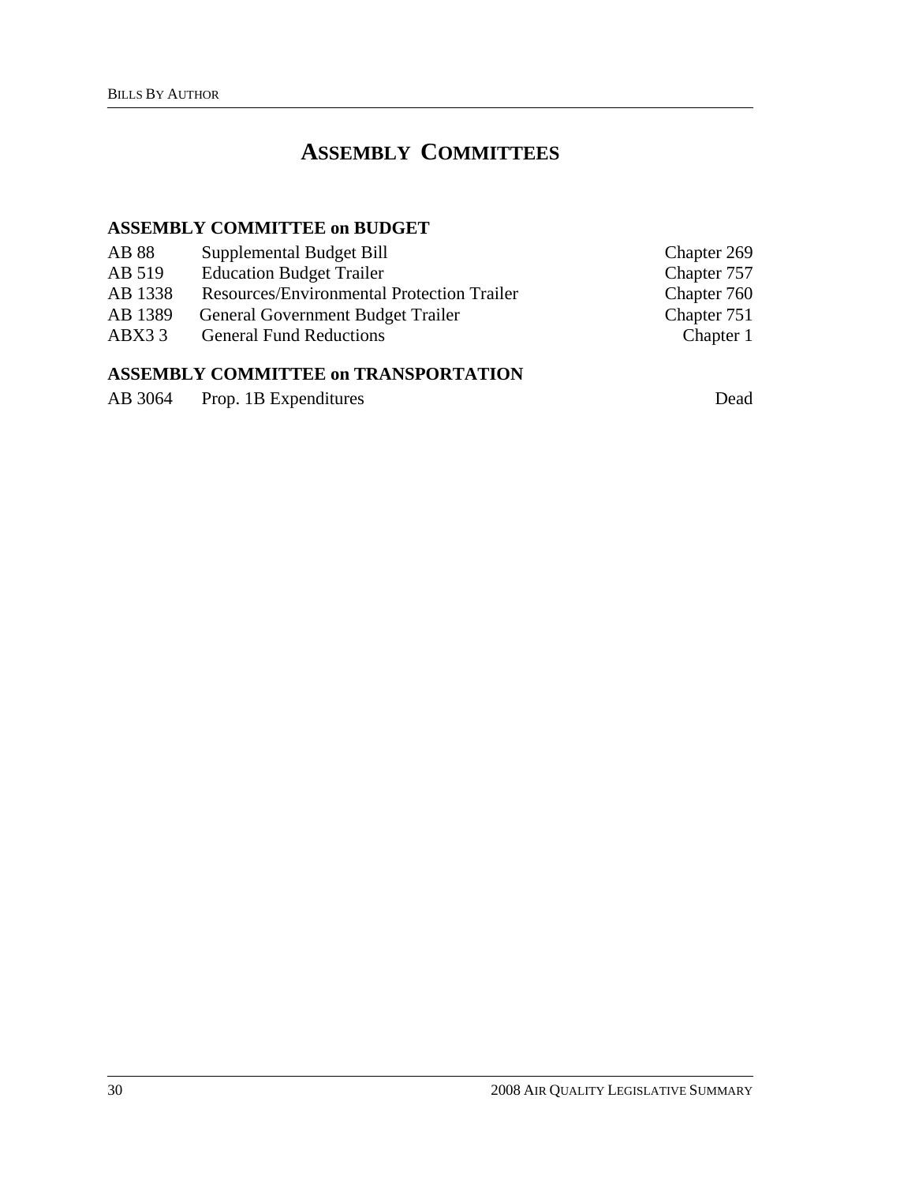# ASSEMBLY COMMITTEES

## ASSEMBLY COMMITTEE on BUDGET

| | | |
|---|---|---|
| AB 88 | Supplemental Budget Bill | Chapter 269 |
| AB 519 | Education Budget Trailer | Chapter 757 |
| AB 1338 | Resources/Environmental Protection Trailer | Chapter 760 |
| AB 1389 | General Government Budget Trailer | Chapter 751 |
| ABX3 3 | General Fund Reductions | Chapter 1 |

## ASSEMBLY COMMITTEE on TRANSPORTATION

| | | |
|---|---|---|
| AB 3064 | Prop. 1B Expenditures | Dead |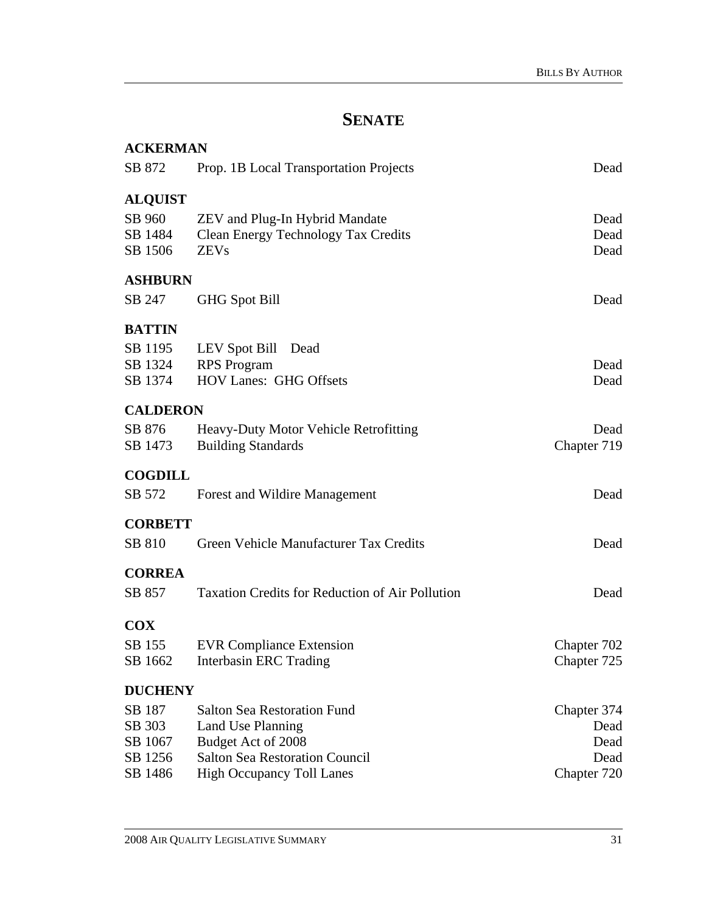# SENATE

**ACKERMAN**

| | | |
|---|---|---|
| SB 872 | Prop. 1B Local Transportation Projects | Dead |

**ALQUIST**

| | | |
|---|---|---|
| SB 960 | ZEV and Plug-In Hybrid Mandate | Dead |
| SB 1484 | Clean Energy Technology Tax Credits | Dead |
| SB 1506 | ZEVs | Dead |

**ASHBURN**

| | | |
|---|---|---|
| SB 247 | GHG Spot Bill | Dead |

**BATTIN**

| | | |
|---|---|---|
| SB 1195 | LEV Spot Bill Dead | |
| SB 1324 | RPS Program | Dead |
| SB 1374 | HOV Lanes: GHG Offsets | Dead |

**CALDERON**

| | | |
|---|---|---|
| SB 876 | Heavy-Duty Motor Vehicle Retrofitting | Dead |
| SB 1473 | Building Standards | Chapter 719 |

**COGDILL**

| | | |
|---|---|---|
| SB 572 | Forest and Wildire Management | Dead |

**CORBETT**

| | | |
|---|---|---|
| SB 810 | Green Vehicle Manufacturer Tax Credits | Dead |

**CORREA**

| | | |
|---|---|---|
| SB 857 | Taxation Credits for Reduction of Air Pollution | Dead |

**COX**

| | | |
|---|---|---|
| SB 155 | EVR Compliance Extension | Chapter 702 |
| SB 1662 | Interbasin ERC Trading | Chapter 725 |

**DUCHENY**

| | | |
|---|---|---|
| SB 187 | Salton Sea Restoration Fund | Chapter 374 |
| SB 303 | Land Use Planning | Dead |
| SB 1067 | Budget Act of 2008 | Dead |
| SB 1256 | Salton Sea Restoration Council | Dead |
| SB 1486 | High Occupancy Toll Lanes | Chapter 720 |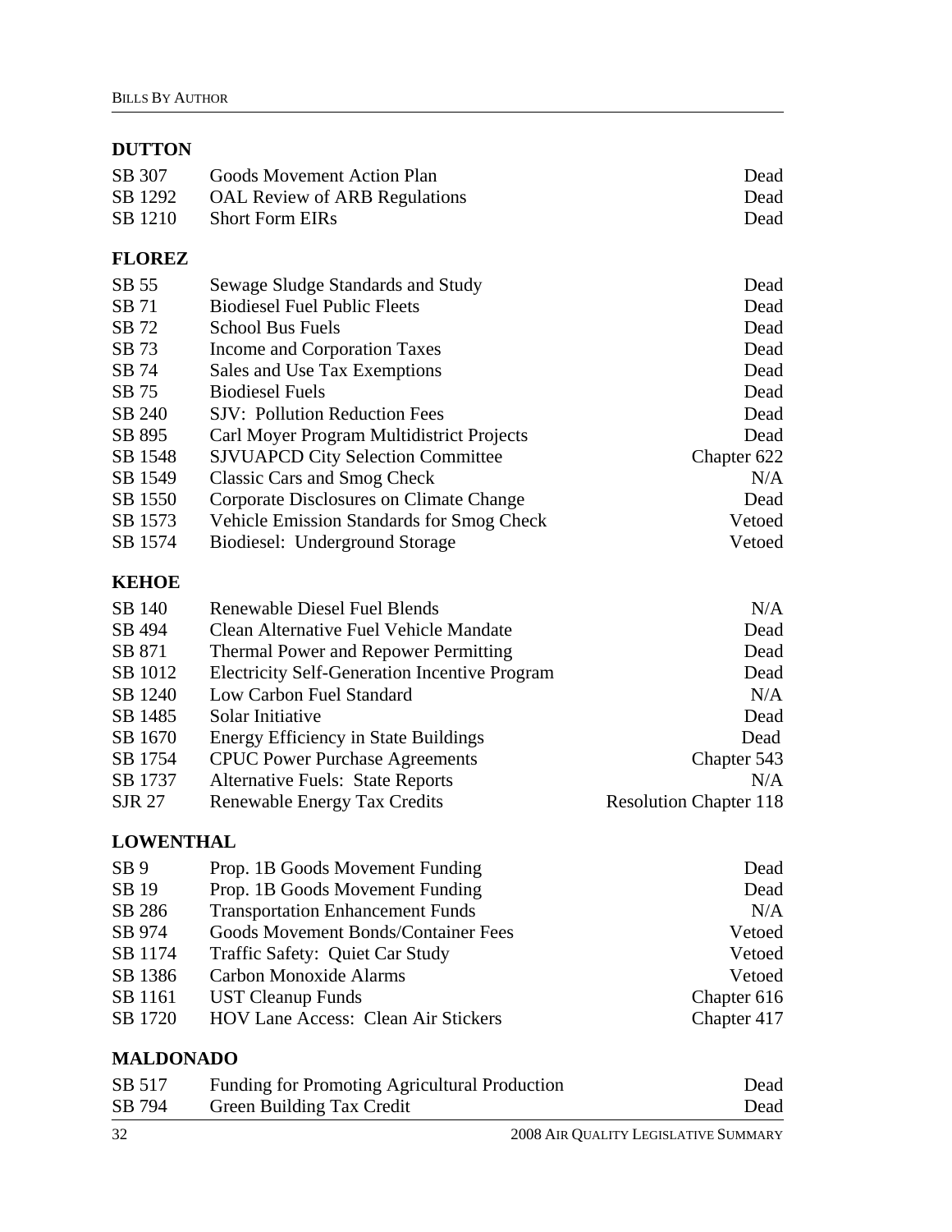## DUTTON

| | | |
|---|---|---|
| SB 307 | Goods Movement Action Plan | Dead |
| SB 1292 | OAL Review of ARB Regulations | Dead |
| SB 1210 | Short Form EIRs | Dead |

## FLOREZ

| | | |
|---|---|---|
| SB 55 | Sewage Sludge Standards and Study | Dead |
| SB 71 | Biodiesel Fuel Public Fleets | Dead |
| SB 72 | School Bus Fuels | Dead |
| SB 73 | Income and Corporation Taxes | Dead |
| SB 74 | Sales and Use Tax Exemptions | Dead |
| SB 75 | Biodiesel Fuels | Dead |
| SB 240 | SJV: Pollution Reduction Fees | Dead |
| SB 895 | Carl Moyer Program Multidistrict Projects | Dead |
| SB 1548 | SJVUAPCD City Selection Committee | Chapter 622 |
| SB 1549 | Classic Cars and Smog Check | N/A |
| SB 1550 | Corporate Disclosures on Climate Change | Dead |
| SB 1573 | Vehicle Emission Standards for Smog Check | Vetoed |
| SB 1574 | Biodiesel: Underground Storage | Vetoed |

## KEHOE

| | | |
|---|---|---|
| SB 140 | Renewable Diesel Fuel Blends | N/A |
| SB 494 | Clean Alternative Fuel Vehicle Mandate | Dead |
| SB 871 | Thermal Power and Repower Permitting | Dead |
| SB 1012 | Electricity Self-Generation Incentive Program | Dead |
| SB 1240 | Low Carbon Fuel Standard | N/A |
| SB 1485 | Solar Initiative | Dead |
| SB 1670 | Energy Efficiency in State Buildings | Dead |
| SB 1754 | CPUC Power Purchase Agreements | Chapter 543 |
| SB 1737 | Alternative Fuels: State Reports | N/A |
| SJR 27 | Renewable Energy Tax Credits | Resolution Chapter 118 |

## LOWENTHAL

| | | |
|---|---|---|
| SB 9 | Prop. 1B Goods Movement Funding | Dead |
| SB 19 | Prop. 1B Goods Movement Funding | Dead |
| SB 286 | Transportation Enhancement Funds | N/A |
| SB 974 | Goods Movement Bonds/Container Fees | Vetoed |
| SB 1174 | Traffic Safety: Quiet Car Study | Vetoed |
| SB 1386 | Carbon Monoxide Alarms | Vetoed |
| SB 1161 | UST Cleanup Funds | Chapter 616 |
| SB 1720 | HOV Lane Access: Clean Air Stickers | Chapter 417 |

## MALDONADO

| | | |
|---|---|---|
| SB 517 | Funding for Promoting Agricultural Production | Dead |
| SB 794 | Green Building Tax Credit | Dead |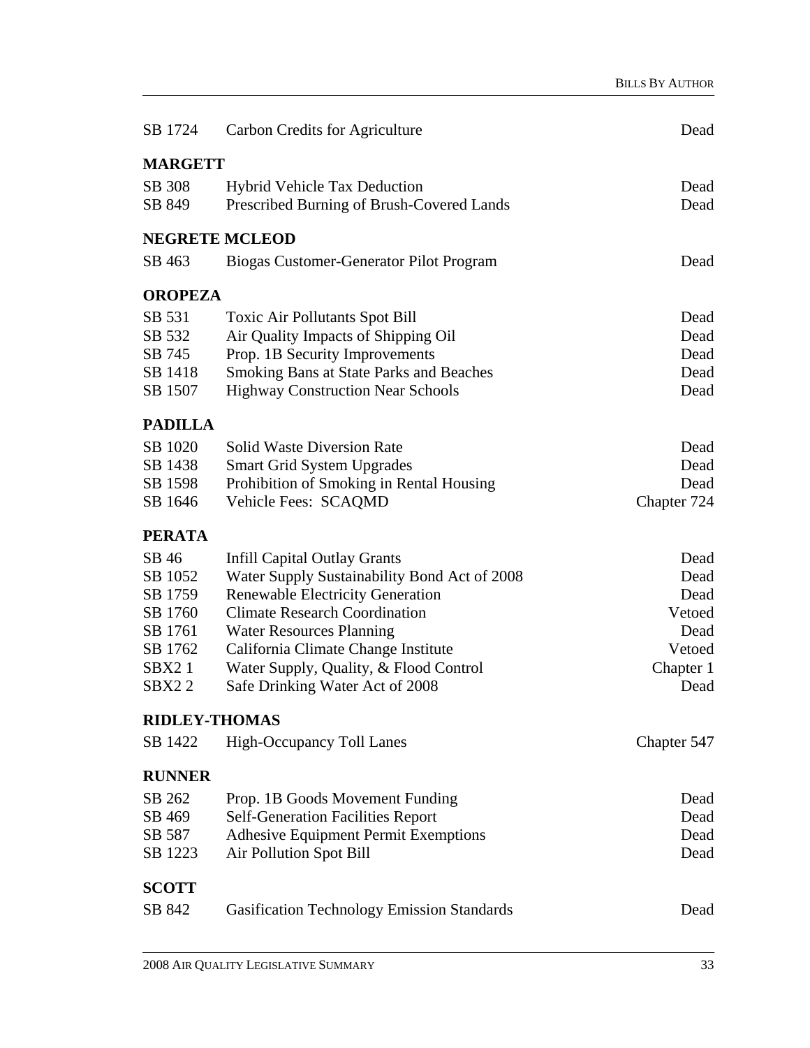| | | |
|---|---|---|
| SB 1724 | Carbon Credits for Agriculture | Dead |

**MARGETT**

| | | |
|---|---|---|
| SB 308 | Hybrid Vehicle Tax Deduction | Dead |
| SB 849 | Prescribed Burning of Brush-Covered Lands | Dead |

**NEGRETE MCLEOD**

| | | |
|---|---|---|
| SB 463 | Biogas Customer-Generator Pilot Program | Dead |

**OROPEZA**

| | | |
|---|---|---|
| SB 531 | Toxic Air Pollutants Spot Bill | Dead |
| SB 532 | Air Quality Impacts of Shipping Oil | Dead |
| SB 745 | Prop. 1B Security Improvements | Dead |
| SB 1418 | Smoking Bans at State Parks and Beaches | Dead |
| SB 1507 | Highway Construction Near Schools | Dead |

**PADILLA**

| | | |
|---|---|---|
| SB 1020 | Solid Waste Diversion Rate | Dead |
| SB 1438 | Smart Grid System Upgrades | Dead |
| SB 1598 | Prohibition of Smoking in Rental Housing | Dead |
| SB 1646 | Vehicle Fees: SCAQMD | Chapter 724 |

**PERATA**

| | | |
|---|---|---|
| SB 46 | Infill Capital Outlay Grants | Dead |
| SB 1052 | Water Supply Sustainability Bond Act of 2008 | Dead |
| SB 1759 | Renewable Electricity Generation | Dead |
| SB 1760 | Climate Research Coordination | Vetoed |
| SB 1761 | Water Resources Planning | Dead |
| SB 1762 | California Climate Change Institute | Vetoed |
| SBX2 1 | Water Supply, Quality, & Flood Control | Chapter 1 |
| SBX2 2 | Safe Drinking Water Act of 2008 | Dead |

**RIDLEY-THOMAS**

| | | |
|---|---|---|
| SB 1422 | High-Occupancy Toll Lanes | Chapter 547 |

**RUNNER**

| | | |
|---|---|---|
| SB 262 | Prop. 1B Goods Movement Funding | Dead |
| SB 469 | Self-Generation Facilities Report | Dead |
| SB 587 | Adhesive Equipment Permit Exemptions | Dead |
| SB 1223 | Air Pollution Spot Bill | Dead |

**SCOTT**

| | | |
|---|---|---|
| SB 842 | Gasification Technology Emission Standards | Dead |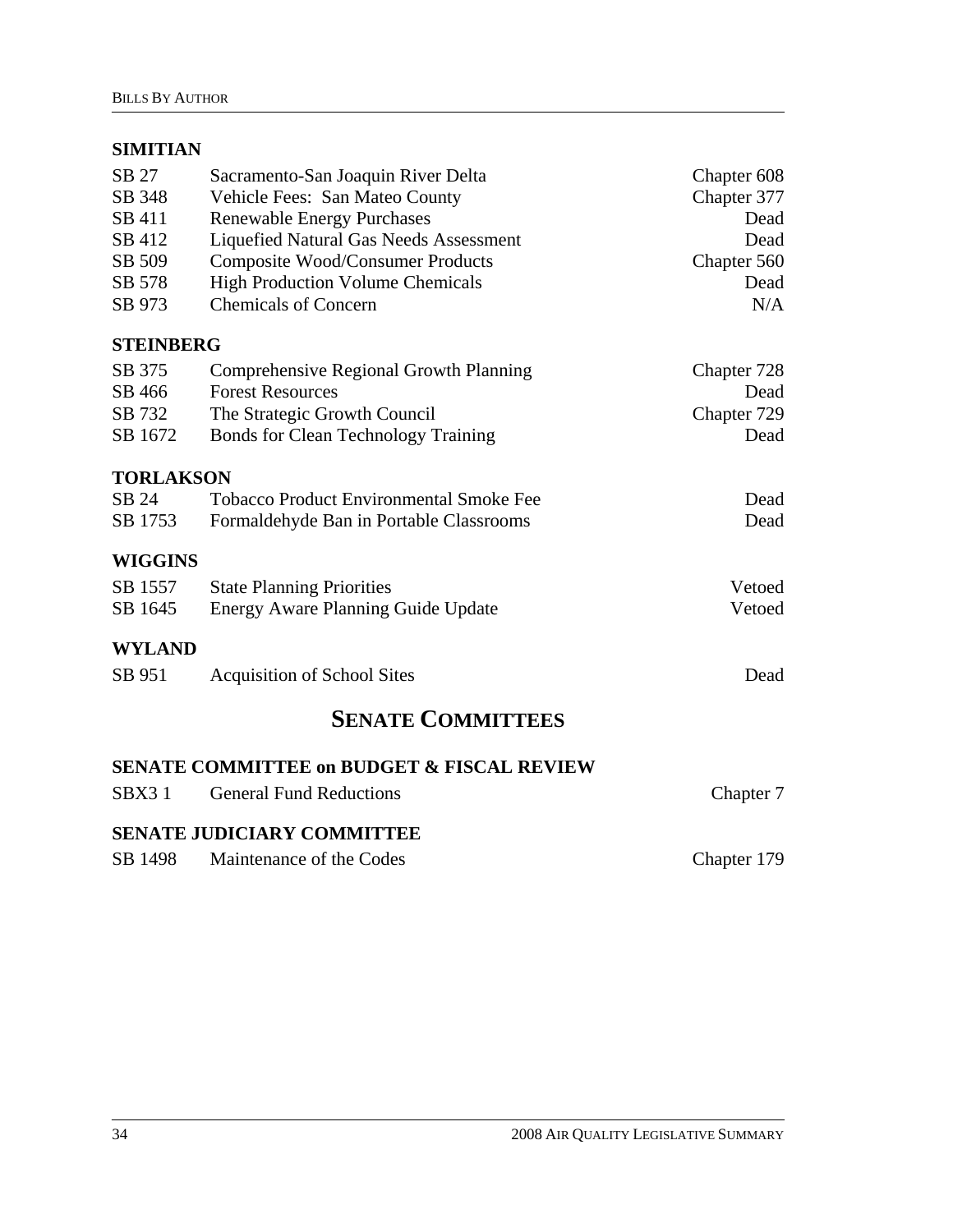### SIMITIAN

| | | |
|---|---|---|
| SB 27 | Sacramento-San Joaquin River Delta | Chapter 608 |
| SB 348 | Vehicle Fees: San Mateo County | Chapter 377 |
| SB 411 | Renewable Energy Purchases | Dead |
| SB 412 | Liquefied Natural Gas Needs Assessment | Dead |
| SB 509 | Composite Wood/Consumer Products | Chapter 560 |
| SB 578 | High Production Volume Chemicals | Dead |
| SB 973 | Chemicals of Concern | N/A |

### STEINBERG

| | | |
|---|---|---|
| SB 375 | Comprehensive Regional Growth Planning | Chapter 728 |
| SB 466 | Forest Resources | Dead |
| SB 732 | The Strategic Growth Council | Chapter 729 |
| SB 1672 | Bonds for Clean Technology Training | Dead |

### TORLAKSON

| | | |
|---|---|---|
| SB 24 | Tobacco Product Environmental Smoke Fee | Dead |
| SB 1753 | Formaldehyde Ban in Portable Classrooms | Dead |

### WIGGINS

| | | |
|---|---|---|
| SB 1557 | State Planning Priorities | Vetoed |
| SB 1645 | Energy Aware Planning Guide Update | Vetoed |

### WYLAND

| | | |
|---|---|---|
| SB 951 | Acquisition of School Sites | Dead |

## SENATE COMMITTEES

### SENATE COMMITTEE on BUDGET & FISCAL REVIEW

| | | |
|---|---|---|
| SBX3 1 | General Fund Reductions | Chapter 7 |

### SENATE JUDICIARY COMMITTEE

| | | |
|---|---|---|
| SB 1498 | Maintenance of the Codes | Chapter 179 |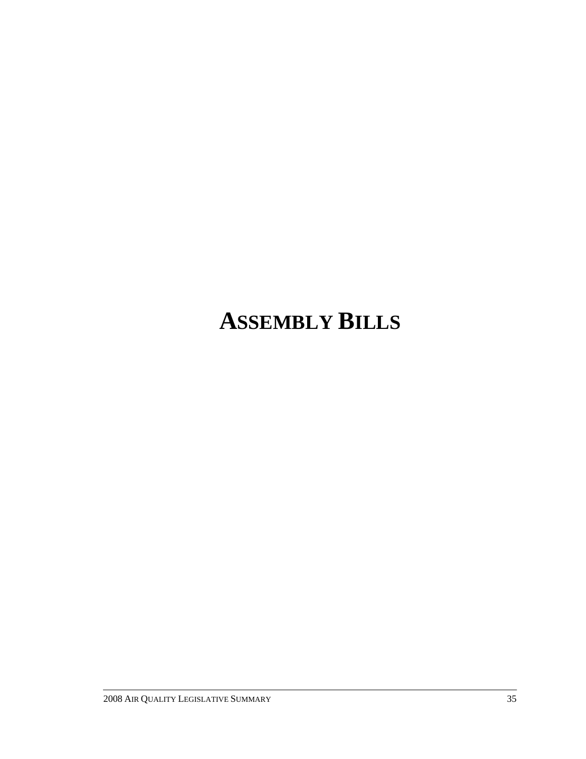# ASSEMBLY BILLS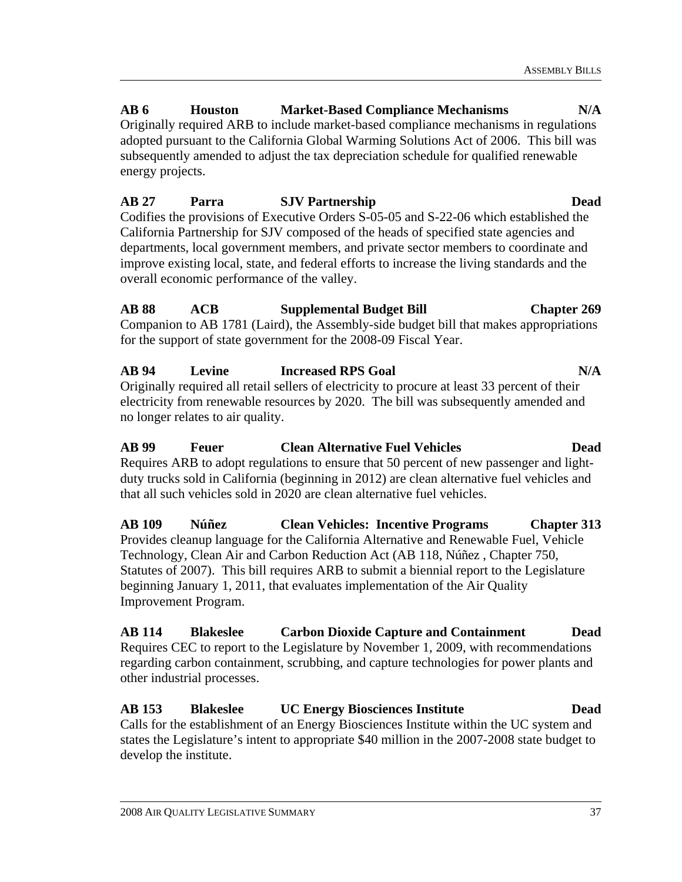**AB 6 Houston Market-Based Compliance Mechanisms N/A**

Originally required ARB to include market-based compliance mechanisms in regulations adopted pursuant to the California Global Warming Solutions Act of 2006. This bill was subsequently amended to adjust the tax depreciation schedule for qualified renewable energy projects.

**AB 27 Parra SJV Partnership Dead**

Codifies the provisions of Executive Orders S-05-05 and S-22-06 which established the California Partnership for SJV composed of the heads of specified state agencies and departments, local government members, and private sector members to coordinate and improve existing local, state, and federal efforts to increase the living standards and the overall economic performance of the valley.

**AB 88 ACB Supplemental Budget Bill Chapter 269**

Companion to AB 1781 (Laird), the Assembly-side budget bill that makes appropriations for the support of state government for the 2008-09 Fiscal Year.

**AB 94 Levine Increased RPS Goal N/A**

Originally required all retail sellers of electricity to procure at least 33 percent of their electricity from renewable resources by 2020. The bill was subsequently amended and no longer relates to air quality.

**AB 99 Feuer Clean Alternative Fuel Vehicles Dead**

Requires ARB to adopt regulations to ensure that 50 percent of new passenger and light-duty trucks sold in California (beginning in 2012) are clean alternative fuel vehicles and that all such vehicles sold in 2020 are clean alternative fuel vehicles.

**AB 109 Núñez Clean Vehicles: Incentive Programs Chapter 313**

Provides cleanup language for the California Alternative and Renewable Fuel, Vehicle Technology, Clean Air and Carbon Reduction Act (AB 118, Núñez , Chapter 750, Statutes of 2007). This bill requires ARB to submit a biennial report to the Legislature beginning January 1, 2011, that evaluates implementation of the Air Quality Improvement Program.

**AB 114 Blakeslee Carbon Dioxide Capture and Containment Dead**

Requires CEC to report to the Legislature by November 1, 2009, with recommendations regarding carbon containment, scrubbing, and capture technologies for power plants and other industrial processes.

**AB 153 Blakeslee UC Energy Biosciences Institute Dead**

Calls for the establishment of an Energy Biosciences Institute within the UC system and states the Legislature's intent to appropriate $40 million in the 2007-2008 state budget to develop the institute.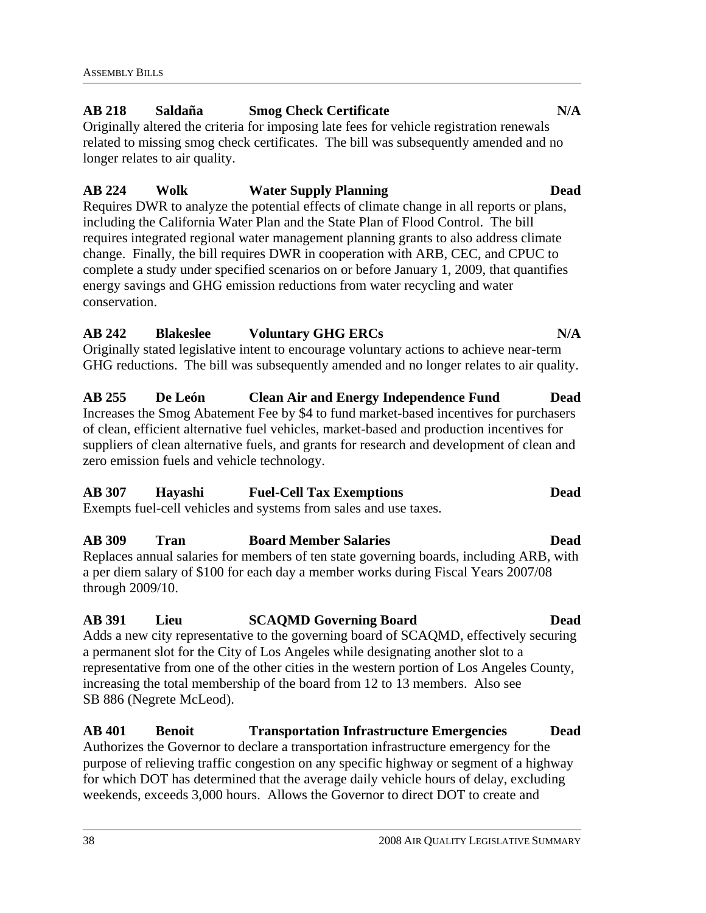**AB 218 Saldaña Smog Check Certificate N/A**

Originally altered the criteria for imposing late fees for vehicle registration renewals related to missing smog check certificates. The bill was subsequently amended and no longer relates to air quality.

**AB 224 Wolk Water Supply Planning Dead**

Requires DWR to analyze the potential effects of climate change in all reports or plans, including the California Water Plan and the State Plan of Flood Control. The bill requires integrated regional water management planning grants to also address climate change. Finally, the bill requires DWR in cooperation with ARB, CEC, and CPUC to complete a study under specified scenarios on or before January 1, 2009, that quantifies energy savings and GHG emission reductions from water recycling and water conservation.

**AB 242 Blakeslee Voluntary GHG ERCs N/A**

Originally stated legislative intent to encourage voluntary actions to achieve near-term GHG reductions. The bill was subsequently amended and no longer relates to air quality.

**AB 255 De León Clean Air and Energy Independence Fund Dead**

Increases the Smog Abatement Fee by $4 to fund market-based incentives for purchasers of clean, efficient alternative fuel vehicles, market-based and production incentives for suppliers of clean alternative fuels, and grants for research and development of clean and zero emission fuels and vehicle technology.

**AB 307 Hayashi Fuel-Cell Tax Exemptions Dead**

Exempts fuel-cell vehicles and systems from sales and use taxes.

**AB 309 Tran Board Member Salaries Dead**

Replaces annual salaries for members of ten state governing boards, including ARB, with a per diem salary of $100 for each day a member works during Fiscal Years 2007/08 through 2009/10.

**AB 391 Lieu SCAQMD Governing Board Dead**

Adds a new city representative to the governing board of SCAQMD, effectively securing a permanent slot for the City of Los Angeles while designating another slot to a representative from one of the other cities in the western portion of Los Angeles County, increasing the total membership of the board from 12 to 13 members. Also see SB 886 (Negrete McLeod).

**AB 401 Benoit Transportation Infrastructure Emergencies Dead**

Authorizes the Governor to declare a transportation infrastructure emergency for the purpose of relieving traffic congestion on any specific highway or segment of a highway for which DOT has determined that the average daily vehicle hours of delay, excluding weekends, exceeds 3,000 hours. Allows the Governor to direct DOT to create and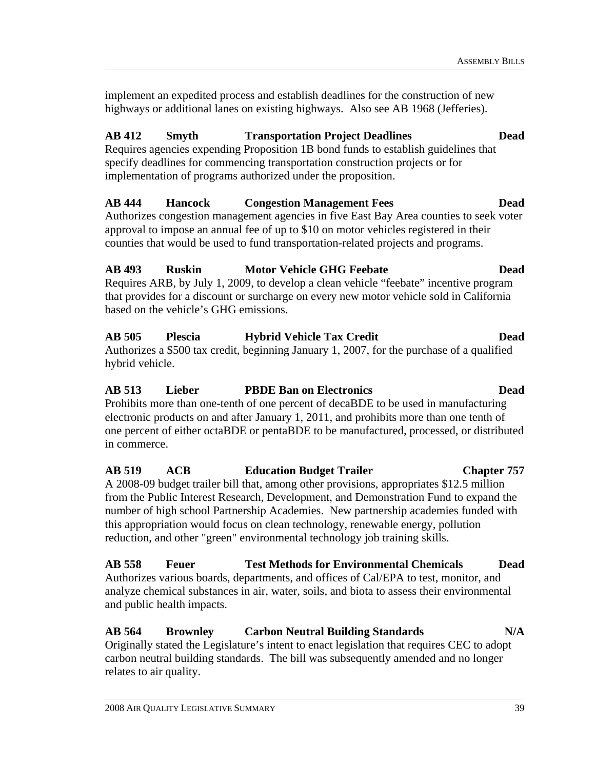implement an expedited process and establish deadlines for the construction of new highways or additional lanes on existing highways. Also see AB 1968 (Jefferies).

**AB 412 Smyth Transportation Project Deadlines Dead**

Requires agencies expending Proposition 1B bond funds to establish guidelines that specify deadlines for commencing transportation construction projects or for implementation of programs authorized under the proposition.

**AB 444 Hancock Congestion Management Fees Dead**

Authorizes congestion management agencies in five East Bay Area counties to seek voter approval to impose an annual fee of up to $10 on motor vehicles registered in their counties that would be used to fund transportation-related projects and programs.

**AB 493 Ruskin Motor Vehicle GHG Feebate Dead**

Requires ARB, by July 1, 2009, to develop a clean vehicle "feebate" incentive program that provides for a discount or surcharge on every new motor vehicle sold in California based on the vehicle's GHG emissions.

**AB 505 Plescia Hybrid Vehicle Tax Credit Dead**

Authorizes a $500 tax credit, beginning January 1, 2007, for the purchase of a qualified hybrid vehicle.

**AB 513 Lieber PBDE Ban on Electronics Dead**

Prohibits more than one-tenth of one percent of decaBDE to be used in manufacturing electronic products on and after January 1, 2011, and prohibits more than one tenth of one percent of either octaBDE or pentaBDE to be manufactured, processed, or distributed in commerce.

**AB 519 ACB Education Budget Trailer Chapter 757**

A 2008-09 budget trailer bill that, among other provisions, appropriates $12.5 million from the Public Interest Research, Development, and Demonstration Fund to expand the number of high school Partnership Academies. New partnership academies funded with this appropriation would focus on clean technology, renewable energy, pollution reduction, and other "green" environmental technology job training skills.

**AB 558 Feuer Test Methods for Environmental Chemicals Dead**

Authorizes various boards, departments, and offices of Cal/EPA to test, monitor, and analyze chemical substances in air, water, soils, and biota to assess their environmental and public health impacts.

**AB 564 Brownley Carbon Neutral Building Standards N/A**

Originally stated the Legislature's intent to enact legislation that requires CEC to adopt carbon neutral building standards. The bill was subsequently amended and no longer relates to air quality.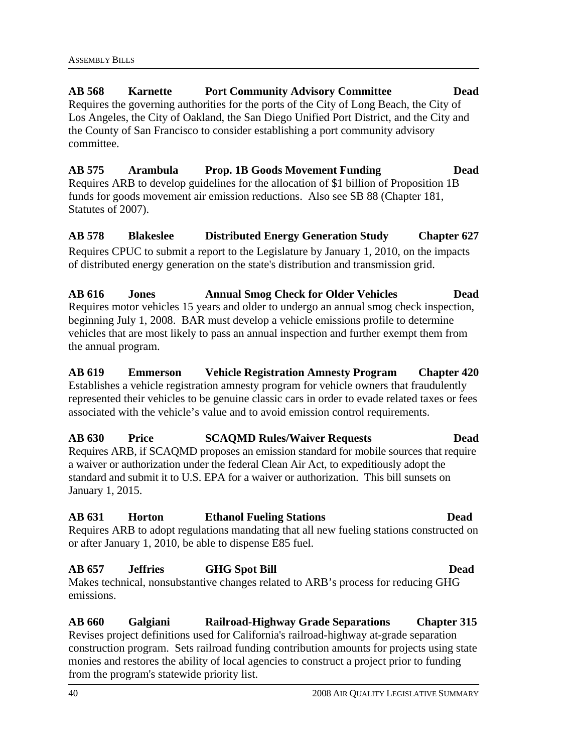**AB 568 Karnette Port Community Advisory Committee Dead**

Requires the governing authorities for the ports of the City of Long Beach, the City of Los Angeles, the City of Oakland, the San Diego Unified Port District, and the City and the County of San Francisco to consider establishing a port community advisory committee.

**AB 575 Arambula Prop. 1B Goods Movement Funding Dead**

Requires ARB to develop guidelines for the allocation of $1 billion of Proposition 1B funds for goods movement air emission reductions. Also see SB 88 (Chapter 181, Statutes of 2007).

**AB 578 Blakeslee Distributed Energy Generation Study Chapter 627**

Requires CPUC to submit a report to the Legislature by January 1, 2010, on the impacts of distributed energy generation on the state's distribution and transmission grid.

**AB 616 Jones Annual Smog Check for Older Vehicles Dead**

Requires motor vehicles 15 years and older to undergo an annual smog check inspection, beginning July 1, 2008. BAR must develop a vehicle emissions profile to determine vehicles that are most likely to pass an annual inspection and further exempt them from the annual program.

**AB 619 Emmerson Vehicle Registration Amnesty Program Chapter 420**

Establishes a vehicle registration amnesty program for vehicle owners that fraudulently represented their vehicles to be genuine classic cars in order to evade related taxes or fees associated with the vehicle's value and to avoid emission control requirements.

**AB 630 Price SCAQMD Rules/Waiver Requests Dead**

Requires ARB, if SCAQMD proposes an emission standard for mobile sources that require a waiver or authorization under the federal Clean Air Act, to expeditiously adopt the standard and submit it to U.S. EPA for a waiver or authorization. This bill sunsets on January 1, 2015.

**AB 631 Horton Ethanol Fueling Stations Dead**

Requires ARB to adopt regulations mandating that all new fueling stations constructed on or after January 1, 2010, be able to dispense E85 fuel.

**AB 657 Jeffries GHG Spot Bill Dead**

Makes technical, nonsubstantive changes related to ARB's process for reducing GHG emissions.

**AB 660 Galgiani Railroad-Highway Grade Separations Chapter 315**

Revises project definitions used for California's railroad-highway at-grade separation construction program. Sets railroad funding contribution amounts for projects using state monies and restores the ability of local agencies to construct a project prior to funding from the program's statewide priority list.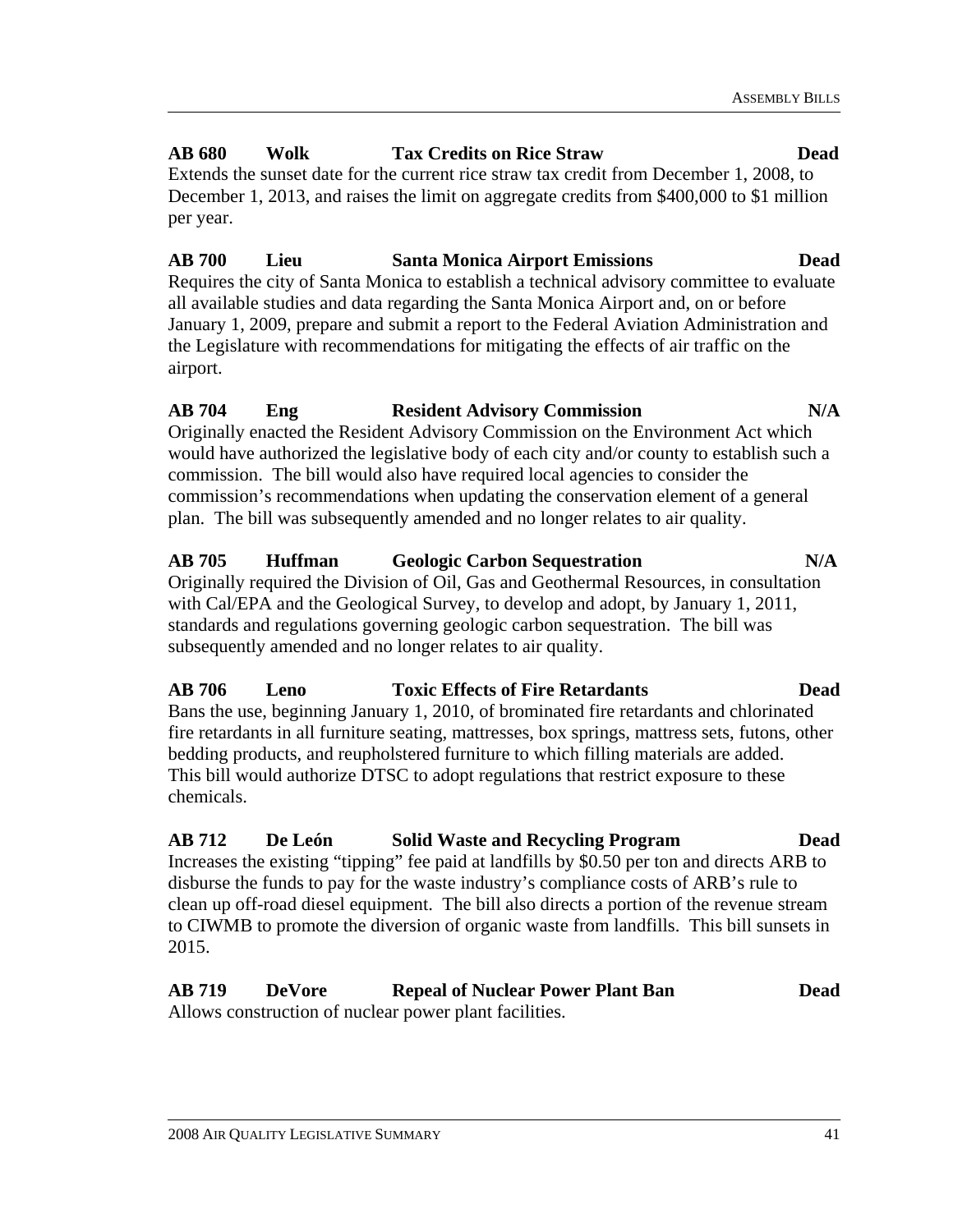**AB 680 Wolk Tax Credits on Rice Straw Dead**

Extends the sunset date for the current rice straw tax credit from December 1, 2008, to December 1, 2013, and raises the limit on aggregate credits from $400,000 to $1 million per year.

**AB 700 Lieu Santa Monica Airport Emissions Dead**

Requires the city of Santa Monica to establish a technical advisory committee to evaluate all available studies and data regarding the Santa Monica Airport and, on or before January 1, 2009, prepare and submit a report to the Federal Aviation Administration and the Legislature with recommendations for mitigating the effects of air traffic on the airport.

**AB 704 Eng Resident Advisory Commission N/A**

Originally enacted the Resident Advisory Commission on the Environment Act which would have authorized the legislative body of each city and/or county to establish such a commission. The bill would also have required local agencies to consider the commission's recommendations when updating the conservation element of a general plan. The bill was subsequently amended and no longer relates to air quality.

**AB 705 Huffman Geologic Carbon Sequestration N/A**

Originally required the Division of Oil, Gas and Geothermal Resources, in consultation with Cal/EPA and the Geological Survey, to develop and adopt, by January 1, 2011, standards and regulations governing geologic carbon sequestration. The bill was subsequently amended and no longer relates to air quality.

**AB 706 Leno Toxic Effects of Fire Retardants Dead**

Bans the use, beginning January 1, 2010, of brominated fire retardants and chlorinated fire retardants in all furniture seating, mattresses, box springs, mattress sets, futons, other bedding products, and reupholstered furniture to which filling materials are added. This bill would authorize DTSC to adopt regulations that restrict exposure to these chemicals.

**AB 712 De León Solid Waste and Recycling Program Dead**

Increases the existing "tipping" fee paid at landfills by $0.50 per ton and directs ARB to disburse the funds to pay for the waste industry's compliance costs of ARB's rule to clean up off-road diesel equipment. The bill also directs a portion of the revenue stream to CIWMB to promote the diversion of organic waste from landfills. This bill sunsets in 2015.

**AB 719 DeVore Repeal of Nuclear Power Plant Ban Dead**

Allows construction of nuclear power plant facilities.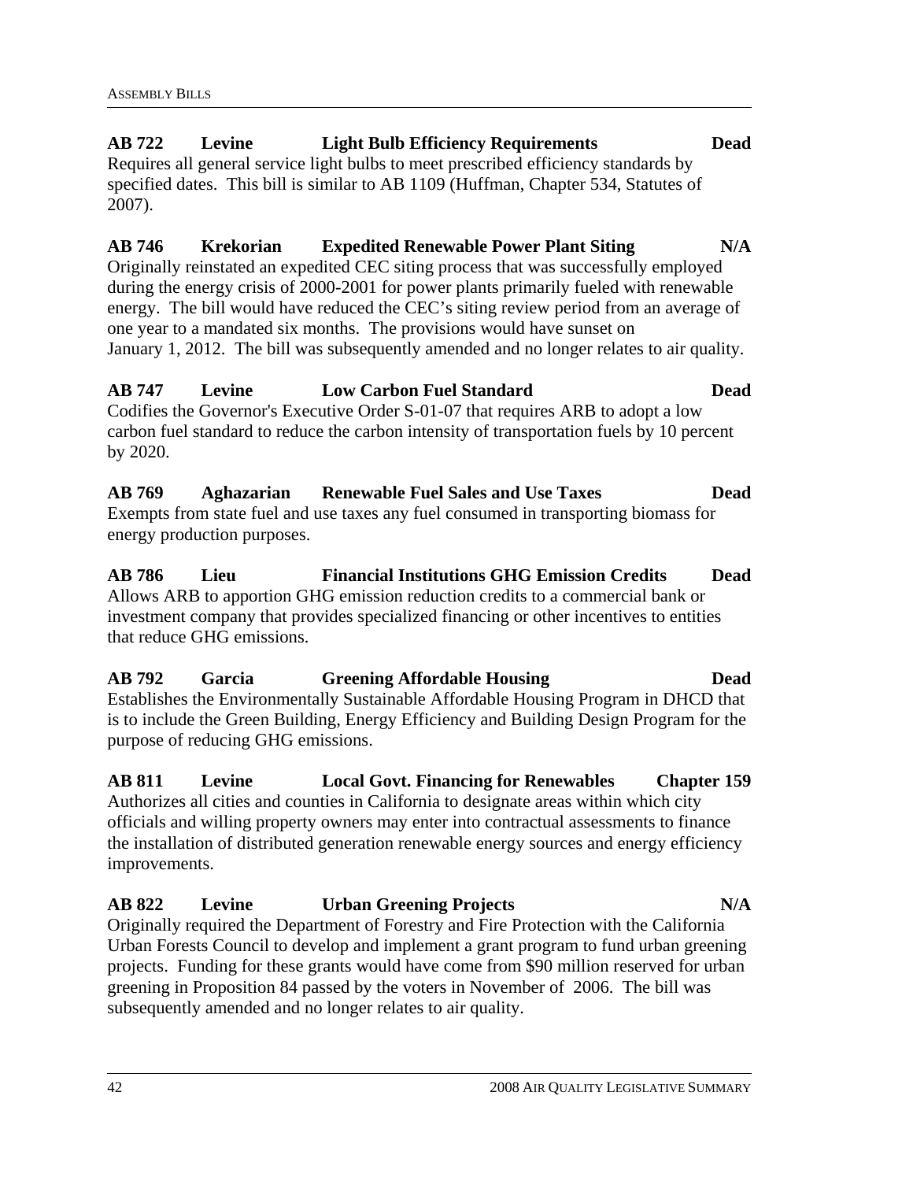**AB 722 Levine Light Bulb Efficiency Requirements Dead**
Requires all general service light bulbs to meet prescribed efficiency standards by specified dates. This bill is similar to AB 1109 (Huffman, Chapter 534, Statutes of 2007).

**AB 746 Krekorian Expedited Renewable Power Plant Siting N/A**
Originally reinstated an expedited CEC siting process that was successfully employed during the energy crisis of 2000-2001 for power plants primarily fueled with renewable energy. The bill would have reduced the CEC's siting review period from an average of one year to a mandated six months. The provisions would have sunset on January 1, 2012. The bill was subsequently amended and no longer relates to air quality.

**AB 747 Levine Low Carbon Fuel Standard Dead**
Codifies the Governor's Executive Order S-01-07 that requires ARB to adopt a low carbon fuel standard to reduce the carbon intensity of transportation fuels by 10 percent by 2020.

**AB 769 Aghazarian Renewable Fuel Sales and Use Taxes Dead**
Exempts from state fuel and use taxes any fuel consumed in transporting biomass for energy production purposes.

**AB 786 Lieu Financial Institutions GHG Emission Credits Dead**
Allows ARB to apportion GHG emission reduction credits to a commercial bank or investment company that provides specialized financing or other incentives to entities that reduce GHG emissions.

**AB 792 Garcia Greening Affordable Housing Dead**
Establishes the Environmentally Sustainable Affordable Housing Program in DHCD that is to include the Green Building, Energy Efficiency and Building Design Program for the purpose of reducing GHG emissions.

**AB 811 Levine Local Govt. Financing for Renewables Chapter 159**
Authorizes all cities and counties in California to designate areas within which city officials and willing property owners may enter into contractual assessments to finance the installation of distributed generation renewable energy sources and energy efficiency improvements.

**AB 822 Levine Urban Greening Projects N/A**
Originally required the Department of Forestry and Fire Protection with the California Urban Forests Council to develop and implement a grant program to fund urban greening projects. Funding for these grants would have come from $90 million reserved for urban greening in Proposition 84 passed by the voters in November of 2006. The bill was subsequently amended and no longer relates to air quality.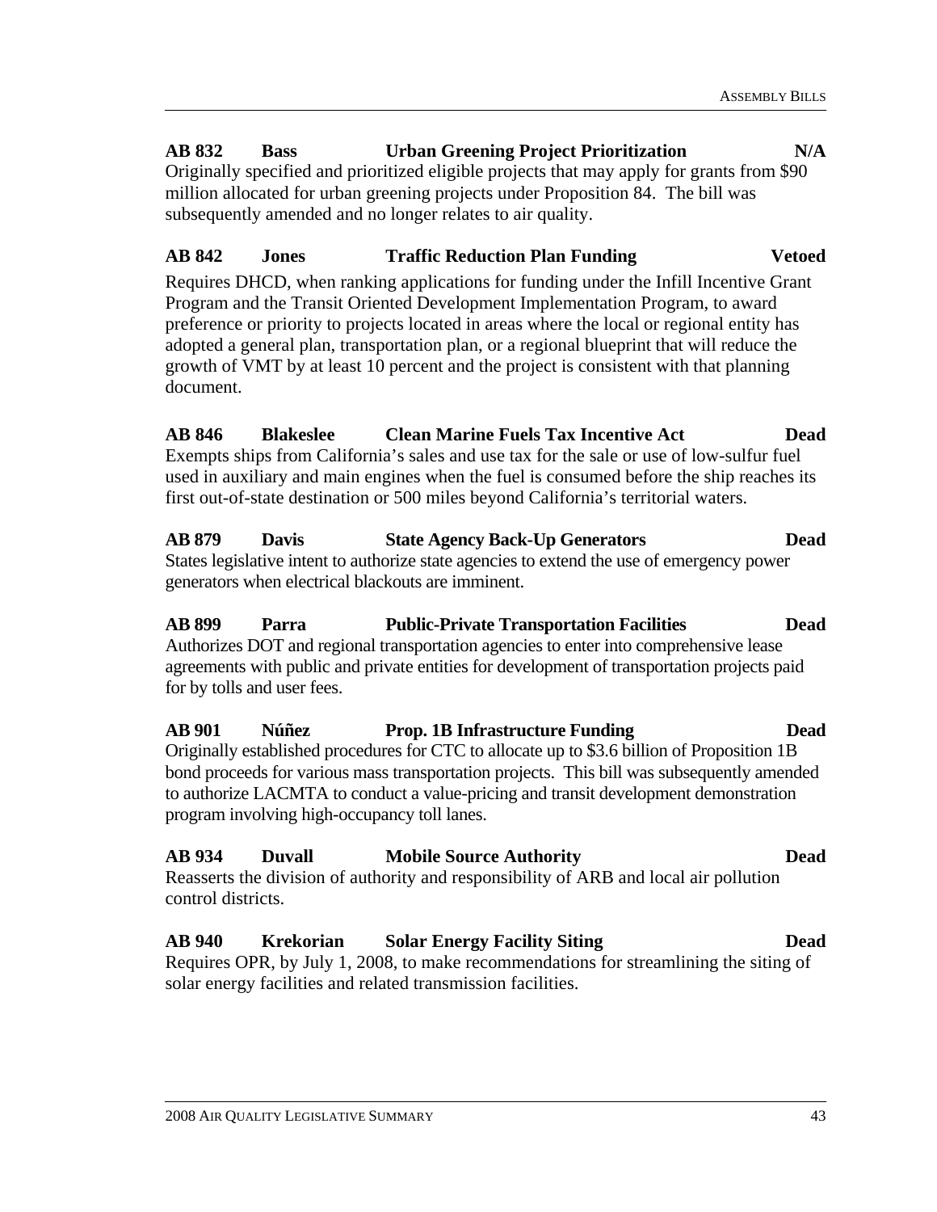**AB 832 Bass Urban Greening Project Prioritization N/A**

Originally specified and prioritized eligible projects that may apply for grants from $90 million allocated for urban greening projects under Proposition 84. The bill was subsequently amended and no longer relates to air quality.

**AB 842 Jones Traffic Reduction Plan Funding Vetoed**

Requires DHCD, when ranking applications for funding under the Infill Incentive Grant Program and the Transit Oriented Development Implementation Program, to award preference or priority to projects located in areas where the local or regional entity has adopted a general plan, transportation plan, or a regional blueprint that will reduce the growth of VMT by at least 10 percent and the project is consistent with that planning document.

**AB 846 Blakeslee Clean Marine Fuels Tax Incentive Act Dead**

Exempts ships from California's sales and use tax for the sale or use of low-sulfur fuel used in auxiliary and main engines when the fuel is consumed before the ship reaches its first out-of-state destination or 500 miles beyond California's territorial waters.

**AB 879 Davis State Agency Back-Up Generators Dead**

States legislative intent to authorize state agencies to extend the use of emergency power generators when electrical blackouts are imminent.

**AB 899 Parra Public-Private Transportation Facilities Dead**

Authorizes DOT and regional transportation agencies to enter into comprehensive lease agreements with public and private entities for development of transportation projects paid for by tolls and user fees.

**AB 901 Núñez Prop. 1B Infrastructure Funding Dead**

Originally established procedures for CTC to allocate up to $3.6 billion of Proposition 1B bond proceeds for various mass transportation projects. This bill was subsequently amended to authorize LACMTA to conduct a value-pricing and transit development demonstration program involving high-occupancy toll lanes.

**AB 934 Duvall Mobile Source Authority Dead**

Reasserts the division of authority and responsibility of ARB and local air pollution control districts.

**AB 940 Krekorian Solar Energy Facility Siting Dead**

Requires OPR, by July 1, 2008, to make recommendations for streamlining the siting of solar energy facilities and related transmission facilities.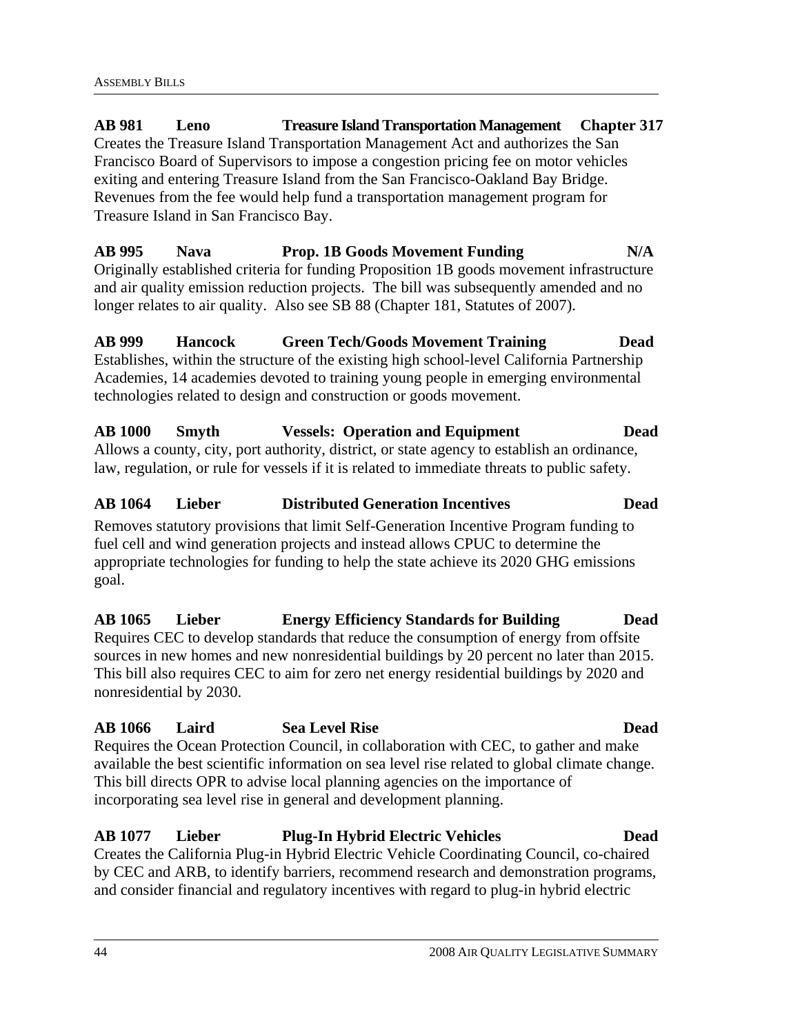**AB 981 Leno Treasure Island Transportation Management Chapter 317**

Creates the Treasure Island Transportation Management Act and authorizes the San Francisco Board of Supervisors to impose a congestion pricing fee on motor vehicles exiting and entering Treasure Island from the San Francisco-Oakland Bay Bridge. Revenues from the fee would help fund a transportation management program for Treasure Island in San Francisco Bay.

**AB 995 Nava Prop. 1B Goods Movement Funding N/A**

Originally established criteria for funding Proposition 1B goods movement infrastructure and air quality emission reduction projects. The bill was subsequently amended and no longer relates to air quality. Also see SB 88 (Chapter 181, Statutes of 2007).

**AB 999 Hancock Green Tech/Goods Movement Training Dead**

Establishes, within the structure of the existing high school-level California Partnership Academies, 14 academies devoted to training young people in emerging environmental technologies related to design and construction or goods movement.

**AB 1000 Smyth Vessels: Operation and Equipment Dead**

Allows a county, city, port authority, district, or state agency to establish an ordinance, law, regulation, or rule for vessels if it is related to immediate threats to public safety.

**AB 1064 Lieber Distributed Generation Incentives Dead**

Removes statutory provisions that limit Self-Generation Incentive Program funding to fuel cell and wind generation projects and instead allows CPUC to determine the appropriate technologies for funding to help the state achieve its 2020 GHG emissions goal.

**AB 1065 Lieber Energy Efficiency Standards for Building Dead**

Requires CEC to develop standards that reduce the consumption of energy from offsite sources in new homes and new nonresidential buildings by 20 percent no later than 2015. This bill also requires CEC to aim for zero net energy residential buildings by 2020 and nonresidential by 2030.

**AB 1066 Laird Sea Level Rise Dead**

Requires the Ocean Protection Council, in collaboration with CEC, to gather and make available the best scientific information on sea level rise related to global climate change. This bill directs OPR to advise local planning agencies on the importance of incorporating sea level rise in general and development planning.

**AB 1077 Lieber Plug-In Hybrid Electric Vehicles Dead**

Creates the California Plug-in Hybrid Electric Vehicle Coordinating Council, co-chaired by CEC and ARB, to identify barriers, recommend research and demonstration programs, and consider financial and regulatory incentives with regard to plug-in hybrid electric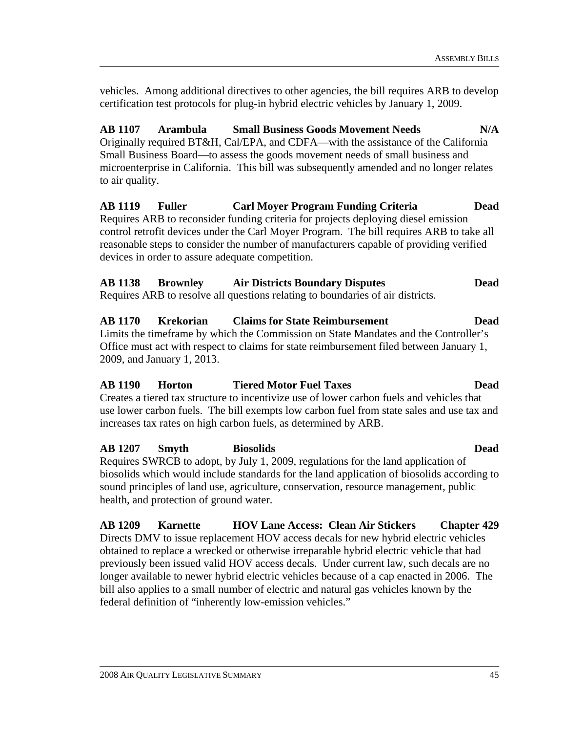vehicles. Among additional directives to other agencies, the bill requires ARB to develop certification test protocols for plug-in hybrid electric vehicles by January 1, 2009.

**AB 1107 Arambula Small Business Goods Movement Needs N/A**

Originally required BT&H, Cal/EPA, and CDFA—with the assistance of the California Small Business Board—to assess the goods movement needs of small business and microenterprise in California. This bill was subsequently amended and no longer relates to air quality.

**AB 1119 Fuller Carl Moyer Program Funding Criteria Dead**

Requires ARB to reconsider funding criteria for projects deploying diesel emission control retrofit devices under the Carl Moyer Program. The bill requires ARB to take all reasonable steps to consider the number of manufacturers capable of providing verified devices in order to assure adequate competition.

**AB 1138 Brownley Air Districts Boundary Disputes Dead**

Requires ARB to resolve all questions relating to boundaries of air districts.

**AB 1170 Krekorian Claims for State Reimbursement Dead**

Limits the timeframe by which the Commission on State Mandates and the Controller's Office must act with respect to claims for state reimbursement filed between January 1, 2009, and January 1, 2013.

**AB 1190 Horton Tiered Motor Fuel Taxes Dead**

Creates a tiered tax structure to incentivize use of lower carbon fuels and vehicles that use lower carbon fuels. The bill exempts low carbon fuel from state sales and use tax and increases tax rates on high carbon fuels, as determined by ARB.

**AB 1207 Smyth Biosolids Dead**

Requires SWRCB to adopt, by July 1, 2009, regulations for the land application of biosolids which would include standards for the land application of biosolids according to sound principles of land use, agriculture, conservation, resource management, public health, and protection of ground water.

**AB 1209 Karnette HOV Lane Access: Clean Air Stickers Chapter 429**

Directs DMV to issue replacement HOV access decals for new hybrid electric vehicles obtained to replace a wrecked or otherwise irreparable hybrid electric vehicle that had previously been issued valid HOV access decals. Under current law, such decals are no longer available to newer hybrid electric vehicles because of a cap enacted in 2006. The bill also applies to a small number of electric and natural gas vehicles known by the federal definition of "inherently low-emission vehicles."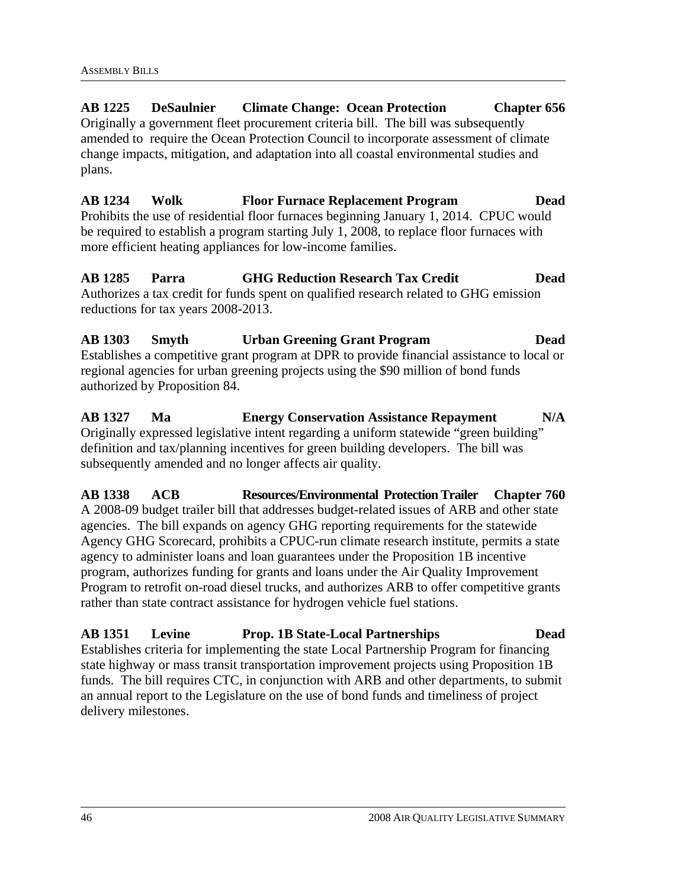**AB 1225 DeSaulnier Climate Change: Ocean Protection Chapter 656**
Originally a government fleet procurement criteria bill. The bill was subsequently amended to require the Ocean Protection Council to incorporate assessment of climate change impacts, mitigation, and adaptation into all coastal environmental studies and plans.

**AB 1234 Wolk Floor Furnace Replacement Program Dead**
Prohibits the use of residential floor furnaces beginning January 1, 2014. CPUC would be required to establish a program starting July 1, 2008, to replace floor furnaces with more efficient heating appliances for low-income families.

**AB 1285 Parra GHG Reduction Research Tax Credit Dead**
Authorizes a tax credit for funds spent on qualified research related to GHG emission reductions for tax years 2008-2013.

**AB 1303 Smyth Urban Greening Grant Program Dead**
Establishes a competitive grant program at DPR to provide financial assistance to local or regional agencies for urban greening projects using the $90 million of bond funds authorized by Proposition 84.

**AB 1327 Ma Energy Conservation Assistance Repayment N/A**
Originally expressed legislative intent regarding a uniform statewide "green building" definition and tax/planning incentives for green building developers. The bill was subsequently amended and no longer affects air quality.

**AB 1338 ACB Resources/Environmental Protection Trailer Chapter 760**
A 2008-09 budget trailer bill that addresses budget-related issues of ARB and other state agencies. The bill expands on agency GHG reporting requirements for the statewide Agency GHG Scorecard, prohibits a CPUC-run climate research institute, permits a state agency to administer loans and loan guarantees under the Proposition 1B incentive program, authorizes funding for grants and loans under the Air Quality Improvement Program to retrofit on-road diesel trucks, and authorizes ARB to offer competitive grants rather than state contract assistance for hydrogen vehicle fuel stations.

**AB 1351 Levine Prop. 1B State-Local Partnerships Dead**
Establishes criteria for implementing the state Local Partnership Program for financing state highway or mass transit transportation improvement projects using Proposition 1B funds. The bill requires CTC, in conjunction with ARB and other departments, to submit an annual report to the Legislature on the use of bond funds and timeliness of project delivery milestones.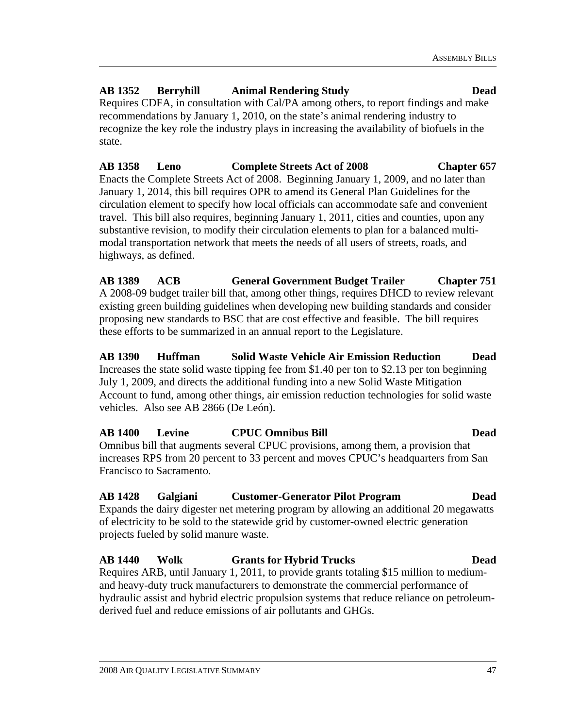**AB 1352 Berryhill Animal Rendering Study Dead**

Requires CDFA, in consultation with Cal/PA among others, to report findings and make recommendations by January 1, 2010, on the state's animal rendering industry to recognize the key role the industry plays in increasing the availability of biofuels in the state.

**AB 1358 Leno Complete Streets Act of 2008 Chapter 657**

Enacts the Complete Streets Act of 2008. Beginning January 1, 2009, and no later than January 1, 2014, this bill requires OPR to amend its General Plan Guidelines for the circulation element to specify how local officials can accommodate safe and convenient travel. This bill also requires, beginning January 1, 2011, cities and counties, upon any substantive revision, to modify their circulation elements to plan for a balanced multi-modal transportation network that meets the needs of all users of streets, roads, and highways, as defined.

**AB 1389 ACB General Government Budget Trailer Chapter 751**

A 2008-09 budget trailer bill that, among other things, requires DHCD to review relevant existing green building guidelines when developing new building standards and consider proposing new standards to BSC that are cost effective and feasible. The bill requires these efforts to be summarized in an annual report to the Legislature.

**AB 1390 Huffman Solid Waste Vehicle Air Emission Reduction Dead**

Increases the state solid waste tipping fee from $1.40 per ton to $2.13 per ton beginning July 1, 2009, and directs the additional funding into a new Solid Waste Mitigation Account to fund, among other things, air emission reduction technologies for solid waste vehicles. Also see AB 2866 (De León).

**AB 1400 Levine CPUC Omnibus Bill Dead**

Omnibus bill that augments several CPUC provisions, among them, a provision that increases RPS from 20 percent to 33 percent and moves CPUC's headquarters from San Francisco to Sacramento.

**AB 1428 Galgiani Customer-Generator Pilot Program Dead**

Expands the dairy digester net metering program by allowing an additional 20 megawatts of electricity to be sold to the statewide grid by customer-owned electric generation projects fueled by solid manure waste.

**AB 1440 Wolk Grants for Hybrid Trucks Dead**

Requires ARB, until January 1, 2011, to provide grants totaling $15 million to medium- and heavy-duty truck manufacturers to demonstrate the commercial performance of hydraulic assist and hybrid electric propulsion systems that reduce reliance on petroleum-derived fuel and reduce emissions of air pollutants and GHGs.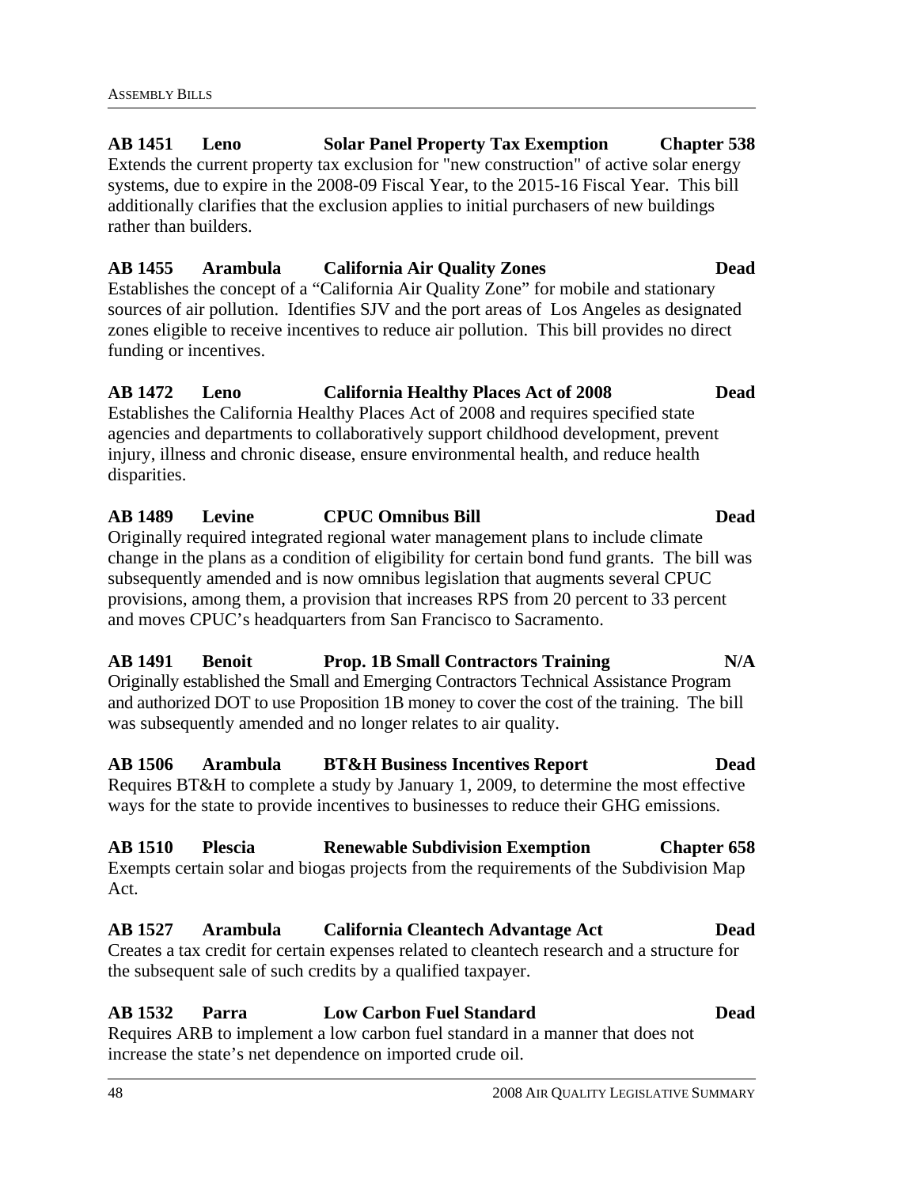**AB 1451 Leno Solar Panel Property Tax Exemption Chapter 538**

Extends the current property tax exclusion for "new construction" of active solar energy systems, due to expire in the 2008-09 Fiscal Year, to the 2015-16 Fiscal Year. This bill additionally clarifies that the exclusion applies to initial purchasers of new buildings rather than builders.

**AB 1455 Arambula California Air Quality Zones Dead**

Establishes the concept of a "California Air Quality Zone" for mobile and stationary sources of air pollution. Identifies SJV and the port areas of Los Angeles as designated zones eligible to receive incentives to reduce air pollution. This bill provides no direct funding or incentives.

**AB 1472 Leno California Healthy Places Act of 2008 Dead**

Establishes the California Healthy Places Act of 2008 and requires specified state agencies and departments to collaboratively support childhood development, prevent injury, illness and chronic disease, ensure environmental health, and reduce health disparities.

**AB 1489 Levine CPUC Omnibus Bill Dead**

Originally required integrated regional water management plans to include climate change in the plans as a condition of eligibility for certain bond fund grants. The bill was subsequently amended and is now omnibus legislation that augments several CPUC provisions, among them, a provision that increases RPS from 20 percent to 33 percent and moves CPUC's headquarters from San Francisco to Sacramento.

**AB 1491 Benoit Prop. 1B Small Contractors Training N/A**

Originally established the Small and Emerging Contractors Technical Assistance Program and authorized DOT to use Proposition 1B money to cover the cost of the training. The bill was subsequently amended and no longer relates to air quality.

**AB 1506 Arambula BT&H Business Incentives Report Dead**

Requires BT&H to complete a study by January 1, 2009, to determine the most effective ways for the state to provide incentives to businesses to reduce their GHG emissions.

**AB 1510 Plescia Renewable Subdivision Exemption Chapter 658**

Exempts certain solar and biogas projects from the requirements of the Subdivision Map Act.

**AB 1527 Arambula California Cleantech Advantage Act Dead**

Creates a tax credit for certain expenses related to cleantech research and a structure for the subsequent sale of such credits by a qualified taxpayer.

**AB 1532 Parra Low Carbon Fuel Standard Dead**

Requires ARB to implement a low carbon fuel standard in a manner that does not increase the state's net dependence on imported crude oil.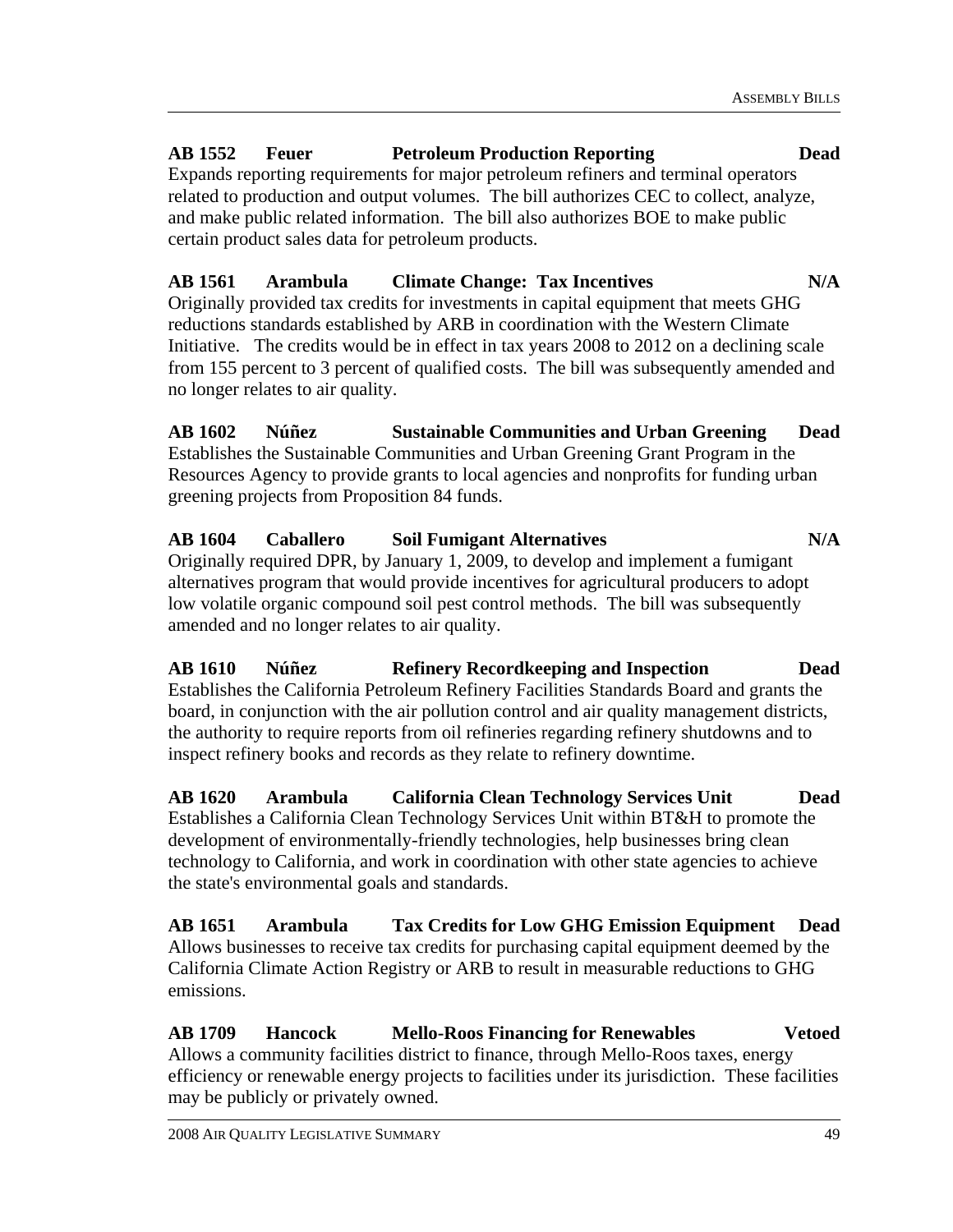**AB 1552 Feuer Petroleum Production Reporting Dead**

Expands reporting requirements for major petroleum refiners and terminal operators related to production and output volumes. The bill authorizes CEC to collect, analyze, and make public related information. The bill also authorizes BOE to make public certain product sales data for petroleum products.

**AB 1561 Arambula Climate Change: Tax Incentives N/A**

Originally provided tax credits for investments in capital equipment that meets GHG reductions standards established by ARB in coordination with the Western Climate Initiative. The credits would be in effect in tax years 2008 to 2012 on a declining scale from 155 percent to 3 percent of qualified costs. The bill was subsequently amended and no longer relates to air quality.

**AB 1602 Núñez Sustainable Communities and Urban Greening Dead**

Establishes the Sustainable Communities and Urban Greening Grant Program in the Resources Agency to provide grants to local agencies and nonprofits for funding urban greening projects from Proposition 84 funds.

**AB 1604 Caballero Soil Fumigant Alternatives N/A**

Originally required DPR, by January 1, 2009, to develop and implement a fumigant alternatives program that would provide incentives for agricultural producers to adopt low volatile organic compound soil pest control methods. The bill was subsequently amended and no longer relates to air quality.

**AB 1610 Núñez Refinery Recordkeeping and Inspection Dead**

Establishes the California Petroleum Refinery Facilities Standards Board and grants the board, in conjunction with the air pollution control and air quality management districts, the authority to require reports from oil refineries regarding refinery shutdowns and to inspect refinery books and records as they relate to refinery downtime.

**AB 1620 Arambula California Clean Technology Services Unit Dead**

Establishes a California Clean Technology Services Unit within BT&H to promote the development of environmentally-friendly technologies, help businesses bring clean technology to California, and work in coordination with other state agencies to achieve the state's environmental goals and standards.

**AB 1651 Arambula Tax Credits for Low GHG Emission Equipment Dead**

Allows businesses to receive tax credits for purchasing capital equipment deemed by the California Climate Action Registry or ARB to result in measurable reductions to GHG emissions.

**AB 1709 Hancock Mello-Roos Financing for Renewables Vetoed**

Allows a community facilities district to finance, through Mello-Roos taxes, energy efficiency or renewable energy projects to facilities under its jurisdiction. These facilities may be publicly or privately owned.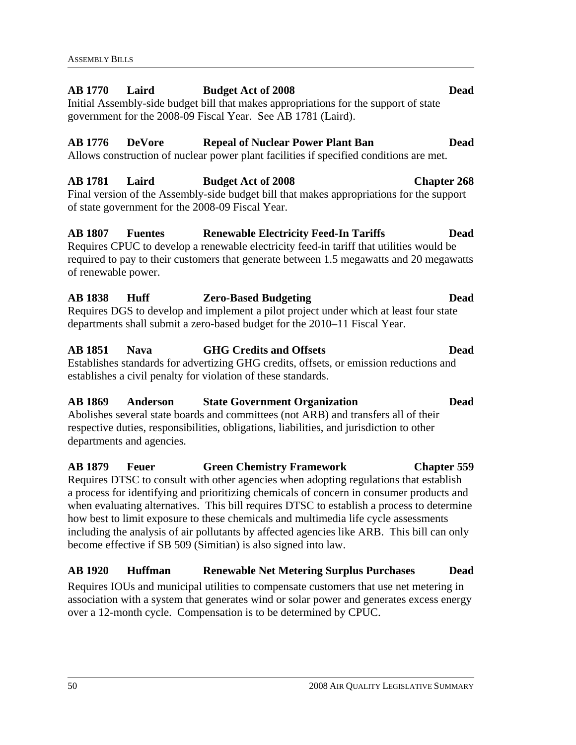**AB 1770 Laird Budget Act of 2008 Dead**

Initial Assembly-side budget bill that makes appropriations for the support of state government for the 2008-09 Fiscal Year. See AB 1781 (Laird).

**AB 1776 DeVore Repeal of Nuclear Power Plant Ban Dead**

Allows construction of nuclear power plant facilities if specified conditions are met.

**AB 1781 Laird Budget Act of 2008 Chapter 268**

Final version of the Assembly-side budget bill that makes appropriations for the support of state government for the 2008-09 Fiscal Year.

**AB 1807 Fuentes Renewable Electricity Feed-In Tariffs Dead**

Requires CPUC to develop a renewable electricity feed-in tariff that utilities would be required to pay to their customers that generate between 1.5 megawatts and 20 megawatts of renewable power.

**AB 1838 Huff Zero-Based Budgeting Dead**

Requires DGS to develop and implement a pilot project under which at least four state departments shall submit a zero-based budget for the 2010–11 Fiscal Year.

**AB 1851 Nava GHG Credits and Offsets Dead**

Establishes standards for advertizing GHG credits, offsets, or emission reductions and establishes a civil penalty for violation of these standards.

**AB 1869 Anderson State Government Organization Dead**

Abolishes several state boards and committees (not ARB) and transfers all of their respective duties, responsibilities, obligations, liabilities, and jurisdiction to other departments and agencies.

**AB 1879 Feuer Green Chemistry Framework Chapter 559**

Requires DTSC to consult with other agencies when adopting regulations that establish a process for identifying and prioritizing chemicals of concern in consumer products and when evaluating alternatives. This bill requires DTSC to establish a process to determine how best to limit exposure to these chemicals and multimedia life cycle assessments including the analysis of air pollutants by affected agencies like ARB. This bill can only become effective if SB 509 (Simitian) is also signed into law.

**AB 1920 Huffman Renewable Net Metering Surplus Purchases Dead**

Requires IOUs and municipal utilities to compensate customers that use net metering in association with a system that generates wind or solar power and generates excess energy over a 12-month cycle. Compensation is to be determined by CPUC.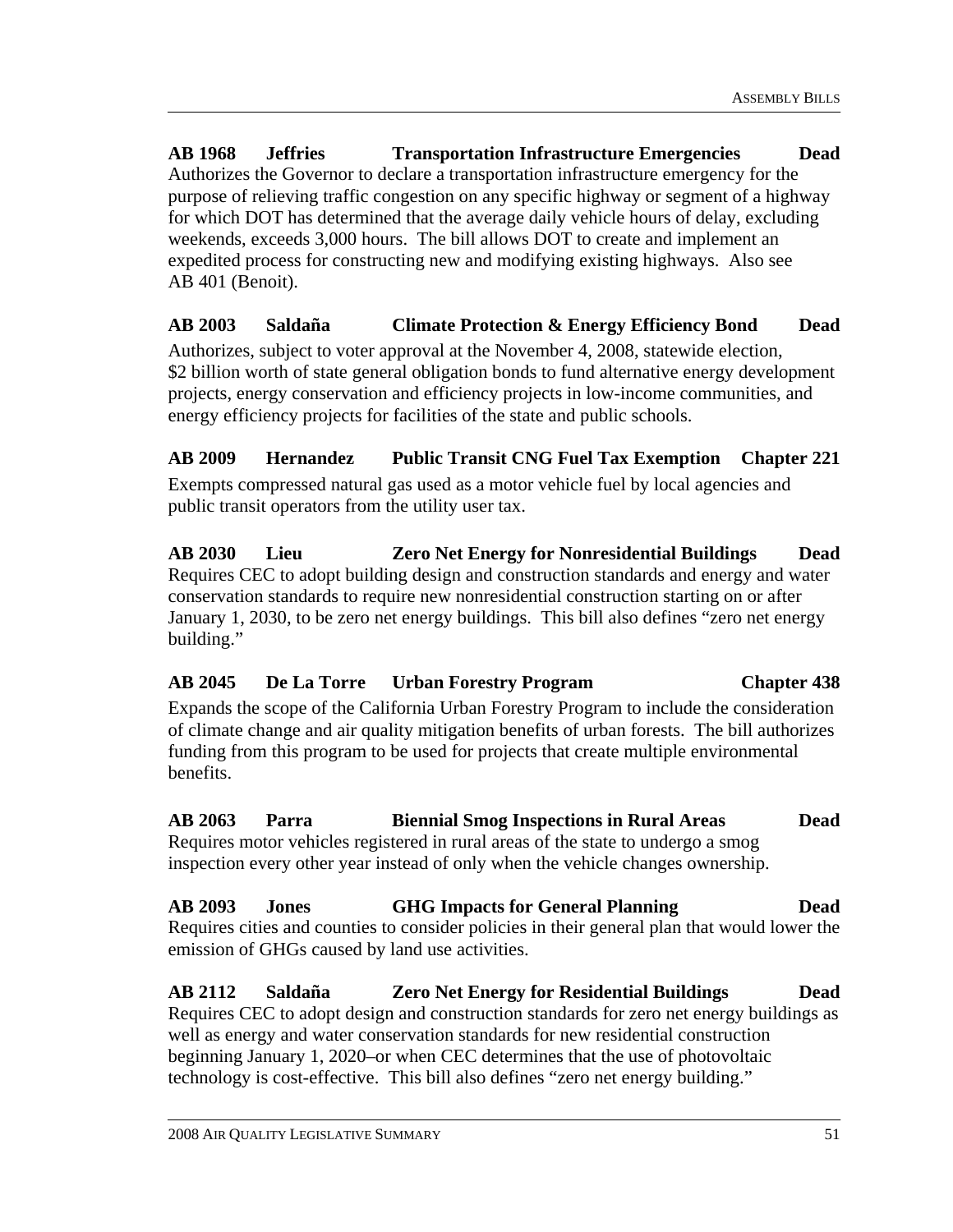**AB 1968 Jeffries Transportation Infrastructure Emergencies Dead**

Authorizes the Governor to declare a transportation infrastructure emergency for the purpose of relieving traffic congestion on any specific highway or segment of a highway for which DOT has determined that the average daily vehicle hours of delay, excluding weekends, exceeds 3,000 hours. The bill allows DOT to create and implement an expedited process for constructing new and modifying existing highways. Also see AB 401 (Benoit).

**AB 2003 Saldaña Climate Protection & Energy Efficiency Bond Dead**

Authorizes, subject to voter approval at the November 4, 2008, statewide election, $2 billion worth of state general obligation bonds to fund alternative energy development projects, energy conservation and efficiency projects in low-income communities, and energy efficiency projects for facilities of the state and public schools.

**AB 2009 Hernandez Public Transit CNG Fuel Tax Exemption Chapter 221**

Exempts compressed natural gas used as a motor vehicle fuel by local agencies and public transit operators from the utility user tax.

**AB 2030 Lieu Zero Net Energy for Nonresidential Buildings Dead**

Requires CEC to adopt building design and construction standards and energy and water conservation standards to require new nonresidential construction starting on or after January 1, 2030, to be zero net energy buildings. This bill also defines "zero net energy building."

**AB 2045 De La Torre Urban Forestry Program Chapter 438**

Expands the scope of the California Urban Forestry Program to include the consideration of climate change and air quality mitigation benefits of urban forests. The bill authorizes funding from this program to be used for projects that create multiple environmental benefits.

**AB 2063 Parra Biennial Smog Inspections in Rural Areas Dead**

Requires motor vehicles registered in rural areas of the state to undergo a smog inspection every other year instead of only when the vehicle changes ownership.

**AB 2093 Jones GHG Impacts for General Planning Dead**

Requires cities and counties to consider policies in their general plan that would lower the emission of GHGs caused by land use activities.

**AB 2112 Saldaña Zero Net Energy for Residential Buildings Dead**

Requires CEC to adopt design and construction standards for zero net energy buildings as well as energy and water conservation standards for new residential construction beginning January 1, 2020–or when CEC determines that the use of photovoltaic technology is cost-effective. This bill also defines "zero net energy building."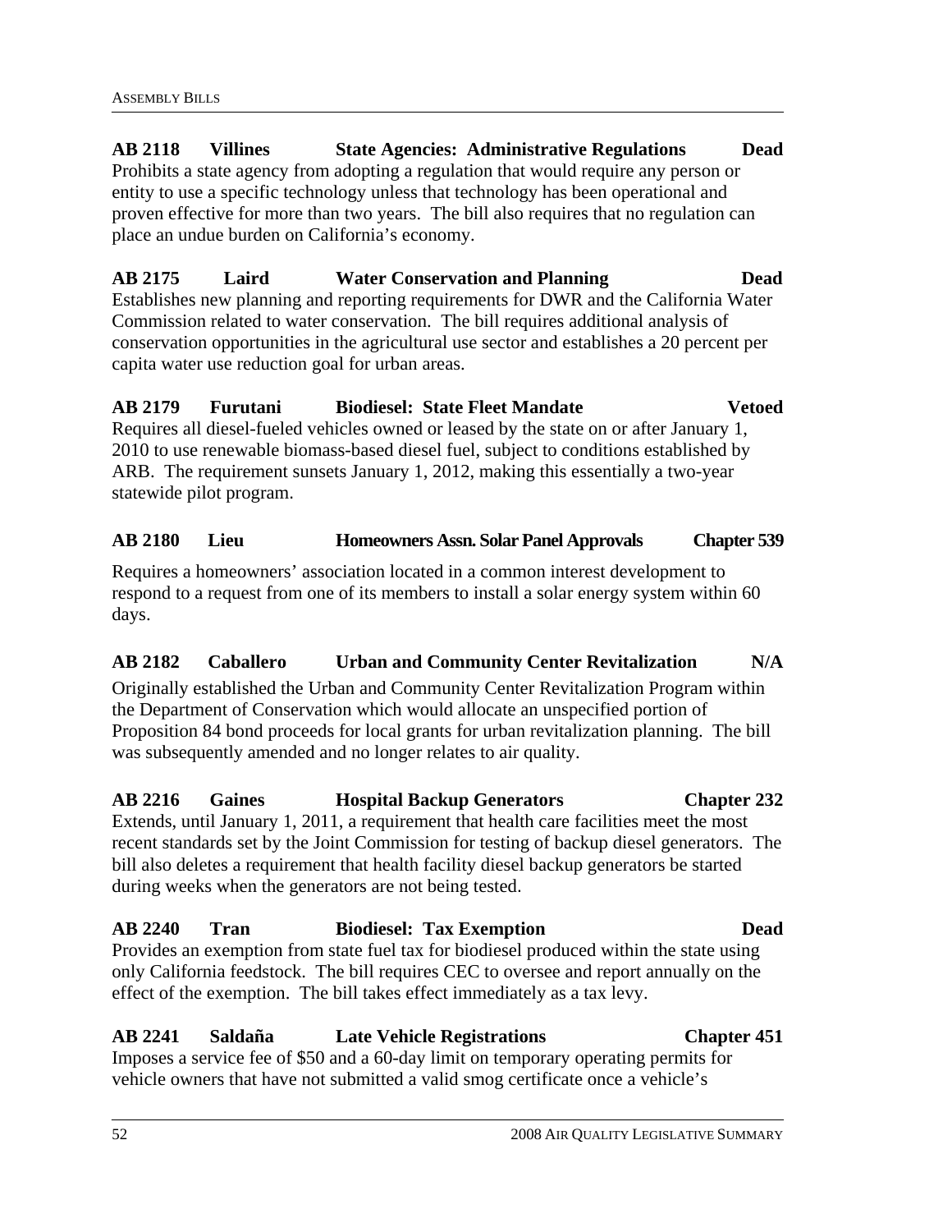**AB 2118 Villines State Agencies: Administrative Regulations Dead**

Prohibits a state agency from adopting a regulation that would require any person or entity to use a specific technology unless that technology has been operational and proven effective for more than two years. The bill also requires that no regulation can place an undue burden on California's economy.

**AB 2175 Laird Water Conservation and Planning Dead**

Establishes new planning and reporting requirements for DWR and the California Water Commission related to water conservation. The bill requires additional analysis of conservation opportunities in the agricultural use sector and establishes a 20 percent per capita water use reduction goal for urban areas.

**AB 2179 Furutani Biodiesel: State Fleet Mandate Vetoed**

Requires all diesel-fueled vehicles owned or leased by the state on or after January 1, 2010 to use renewable biomass-based diesel fuel, subject to conditions established by ARB. The requirement sunsets January 1, 2012, making this essentially a two-year statewide pilot program.

**AB 2180 Lieu Homeowners Assn. Solar Panel Approvals Chapter 539**

Requires a homeowners' association located in a common interest development to respond to a request from one of its members to install a solar energy system within 60 days.

**AB 2182 Caballero Urban and Community Center Revitalization N/A**

Originally established the Urban and Community Center Revitalization Program within the Department of Conservation which would allocate an unspecified portion of Proposition 84 bond proceeds for local grants for urban revitalization planning. The bill was subsequently amended and no longer relates to air quality.

**AB 2216 Gaines Hospital Backup Generators Chapter 232**

Extends, until January 1, 2011, a requirement that health care facilities meet the most recent standards set by the Joint Commission for testing of backup diesel generators. The bill also deletes a requirement that health facility diesel backup generators be started during weeks when the generators are not being tested.

**AB 2240 Tran Biodiesel: Tax Exemption Dead**

Provides an exemption from state fuel tax for biodiesel produced within the state using only California feedstock. The bill requires CEC to oversee and report annually on the effect of the exemption. The bill takes effect immediately as a tax levy.

**AB 2241 Saldaña Late Vehicle Registrations Chapter 451**

Imposes a service fee of $50 and a 60-day limit on temporary operating permits for vehicle owners that have not submitted a valid smog certificate once a vehicle's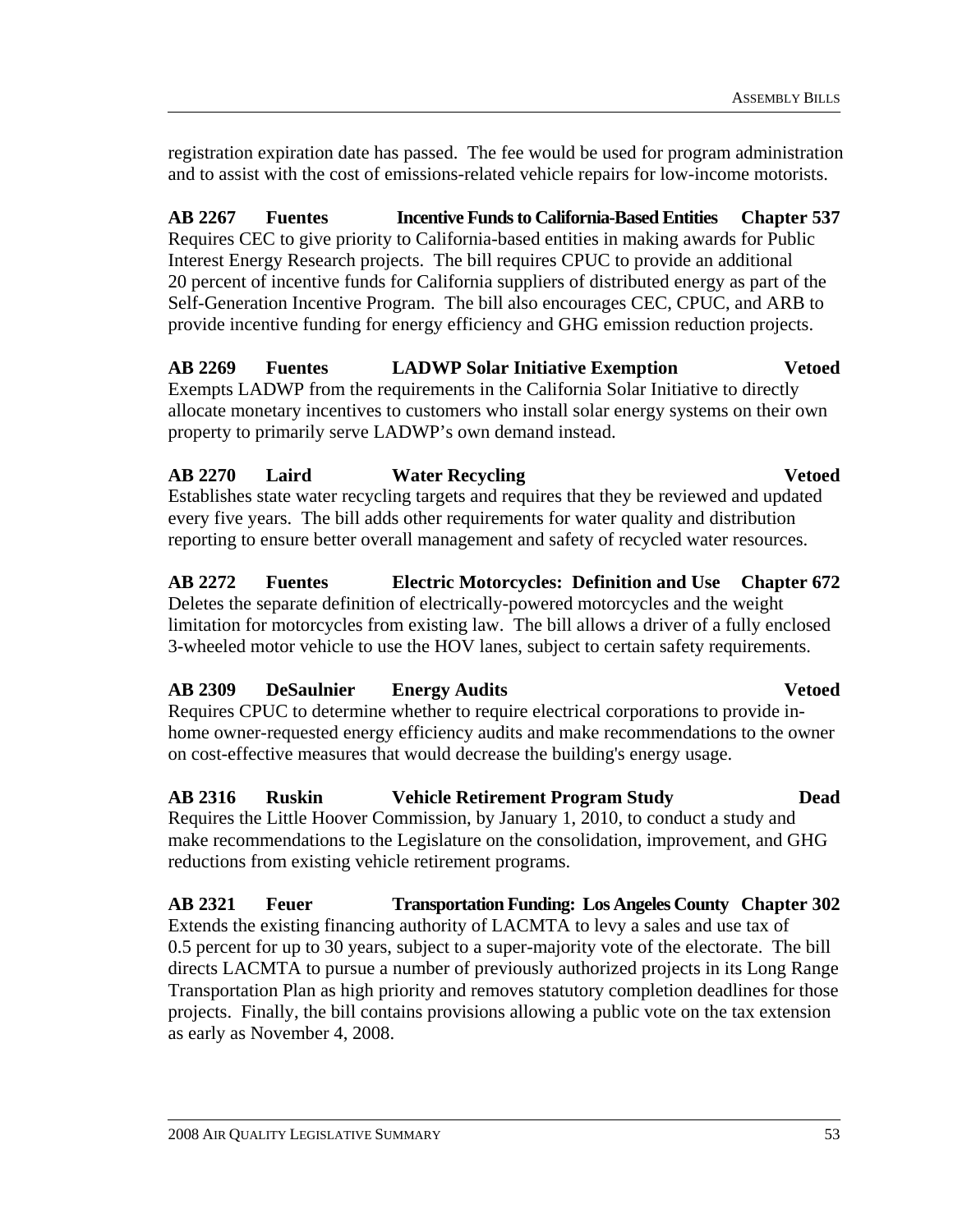registration expiration date has passed. The fee would be used for program administration and to assist with the cost of emissions-related vehicle repairs for low-income motorists.

**AB 2267 Fuentes Incentive Funds to California-Based Entities Chapter 537**
Requires CEC to give priority to California-based entities in making awards for Public Interest Energy Research projects. The bill requires CPUC to provide an additional 20 percent of incentive funds for California suppliers of distributed energy as part of the Self-Generation Incentive Program. The bill also encourages CEC, CPUC, and ARB to provide incentive funding for energy efficiency and GHG emission reduction projects.

**AB 2269 Fuentes LADWP Solar Initiative Exemption Vetoed**
Exempts LADWP from the requirements in the California Solar Initiative to directly allocate monetary incentives to customers who install solar energy systems on their own property to primarily serve LADWP's own demand instead.

**AB 2270 Laird Water Recycling Vetoed**
Establishes state water recycling targets and requires that they be reviewed and updated every five years. The bill adds other requirements for water quality and distribution reporting to ensure better overall management and safety of recycled water resources.

**AB 2272 Fuentes Electric Motorcycles: Definition and Use Chapter 672**
Deletes the separate definition of electrically-powered motorcycles and the weight limitation for motorcycles from existing law. The bill allows a driver of a fully enclosed 3-wheeled motor vehicle to use the HOV lanes, subject to certain safety requirements.

**AB 2309 DeSaulnier Energy Audits Vetoed**
Requires CPUC to determine whether to require electrical corporations to provide in-home owner-requested energy efficiency audits and make recommendations to the owner on cost-effective measures that would decrease the building's energy usage.

**AB 2316 Ruskin Vehicle Retirement Program Study Dead**
Requires the Little Hoover Commission, by January 1, 2010, to conduct a study and make recommendations to the Legislature on the consolidation, improvement, and GHG reductions from existing vehicle retirement programs.

**AB 2321 Feuer Transportation Funding: Los Angeles County Chapter 302**
Extends the existing financing authority of LACMTA to levy a sales and use tax of 0.5 percent for up to 30 years, subject to a super-majority vote of the electorate. The bill directs LACMTA to pursue a number of previously authorized projects in its Long Range Transportation Plan as high priority and removes statutory completion deadlines for those projects. Finally, the bill contains provisions allowing a public vote on the tax extension as early as November 4, 2008.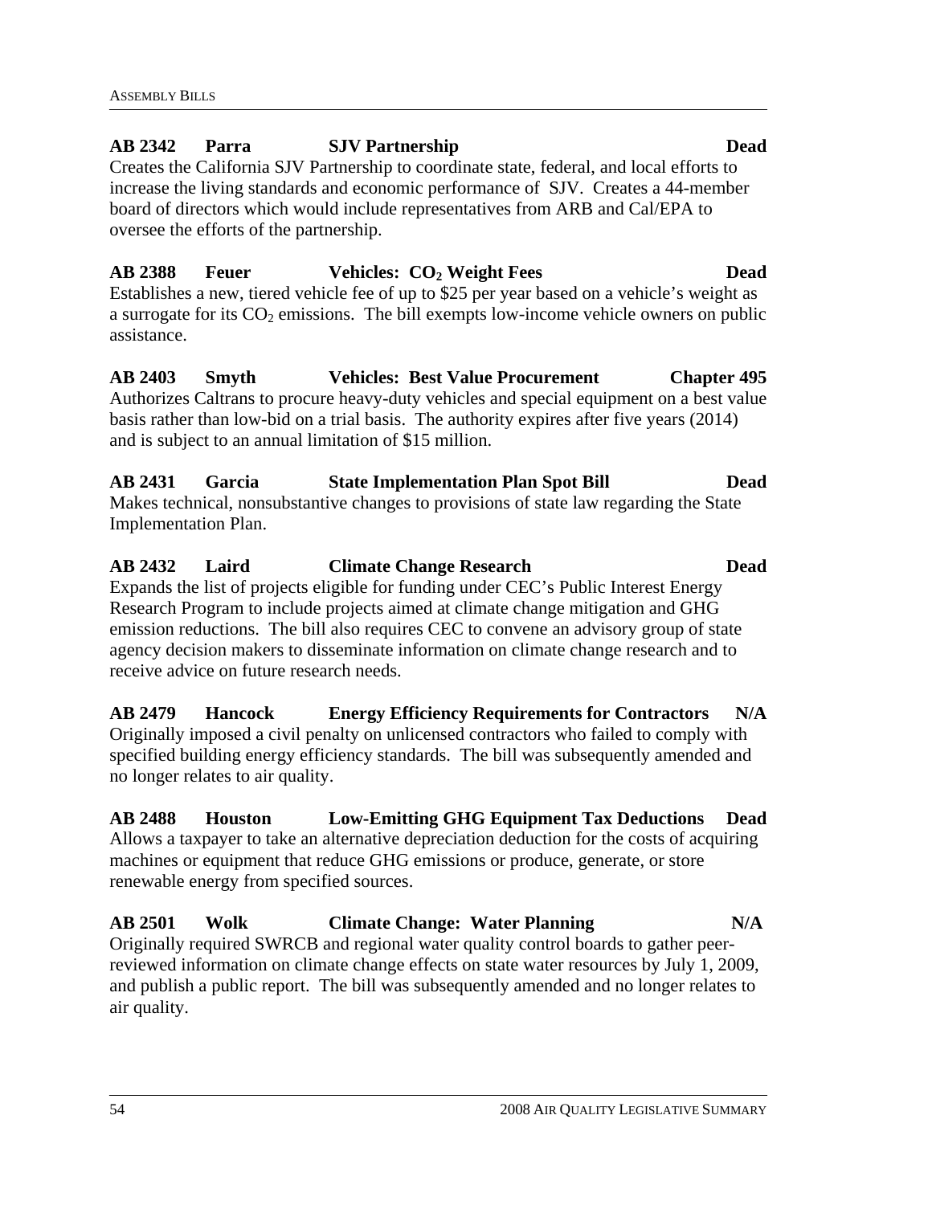**AB 2342 Parra SJV Partnership Dead**

Creates the California SJV Partnership to coordinate state, federal, and local efforts to increase the living standards and economic performance of SJV. Creates a 44-member board of directors which would include representatives from ARB and Cal/EPA to oversee the efforts of the partnership.

**AB 2388 Feuer Vehicles: $CO_2$ Weight Fees Dead**

Establishes a new, tiered vehicle fee of up to $25 per year based on a vehicle's weight as a surrogate for its $CO_2$ emissions. The bill exempts low-income vehicle owners on public assistance.

**AB 2403 Smyth Vehicles: Best Value Procurement Chapter 495**

Authorizes Caltrans to procure heavy-duty vehicles and special equipment on a best value basis rather than low-bid on a trial basis. The authority expires after five years (2014) and is subject to an annual limitation of $15 million.

**AB 2431 Garcia State Implementation Plan Spot Bill Dead**

Makes technical, nonsubstantive changes to provisions of state law regarding the State Implementation Plan.

**AB 2432 Laird Climate Change Research Dead**

Expands the list of projects eligible for funding under CEC's Public Interest Energy Research Program to include projects aimed at climate change mitigation and GHG emission reductions. The bill also requires CEC to convene an advisory group of state agency decision makers to disseminate information on climate change research and to receive advice on future research needs.

**AB 2479 Hancock Energy Efficiency Requirements for Contractors N/A**

Originally imposed a civil penalty on unlicensed contractors who failed to comply with specified building energy efficiency standards. The bill was subsequently amended and no longer relates to air quality.

**AB 2488 Houston Low-Emitting GHG Equipment Tax Deductions Dead**

Allows a taxpayer to take an alternative depreciation deduction for the costs of acquiring machines or equipment that reduce GHG emissions or produce, generate, or store renewable energy from specified sources.

**AB 2501 Wolk Climate Change: Water Planning N/A**

Originally required SWRCB and regional water quality control boards to gather peer-reviewed information on climate change effects on state water resources by July 1, 2009, and publish a public report. The bill was subsequently amended and no longer relates to air quality.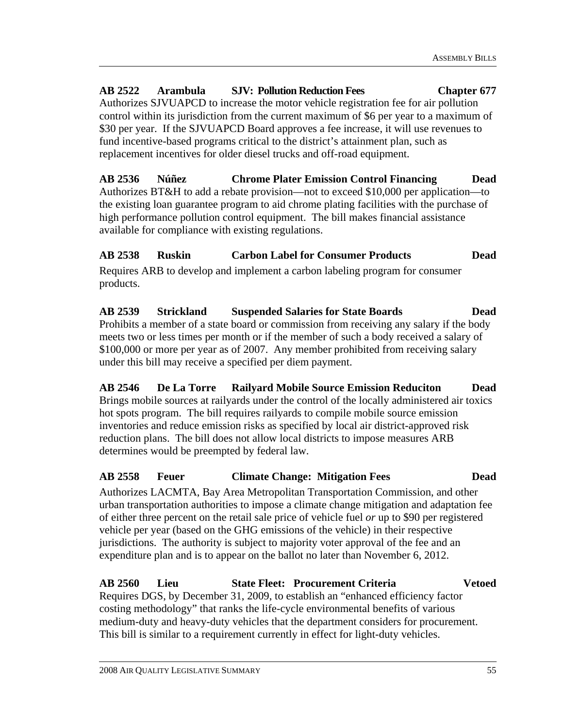**AB 2522 Arambula SJV: Pollution Reduction Fees Chapter 677**

Authorizes SJVUAPCD to increase the motor vehicle registration fee for air pollution control within its jurisdiction from the current maximum of $6 per year to a maximum of $30 per year. If the SJVUAPCD Board approves a fee increase, it will use revenues to fund incentive-based programs critical to the district's attainment plan, such as replacement incentives for older diesel trucks and off-road equipment.

**AB 2536 Núñez Chrome Plater Emission Control Financing Dead**

Authorizes BT&H to add a rebate provision—not to exceed $10,000 per application—to the existing loan guarantee program to aid chrome plating facilities with the purchase of high performance pollution control equipment. The bill makes financial assistance available for compliance with existing regulations.

**AB 2538 Ruskin Carbon Label for Consumer Products Dead**

Requires ARB to develop and implement a carbon labeling program for consumer products.

**AB 2539 Strickland Suspended Salaries for State Boards Dead**

Prohibits a member of a state board or commission from receiving any salary if the body meets two or less times per month or if the member of such a body received a salary of $100,000 or more per year as of 2007. Any member prohibited from receiving salary under this bill may receive a specified per diem payment.

**AB 2546 De La Torre Railyard Mobile Source Emission Reduciton Dead**

Brings mobile sources at railyards under the control of the locally administered air toxics hot spots program. The bill requires railyards to compile mobile source emission inventories and reduce emission risks as specified by local air district-approved risk reduction plans. The bill does not allow local districts to impose measures ARB determines would be preempted by federal law.

**AB 2558 Feuer Climate Change: Mitigation Fees Dead**

Authorizes LACMTA, Bay Area Metropolitan Transportation Commission, and other urban transportation authorities to impose a climate change mitigation and adaptation fee of either three percent on the retail sale price of vehicle fuel *or* up to $90 per registered vehicle per year (based on the GHG emissions of the vehicle) in their respective jurisdictions. The authority is subject to majority voter approval of the fee and an expenditure plan and is to appear on the ballot no later than November 6, 2012.

**AB 2560 Lieu State Fleet: Procurement Criteria Vetoed**

Requires DGS, by December 31, 2009, to establish an "enhanced efficiency factor costing methodology" that ranks the life-cycle environmental benefits of various medium-duty and heavy-duty vehicles that the department considers for procurement. This bill is similar to a requirement currently in effect for light-duty vehicles.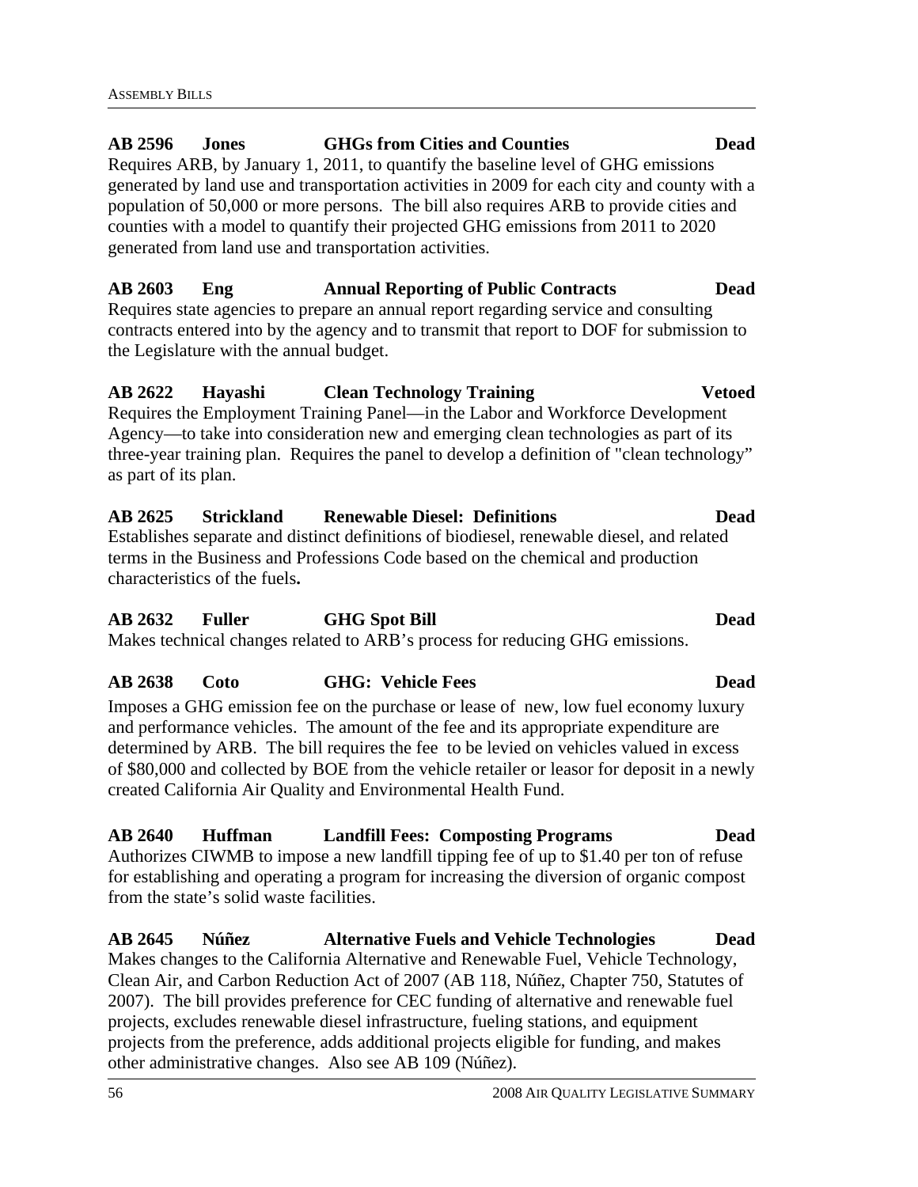**AB 2596 Jones GHGs from Cities and Counties Dead**

Requires ARB, by January 1, 2011, to quantify the baseline level of GHG emissions generated by land use and transportation activities in 2009 for each city and county with a population of 50,000 or more persons. The bill also requires ARB to provide cities and counties with a model to quantify their projected GHG emissions from 2011 to 2020 generated from land use and transportation activities.

**AB 2603 Eng Annual Reporting of Public Contracts Dead**

Requires state agencies to prepare an annual report regarding service and consulting contracts entered into by the agency and to transmit that report to DOF for submission to the Legislature with the annual budget.

**AB 2622 Hayashi Clean Technology Training Vetoed**

Requires the Employment Training Panel—in the Labor and Workforce Development Agency—to take into consideration new and emerging clean technologies as part of its three-year training plan. Requires the panel to develop a definition of "clean technology" as part of its plan.

**AB 2625 Strickland Renewable Diesel: Definitions Dead**

Establishes separate and distinct definitions of biodiesel, renewable diesel, and related terms in the Business and Professions Code based on the chemical and production characteristics of the fuels**.**

**AB 2632 Fuller GHG Spot Bill Dead**

Makes technical changes related to ARB's process for reducing GHG emissions.

**AB 2638 Coto GHG: Vehicle Fees Dead**

Imposes a GHG emission fee on the purchase or lease of new, low fuel economy luxury and performance vehicles. The amount of the fee and its appropriate expenditure are determined by ARB. The bill requires the fee to be levied on vehicles valued in excess of $80,000 and collected by BOE from the vehicle retailer or leasor for deposit in a newly created California Air Quality and Environmental Health Fund.

**AB 2640 Huffman Landfill Fees: Composting Programs Dead**

Authorizes CIWMB to impose a new landfill tipping fee of up to $1.40 per ton of refuse for establishing and operating a program for increasing the diversion of organic compost from the state's solid waste facilities.

**AB 2645 Núñez Alternative Fuels and Vehicle Technologies Dead**

Makes changes to the California Alternative and Renewable Fuel, Vehicle Technology, Clean Air, and Carbon Reduction Act of 2007 (AB 118, Núñez, Chapter 750, Statutes of 2007). The bill provides preference for CEC funding of alternative and renewable fuel projects, excludes renewable diesel infrastructure, fueling stations, and equipment projects from the preference, adds additional projects eligible for funding, and makes other administrative changes. Also see AB 109 (Núñez).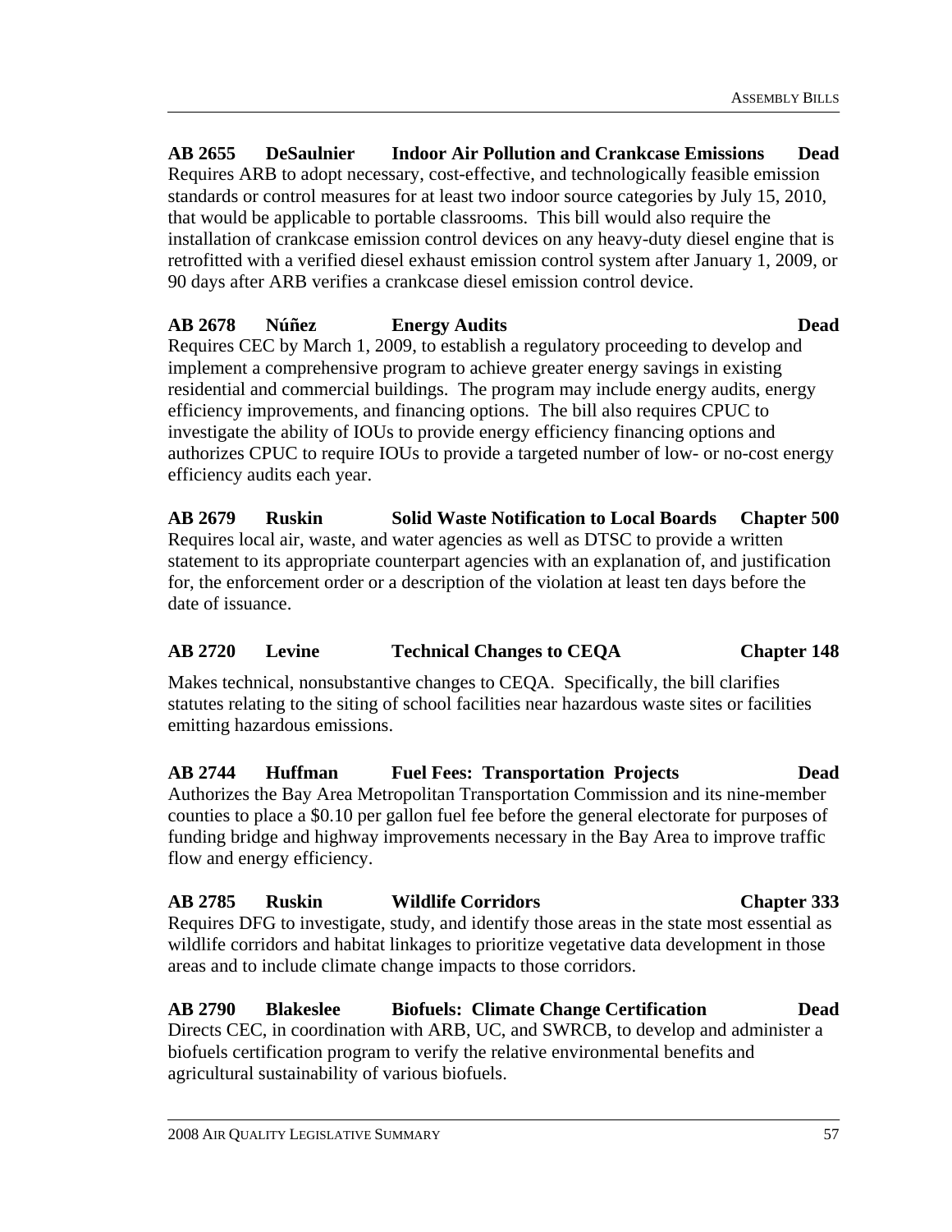**AB 2655 DeSaulnier Indoor Air Pollution and Crankcase Emissions Dead**

Requires ARB to adopt necessary, cost-effective, and technologically feasible emission standards or control measures for at least two indoor source categories by July 15, 2010, that would be applicable to portable classrooms. This bill would also require the installation of crankcase emission control devices on any heavy-duty diesel engine that is retrofitted with a verified diesel exhaust emission control system after January 1, 2009, or 90 days after ARB verifies a crankcase diesel emission control device.

**AB 2678 Núñez Energy Audits Dead**

Requires CEC by March 1, 2009, to establish a regulatory proceeding to develop and implement a comprehensive program to achieve greater energy savings in existing residential and commercial buildings. The program may include energy audits, energy efficiency improvements, and financing options. The bill also requires CPUC to investigate the ability of IOUs to provide energy efficiency financing options and authorizes CPUC to require IOUs to provide a targeted number of low- or no-cost energy efficiency audits each year.

**AB 2679 Ruskin Solid Waste Notification to Local Boards Chapter 500**

Requires local air, waste, and water agencies as well as DTSC to provide a written statement to its appropriate counterpart agencies with an explanation of, and justification for, the enforcement order or a description of the violation at least ten days before the date of issuance.

**AB 2720 Levine Technical Changes to CEQA Chapter 148**

Makes technical, nonsubstantive changes to CEQA. Specifically, the bill clarifies statutes relating to the siting of school facilities near hazardous waste sites or facilities emitting hazardous emissions.

**AB 2744 Huffman Fuel Fees: Transportation Projects Dead**

Authorizes the Bay Area Metropolitan Transportation Commission and its nine-member counties to place a $0.10 per gallon fuel fee before the general electorate for purposes of funding bridge and highway improvements necessary in the Bay Area to improve traffic flow and energy efficiency.

**AB 2785 Ruskin Wildlife Corridors Chapter 333**

Requires DFG to investigate, study, and identify those areas in the state most essential as wildlife corridors and habitat linkages to prioritize vegetative data development in those areas and to include climate change impacts to those corridors.

**AB 2790 Blakeslee Biofuels: Climate Change Certification Dead**

Directs CEC, in coordination with ARB, UC, and SWRCB, to develop and administer a biofuels certification program to verify the relative environmental benefits and agricultural sustainability of various biofuels.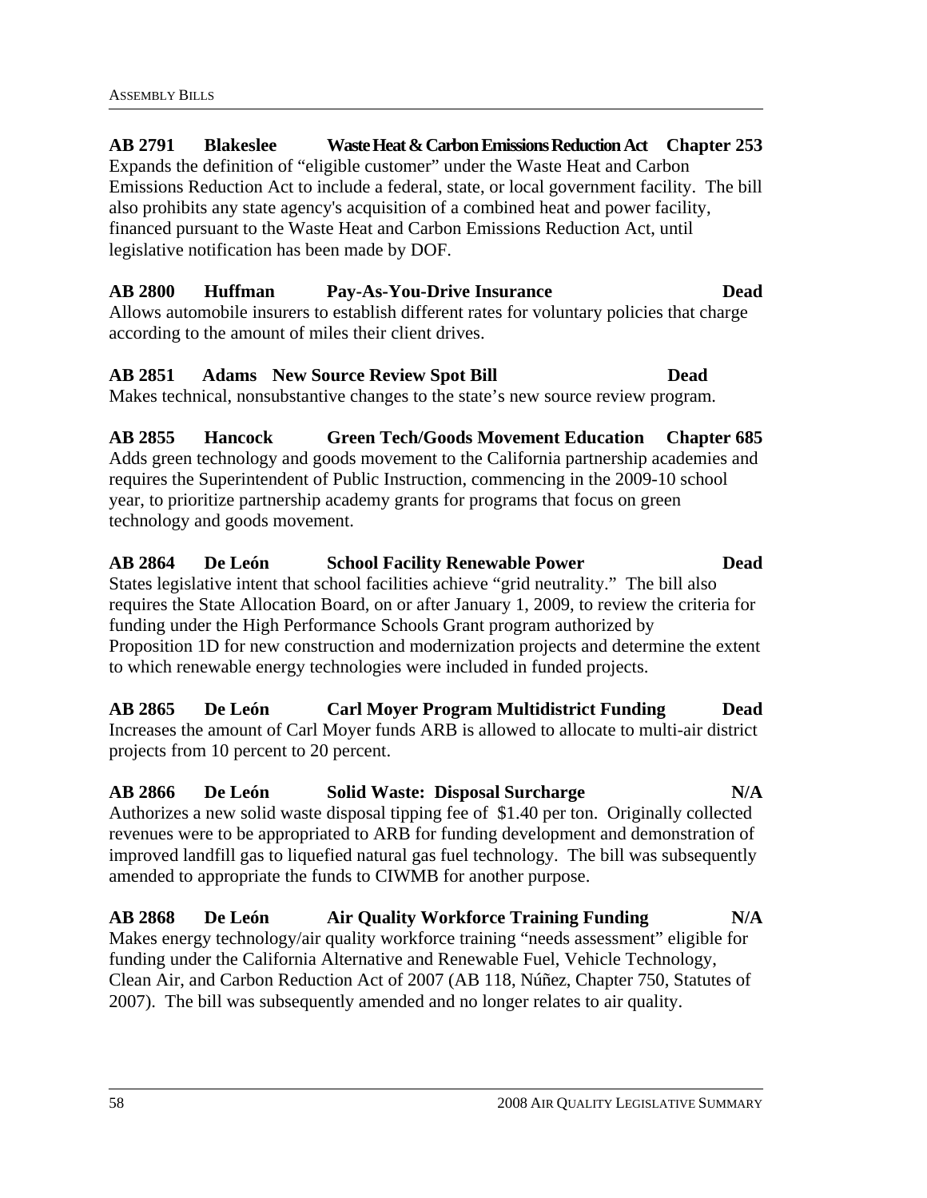**AB 2791 Blakeslee Waste Heat & Carbon Emissions Reduction Act Chapter 253**

Expands the definition of "eligible customer" under the Waste Heat and Carbon Emissions Reduction Act to include a federal, state, or local government facility. The bill also prohibits any state agency's acquisition of a combined heat and power facility, financed pursuant to the Waste Heat and Carbon Emissions Reduction Act, until legislative notification has been made by DOF.

**AB 2800 Huffman Pay-As-You-Drive Insurance Dead**

Allows automobile insurers to establish different rates for voluntary policies that charge according to the amount of miles their client drives.

**AB 2851 Adams New Source Review Spot Bill Dead**

Makes technical, nonsubstantive changes to the state's new source review program.

**AB 2855 Hancock Green Tech/Goods Movement Education Chapter 685**

Adds green technology and goods movement to the California partnership academies and requires the Superintendent of Public Instruction, commencing in the 2009-10 school year, to prioritize partnership academy grants for programs that focus on green technology and goods movement.

**AB 2864 De León School Facility Renewable Power Dead**

States legislative intent that school facilities achieve "grid neutrality." The bill also requires the State Allocation Board, on or after January 1, 2009, to review the criteria for funding under the High Performance Schools Grant program authorized by Proposition 1D for new construction and modernization projects and determine the extent to which renewable energy technologies were included in funded projects.

**AB 2865 De León Carl Moyer Program Multidistrict Funding Dead**

Increases the amount of Carl Moyer funds ARB is allowed to allocate to multi-air district projects from 10 percent to 20 percent.

**AB 2866 De León Solid Waste: Disposal Surcharge N/A**

Authorizes a new solid waste disposal tipping fee of $1.40 per ton. Originally collected revenues were to be appropriated to ARB for funding development and demonstration of improved landfill gas to liquefied natural gas fuel technology. The bill was subsequently amended to appropriate the funds to CIWMB for another purpose.

**AB 2868 De León Air Quality Workforce Training Funding N/A**

Makes energy technology/air quality workforce training "needs assessment" eligible for funding under the California Alternative and Renewable Fuel, Vehicle Technology, Clean Air, and Carbon Reduction Act of 2007 (AB 118, Núñez, Chapter 750, Statutes of 2007). The bill was subsequently amended and no longer relates to air quality.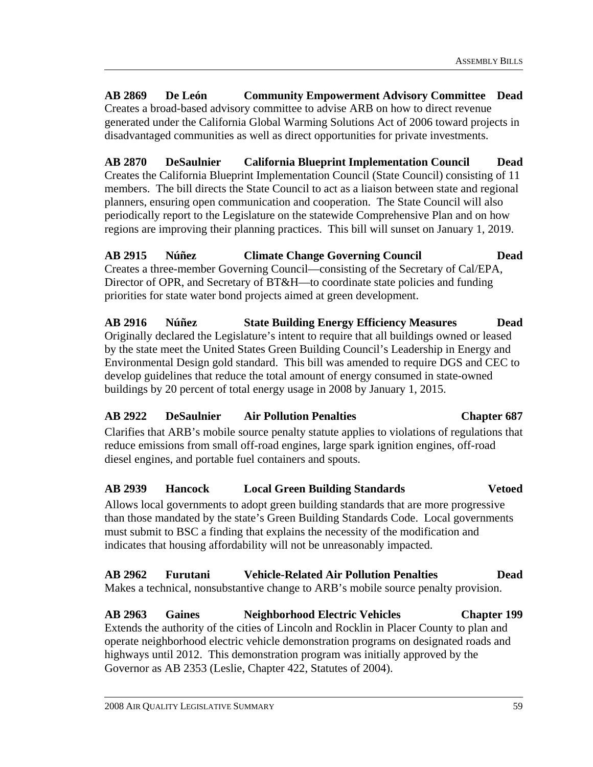**AB 2869 De León Community Empowerment Advisory Committee Dead**

Creates a broad-based advisory committee to advise ARB on how to direct revenue generated under the California Global Warming Solutions Act of 2006 toward projects in disadvantaged communities as well as direct opportunities for private investments.

**AB 2870 DeSaulnier California Blueprint Implementation Council Dead**

Creates the California Blueprint Implementation Council (State Council) consisting of 11 members. The bill directs the State Council to act as a liaison between state and regional planners, ensuring open communication and cooperation. The State Council will also periodically report to the Legislature on the statewide Comprehensive Plan and on how regions are improving their planning practices. This bill will sunset on January 1, 2019.

**AB 2915 Núñez Climate Change Governing Council Dead**

Creates a three-member Governing Council—consisting of the Secretary of Cal/EPA, Director of OPR, and Secretary of BT&H—to coordinate state policies and funding priorities for state water bond projects aimed at green development.

**AB 2916 Núñez State Building Energy Efficiency Measures Dead**

Originally declared the Legislature's intent to require that all buildings owned or leased by the state meet the United States Green Building Council's Leadership in Energy and Environmental Design gold standard. This bill was amended to require DGS and CEC to develop guidelines that reduce the total amount of energy consumed in state-owned buildings by 20 percent of total energy usage in 2008 by January 1, 2015.

**AB 2922 DeSaulnier Air Pollution Penalties Chapter 687**

Clarifies that ARB's mobile source penalty statute applies to violations of regulations that reduce emissions from small off-road engines, large spark ignition engines, off-road diesel engines, and portable fuel containers and spouts.

**AB 2939 Hancock Local Green Building Standards Vetoed**

Allows local governments to adopt green building standards that are more progressive than those mandated by the state's Green Building Standards Code. Local governments must submit to BSC a finding that explains the necessity of the modification and indicates that housing affordability will not be unreasonably impacted.

**AB 2962 Furutani Vehicle-Related Air Pollution Penalties Dead**

Makes a technical, nonsubstantive change to ARB's mobile source penalty provision.

**AB 2963 Gaines Neighborhood Electric Vehicles Chapter 199**

Extends the authority of the cities of Lincoln and Rocklin in Placer County to plan and operate neighborhood electric vehicle demonstration programs on designated roads and highways until 2012. This demonstration program was initially approved by the Governor as AB 2353 (Leslie, Chapter 422, Statutes of 2004).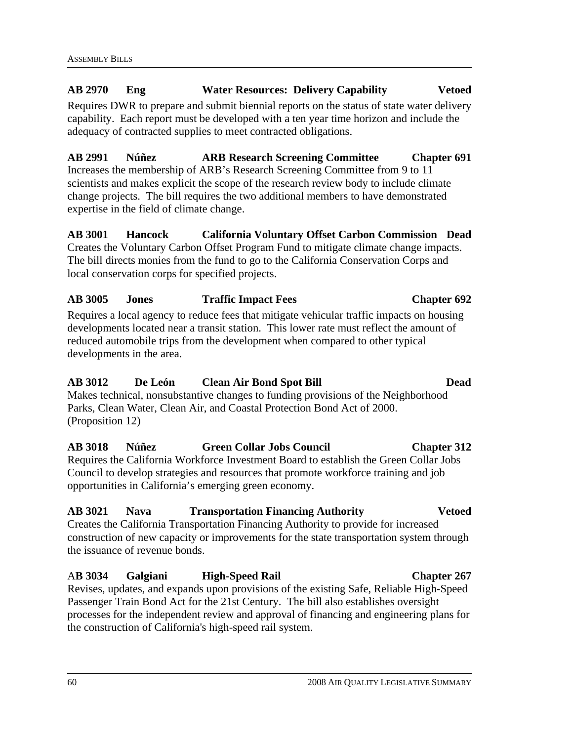**AB 2970 Eng Water Resources: Delivery Capability Vetoed**

Requires DWR to prepare and submit biennial reports on the status of state water delivery capability. Each report must be developed with a ten year time horizon and include the adequacy of contracted supplies to meet contracted obligations.

**AB 2991 Núñez ARB Research Screening Committee Chapter 691**

Increases the membership of ARB's Research Screening Committee from 9 to 11 scientists and makes explicit the scope of the research review body to include climate change projects. The bill requires the two additional members to have demonstrated expertise in the field of climate change.

**AB 3001 Hancock California Voluntary Offset Carbon Commission Dead**

Creates the Voluntary Carbon Offset Program Fund to mitigate climate change impacts. The bill directs monies from the fund to go to the California Conservation Corps and local conservation corps for specified projects.

**AB 3005 Jones Traffic Impact Fees Chapter 692**

Requires a local agency to reduce fees that mitigate vehicular traffic impacts on housing developments located near a transit station. This lower rate must reflect the amount of reduced automobile trips from the development when compared to other typical developments in the area.

**AB 3012 De León Clean Air Bond Spot Bill Dead**

Makes technical, nonsubstantive changes to funding provisions of the Neighborhood Parks, Clean Water, Clean Air, and Coastal Protection Bond Act of 2000. (Proposition 12)

**AB 3018 Núñez Green Collar Jobs Council Chapter 312**

Requires the California Workforce Investment Board to establish the Green Collar Jobs Council to develop strategies and resources that promote workforce training and job opportunities in California's emerging green economy.

**AB 3021 Nava Transportation Financing Authority Vetoed**

Creates the California Transportation Financing Authority to provide for increased construction of new capacity or improvements for the state transportation system through the issuance of revenue bonds.

**AB 3034 Galgiani High-Speed Rail Chapter 267**

Revises, updates, and expands upon provisions of the existing Safe, Reliable High-Speed Passenger Train Bond Act for the 21st Century. The bill also establishes oversight processes for the independent review and approval of financing and engineering plans for the construction of California's high-speed rail system.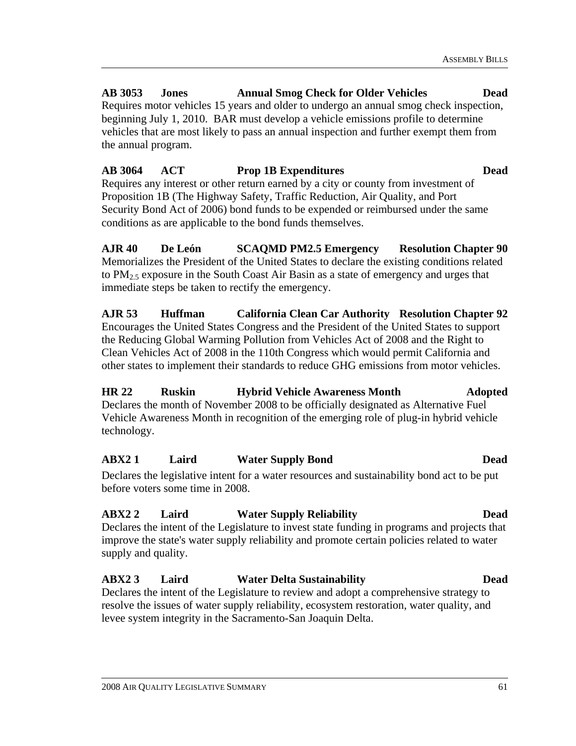**AB 3053 Jones Annual Smog Check for Older Vehicles Dead**

Requires motor vehicles 15 years and older to undergo an annual smog check inspection, beginning July 1, 2010. BAR must develop a vehicle emissions profile to determine vehicles that are most likely to pass an annual inspection and further exempt them from the annual program.

**AB 3064 ACT Prop 1B Expenditures Dead**

Requires any interest or other return earned by a city or county from investment of Proposition 1B (The Highway Safety, Traffic Reduction, Air Quality, and Port Security Bond Act of 2006) bond funds to be expended or reimbursed under the same conditions as are applicable to the bond funds themselves.

**AJR 40 De León SCAQMD PM2.5 Emergency Resolution Chapter 90**

Memorializes the President of the United States to declare the existing conditions related to $PM_{2.5}$ exposure in the South Coast Air Basin as a state of emergency and urges that immediate steps be taken to rectify the emergency.

**AJR 53 Huffman California Clean Car Authority Resolution Chapter 92**

Encourages the United States Congress and the President of the United States to support the Reducing Global Warming Pollution from Vehicles Act of 2008 and the Right to Clean Vehicles Act of 2008 in the 110th Congress which would permit California and other states to implement their standards to reduce GHG emissions from motor vehicles.

**HR 22 Ruskin Hybrid Vehicle Awareness Month Adopted**

Declares the month of November 2008 to be officially designated as Alternative Fuel Vehicle Awareness Month in recognition of the emerging role of plug-in hybrid vehicle technology.

**ABX2 1 Laird Water Supply Bond Dead**

Declares the legislative intent for a water resources and sustainability bond act to be put before voters some time in 2008.

**ABX2 2 Laird Water Supply Reliability Dead**

Declares the intent of the Legislature to invest state funding in programs and projects that improve the state's water supply reliability and promote certain policies related to water supply and quality.

**ABX2 3 Laird Water Delta Sustainability Dead**

Declares the intent of the Legislature to review and adopt a comprehensive strategy to resolve the issues of water supply reliability, ecosystem restoration, water quality, and levee system integrity in the Sacramento-San Joaquin Delta.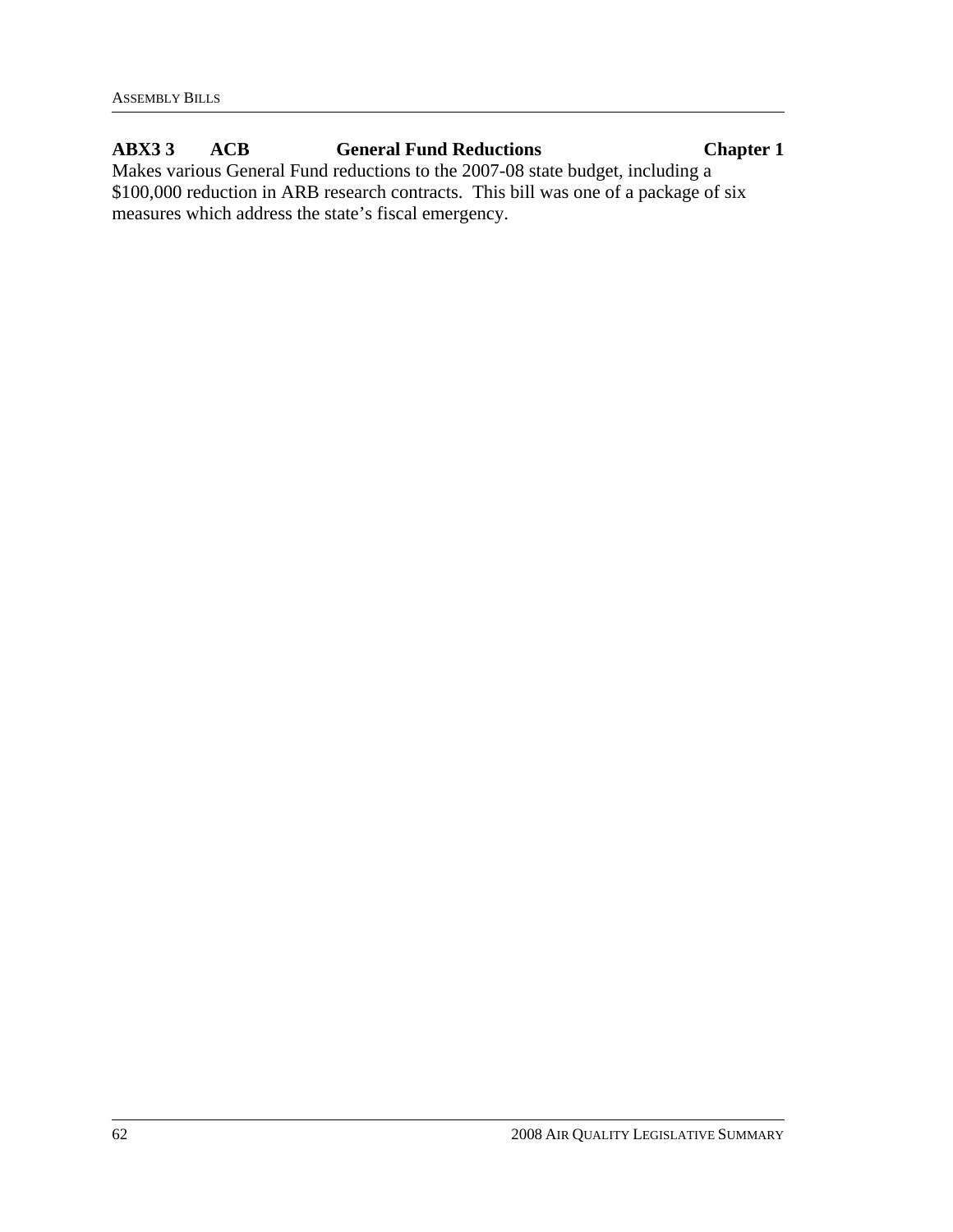**ABX3 3 ACB General Fund Reductions Chapter 1**

Makes various General Fund reductions to the 2007-08 state budget, including a $100,000 reduction in ARB research contracts. This bill was one of a package of six measures which address the state's fiscal emergency.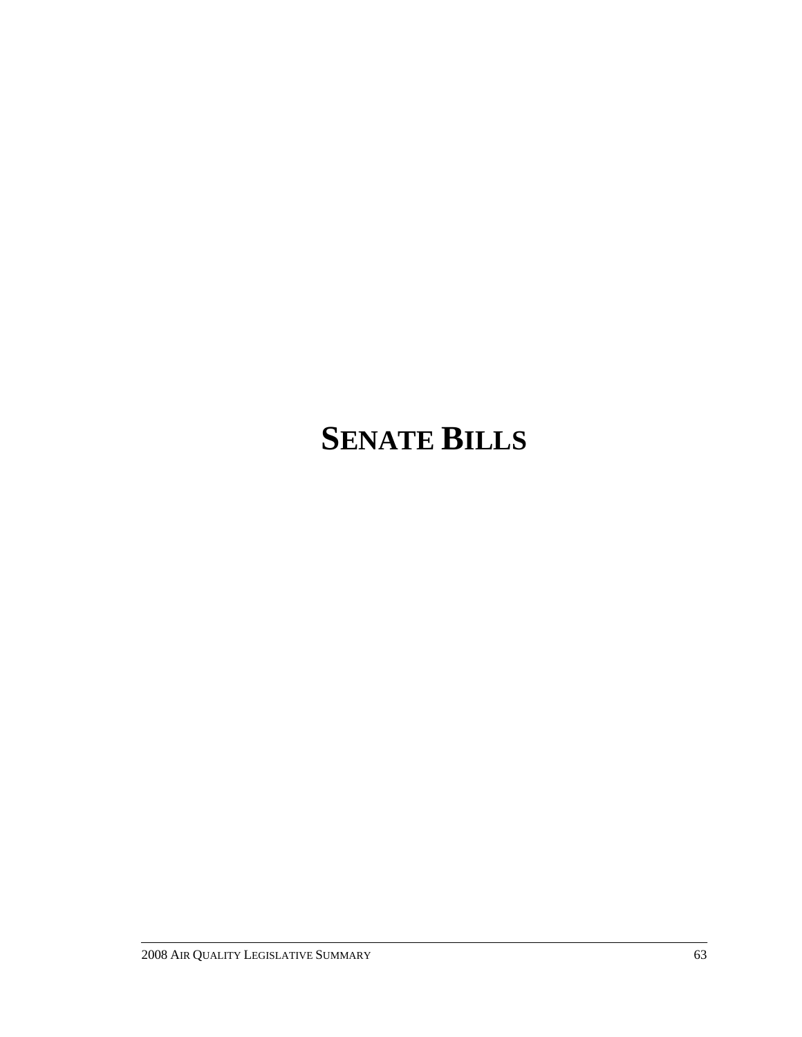# SENATE BILLS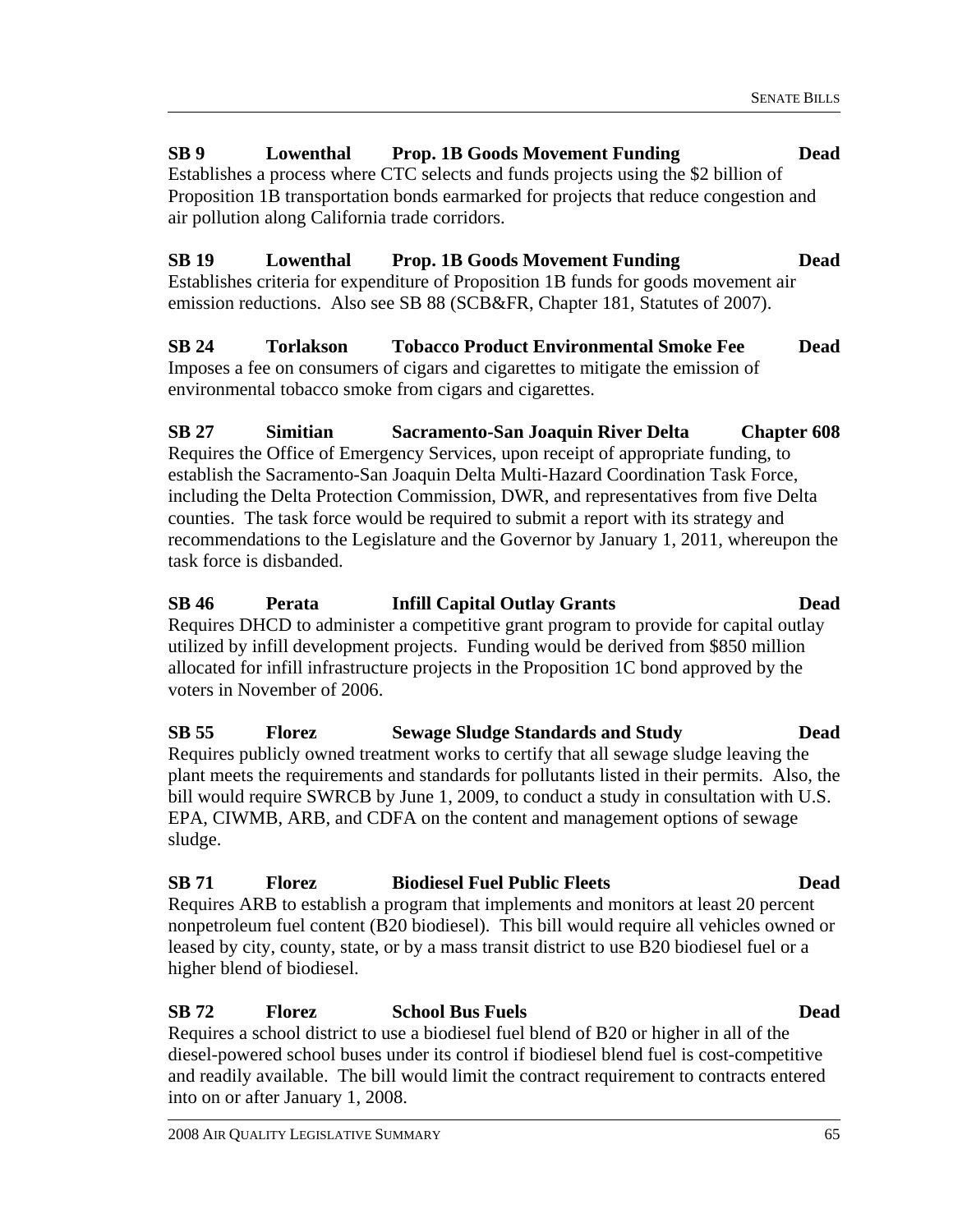**SB 9 Lowenthal Prop. 1B Goods Movement Funding Dead**

Establishes a process where CTC selects and funds projects using the $2 billion of Proposition 1B transportation bonds earmarked for projects that reduce congestion and air pollution along California trade corridors.

**SB 19 Lowenthal Prop. 1B Goods Movement Funding Dead**

Establishes criteria for expenditure of Proposition 1B funds for goods movement air emission reductions. Also see SB 88 (SCB&FR, Chapter 181, Statutes of 2007).

**SB 24 Torlakson Tobacco Product Environmental Smoke Fee Dead**

Imposes a fee on consumers of cigars and cigarettes to mitigate the emission of environmental tobacco smoke from cigars and cigarettes.

**SB 27 Simitian Sacramento-San Joaquin River Delta Chapter 608**

Requires the Office of Emergency Services, upon receipt of appropriate funding, to establish the Sacramento-San Joaquin Delta Multi-Hazard Coordination Task Force, including the Delta Protection Commission, DWR, and representatives from five Delta counties. The task force would be required to submit a report with its strategy and recommendations to the Legislature and the Governor by January 1, 2011, whereupon the task force is disbanded.

**SB 46 Perata Infill Capital Outlay Grants Dead**

Requires DHCD to administer a competitive grant program to provide for capital outlay utilized by infill development projects. Funding would be derived from $850 million allocated for infill infrastructure projects in the Proposition 1C bond approved by the voters in November of 2006.

**SB 55 Florez Sewage Sludge Standards and Study Dead**

Requires publicly owned treatment works to certify that all sewage sludge leaving the plant meets the requirements and standards for pollutants listed in their permits. Also, the bill would require SWRCB by June 1, 2009, to conduct a study in consultation with U.S. EPA, CIWMB, ARB, and CDFA on the content and management options of sewage sludge.

**SB 71 Florez Biodiesel Fuel Public Fleets Dead**

Requires ARB to establish a program that implements and monitors at least 20 percent nonpetroleum fuel content (B20 biodiesel). This bill would require all vehicles owned or leased by city, county, state, or by a mass transit district to use B20 biodiesel fuel or a higher blend of biodiesel.

**SB 72 Florez School Bus Fuels Dead**

Requires a school district to use a biodiesel fuel blend of B20 or higher in all of the diesel-powered school buses under its control if biodiesel blend fuel is cost-competitive and readily available. The bill would limit the contract requirement to contracts entered into on or after January 1, 2008.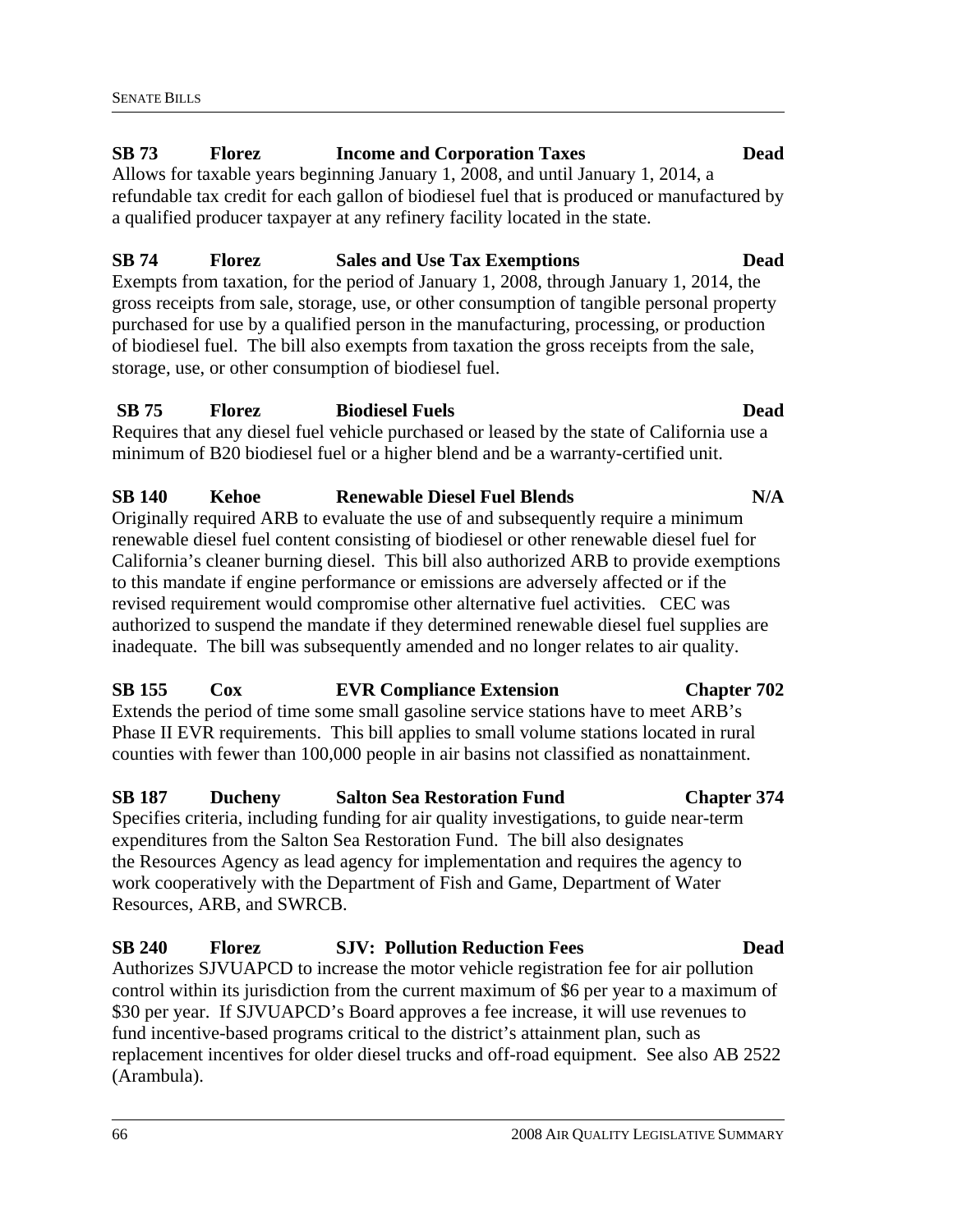**SB 73 Florez Income and Corporation Taxes Dead**

Allows for taxable years beginning January 1, 2008, and until January 1, 2014, a refundable tax credit for each gallon of biodiesel fuel that is produced or manufactured by a qualified producer taxpayer at any refinery facility located in the state.

**SB 74 Florez Sales and Use Tax Exemptions Dead**

Exempts from taxation, for the period of January 1, 2008, through January 1, 2014, the gross receipts from sale, storage, use, or other consumption of tangible personal property purchased for use by a qualified person in the manufacturing, processing, or production of biodiesel fuel. The bill also exempts from taxation the gross receipts from the sale, storage, use, or other consumption of biodiesel fuel.

**SB 75 Florez Biodiesel Fuels Dead**

Requires that any diesel fuel vehicle purchased or leased by the state of California use a minimum of B20 biodiesel fuel or a higher blend and be a warranty-certified unit.

**SB 140 Kehoe Renewable Diesel Fuel Blends N/A**

Originally required ARB to evaluate the use of and subsequently require a minimum renewable diesel fuel content consisting of biodiesel or other renewable diesel fuel for California's cleaner burning diesel. This bill also authorized ARB to provide exemptions to this mandate if engine performance or emissions are adversely affected or if the revised requirement would compromise other alternative fuel activities. CEC was authorized to suspend the mandate if they determined renewable diesel fuel supplies are inadequate. The bill was subsequently amended and no longer relates to air quality.

**SB 155 Cox EVR Compliance Extension Chapter 702**

Extends the period of time some small gasoline service stations have to meet ARB's Phase II EVR requirements. This bill applies to small volume stations located in rural counties with fewer than 100,000 people in air basins not classified as nonattainment.

**SB 187 Ducheny Salton Sea Restoration Fund Chapter 374**

Specifies criteria, including funding for air quality investigations, to guide near-term expenditures from the Salton Sea Restoration Fund. The bill also designates the Resources Agency as lead agency for implementation and requires the agency to work cooperatively with the Department of Fish and Game, Department of Water Resources, ARB, and SWRCB.

**SB 240 Florez SJV: Pollution Reduction Fees Dead**

Authorizes SJVUAPCD to increase the motor vehicle registration fee for air pollution control within its jurisdiction from the current maximum of \$6 per year to a maximum of \$30 per year. If SJVUAPCD's Board approves a fee increase, it will use revenues to fund incentive-based programs critical to the district's attainment plan, such as replacement incentives for older diesel trucks and off-road equipment. See also AB 2522 (Arambula).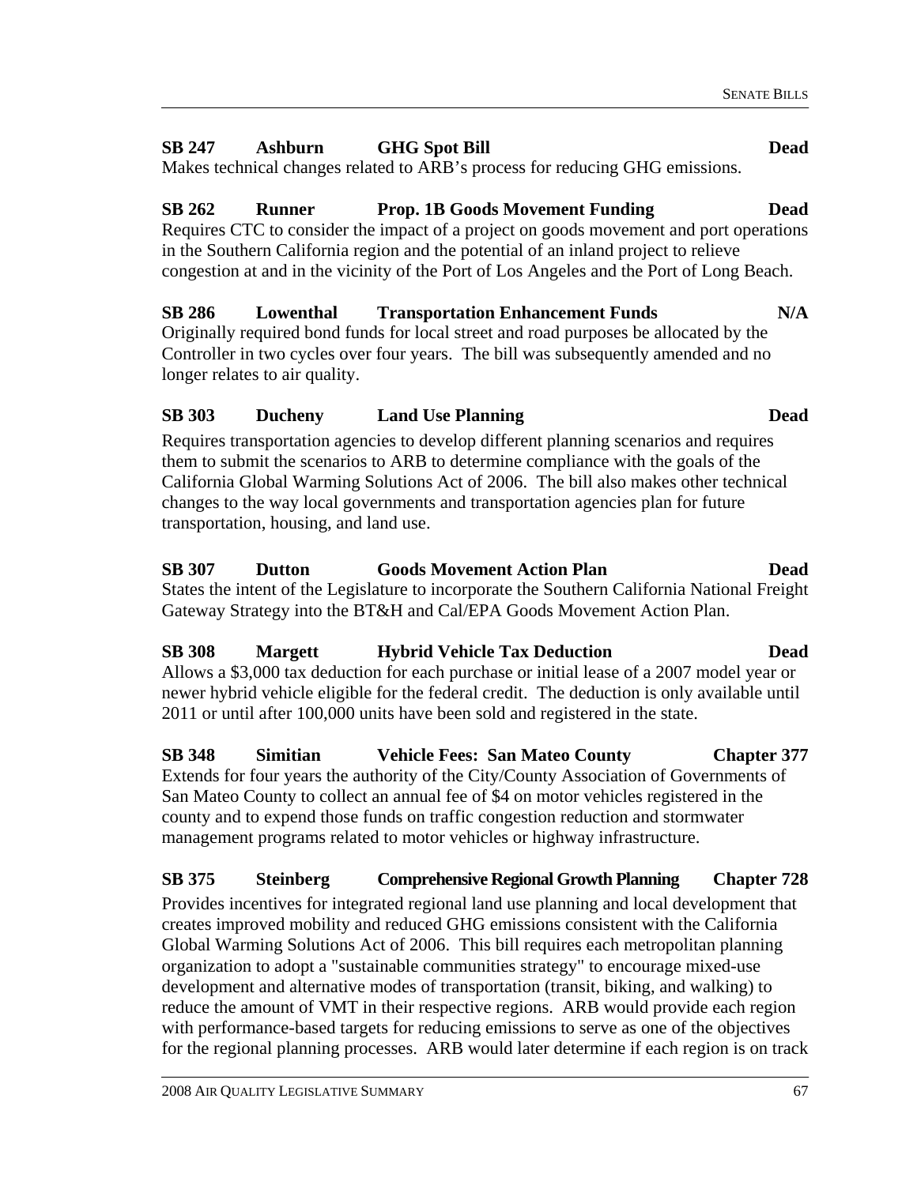**SB 247 Ashburn GHG Spot Bill Dead**

Makes technical changes related to ARB's process for reducing GHG emissions.

**SB 262 Runner Prop. 1B Goods Movement Funding Dead**

Requires CTC to consider the impact of a project on goods movement and port operations in the Southern California region and the potential of an inland project to relieve congestion at and in the vicinity of the Port of Los Angeles and the Port of Long Beach.

**SB 286 Lowenthal Transportation Enhancement Funds N/A**

Originally required bond funds for local street and road purposes be allocated by the Controller in two cycles over four years. The bill was subsequently amended and no longer relates to air quality.

**SB 303 Ducheny Land Use Planning Dead**

Requires transportation agencies to develop different planning scenarios and requires them to submit the scenarios to ARB to determine compliance with the goals of the California Global Warming Solutions Act of 2006. The bill also makes other technical changes to the way local governments and transportation agencies plan for future transportation, housing, and land use.

**SB 307 Dutton Goods Movement Action Plan Dead**

States the intent of the Legislature to incorporate the Southern California National Freight Gateway Strategy into the BT&H and Cal/EPA Goods Movement Action Plan.

**SB 308 Margett Hybrid Vehicle Tax Deduction Dead**

Allows a $3,000 tax deduction for each purchase or initial lease of a 2007 model year or newer hybrid vehicle eligible for the federal credit. The deduction is only available until 2011 or until after 100,000 units have been sold and registered in the state.

**SB 348 Simitian Vehicle Fees: San Mateo County Chapter 377**

Extends for four years the authority of the City/County Association of Governments of San Mateo County to collect an annual fee of $4 on motor vehicles registered in the county and to expend those funds on traffic congestion reduction and stormwater management programs related to motor vehicles or highway infrastructure.

**SB 375 Steinberg Comprehensive Regional Growth Planning Chapter 728**

Provides incentives for integrated regional land use planning and local development that creates improved mobility and reduced GHG emissions consistent with the California Global Warming Solutions Act of 2006. This bill requires each metropolitan planning organization to adopt a "sustainable communities strategy" to encourage mixed-use development and alternative modes of transportation (transit, biking, and walking) to reduce the amount of VMT in their respective regions. ARB would provide each region with performance-based targets for reducing emissions to serve as one of the objectives for the regional planning processes. ARB would later determine if each region is on track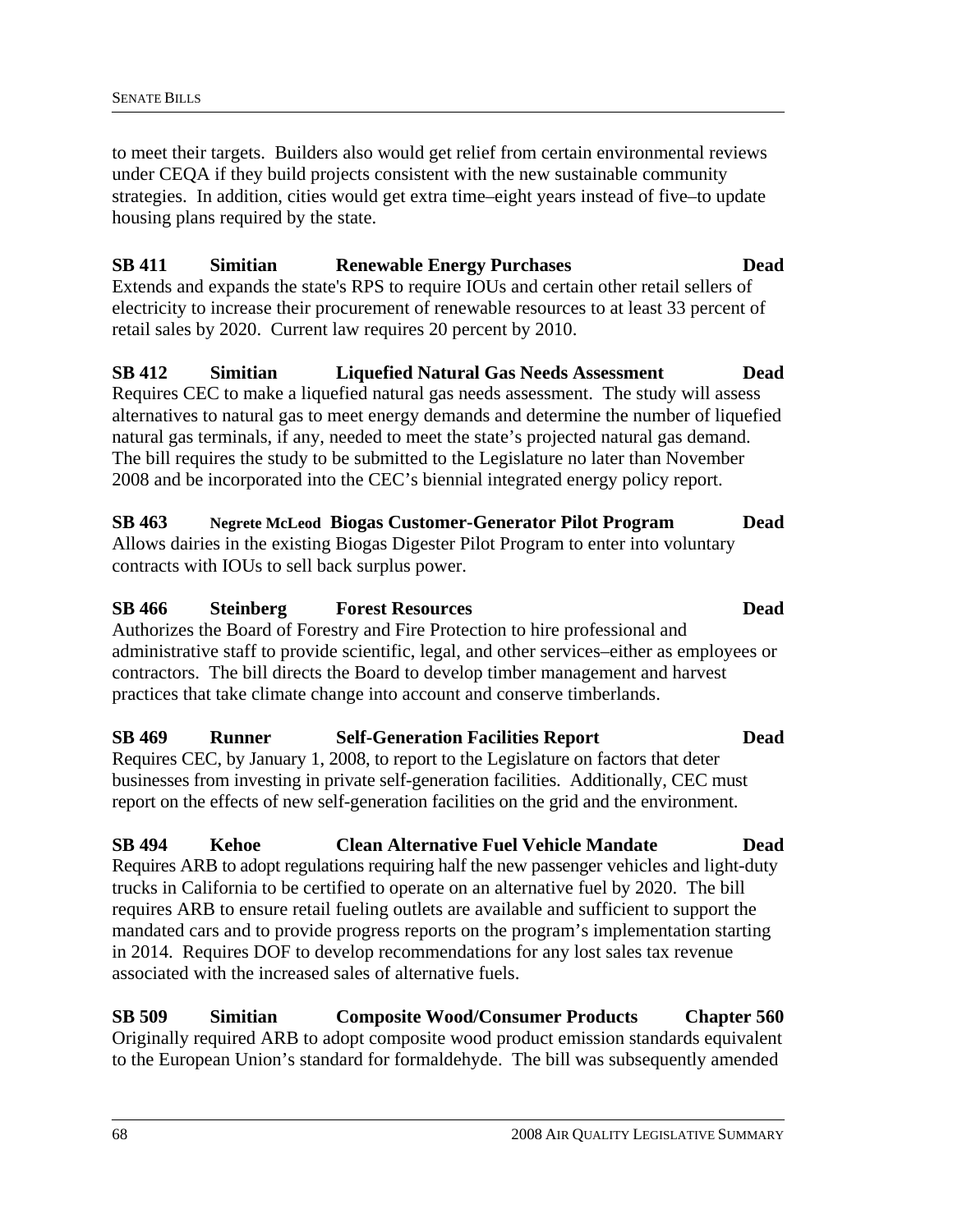to meet their targets. Builders also would get relief from certain environmental reviews under CEQA if they build projects consistent with the new sustainable community strategies. In addition, cities would get extra time–eight years instead of five–to update housing plans required by the state.

**SB 411 Simitian Renewable Energy Purchases Dead**
Extends and expands the state's RPS to require IOUs and certain other retail sellers of electricity to increase their procurement of renewable resources to at least 33 percent of retail sales by 2020. Current law requires 20 percent by 2010.

**SB 412 Simitian Liquefied Natural Gas Needs Assessment Dead**
Requires CEC to make a liquefied natural gas needs assessment. The study will assess alternatives to natural gas to meet energy demands and determine the number of liquefied natural gas terminals, if any, needed to meet the state's projected natural gas demand. The bill requires the study to be submitted to the Legislature no later than November 2008 and be incorporated into the CEC's biennial integrated energy policy report.

**SB 463 Negrete McLeod Biogas Customer-Generator Pilot Program Dead**
Allows dairies in the existing Biogas Digester Pilot Program to enter into voluntary contracts with IOUs to sell back surplus power.

**SB 466 Steinberg Forest Resources Dead**
Authorizes the Board of Forestry and Fire Protection to hire professional and administrative staff to provide scientific, legal, and other services–either as employees or contractors. The bill directs the Board to develop timber management and harvest practices that take climate change into account and conserve timberlands.

**SB 469 Runner Self-Generation Facilities Report Dead**
Requires CEC, by January 1, 2008, to report to the Legislature on factors that deter businesses from investing in private self-generation facilities. Additionally, CEC must report on the effects of new self-generation facilities on the grid and the environment.

**SB 494 Kehoe Clean Alternative Fuel Vehicle Mandate Dead**
Requires ARB to adopt regulations requiring half the new passenger vehicles and light-duty trucks in California to be certified to operate on an alternative fuel by 2020. The bill requires ARB to ensure retail fueling outlets are available and sufficient to support the mandated cars and to provide progress reports on the program's implementation starting in 2014. Requires DOF to develop recommendations for any lost sales tax revenue associated with the increased sales of alternative fuels.

**SB 509 Simitian Composite Wood/Consumer Products Chapter 560**
Originally required ARB to adopt composite wood product emission standards equivalent to the European Union's standard for formaldehyde. The bill was subsequently amended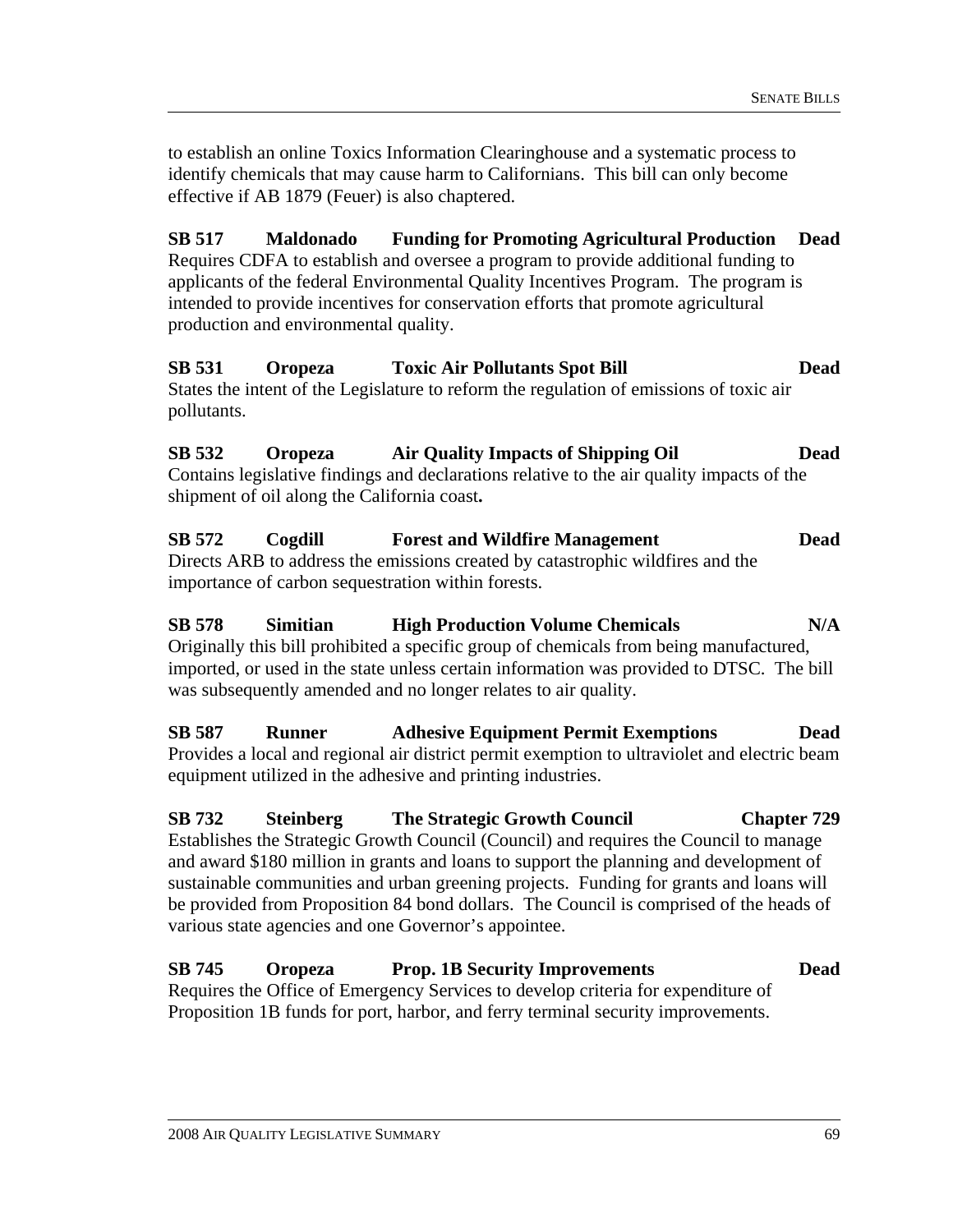to establish an online Toxics Information Clearinghouse and a systematic process to identify chemicals that may cause harm to Californians. This bill can only become effective if AB 1879 (Feuer) is also chaptered.

**SB 517 Maldonado Funding for Promoting Agricultural Production Dead**
Requires CDFA to establish and oversee a program to provide additional funding to applicants of the federal Environmental Quality Incentives Program. The program is intended to provide incentives for conservation efforts that promote agricultural production and environmental quality.

**SB 531 Oropeza Toxic Air Pollutants Spot Bill Dead**
States the intent of the Legislature to reform the regulation of emissions of toxic air pollutants.

**SB 532 Oropeza Air Quality Impacts of Shipping Oil Dead**
Contains legislative findings and declarations relative to the air quality impacts of the shipment of oil along the California coast**.**

**SB 572 Cogdill Forest and Wildfire Management Dead**
Directs ARB to address the emissions created by catastrophic wildfires and the importance of carbon sequestration within forests.

**SB 578 Simitian High Production Volume Chemicals N/A**
Originally this bill prohibited a specific group of chemicals from being manufactured, imported, or used in the state unless certain information was provided to DTSC. The bill was subsequently amended and no longer relates to air quality.

**SB 587 Runner Adhesive Equipment Permit Exemptions Dead**
Provides a local and regional air district permit exemption to ultraviolet and electric beam equipment utilized in the adhesive and printing industries.

**SB 732 Steinberg The Strategic Growth Council Chapter 729**
Establishes the Strategic Growth Council (Council) and requires the Council to manage and award $180 million in grants and loans to support the planning and development of sustainable communities and urban greening projects. Funding for grants and loans will be provided from Proposition 84 bond dollars. The Council is comprised of the heads of various state agencies and one Governor's appointee.

**SB 745 Oropeza Prop. 1B Security Improvements Dead**
Requires the Office of Emergency Services to develop criteria for expenditure of Proposition 1B funds for port, harbor, and ferry terminal security improvements.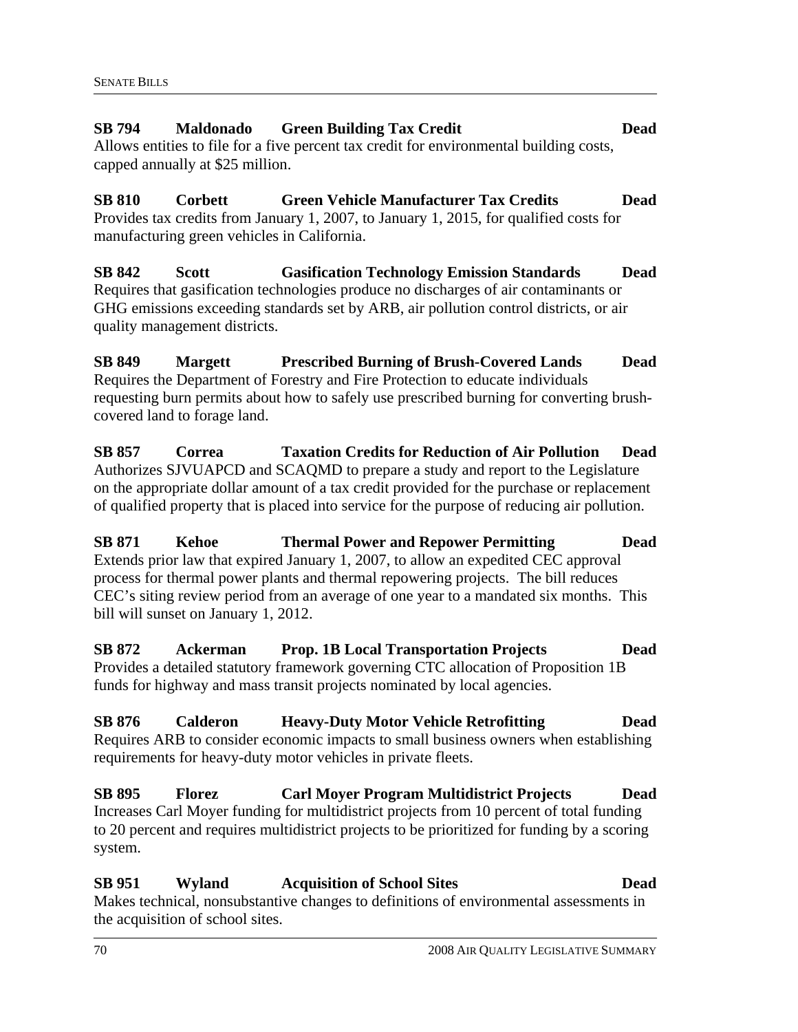**SB 794 Maldonado Green Building Tax Credit Dead**
Allows entities to file for a five percent tax credit for environmental building costs, capped annually at $25 million.

**SB 810 Corbett Green Vehicle Manufacturer Tax Credits Dead**
Provides tax credits from January 1, 2007, to January 1, 2015, for qualified costs for manufacturing green vehicles in California.

**SB 842 Scott Gasification Technology Emission Standards Dead**
Requires that gasification technologies produce no discharges of air contaminants or GHG emissions exceeding standards set by ARB, air pollution control districts, or air quality management districts.

**SB 849 Margett Prescribed Burning of Brush-Covered Lands Dead**
Requires the Department of Forestry and Fire Protection to educate individuals requesting burn permits about how to safely use prescribed burning for converting brush-covered land to forage land.

**SB 857 Correa Taxation Credits for Reduction of Air Pollution Dead**
Authorizes SJVUAPCD and SCAQMD to prepare a study and report to the Legislature on the appropriate dollar amount of a tax credit provided for the purchase or replacement of qualified property that is placed into service for the purpose of reducing air pollution.

**SB 871 Kehoe Thermal Power and Repower Permitting Dead**
Extends prior law that expired January 1, 2007, to allow an expedited CEC approval process for thermal power plants and thermal repowering projects. The bill reduces CEC's siting review period from an average of one year to a mandated six months. This bill will sunset on January 1, 2012.

**SB 872 Ackerman Prop. 1B Local Transportation Projects Dead**
Provides a detailed statutory framework governing CTC allocation of Proposition 1B funds for highway and mass transit projects nominated by local agencies.

**SB 876 Calderon Heavy-Duty Motor Vehicle Retrofitting Dead**
Requires ARB to consider economic impacts to small business owners when establishing requirements for heavy-duty motor vehicles in private fleets.

**SB 895 Florez Carl Moyer Program Multidistrict Projects Dead**
Increases Carl Moyer funding for multidistrict projects from 10 percent of total funding to 20 percent and requires multidistrict projects to be prioritized for funding by a scoring system.

**SB 951 Wyland Acquisition of School Sites Dead**
Makes technical, nonsubstantive changes to definitions of environmental assessments in the acquisition of school sites.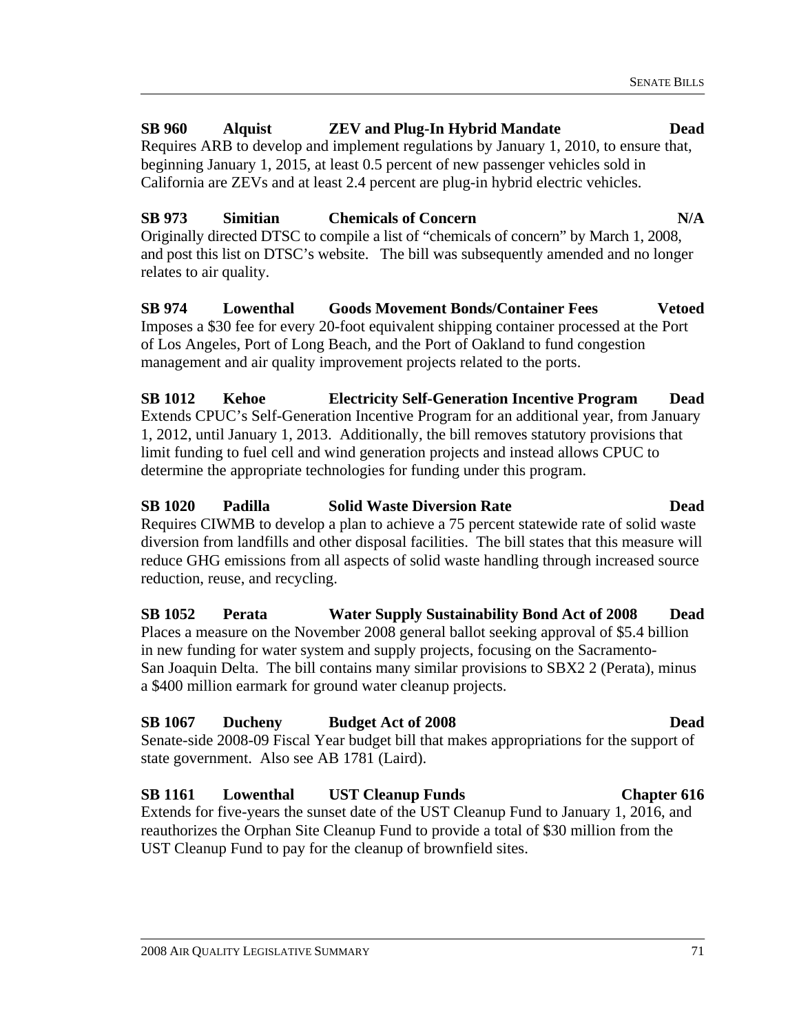**SB 960 Alquist ZEV and Plug-In Hybrid Mandate Dead**

Requires ARB to develop and implement regulations by January 1, 2010, to ensure that, beginning January 1, 2015, at least 0.5 percent of new passenger vehicles sold in California are ZEVs and at least 2.4 percent are plug-in hybrid electric vehicles.

**SB 973 Simitian Chemicals of Concern N/A**

Originally directed DTSC to compile a list of "chemicals of concern" by March 1, 2008, and post this list on DTSC's website. The bill was subsequently amended and no longer relates to air quality.

**SB 974 Lowenthal Goods Movement Bonds/Container Fees Vetoed**

Imposes a $30 fee for every 20-foot equivalent shipping container processed at the Port of Los Angeles, Port of Long Beach, and the Port of Oakland to fund congestion management and air quality improvement projects related to the ports.

**SB 1012 Kehoe Electricity Self-Generation Incentive Program Dead**

Extends CPUC's Self-Generation Incentive Program for an additional year, from January 1, 2012, until January 1, 2013. Additionally, the bill removes statutory provisions that limit funding to fuel cell and wind generation projects and instead allows CPUC to determine the appropriate technologies for funding under this program.

**SB 1020 Padilla Solid Waste Diversion Rate Dead**

Requires CIWMB to develop a plan to achieve a 75 percent statewide rate of solid waste diversion from landfills and other disposal facilities. The bill states that this measure will reduce GHG emissions from all aspects of solid waste handling through increased source reduction, reuse, and recycling.

**SB 1052 Perata Water Supply Sustainability Bond Act of 2008 Dead**

Places a measure on the November 2008 general ballot seeking approval of $5.4 billion in new funding for water system and supply projects, focusing on the Sacramento-San Joaquin Delta. The bill contains many similar provisions to SBX2 2 (Perata), minus a $400 million earmark for ground water cleanup projects.

**SB 1067 Ducheny Budget Act of 2008 Dead**

Senate-side 2008-09 Fiscal Year budget bill that makes appropriations for the support of state government. Also see AB 1781 (Laird).

**SB 1161 Lowenthal UST Cleanup Funds Chapter 616**

Extends for five-years the sunset date of the UST Cleanup Fund to January 1, 2016, and reauthorizes the Orphan Site Cleanup Fund to provide a total of $30 million from the UST Cleanup Fund to pay for the cleanup of brownfield sites.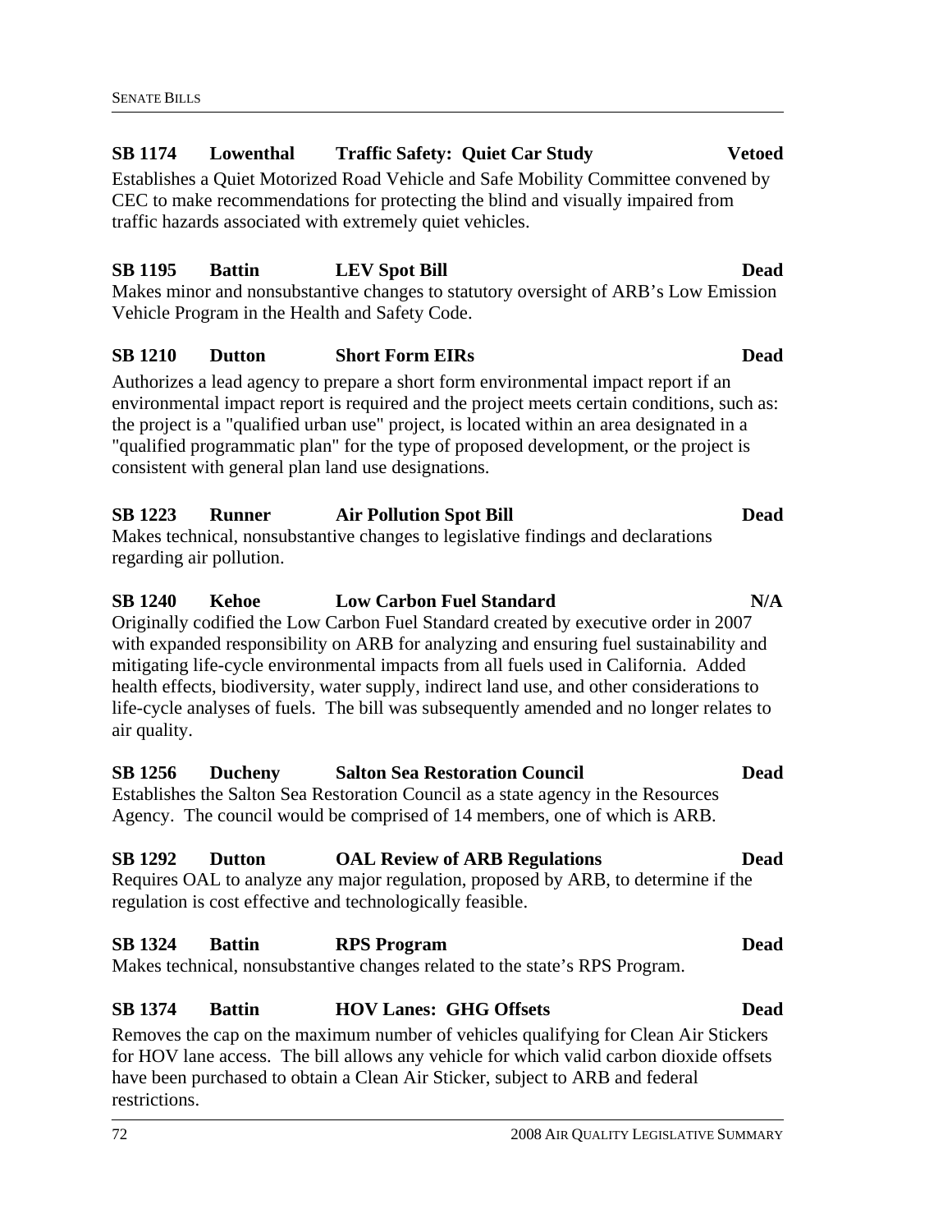**SB 1174 Lowenthal Traffic Safety: Quiet Car Study Vetoed**

Establishes a Quiet Motorized Road Vehicle and Safe Mobility Committee convened by CEC to make recommendations for protecting the blind and visually impaired from traffic hazards associated with extremely quiet vehicles.

**SB 1195 Battin LEV Spot Bill Dead**

Makes minor and nonsubstantive changes to statutory oversight of ARB's Low Emission Vehicle Program in the Health and Safety Code.

**SB 1210 Dutton Short Form EIRs Dead**

Authorizes a lead agency to prepare a short form environmental impact report if an environmental impact report is required and the project meets certain conditions, such as: the project is a "qualified urban use" project, is located within an area designated in a "qualified programmatic plan" for the type of proposed development, or the project is consistent with general plan land use designations.

**SB 1223 Runner Air Pollution Spot Bill Dead**

Makes technical, nonsubstantive changes to legislative findings and declarations regarding air pollution.

**SB 1240 Kehoe Low Carbon Fuel Standard N/A**

Originally codified the Low Carbon Fuel Standard created by executive order in 2007 with expanded responsibility on ARB for analyzing and ensuring fuel sustainability and mitigating life-cycle environmental impacts from all fuels used in California. Added health effects, biodiversity, water supply, indirect land use, and other considerations to life-cycle analyses of fuels. The bill was subsequently amended and no longer relates to air quality.

**SB 1256 Ducheny Salton Sea Restoration Council Dead**

Establishes the Salton Sea Restoration Council as a state agency in the Resources Agency. The council would be comprised of 14 members, one of which is ARB.

**SB 1292 Dutton OAL Review of ARB Regulations Dead**

Requires OAL to analyze any major regulation, proposed by ARB, to determine if the regulation is cost effective and technologically feasible.

**SB 1324 Battin RPS Program Dead**

Makes technical, nonsubstantive changes related to the state's RPS Program.

**SB 1374 Battin HOV Lanes: GHG Offsets Dead**

Removes the cap on the maximum number of vehicles qualifying for Clean Air Stickers for HOV lane access. The bill allows any vehicle for which valid carbon dioxide offsets have been purchased to obtain a Clean Air Sticker, subject to ARB and federal restrictions.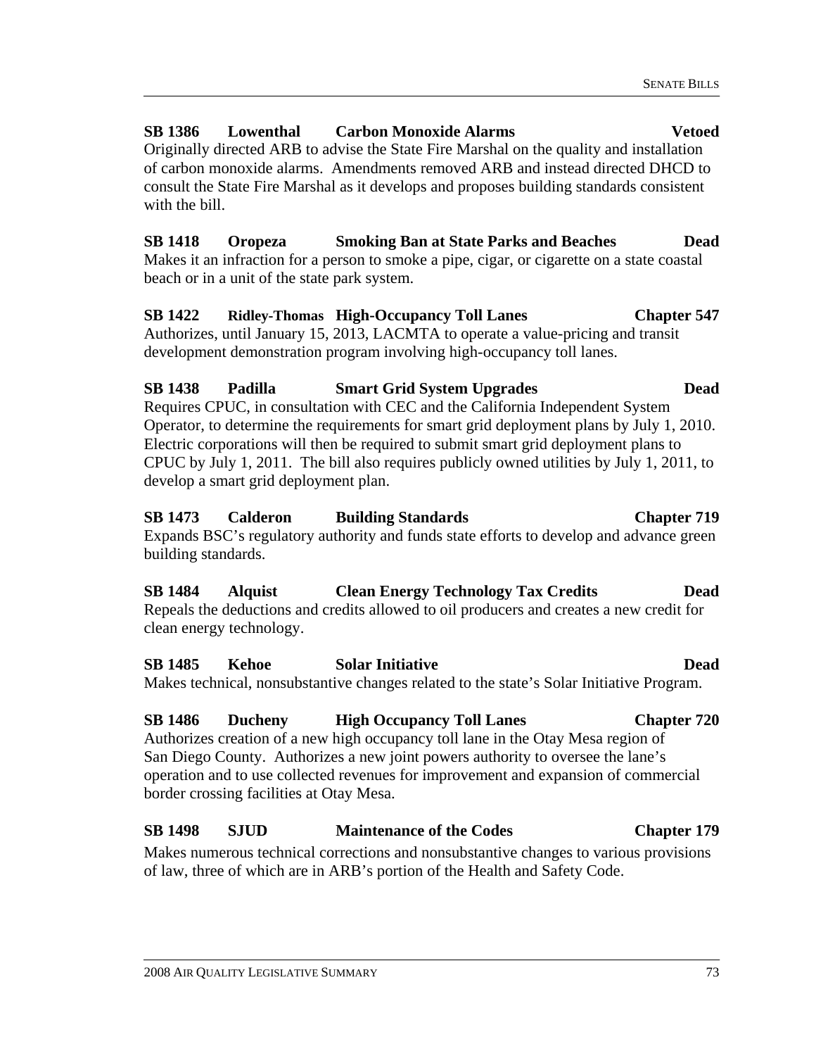**SB 1386 Lowenthal Carbon Monoxide Alarms Vetoed**

Originally directed ARB to advise the State Fire Marshal on the quality and installation of carbon monoxide alarms. Amendments removed ARB and instead directed DHCD to consult the State Fire Marshal as it develops and proposes building standards consistent with the bill.

**SB 1418 Oropeza Smoking Ban at State Parks and Beaches Dead**

Makes it an infraction for a person to smoke a pipe, cigar, or cigarette on a state coastal beach or in a unit of the state park system.

**SB 1422 Ridley-Thomas High-Occupancy Toll Lanes Chapter 547**

Authorizes, until January 15, 2013, LACMTA to operate a value-pricing and transit development demonstration program involving high-occupancy toll lanes.

**SB 1438 Padilla Smart Grid System Upgrades Dead**

Requires CPUC, in consultation with CEC and the California Independent System Operator, to determine the requirements for smart grid deployment plans by July 1, 2010. Electric corporations will then be required to submit smart grid deployment plans to CPUC by July 1, 2011. The bill also requires publicly owned utilities by July 1, 2011, to develop a smart grid deployment plan.

**SB 1473 Calderon Building Standards Chapter 719**

Expands BSC's regulatory authority and funds state efforts to develop and advance green building standards.

**SB 1484 Alquist Clean Energy Technology Tax Credits Dead**

Repeals the deductions and credits allowed to oil producers and creates a new credit for clean energy technology.

**SB 1485 Kehoe Solar Initiative Dead**

Makes technical, nonsubstantive changes related to the state's Solar Initiative Program.

**SB 1486 Ducheny High Occupancy Toll Lanes Chapter 720**

Authorizes creation of a new high occupancy toll lane in the Otay Mesa region of San Diego County. Authorizes a new joint powers authority to oversee the lane's operation and to use collected revenues for improvement and expansion of commercial border crossing facilities at Otay Mesa.

**SB 1498 SJUD Maintenance of the Codes Chapter 179**

Makes numerous technical corrections and nonsubstantive changes to various provisions of law, three of which are in ARB's portion of the Health and Safety Code.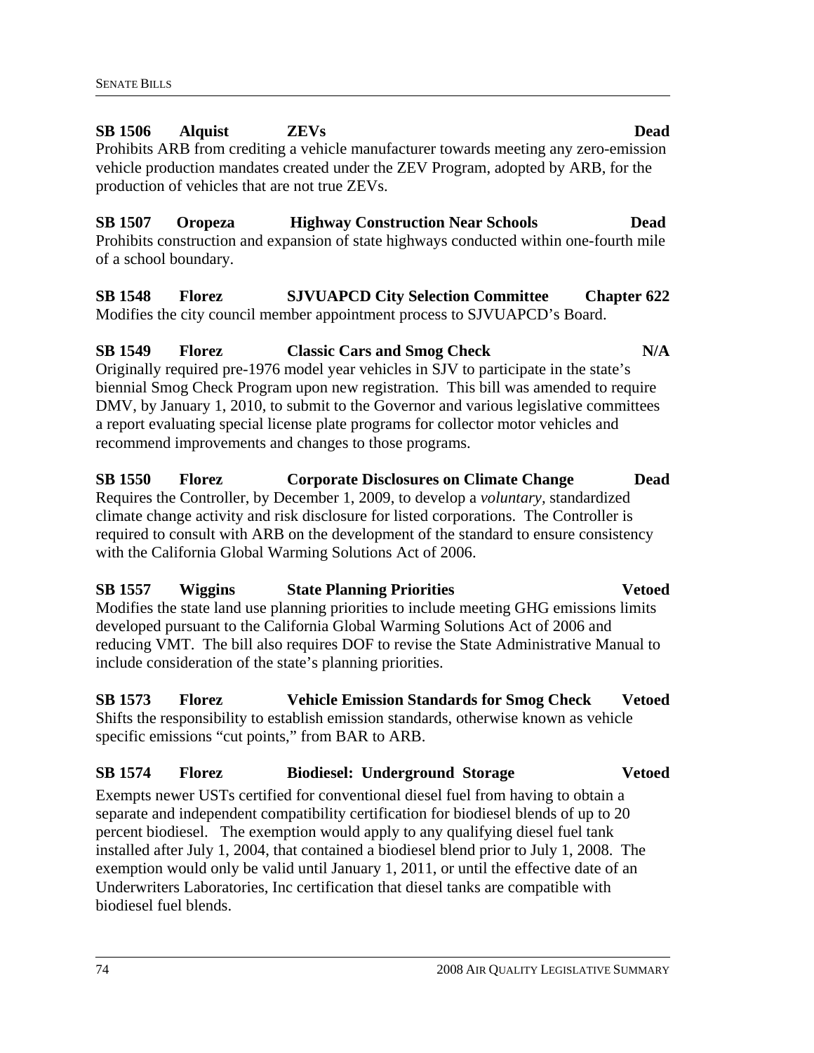**SB 1506 Alquist ZEVs Dead**

Prohibits ARB from crediting a vehicle manufacturer towards meeting any zero-emission vehicle production mandates created under the ZEV Program, adopted by ARB, for the production of vehicles that are not true ZEVs.

**SB 1507 Oropeza Highway Construction Near Schools Dead**

Prohibits construction and expansion of state highways conducted within one-fourth mile of a school boundary.

**SB 1548 Florez SJVUAPCD City Selection Committee Chapter 622**

Modifies the city council member appointment process to SJVUAPCD's Board.

**SB 1549 Florez Classic Cars and Smog Check N/A**

Originally required pre-1976 model year vehicles in SJV to participate in the state's biennial Smog Check Program upon new registration. This bill was amended to require DMV, by January 1, 2010, to submit to the Governor and various legislative committees a report evaluating special license plate programs for collector motor vehicles and recommend improvements and changes to those programs.

**SB 1550 Florez Corporate Disclosures on Climate Change Dead**

Requires the Controller, by December 1, 2009, to develop a *voluntary*, standardized climate change activity and risk disclosure for listed corporations. The Controller is required to consult with ARB on the development of the standard to ensure consistency with the California Global Warming Solutions Act of 2006.

**SB 1557 Wiggins State Planning Priorities Vetoed**

Modifies the state land use planning priorities to include meeting GHG emissions limits developed pursuant to the California Global Warming Solutions Act of 2006 and reducing VMT. The bill also requires DOF to revise the State Administrative Manual to include consideration of the state's planning priorities.

**SB 1573 Florez Vehicle Emission Standards for Smog Check Vetoed**

Shifts the responsibility to establish emission standards, otherwise known as vehicle specific emissions "cut points," from BAR to ARB.

**SB 1574 Florez Biodiesel: Underground Storage Vetoed**

Exempts newer USTs certified for conventional diesel fuel from having to obtain a separate and independent compatibility certification for biodiesel blends of up to 20 percent biodiesel. The exemption would apply to any qualifying diesel fuel tank installed after July 1, 2004, that contained a biodiesel blend prior to July 1, 2008. The exemption would only be valid until January 1, 2011, or until the effective date of an Underwriters Laboratories, Inc certification that diesel tanks are compatible with biodiesel fuel blends.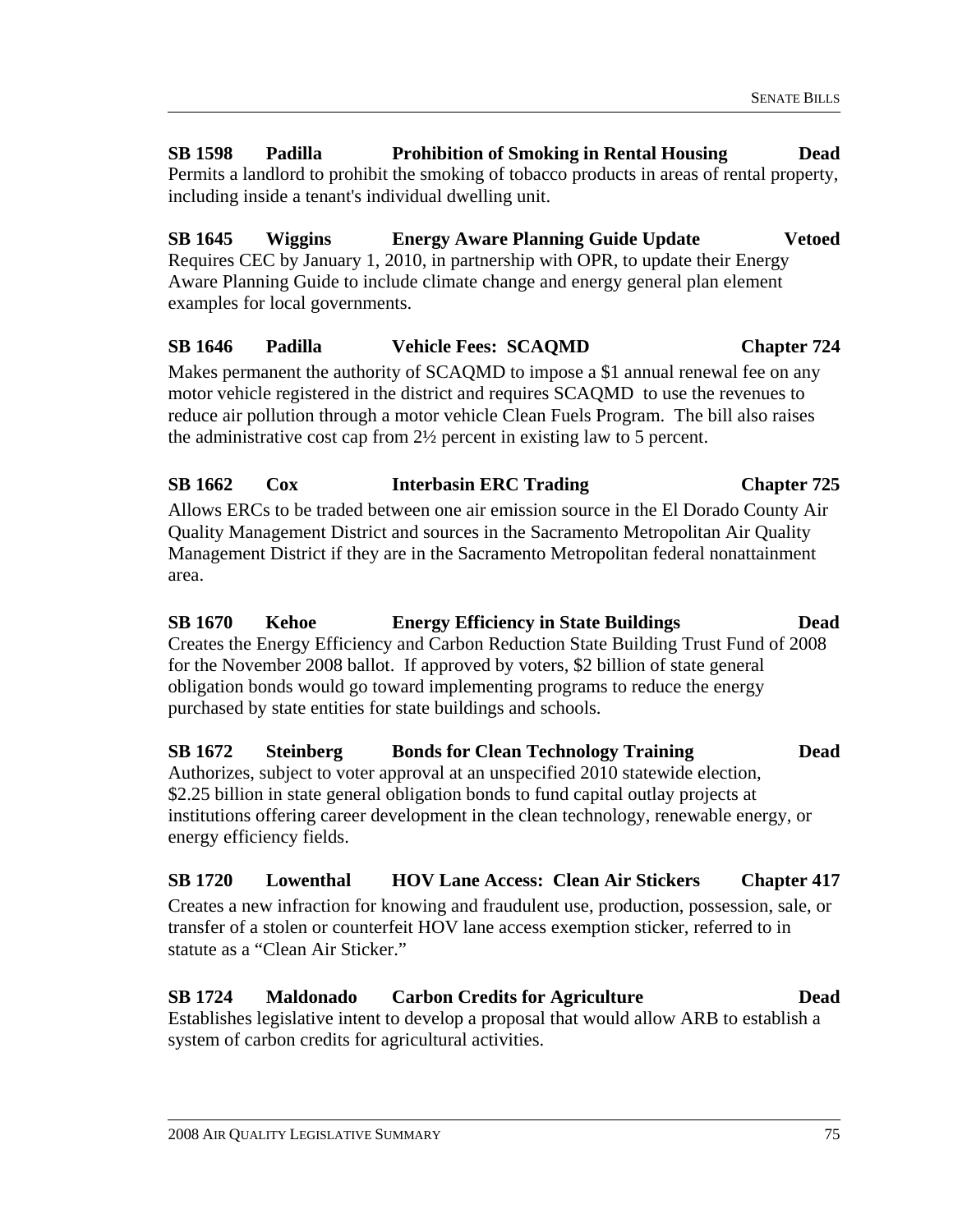**SB 1598 Padilla Prohibition of Smoking in Rental Housing Dead**

Permits a landlord to prohibit the smoking of tobacco products in areas of rental property, including inside a tenant's individual dwelling unit.

**SB 1645 Wiggins Energy Aware Planning Guide Update Vetoed**

Requires CEC by January 1, 2010, in partnership with OPR, to update their Energy Aware Planning Guide to include climate change and energy general plan element examples for local governments.

**SB 1646 Padilla Vehicle Fees: SCAQMD Chapter 724**

Makes permanent the authority of SCAQMD to impose a $1 annual renewal fee on any motor vehicle registered in the district and requires SCAQMD to use the revenues to reduce air pollution through a motor vehicle Clean Fuels Program. The bill also raises the administrative cost cap from 2½ percent in existing law to 5 percent.

**SB 1662 Cox Interbasin ERC Trading Chapter 725**

Allows ERCs to be traded between one air emission source in the El Dorado County Air Quality Management District and sources in the Sacramento Metropolitan Air Quality Management District if they are in the Sacramento Metropolitan federal nonattainment area.

**SB 1670 Kehoe Energy Efficiency in State Buildings Dead**

Creates the Energy Efficiency and Carbon Reduction State Building Trust Fund of 2008 for the November 2008 ballot. If approved by voters, $2 billion of state general obligation bonds would go toward implementing programs to reduce the energy purchased by state entities for state buildings and schools.

**SB 1672 Steinberg Bonds for Clean Technology Training Dead**

Authorizes, subject to voter approval at an unspecified 2010 statewide election, $2.25 billion in state general obligation bonds to fund capital outlay projects at institutions offering career development in the clean technology, renewable energy, or energy efficiency fields.

**SB 1720 Lowenthal HOV Lane Access: Clean Air Stickers Chapter 417**

Creates a new infraction for knowing and fraudulent use, production, possession, sale, or transfer of a stolen or counterfeit HOV lane access exemption sticker, referred to in statute as a "Clean Air Sticker."

**SB 1724 Maldonado Carbon Credits for Agriculture Dead**

Establishes legislative intent to develop a proposal that would allow ARB to establish a system of carbon credits for agricultural activities.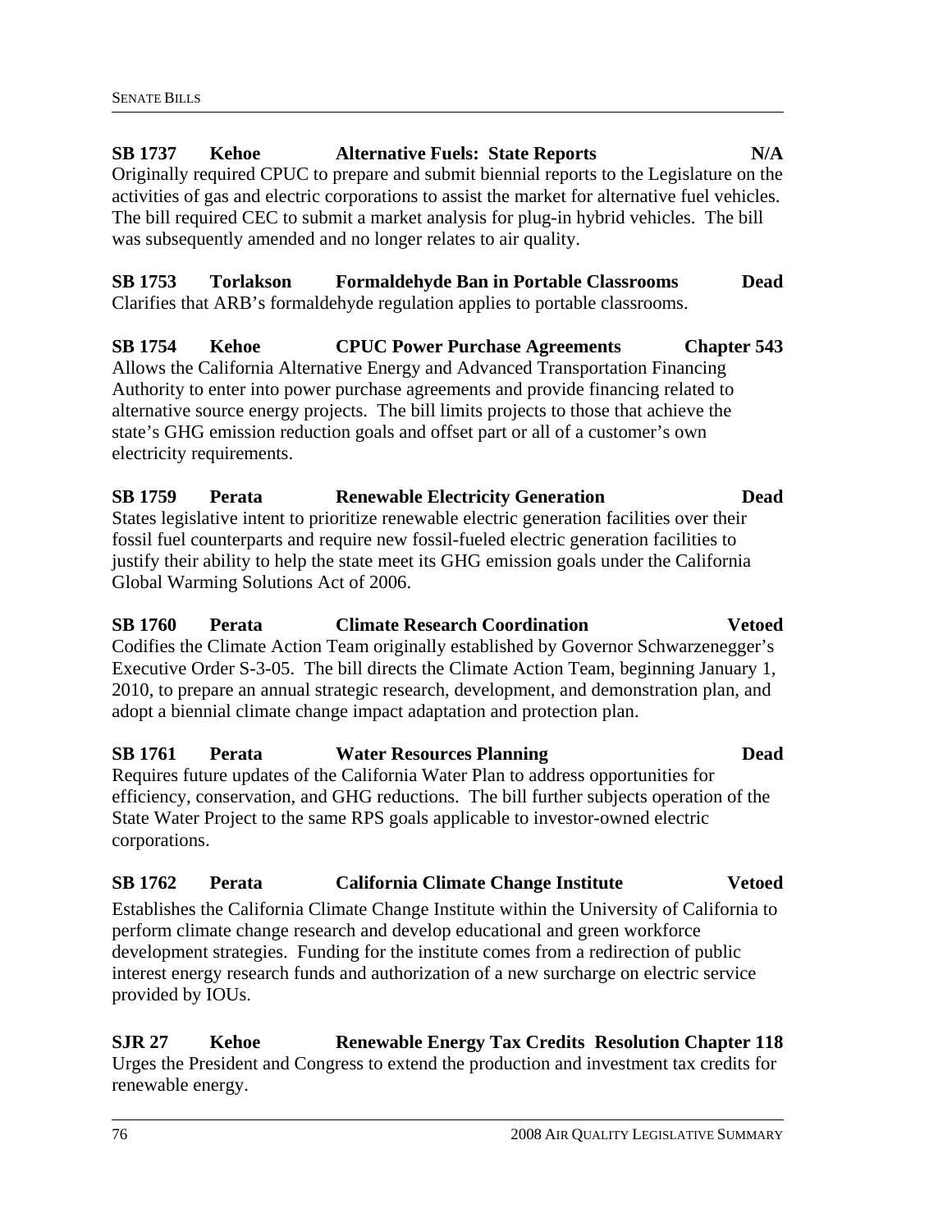**SB 1737 Kehoe Alternative Fuels: State Reports N/A**

Originally required CPUC to prepare and submit biennial reports to the Legislature on the activities of gas and electric corporations to assist the market for alternative fuel vehicles. The bill required CEC to submit a market analysis for plug-in hybrid vehicles. The bill was subsequently amended and no longer relates to air quality.

**SB 1753 Torlakson Formaldehyde Ban in Portable Classrooms Dead**

Clarifies that ARB's formaldehyde regulation applies to portable classrooms.

**SB 1754 Kehoe CPUC Power Purchase Agreements Chapter 543**

Allows the California Alternative Energy and Advanced Transportation Financing Authority to enter into power purchase agreements and provide financing related to alternative source energy projects. The bill limits projects to those that achieve the state's GHG emission reduction goals and offset part or all of a customer's own electricity requirements.

**SB 1759 Perata Renewable Electricity Generation Dead**

States legislative intent to prioritize renewable electric generation facilities over their fossil fuel counterparts and require new fossil-fueled electric generation facilities to justify their ability to help the state meet its GHG emission goals under the California Global Warming Solutions Act of 2006.

**SB 1760 Perata Climate Research Coordination Vetoed**

Codifies the Climate Action Team originally established by Governor Schwarzenegger's Executive Order S-3-05. The bill directs the Climate Action Team, beginning January 1, 2010, to prepare an annual strategic research, development, and demonstration plan, and adopt a biennial climate change impact adaptation and protection plan.

**SB 1761 Perata Water Resources Planning Dead**

Requires future updates of the California Water Plan to address opportunities for efficiency, conservation, and GHG reductions. The bill further subjects operation of the State Water Project to the same RPS goals applicable to investor-owned electric corporations.

**SB 1762 Perata California Climate Change Institute Vetoed**

Establishes the California Climate Change Institute within the University of California to perform climate change research and develop educational and green workforce development strategies. Funding for the institute comes from a redirection of public interest energy research funds and authorization of a new surcharge on electric service provided by IOUs.

**SJR 27 Kehoe Renewable Energy Tax Credits Resolution Chapter 118**

Urges the President and Congress to extend the production and investment tax credits for renewable energy.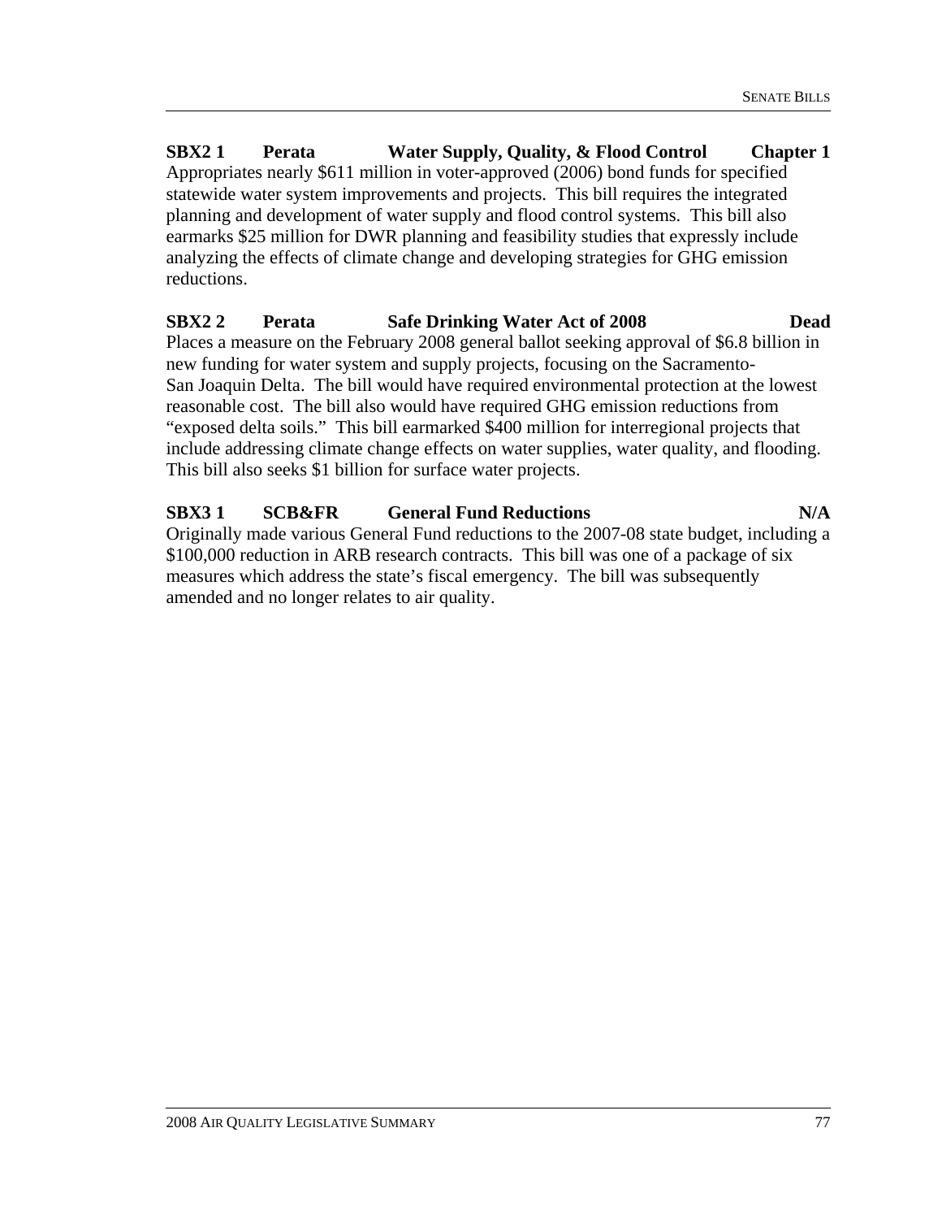**SBX2 1 Perata Water Supply, Quality, & Flood Control Chapter 1**

Appropriates nearly $611 million in voter-approved (2006) bond funds for specified statewide water system improvements and projects. This bill requires the integrated planning and development of water supply and flood control systems. This bill also earmarks $25 million for DWR planning and feasibility studies that expressly include analyzing the effects of climate change and developing strategies for GHG emission reductions.

**SBX2 2 Perata Safe Drinking Water Act of 2008 Dead**

Places a measure on the February 2008 general ballot seeking approval of $6.8 billion in new funding for water system and supply projects, focusing on the Sacramento-San Joaquin Delta. The bill would have required environmental protection at the lowest reasonable cost. The bill also would have required GHG emission reductions from "exposed delta soils." This bill earmarked $400 million for interregional projects that include addressing climate change effects on water supplies, water quality, and flooding. This bill also seeks $1 billion for surface water projects.

**SBX3 1 SCB&FR General Fund Reductions N/A**

Originally made various General Fund reductions to the 2007-08 state budget, including a $100,000 reduction in ARB research contracts. This bill was one of a package of six measures which address the state's fiscal emergency. The bill was subsequently amended and no longer relates to air quality.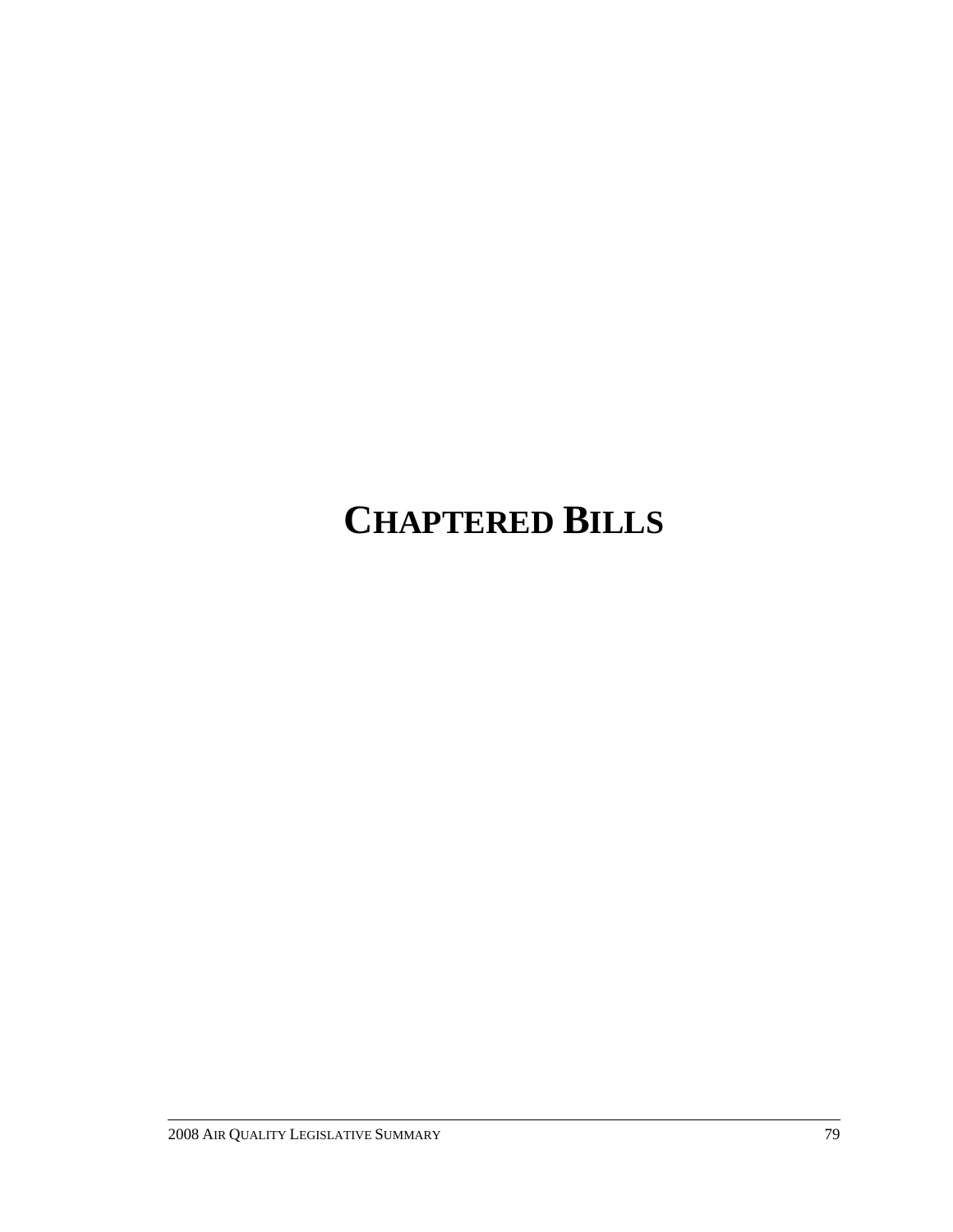# CHAPTERED BILLS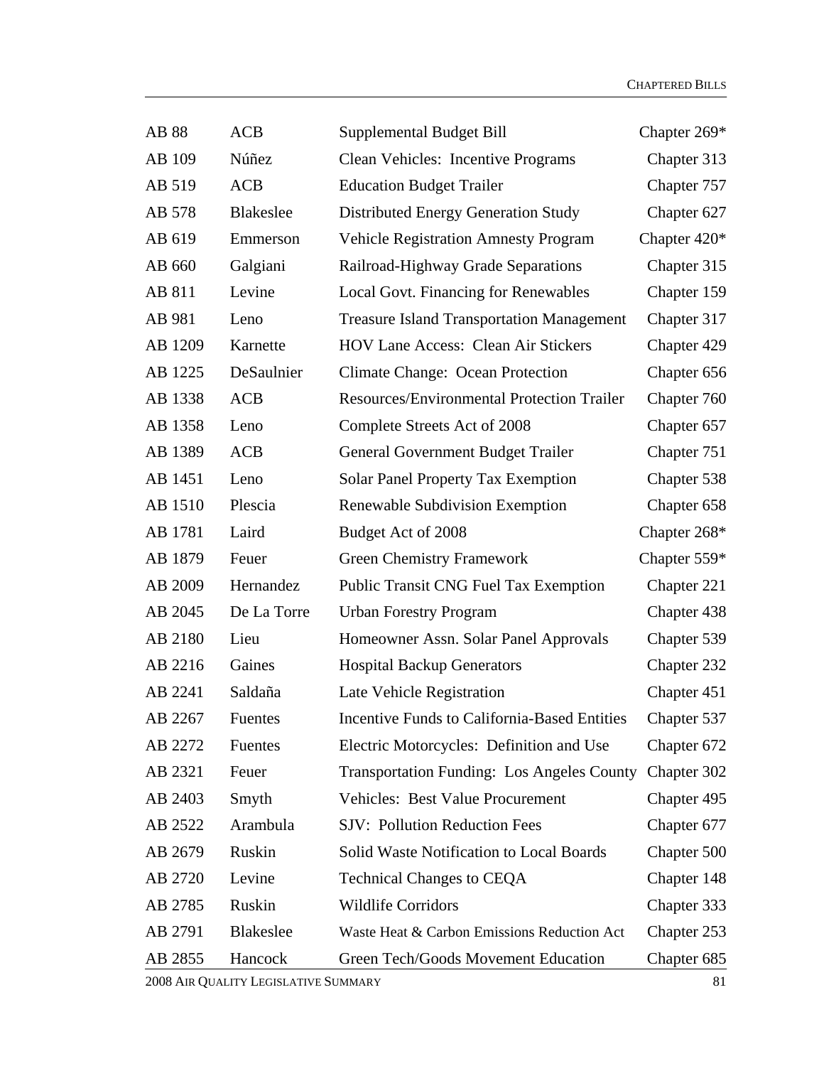| | | | |
|---|---|---|---|
| AB 88 | ACB | Supplemental Budget Bill | Chapter 269* |
| AB 109 | Núñez | Clean Vehicles: Incentive Programs | Chapter 313 |
| AB 519 | ACB | Education Budget Trailer | Chapter 757 |
| AB 578 | Blakeslee | Distributed Energy Generation Study | Chapter 627 |
| AB 619 | Emmerson | Vehicle Registration Amnesty Program | Chapter 420* |
| AB 660 | Galgiani | Railroad-Highway Grade Separations | Chapter 315 |
| AB 811 | Levine | Local Govt. Financing for Renewables | Chapter 159 |
| AB 981 | Leno | Treasure Island Transportation Management | Chapter 317 |
| AB 1209 | Karnette | HOV Lane Access: Clean Air Stickers | Chapter 429 |
| AB 1225 | DeSaulnier | Climate Change: Ocean Protection | Chapter 656 |
| AB 1338 | ACB | Resources/Environmental Protection Trailer | Chapter 760 |
| AB 1358 | Leno | Complete Streets Act of 2008 | Chapter 657 |
| AB 1389 | ACB | General Government Budget Trailer | Chapter 751 |
| AB 1451 | Leno | Solar Panel Property Tax Exemption | Chapter 538 |
| AB 1510 | Plescia | Renewable Subdivision Exemption | Chapter 658 |
| AB 1781 | Laird | Budget Act of 2008 | Chapter 268* |
| AB 1879 | Feuer | Green Chemistry Framework | Chapter 559* |
| AB 2009 | Hernandez | Public Transit CNG Fuel Tax Exemption | Chapter 221 |
| AB 2045 | De La Torre | Urban Forestry Program | Chapter 438 |
| AB 2180 | Lieu | Homeowner Assn. Solar Panel Approvals | Chapter 539 |
| AB 2216 | Gaines | Hospital Backup Generators | Chapter 232 |
| AB 2241 | Saldaña | Late Vehicle Registration | Chapter 451 |
| AB 2267 | Fuentes | Incentive Funds to California-Based Entities | Chapter 537 |
| AB 2272 | Fuentes | Electric Motorcycles: Definition and Use | Chapter 672 |
| AB 2321 | Feuer | Transportation Funding: Los Angeles County | Chapter 302 |
| AB 2403 | Smyth | Vehicles: Best Value Procurement | Chapter 495 |
| AB 2522 | Arambula | SJV: Pollution Reduction Fees | Chapter 677 |
| AB 2679 | Ruskin | Solid Waste Notification to Local Boards | Chapter 500 |
| AB 2720 | Levine | Technical Changes to CEQA | Chapter 148 |
| AB 2785 | Ruskin | Wildlife Corridors | Chapter 333 |
| AB 2791 | Blakeslee | Waste Heat & Carbon Emissions Reduction Act | Chapter 253 |
| AB 2855 | Hancock | Green Tech/Goods Movement Education | Chapter 685 |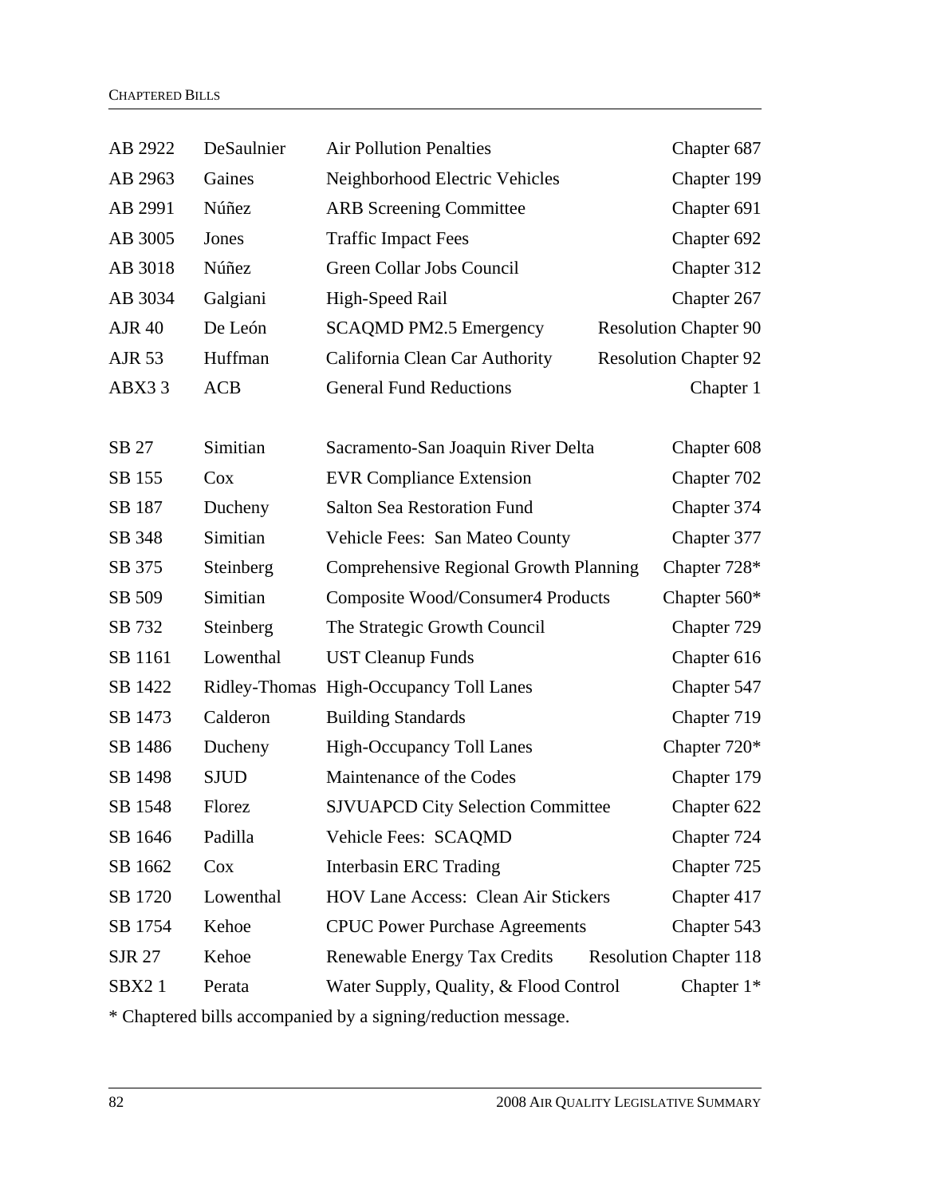| | | | |
|---|---|---|---|
| AB 2922 | DeSaulnier | Air Pollution Penalties | Chapter 687 |
| AB 2963 | Gaines | Neighborhood Electric Vehicles | Chapter 199 |
| AB 2991 | Núñez | ARB Screening Committee | Chapter 691 |
| AB 3005 | Jones | Traffic Impact Fees | Chapter 692 |
| AB 3018 | Núñez | Green Collar Jobs Council | Chapter 312 |
| AB 3034 | Galgiani | High-Speed Rail | Chapter 267 |
| AJR 40 | De León | SCAQMD PM2.5 Emergency | Resolution Chapter 90 |
| AJR 53 | Huffman | California Clean Car Authority | Resolution Chapter 92 |
| ABX3 3 | ACB | General Fund Reductions | Chapter 1 |
| SB 27 | Simitian | Sacramento-San Joaquin River Delta | Chapter 608 |
| SB 155 | Cox | EVR Compliance Extension | Chapter 702 |
| SB 187 | Ducheny | Salton Sea Restoration Fund | Chapter 374 |
| SB 348 | Simitian | Vehicle Fees: San Mateo County | Chapter 377 |
| SB 375 | Steinberg | Comprehensive Regional Growth Planning | Chapter 728* |
| SB 509 | Simitian | Composite Wood/Consumer4 Products | Chapter 560* |
| SB 732 | Steinberg | The Strategic Growth Council | Chapter 729 |
| SB 1161 | Lowenthal | UST Cleanup Funds | Chapter 616 |
| SB 1422 | Ridley-Thomas | High-Occupancy Toll Lanes | Chapter 547 |
| SB 1473 | Calderon | Building Standards | Chapter 719 |
| SB 1486 | Ducheny | High-Occupancy Toll Lanes | Chapter 720* |
| SB 1498 | SJUD | Maintenance of the Codes | Chapter 179 |
| SB 1548 | Florez | SJVUAPCD City Selection Committee | Chapter 622 |
| SB 1646 | Padilla | Vehicle Fees: SCAQMD | Chapter 724 |
| SB 1662 | Cox | Interbasin ERC Trading | Chapter 725 |
| SB 1720 | Lowenthal | HOV Lane Access: Clean Air Stickers | Chapter 417 |
| SB 1754 | Kehoe | CPUC Power Purchase Agreements | Chapter 543 |
| SJR 27 | Kehoe | Renewable Energy Tax Credits | Resolution Chapter 118 |
| SBX2 1 | Perata | Water Supply, Quality, & Flood Control | Chapter 1* |

* Chaptered bills accompanied by a signing/reduction message.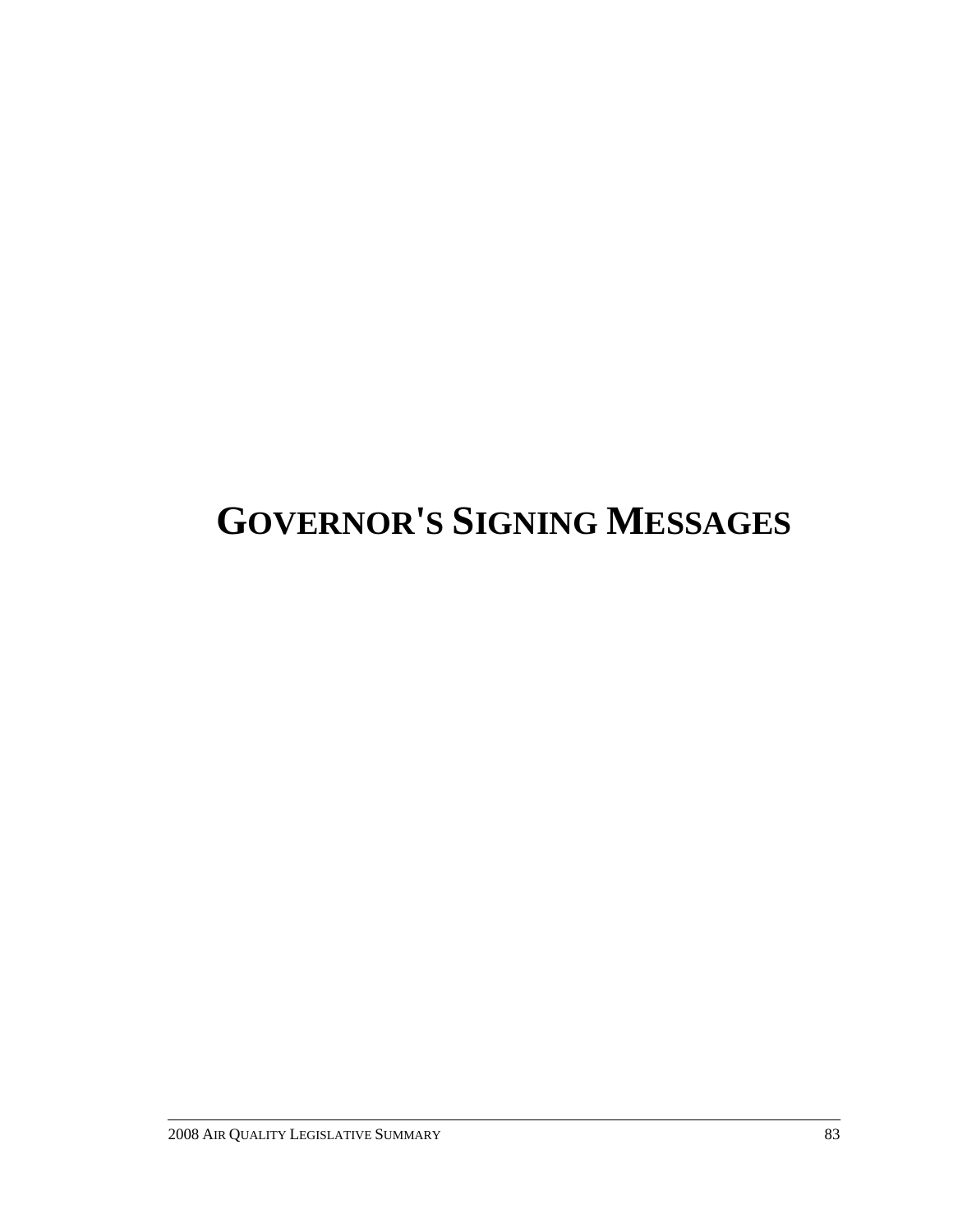# GOVERNOR'S SIGNING MESSAGES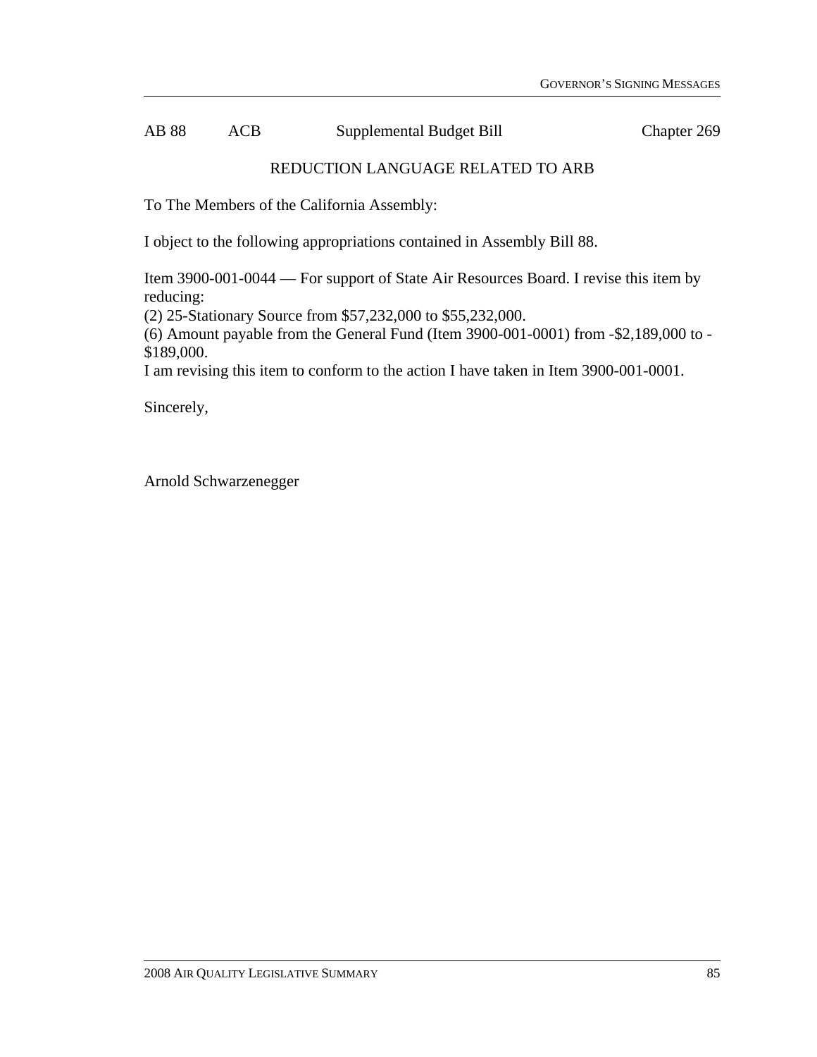AB 88 ACB Supplemental Budget Bill Chapter 269

REDUCTION LANGUAGE RELATED TO ARB

To The Members of the California Assembly:

I object to the following appropriations contained in Assembly Bill 88.

Item 3900-001-0044 — For support of State Air Resources Board. I revise this item by reducing:
(2) 25-Stationary Source from $57,232,000 to $55,232,000.
(6) Amount payable from the General Fund (Item 3900-001-0001) from -$2,189,000 to -$189,000.
I am revising this item to conform to the action I have taken in Item 3900-001-0001.

Sincerely,

Arnold Schwarzenegger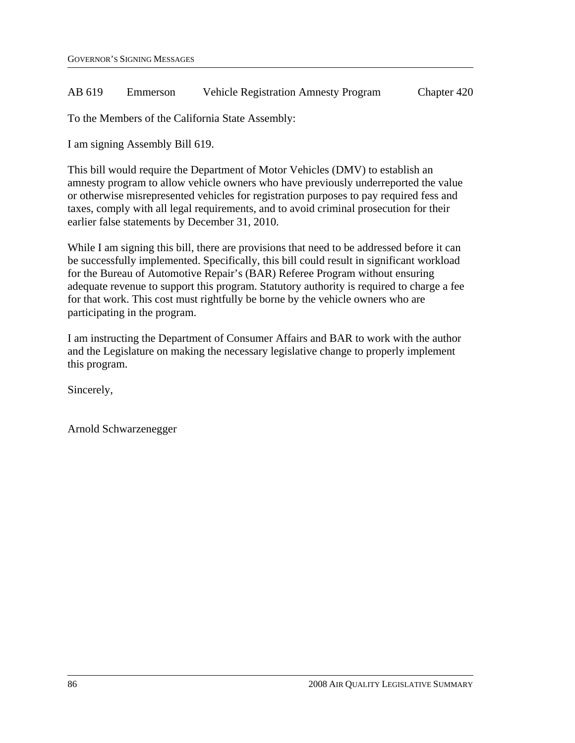AB 619 Emmerson Vehicle Registration Amnesty Program Chapter 420

To the Members of the California State Assembly:

I am signing Assembly Bill 619.

This bill would require the Department of Motor Vehicles (DMV) to establish an amnesty program to allow vehicle owners who have previously underreported the value or otherwise misrepresented vehicles for registration purposes to pay required fess and taxes, comply with all legal requirements, and to avoid criminal prosecution for their earlier false statements by December 31, 2010.

While I am signing this bill, there are provisions that need to be addressed before it can be successfully implemented. Specifically, this bill could result in significant workload for the Bureau of Automotive Repair's (BAR) Referee Program without ensuring adequate revenue to support this program. Statutory authority is required to charge a fee for that work. This cost must rightfully be borne by the vehicle owners who are participating in the program.

I am instructing the Department of Consumer Affairs and BAR to work with the author and the Legislature on making the necessary legislative change to properly implement this program.

Sincerely,

Arnold Schwarzenegger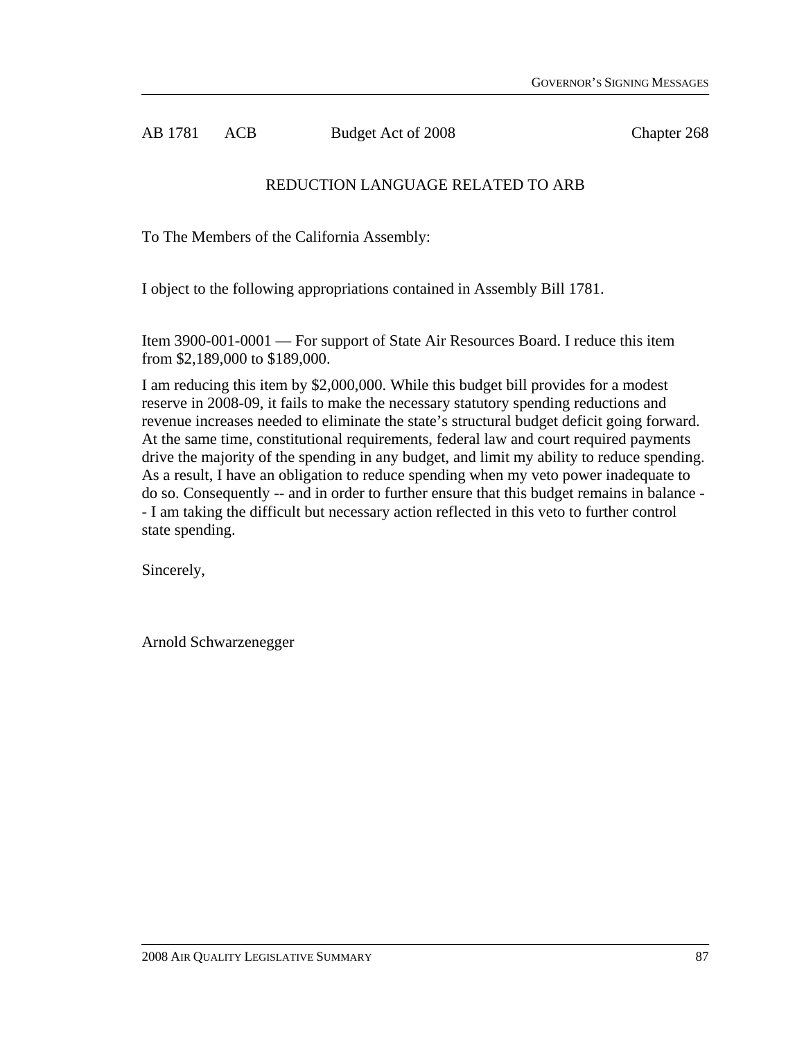AB 1781    ACB    Budget Act of 2008    Chapter 268

## REDUCTION LANGUAGE RELATED TO ARB

To The Members of the California Assembly:

I object to the following appropriations contained in Assembly Bill 1781.

Item 3900-001-0001 — For support of State Air Resources Board. I reduce this item from $2,189,000 to $189,000.

I am reducing this item by $2,000,000. While this budget bill provides for a modest reserve in 2008-09, it fails to make the necessary statutory spending reductions and revenue increases needed to eliminate the state's structural budget deficit going forward. At the same time, constitutional requirements, federal law and court required payments drive the majority of the spending in any budget, and limit my ability to reduce spending. As a result, I have an obligation to reduce spending when my veto power inadequate to do so. Consequently -- and in order to further ensure that this budget remains in balance -- I am taking the difficult but necessary action reflected in this veto to further control state spending.

Sincerely,

Arnold Schwarzenegger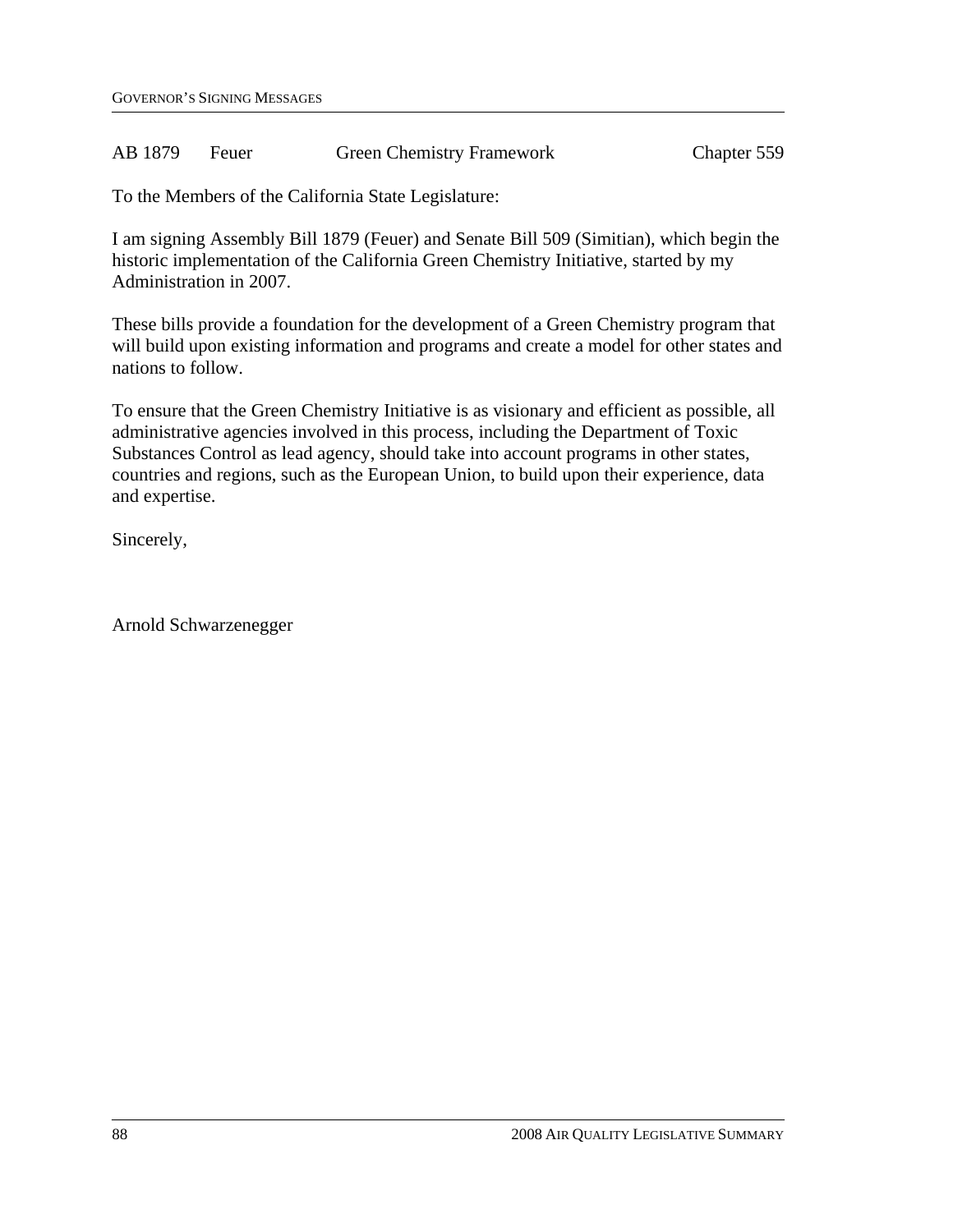AB 1879 Feuer Green Chemistry Framework Chapter 559

To the Members of the California State Legislature:

I am signing Assembly Bill 1879 (Feuer) and Senate Bill 509 (Simitian), which begin the historic implementation of the California Green Chemistry Initiative, started by my Administration in 2007.

These bills provide a foundation for the development of a Green Chemistry program that will build upon existing information and programs and create a model for other states and nations to follow.

To ensure that the Green Chemistry Initiative is as visionary and efficient as possible, all administrative agencies involved in this process, including the Department of Toxic Substances Control as lead agency, should take into account programs in other states, countries and regions, such as the European Union, to build upon their experience, data and expertise.

Sincerely,

Arnold Schwarzenegger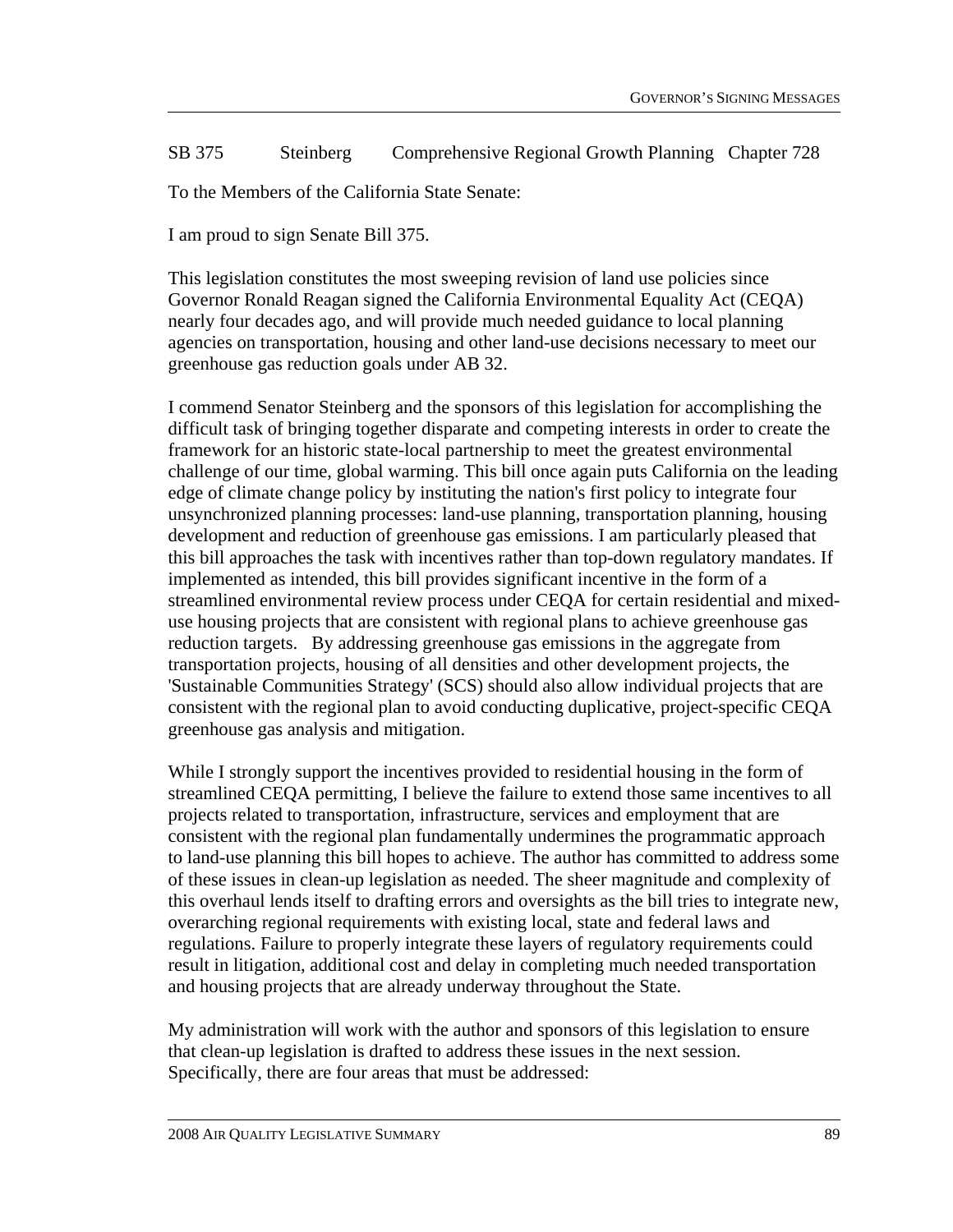SB 375    Steinberg    Comprehensive Regional Growth Planning    Chapter 728

To the Members of the California State Senate:

I am proud to sign Senate Bill 375.

This legislation constitutes the most sweeping revision of land use policies since Governor Ronald Reagan signed the California Environmental Equality Act (CEQA) nearly four decades ago, and will provide much needed guidance to local planning agencies on transportation, housing and other land-use decisions necessary to meet our greenhouse gas reduction goals under AB 32.

I commend Senator Steinberg and the sponsors of this legislation for accomplishing the difficult task of bringing together disparate and competing interests in order to create the framework for an historic state-local partnership to meet the greatest environmental challenge of our time, global warming. This bill once again puts California on the leading edge of climate change policy by instituting the nation's first policy to integrate four unsynchronized planning processes: land-use planning, transportation planning, housing development and reduction of greenhouse gas emissions. I am particularly pleased that this bill approaches the task with incentives rather than top-down regulatory mandates. If implemented as intended, this bill provides significant incentive in the form of a streamlined environmental review process under CEQA for certain residential and mixed-use housing projects that are consistent with regional plans to achieve greenhouse gas reduction targets. By addressing greenhouse gas emissions in the aggregate from transportation projects, housing of all densities and other development projects, the 'Sustainable Communities Strategy' (SCS) should also allow individual projects that are consistent with the regional plan to avoid conducting duplicative, project-specific CEQA greenhouse gas analysis and mitigation.

While I strongly support the incentives provided to residential housing in the form of streamlined CEQA permitting, I believe the failure to extend those same incentives to all projects related to transportation, infrastructure, services and employment that are consistent with the regional plan fundamentally undermines the programmatic approach to land-use planning this bill hopes to achieve. The author has committed to address some of these issues in clean-up legislation as needed. The sheer magnitude and complexity of this overhaul lends itself to drafting errors and oversights as the bill tries to integrate new, overarching regional requirements with existing local, state and federal laws and regulations. Failure to properly integrate these layers of regulatory requirements could result in litigation, additional cost and delay in completing much needed transportation and housing projects that are already underway throughout the State.

My administration will work with the author and sponsors of this legislation to ensure that clean-up legislation is drafted to address these issues in the next session. Specifically, there are four areas that must be addressed: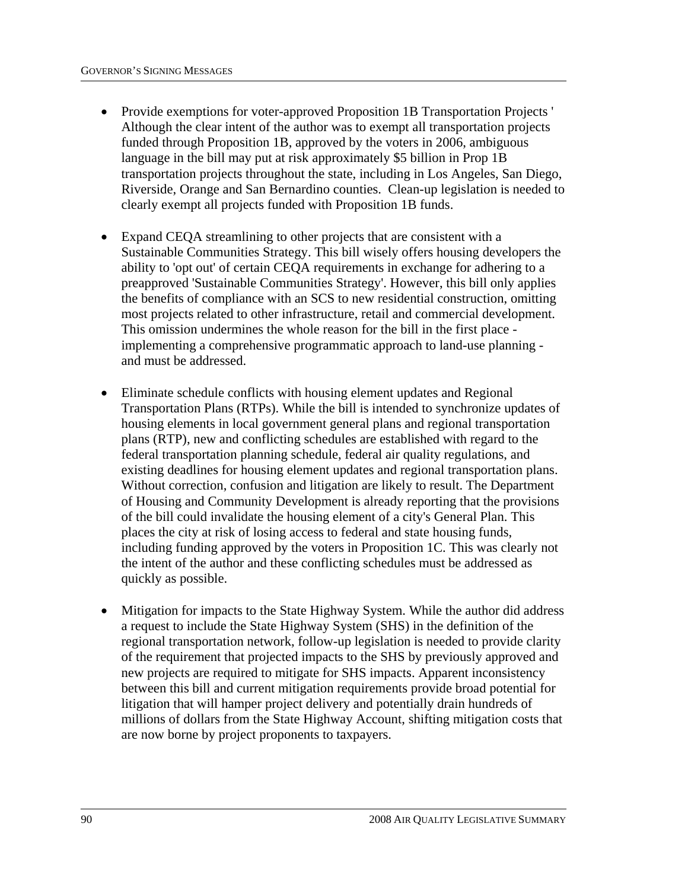- Provide exemptions for voter-approved Proposition 1B Transportation Projects ' Although the clear intent of the author was to exempt all transportation projects funded through Proposition 1B, approved by the voters in 2006, ambiguous language in the bill may put at risk approximately $5 billion in Prop 1B transportation projects throughout the state, including in Los Angeles, San Diego, Riverside, Orange and San Bernardino counties. Clean-up legislation is needed to clearly exempt all projects funded with Proposition 1B funds.

- Expand CEQA streamlining to other projects that are consistent with a Sustainable Communities Strategy. This bill wisely offers housing developers the ability to 'opt out' of certain CEQA requirements in exchange for adhering to a preapproved 'Sustainable Communities Strategy'. However, this bill only applies the benefits of compliance with an SCS to new residential construction, omitting most projects related to other infrastructure, retail and commercial development. This omission undermines the whole reason for the bill in the first place - implementing a comprehensive programmatic approach to land-use planning - and must be addressed.

- Eliminate schedule conflicts with housing element updates and Regional Transportation Plans (RTPs). While the bill is intended to synchronize updates of housing elements in local government general plans and regional transportation plans (RTP), new and conflicting schedules are established with regard to the federal transportation planning schedule, federal air quality regulations, and existing deadlines for housing element updates and regional transportation plans. Without correction, confusion and litigation are likely to result. The Department of Housing and Community Development is already reporting that the provisions of the bill could invalidate the housing element of a city's General Plan. This places the city at risk of losing access to federal and state housing funds, including funding approved by the voters in Proposition 1C. This was clearly not the intent of the author and these conflicting schedules must be addressed as quickly as possible.

- Mitigation for impacts to the State Highway System. While the author did address a request to include the State Highway System (SHS) in the definition of the regional transportation network, follow-up legislation is needed to provide clarity of the requirement that projected impacts to the SHS by previously approved and new projects are required to mitigate for SHS impacts. Apparent inconsistency between this bill and current mitigation requirements provide broad potential for litigation that will hamper project delivery and potentially drain hundreds of millions of dollars from the State Highway Account, shifting mitigation costs that are now borne by project proponents to taxpayers.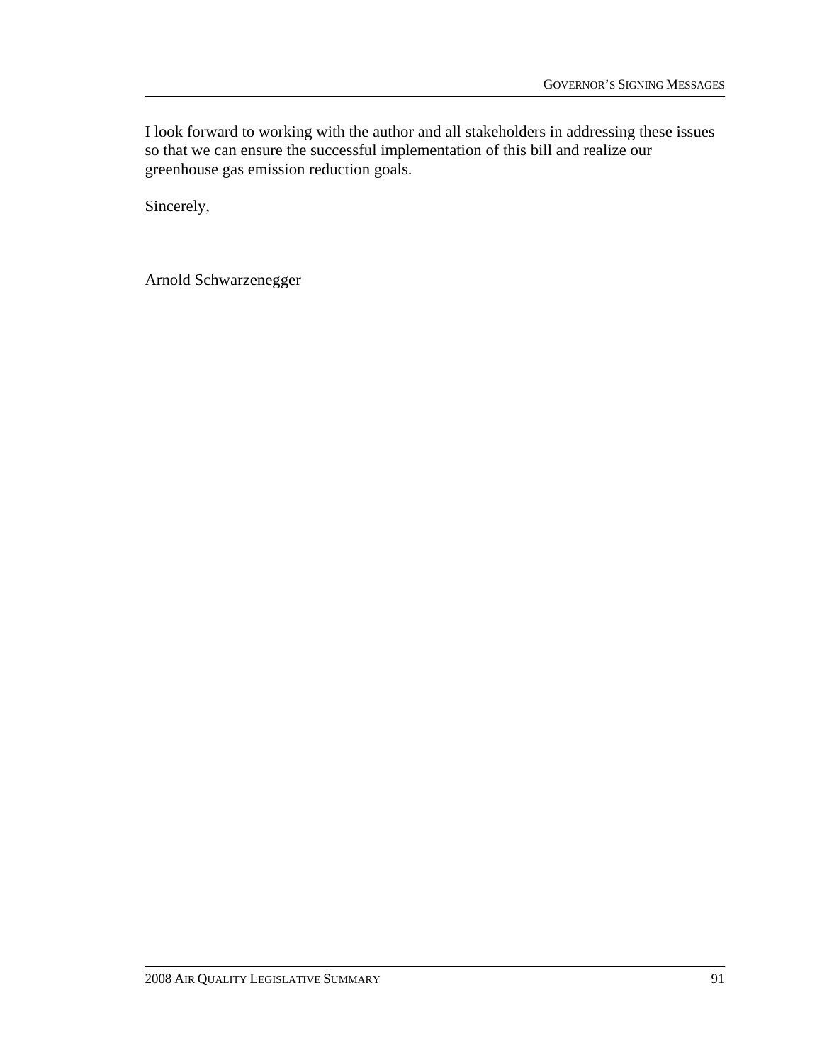I look forward to working with the author and all stakeholders in addressing these issues so that we can ensure the successful implementation of this bill and realize our greenhouse gas emission reduction goals.

Sincerely,

Arnold Schwarzenegger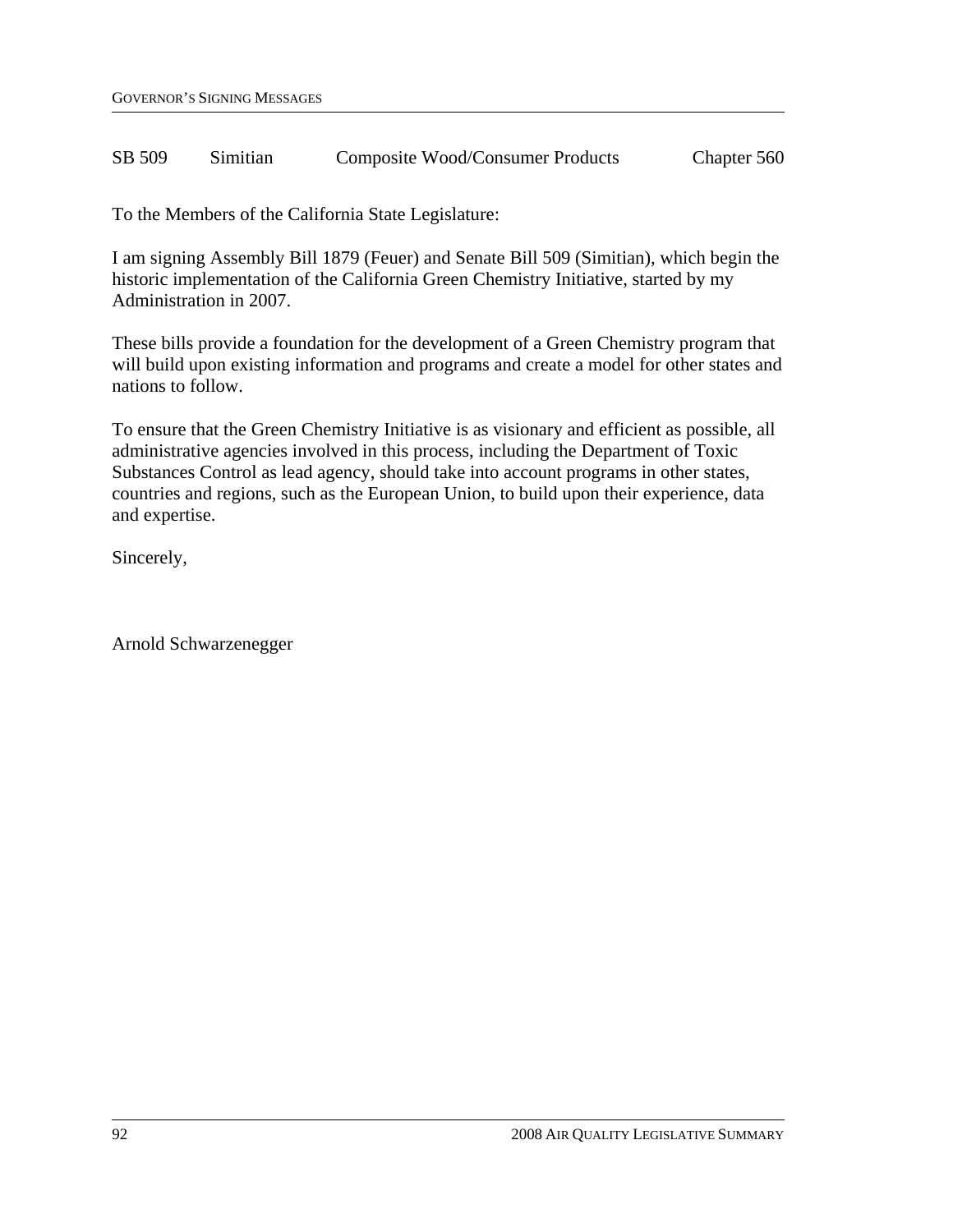SB 509 Simitian Composite Wood/Consumer Products Chapter 560

To the Members of the California State Legislature:

I am signing Assembly Bill 1879 (Feuer) and Senate Bill 509 (Simitian), which begin the historic implementation of the California Green Chemistry Initiative, started by my Administration in 2007.

These bills provide a foundation for the development of a Green Chemistry program that will build upon existing information and programs and create a model for other states and nations to follow.

To ensure that the Green Chemistry Initiative is as visionary and efficient as possible, all administrative agencies involved in this process, including the Department of Toxic Substances Control as lead agency, should take into account programs in other states, countries and regions, such as the European Union, to build upon their experience, data and expertise.

Sincerely,

Arnold Schwarzenegger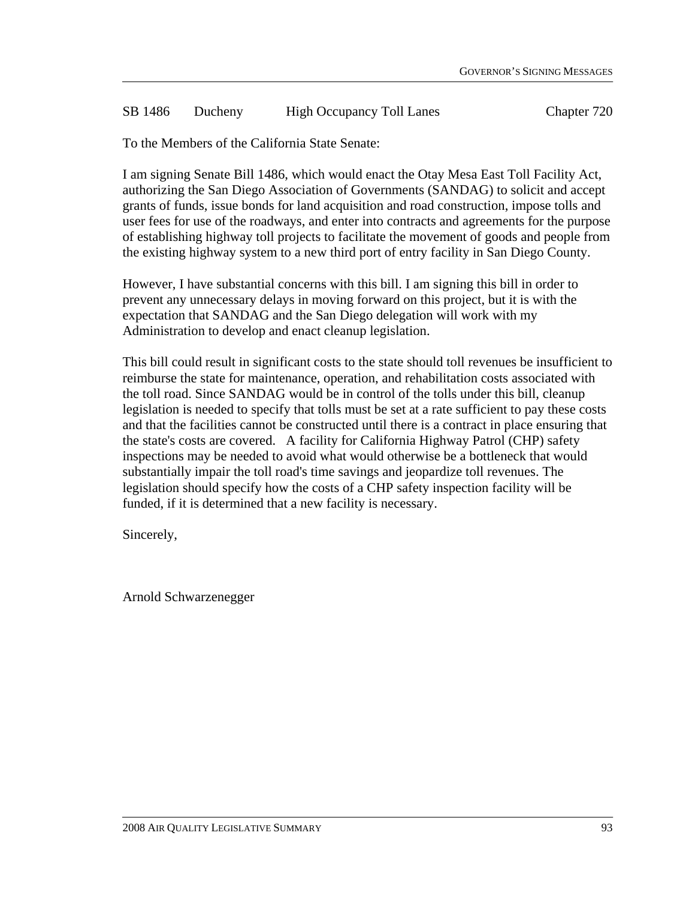SB 1486 Ducheny High Occupancy Toll Lanes Chapter 720

To the Members of the California State Senate:

I am signing Senate Bill 1486, which would enact the Otay Mesa East Toll Facility Act, authorizing the San Diego Association of Governments (SANDAG) to solicit and accept grants of funds, issue bonds for land acquisition and road construction, impose tolls and user fees for use of the roadways, and enter into contracts and agreements for the purpose of establishing highway toll projects to facilitate the movement of goods and people from the existing highway system to a new third port of entry facility in San Diego County.

However, I have substantial concerns with this bill. I am signing this bill in order to prevent any unnecessary delays in moving forward on this project, but it is with the expectation that SANDAG and the San Diego delegation will work with my Administration to develop and enact cleanup legislation.

This bill could result in significant costs to the state should toll revenues be insufficient to reimburse the state for maintenance, operation, and rehabilitation costs associated with the toll road. Since SANDAG would be in control of the tolls under this bill, cleanup legislation is needed to specify that tolls must be set at a rate sufficient to pay these costs and that the facilities cannot be constructed until there is a contract in place ensuring that the state's costs are covered. A facility for California Highway Patrol (CHP) safety inspections may be needed to avoid what would otherwise be a bottleneck that would substantially impair the toll road's time savings and jeopardize toll revenues. The legislation should specify how the costs of a CHP safety inspection facility will be funded, if it is determined that a new facility is necessary.

Sincerely,

Arnold Schwarzenegger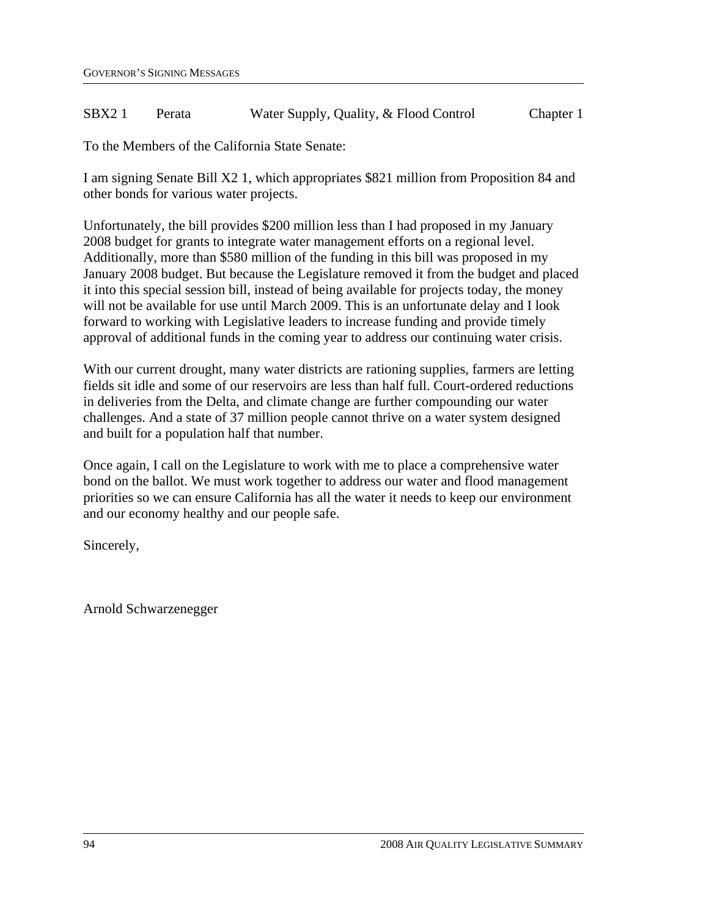SBX2 1 Perata Water Supply, Quality, & Flood Control Chapter 1

To the Members of the California State Senate:

I am signing Senate Bill X2 1, which appropriates $821 million from Proposition 84 and other bonds for various water projects.

Unfortunately, the bill provides $200 million less than I had proposed in my January 2008 budget for grants to integrate water management efforts on a regional level. Additionally, more than $580 million of the funding in this bill was proposed in my January 2008 budget. But because the Legislature removed it from the budget and placed it into this special session bill, instead of being available for projects today, the money will not be available for use until March 2009. This is an unfortunate delay and I look forward to working with Legislative leaders to increase funding and provide timely approval of additional funds in the coming year to address our continuing water crisis.

With our current drought, many water districts are rationing supplies, farmers are letting fields sit idle and some of our reservoirs are less than half full. Court-ordered reductions in deliveries from the Delta, and climate change are further compounding our water challenges. And a state of 37 million people cannot thrive on a water system designed and built for a population half that number.

Once again, I call on the Legislature to work with me to place a comprehensive water bond on the ballot. We must work together to address our water and flood management priorities so we can ensure California has all the water it needs to keep our environment and our economy healthy and our people safe.

Sincerely,

Arnold Schwarzenegger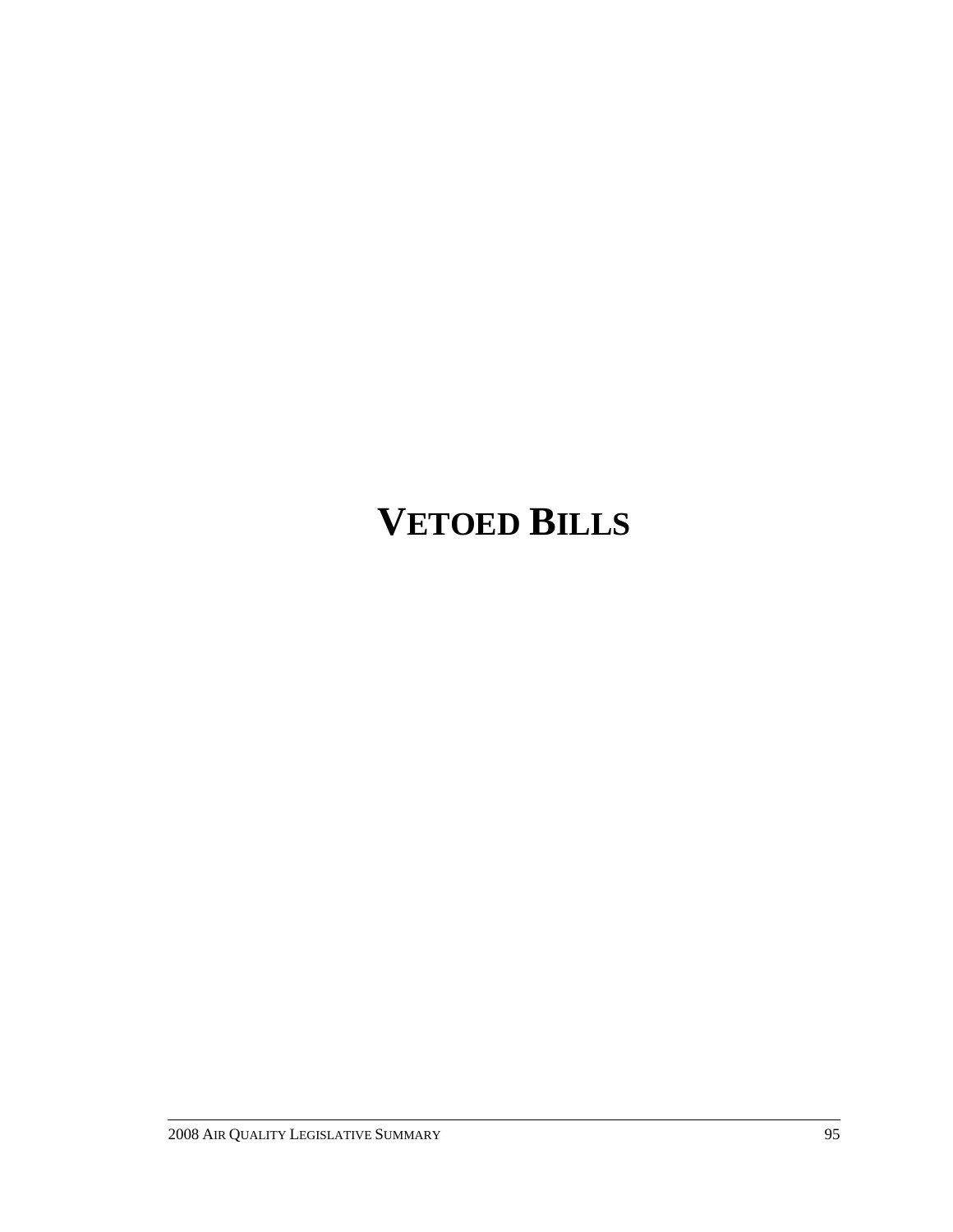# VETOED BILLS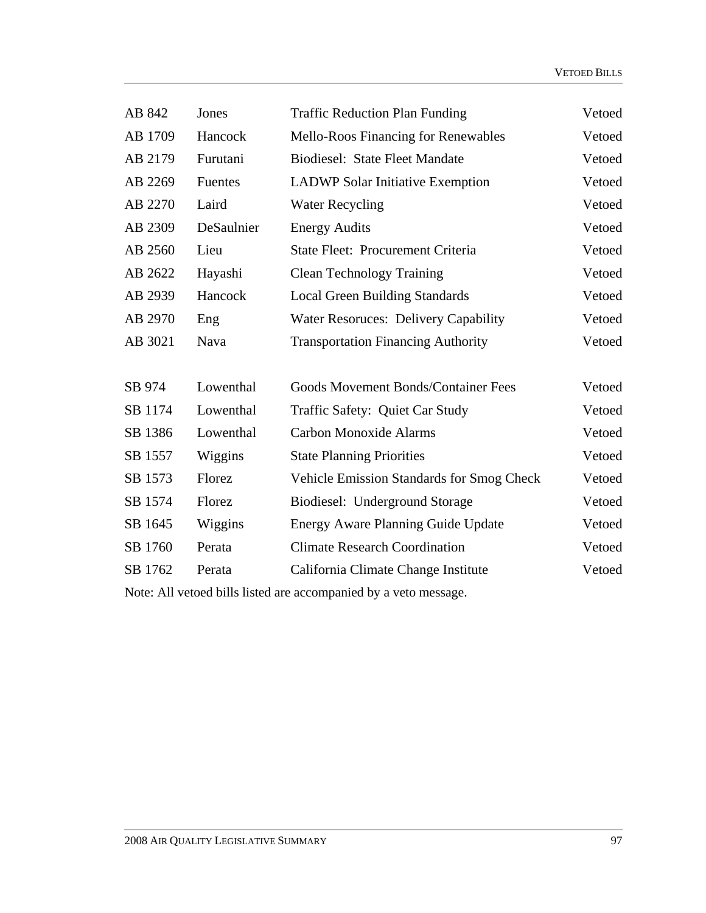| | | | |
|---|---|---|---|
| AB 842 | Jones | Traffic Reduction Plan Funding | Vetoed |
| AB 1709 | Hancock | Mello-Roos Financing for Renewables | Vetoed |
| AB 2179 | Furutani | Biodiesel: State Fleet Mandate | Vetoed |
| AB 2269 | Fuentes | LADWP Solar Initiative Exemption | Vetoed |
| AB 2270 | Laird | Water Recycling | Vetoed |
| AB 2309 | DeSaulnier | Energy Audits | Vetoed |
| AB 2560 | Lieu | State Fleet: Procurement Criteria | Vetoed |
| AB 2622 | Hayashi | Clean Technology Training | Vetoed |
| AB 2939 | Hancock | Local Green Building Standards | Vetoed |
| AB 2970 | Eng | Water Resoruces: Delivery Capability | Vetoed |
| AB 3021 | Nava | Transportation Financing Authority | Vetoed |
| | | | |
| SB 974 | Lowenthal | Goods Movement Bonds/Container Fees | Vetoed |
| SB 1174 | Lowenthal | Traffic Safety: Quiet Car Study | Vetoed |
| SB 1386 | Lowenthal | Carbon Monoxide Alarms | Vetoed |
| SB 1557 | Wiggins | State Planning Priorities | Vetoed |
| SB 1573 | Florez | Vehicle Emission Standards for Smog Check | Vetoed |
| SB 1574 | Florez | Biodiesel: Underground Storage | Vetoed |
| SB 1645 | Wiggins | Energy Aware Planning Guide Update | Vetoed |
| SB 1760 | Perata | Climate Research Coordination | Vetoed |
| SB 1762 | Perata | California Climate Change Institute | Vetoed |

Note: All vetoed bills listed are accompanied by a veto message.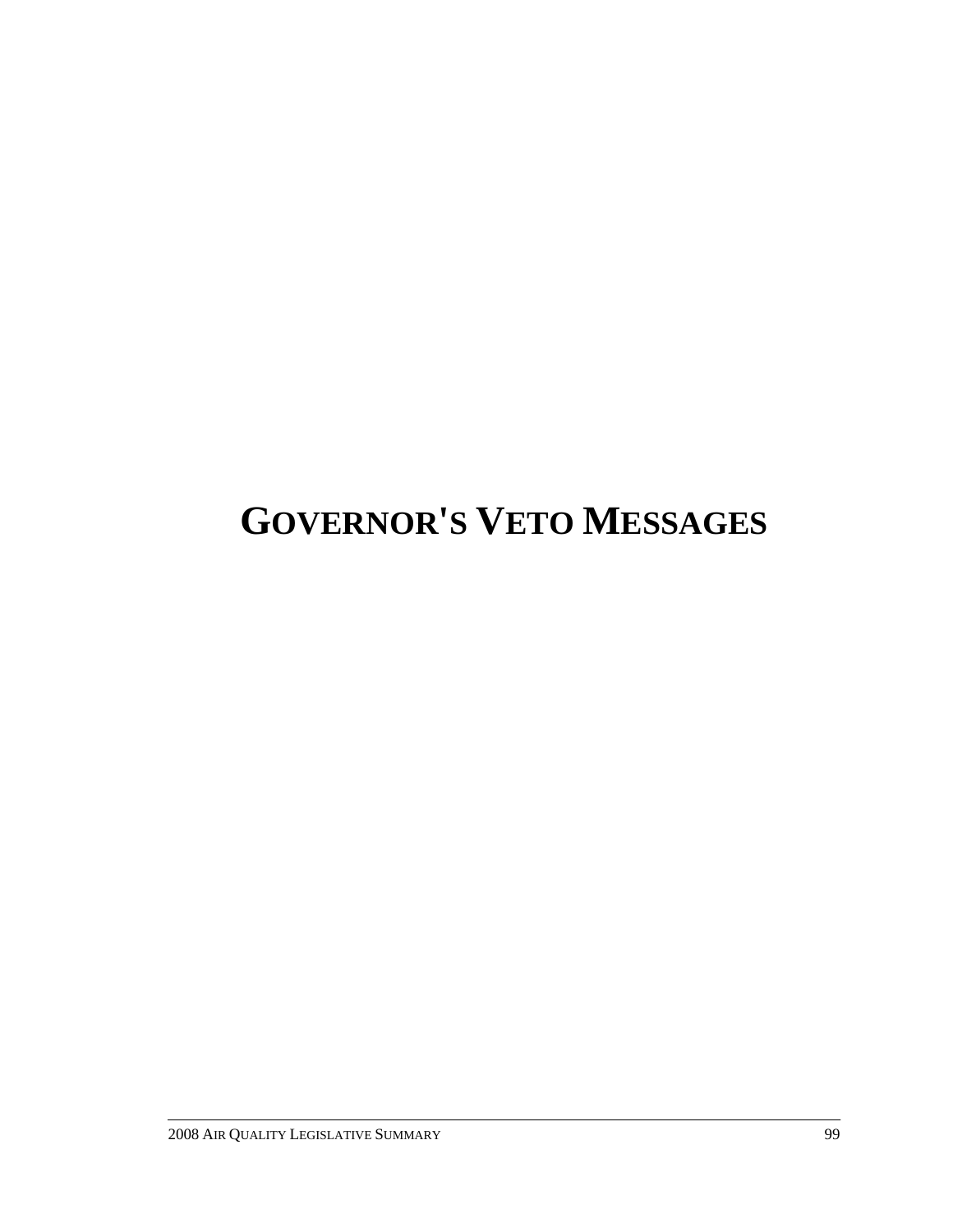# GOVERNOR'S VETO MESSAGES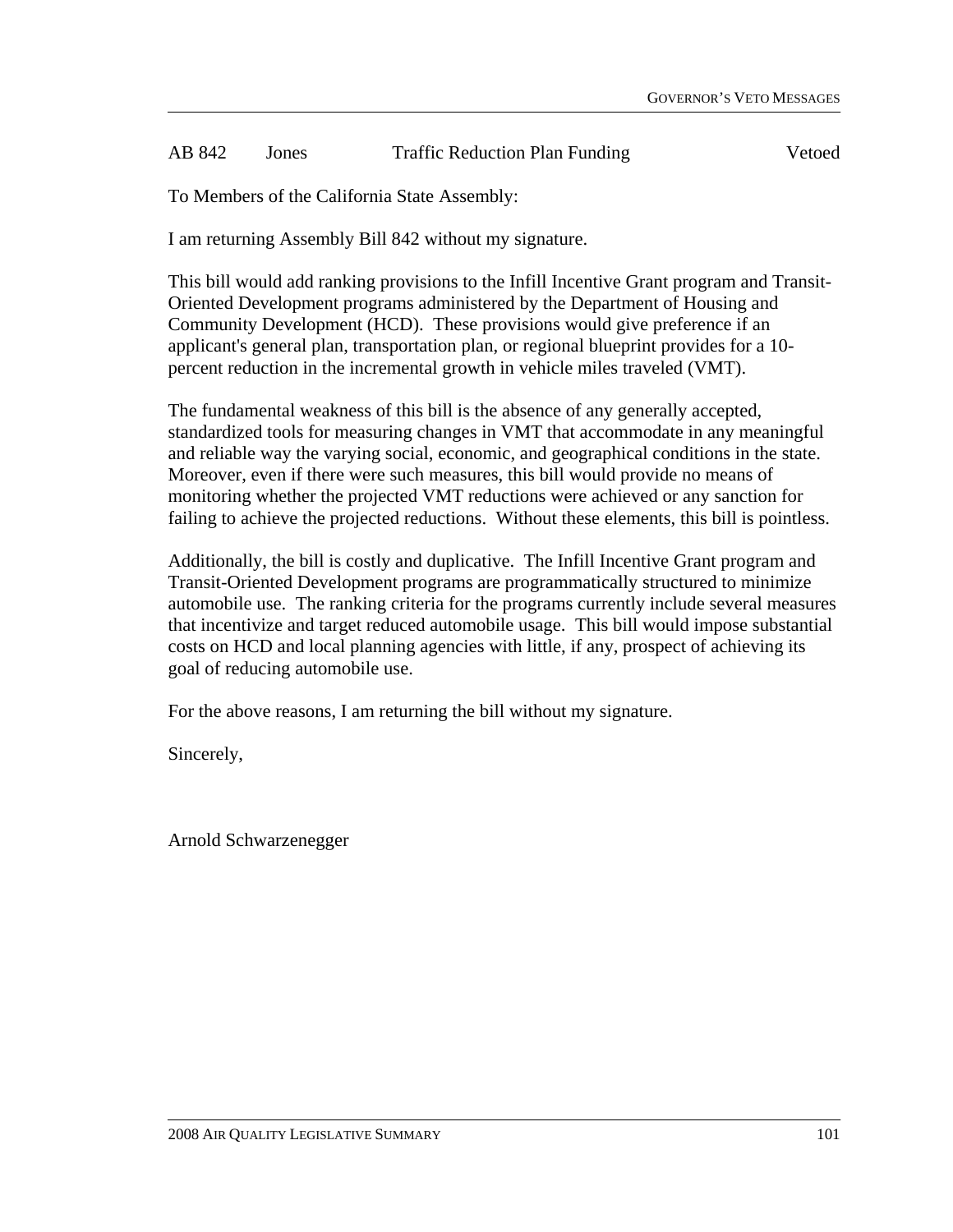AB 842 Jones Traffic Reduction Plan Funding Vetoed

To Members of the California State Assembly:

I am returning Assembly Bill 842 without my signature.

This bill would add ranking provisions to the Infill Incentive Grant program and Transit-Oriented Development programs administered by the Department of Housing and Community Development (HCD). These provisions would give preference if an applicant's general plan, transportation plan, or regional blueprint provides for a 10-percent reduction in the incremental growth in vehicle miles traveled (VMT).

The fundamental weakness of this bill is the absence of any generally accepted, standardized tools for measuring changes in VMT that accommodate in any meaningful and reliable way the varying social, economic, and geographical conditions in the state. Moreover, even if there were such measures, this bill would provide no means of monitoring whether the projected VMT reductions were achieved or any sanction for failing to achieve the projected reductions. Without these elements, this bill is pointless.

Additionally, the bill is costly and duplicative. The Infill Incentive Grant program and Transit-Oriented Development programs are programmatically structured to minimize automobile use. The ranking criteria for the programs currently include several measures that incentivize and target reduced automobile usage. This bill would impose substantial costs on HCD and local planning agencies with little, if any, prospect of achieving its goal of reducing automobile use.

For the above reasons, I am returning the bill without my signature.

Sincerely,

Arnold Schwarzenegger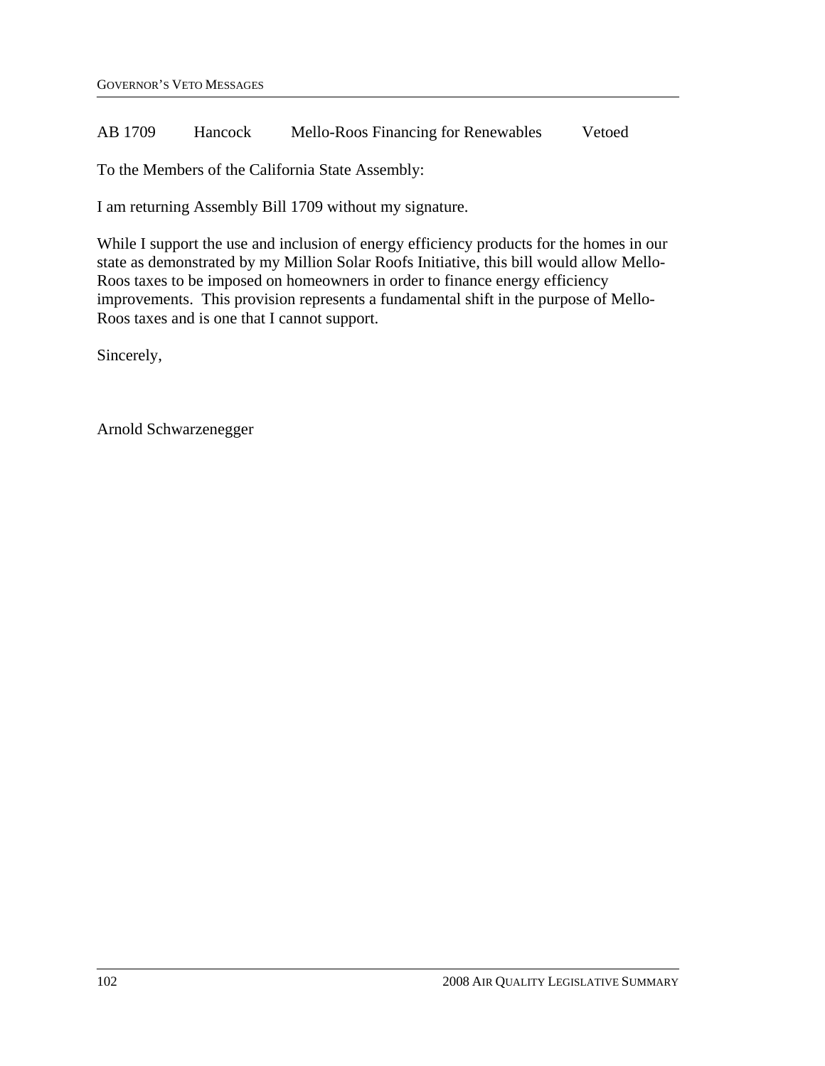AB 1709 Hancock Mello-Roos Financing for Renewables Vetoed

To the Members of the California State Assembly:

I am returning Assembly Bill 1709 without my signature.

While I support the use and inclusion of energy efficiency products for the homes in our state as demonstrated by my Million Solar Roofs Initiative, this bill would allow Mello-Roos taxes to be imposed on homeowners in order to finance energy efficiency improvements. This provision represents a fundamental shift in the purpose of Mello-Roos taxes and is one that I cannot support.

Sincerely,

Arnold Schwarzenegger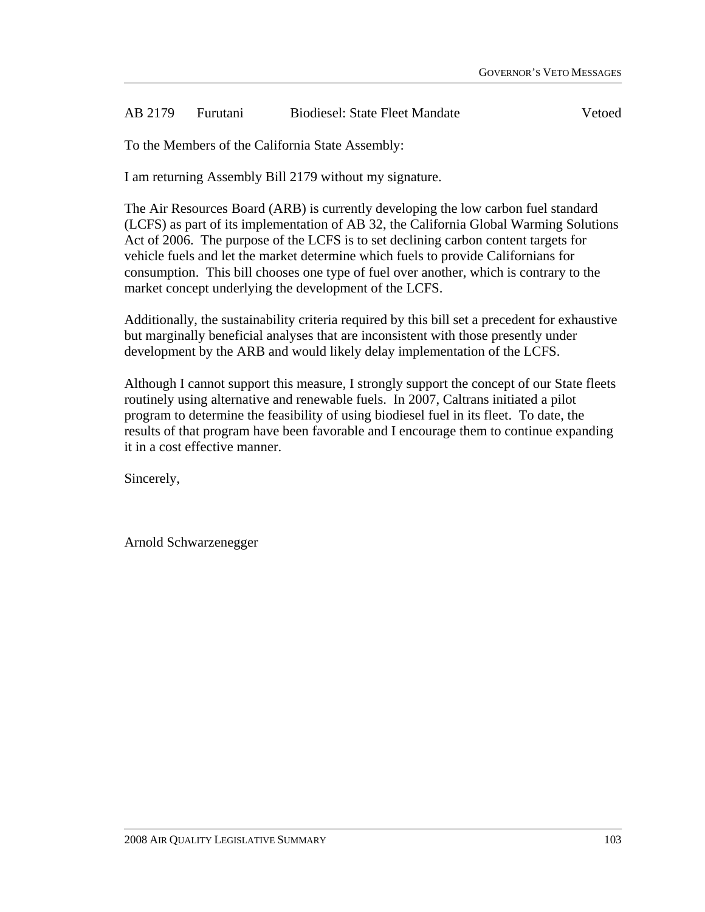AB 2179 Furutani Biodiesel: State Fleet Mandate Vetoed

To the Members of the California State Assembly:

I am returning Assembly Bill 2179 without my signature.

The Air Resources Board (ARB) is currently developing the low carbon fuel standard (LCFS) as part of its implementation of AB 32, the California Global Warming Solutions Act of 2006. The purpose of the LCFS is to set declining carbon content targets for vehicle fuels and let the market determine which fuels to provide Californians for consumption. This bill chooses one type of fuel over another, which is contrary to the market concept underlying the development of the LCFS.

Additionally, the sustainability criteria required by this bill set a precedent for exhaustive but marginally beneficial analyses that are inconsistent with those presently under development by the ARB and would likely delay implementation of the LCFS.

Although I cannot support this measure, I strongly support the concept of our State fleets routinely using alternative and renewable fuels. In 2007, Caltrans initiated a pilot program to determine the feasibility of using biodiesel fuel in its fleet. To date, the results of that program have been favorable and I encourage them to continue expanding it in a cost effective manner.

Sincerely,

Arnold Schwarzenegger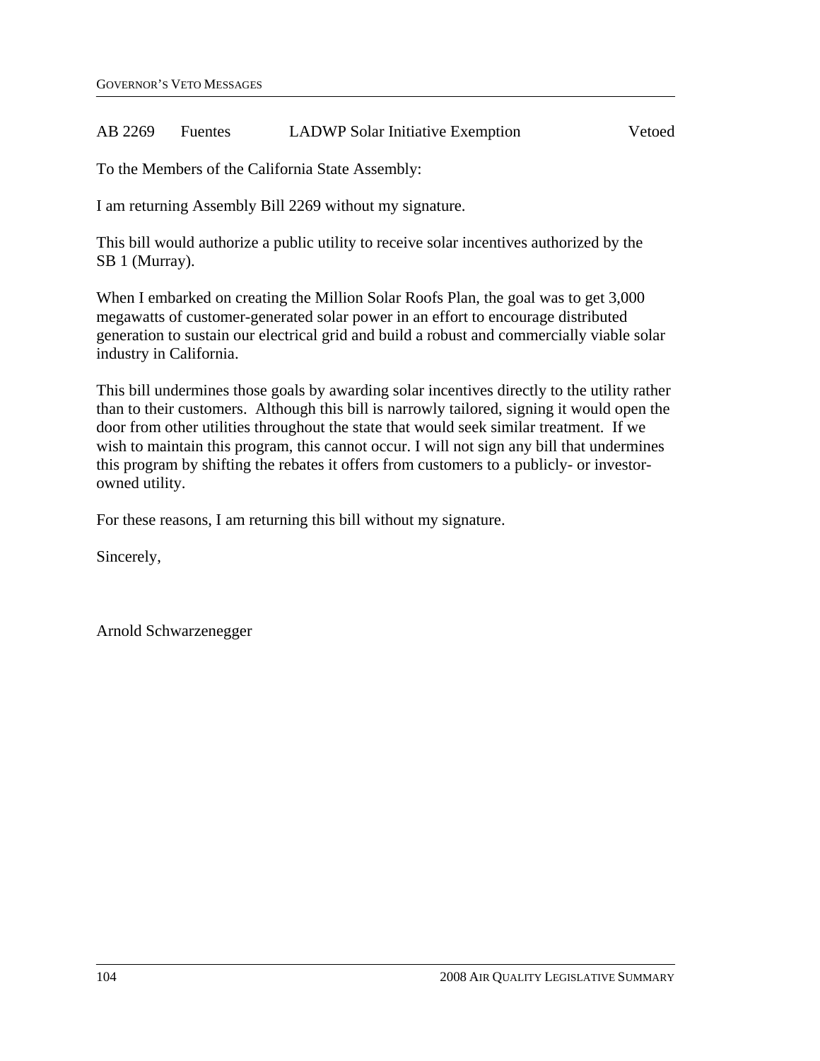AB 2269 Fuentes LADWP Solar Initiative Exemption Vetoed

To the Members of the California State Assembly:

I am returning Assembly Bill 2269 without my signature.

This bill would authorize a public utility to receive solar incentives authorized by the SB 1 (Murray).

When I embarked on creating the Million Solar Roofs Plan, the goal was to get 3,000 megawatts of customer-generated solar power in an effort to encourage distributed generation to sustain our electrical grid and build a robust and commercially viable solar industry in California.

This bill undermines those goals by awarding solar incentives directly to the utility rather than to their customers. Although this bill is narrowly tailored, signing it would open the door from other utilities throughout the state that would seek similar treatment. If we wish to maintain this program, this cannot occur. I will not sign any bill that undermines this program by shifting the rebates it offers from customers to a publicly- or investor-owned utility.

For these reasons, I am returning this bill without my signature.

Sincerely,

Arnold Schwarzenegger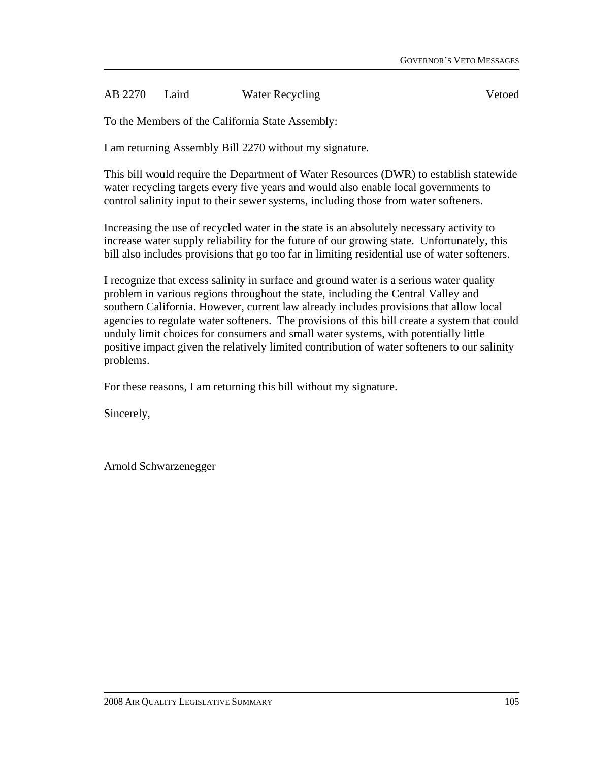AB 2270 Laird Water Recycling Vetoed

To the Members of the California State Assembly:

I am returning Assembly Bill 2270 without my signature.

This bill would require the Department of Water Resources (DWR) to establish statewide water recycling targets every five years and would also enable local governments to control salinity input to their sewer systems, including those from water softeners.

Increasing the use of recycled water in the state is an absolutely necessary activity to increase water supply reliability for the future of our growing state. Unfortunately, this bill also includes provisions that go too far in limiting residential use of water softeners.

I recognize that excess salinity in surface and ground water is a serious water quality problem in various regions throughout the state, including the Central Valley and southern California. However, current law already includes provisions that allow local agencies to regulate water softeners. The provisions of this bill create a system that could unduly limit choices for consumers and small water systems, with potentially little positive impact given the relatively limited contribution of water softeners to our salinity problems.

For these reasons, I am returning this bill without my signature.

Sincerely,

Arnold Schwarzenegger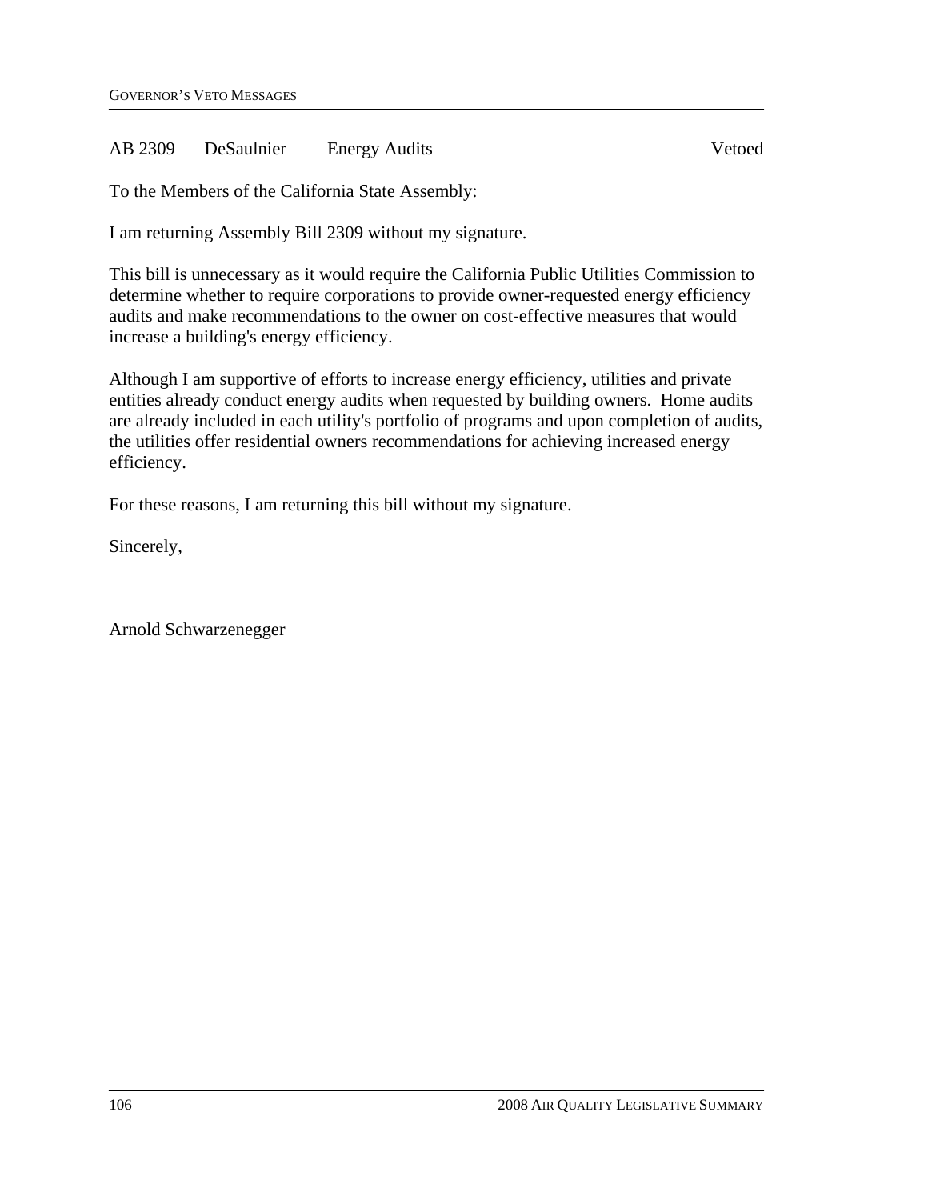AB 2309 DeSaulnier Energy Audits Vetoed

To the Members of the California State Assembly:

I am returning Assembly Bill 2309 without my signature.

This bill is unnecessary as it would require the California Public Utilities Commission to determine whether to require corporations to provide owner-requested energy efficiency audits and make recommendations to the owner on cost-effective measures that would increase a building's energy efficiency.

Although I am supportive of efforts to increase energy efficiency, utilities and private entities already conduct energy audits when requested by building owners. Home audits are already included in each utility's portfolio of programs and upon completion of audits, the utilities offer residential owners recommendations for achieving increased energy efficiency.

For these reasons, I am returning this bill without my signature.

Sincerely,

Arnold Schwarzenegger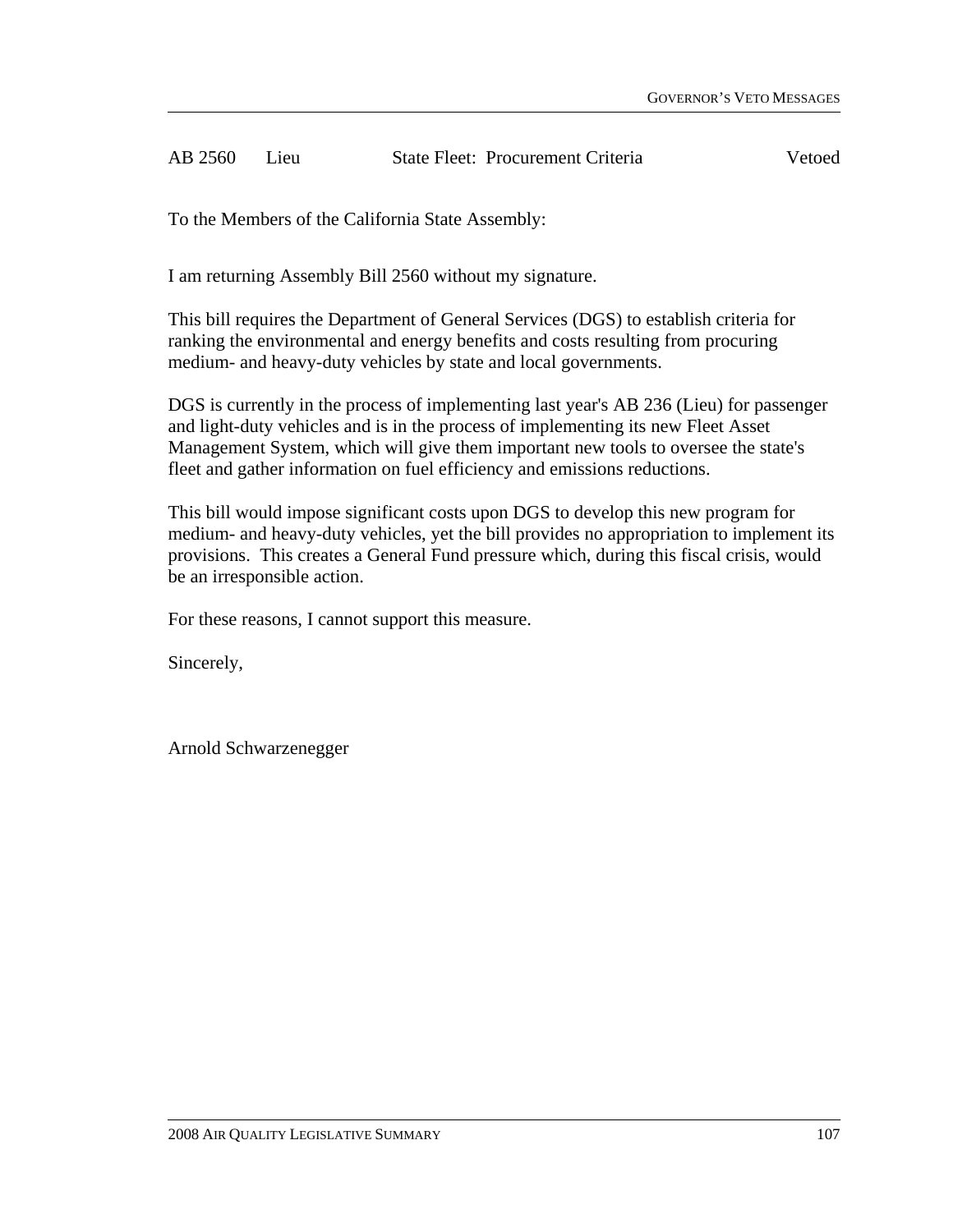AB 2560 Lieu State Fleet: Procurement Criteria Vetoed

To the Members of the California State Assembly:

I am returning Assembly Bill 2560 without my signature.

This bill requires the Department of General Services (DGS) to establish criteria for ranking the environmental and energy benefits and costs resulting from procuring medium- and heavy-duty vehicles by state and local governments.

DGS is currently in the process of implementing last year's AB 236 (Lieu) for passenger and light-duty vehicles and is in the process of implementing its new Fleet Asset Management System, which will give them important new tools to oversee the state's fleet and gather information on fuel efficiency and emissions reductions.

This bill would impose significant costs upon DGS to develop this new program for medium- and heavy-duty vehicles, yet the bill provides no appropriation to implement its provisions. This creates a General Fund pressure which, during this fiscal crisis, would be an irresponsible action.

For these reasons, I cannot support this measure.

Sincerely,

Arnold Schwarzenegger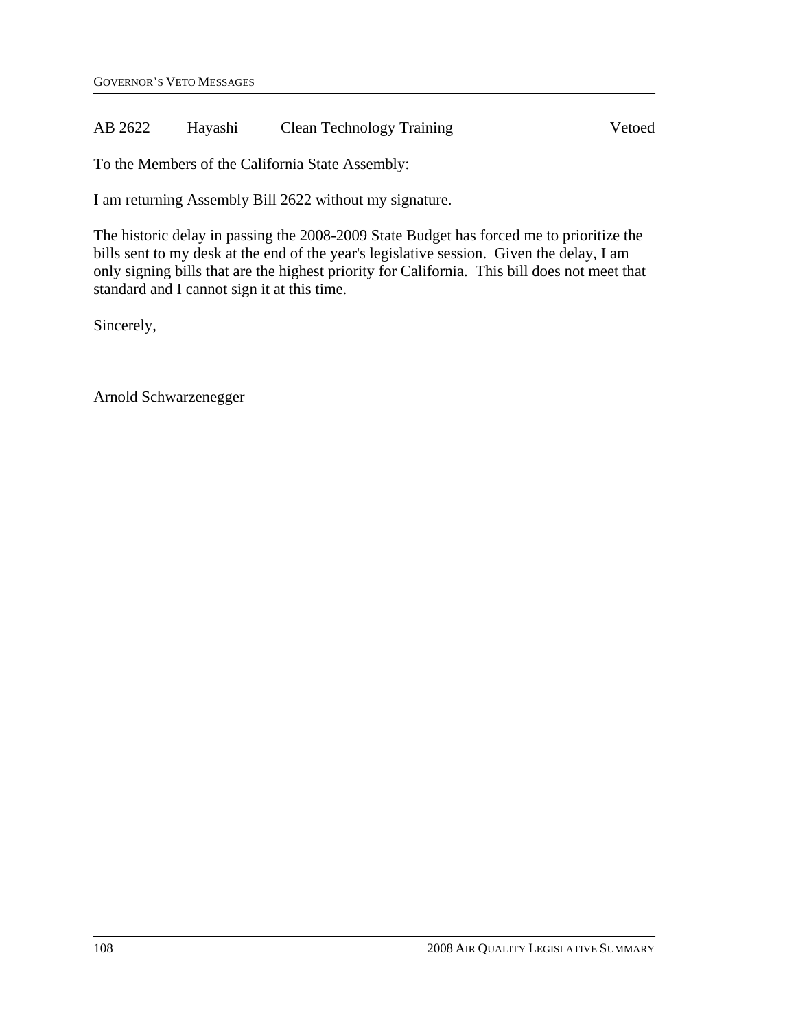AB 2622 Hayashi Clean Technology Training Vetoed

To the Members of the California State Assembly:

I am returning Assembly Bill 2622 without my signature.

The historic delay in passing the 2008-2009 State Budget has forced me to prioritize the bills sent to my desk at the end of the year's legislative session. Given the delay, I am only signing bills that are the highest priority for California. This bill does not meet that standard and I cannot sign it at this time.

Sincerely,

Arnold Schwarzenegger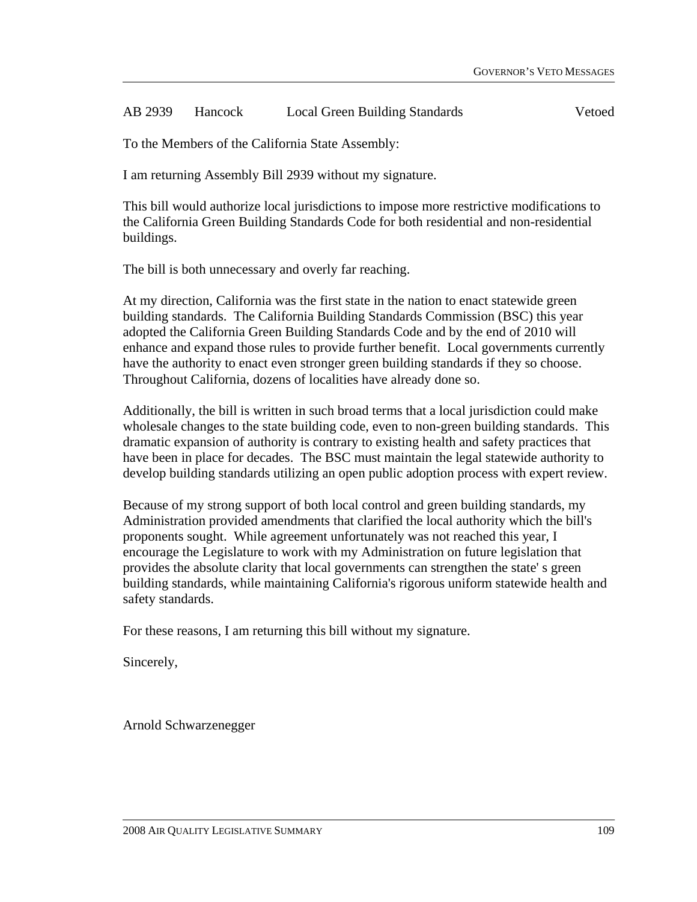AB 2939 Hancock Local Green Building Standards Vetoed

To the Members of the California State Assembly:

I am returning Assembly Bill 2939 without my signature.

This bill would authorize local jurisdictions to impose more restrictive modifications to the California Green Building Standards Code for both residential and non-residential buildings.

The bill is both unnecessary and overly far reaching.

At my direction, California was the first state in the nation to enact statewide green building standards. The California Building Standards Commission (BSC) this year adopted the California Green Building Standards Code and by the end of 2010 will enhance and expand those rules to provide further benefit. Local governments currently have the authority to enact even stronger green building standards if they so choose. Throughout California, dozens of localities have already done so.

Additionally, the bill is written in such broad terms that a local jurisdiction could make wholesale changes to the state building code, even to non-green building standards. This dramatic expansion of authority is contrary to existing health and safety practices that have been in place for decades. The BSC must maintain the legal statewide authority to develop building standards utilizing an open public adoption process with expert review.

Because of my strong support of both local control and green building standards, my Administration provided amendments that clarified the local authority which the bill's proponents sought. While agreement unfortunately was not reached this year, I encourage the Legislature to work with my Administration on future legislation that provides the absolute clarity that local governments can strengthen the state' s green building standards, while maintaining California's rigorous uniform statewide health and safety standards.

For these reasons, I am returning this bill without my signature.

Sincerely,

Arnold Schwarzenegger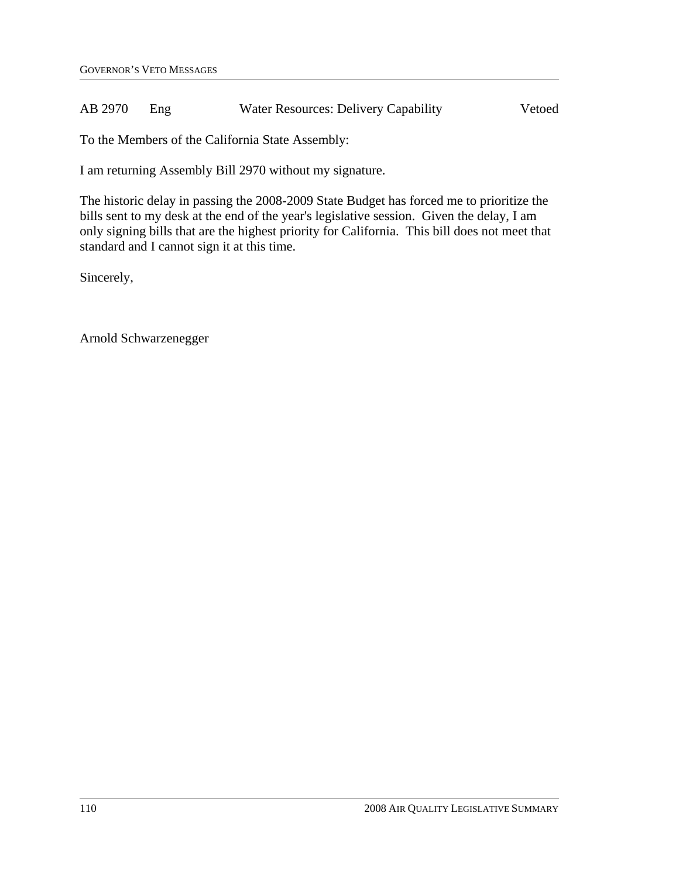AB 2970 Eng Water Resources: Delivery Capability Vetoed

To the Members of the California State Assembly:

I am returning Assembly Bill 2970 without my signature.

The historic delay in passing the 2008-2009 State Budget has forced me to prioritize the bills sent to my desk at the end of the year's legislative session. Given the delay, I am only signing bills that are the highest priority for California. This bill does not meet that standard and I cannot sign it at this time.

Sincerely,

Arnold Schwarzenegger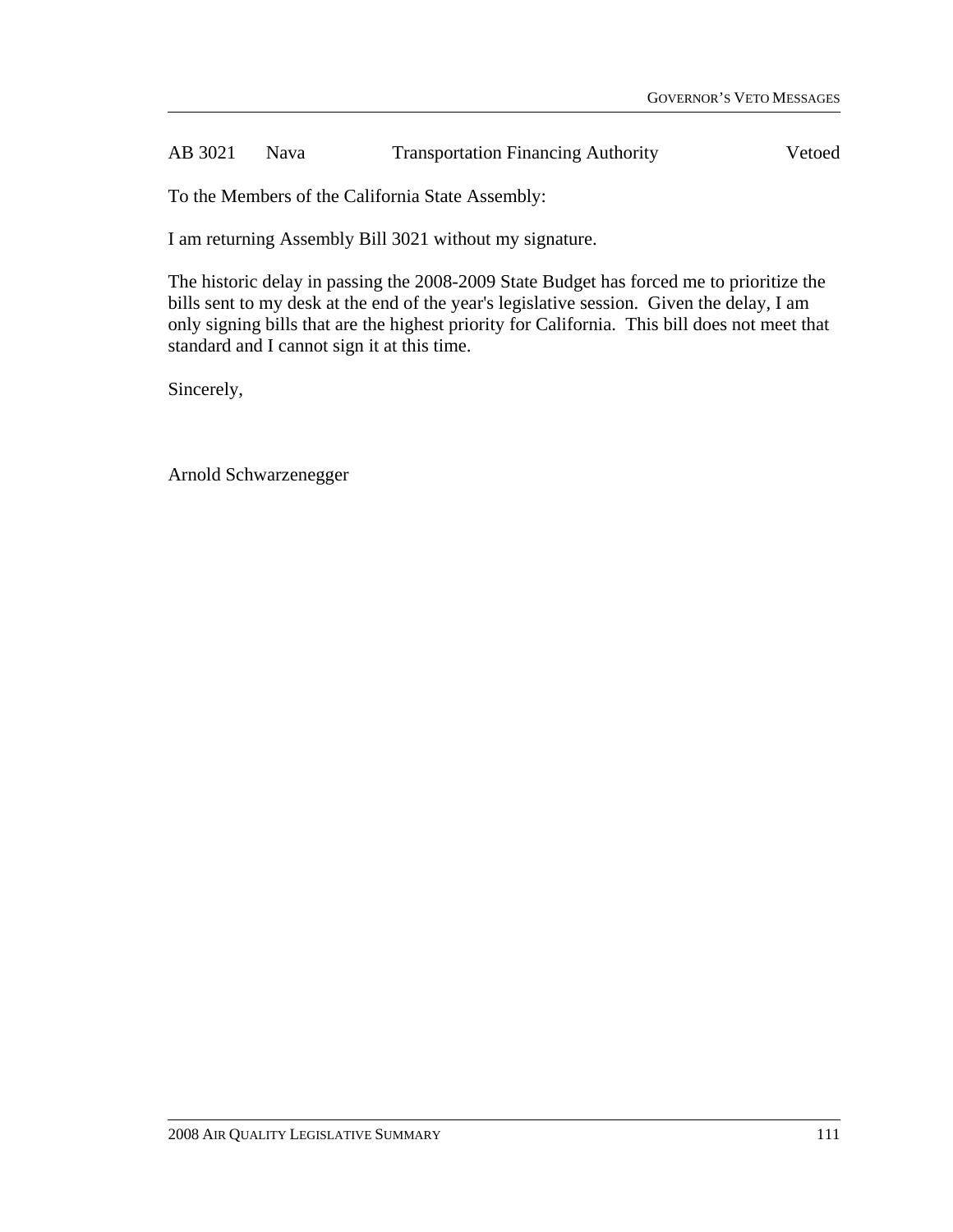AB 3021 Nava Transportation Financing Authority Vetoed

To the Members of the California State Assembly:

I am returning Assembly Bill 3021 without my signature.

The historic delay in passing the 2008-2009 State Budget has forced me to prioritize the bills sent to my desk at the end of the year's legislative session. Given the delay, I am only signing bills that are the highest priority for California. This bill does not meet that standard and I cannot sign it at this time.

Sincerely,

Arnold Schwarzenegger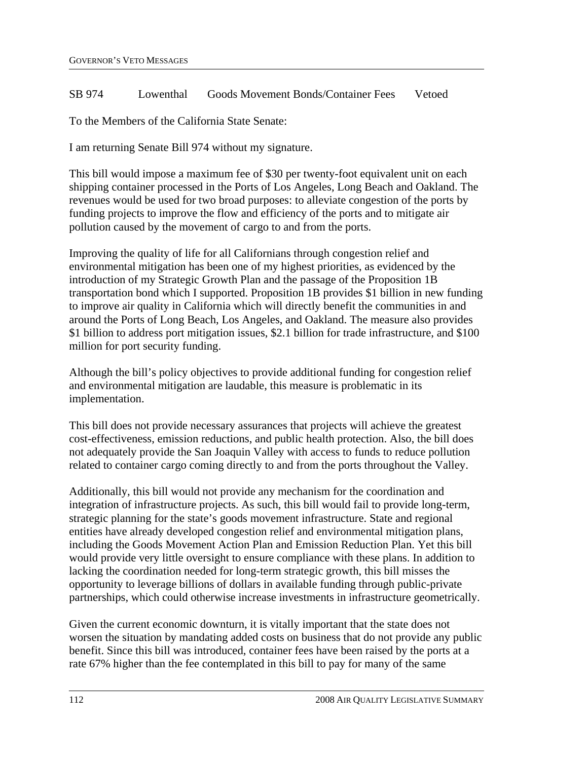SB 974 Lowenthal Goods Movement Bonds/Container Fees Vetoed

To the Members of the California State Senate:

I am returning Senate Bill 974 without my signature.

This bill would impose a maximum fee of $30 per twenty-foot equivalent unit on each shipping container processed in the Ports of Los Angeles, Long Beach and Oakland. The revenues would be used for two broad purposes: to alleviate congestion of the ports by funding projects to improve the flow and efficiency of the ports and to mitigate air pollution caused by the movement of cargo to and from the ports.

Improving the quality of life for all Californians through congestion relief and environmental mitigation has been one of my highest priorities, as evidenced by the introduction of my Strategic Growth Plan and the passage of the Proposition 1B transportation bond which I supported. Proposition 1B provides $1 billion in new funding to improve air quality in California which will directly benefit the communities in and around the Ports of Long Beach, Los Angeles, and Oakland. The measure also provides $1 billion to address port mitigation issues, $2.1 billion for trade infrastructure, and $100 million for port security funding.

Although the bill's policy objectives to provide additional funding for congestion relief and environmental mitigation are laudable, this measure is problematic in its implementation.

This bill does not provide necessary assurances that projects will achieve the greatest cost-effectiveness, emission reductions, and public health protection. Also, the bill does not adequately provide the San Joaquin Valley with access to funds to reduce pollution related to container cargo coming directly to and from the ports throughout the Valley.

Additionally, this bill would not provide any mechanism for the coordination and integration of infrastructure projects. As such, this bill would fail to provide long-term, strategic planning for the state's goods movement infrastructure. State and regional entities have already developed congestion relief and environmental mitigation plans, including the Goods Movement Action Plan and Emission Reduction Plan. Yet this bill would provide very little oversight to ensure compliance with these plans. In addition to lacking the coordination needed for long-term strategic growth, this bill misses the opportunity to leverage billions of dollars in available funding through public-private partnerships, which could otherwise increase investments in infrastructure geometrically.

Given the current economic downturn, it is vitally important that the state does not worsen the situation by mandating added costs on business that do not provide any public benefit. Since this bill was introduced, container fees have been raised by the ports at a rate 67% higher than the fee contemplated in this bill to pay for many of the same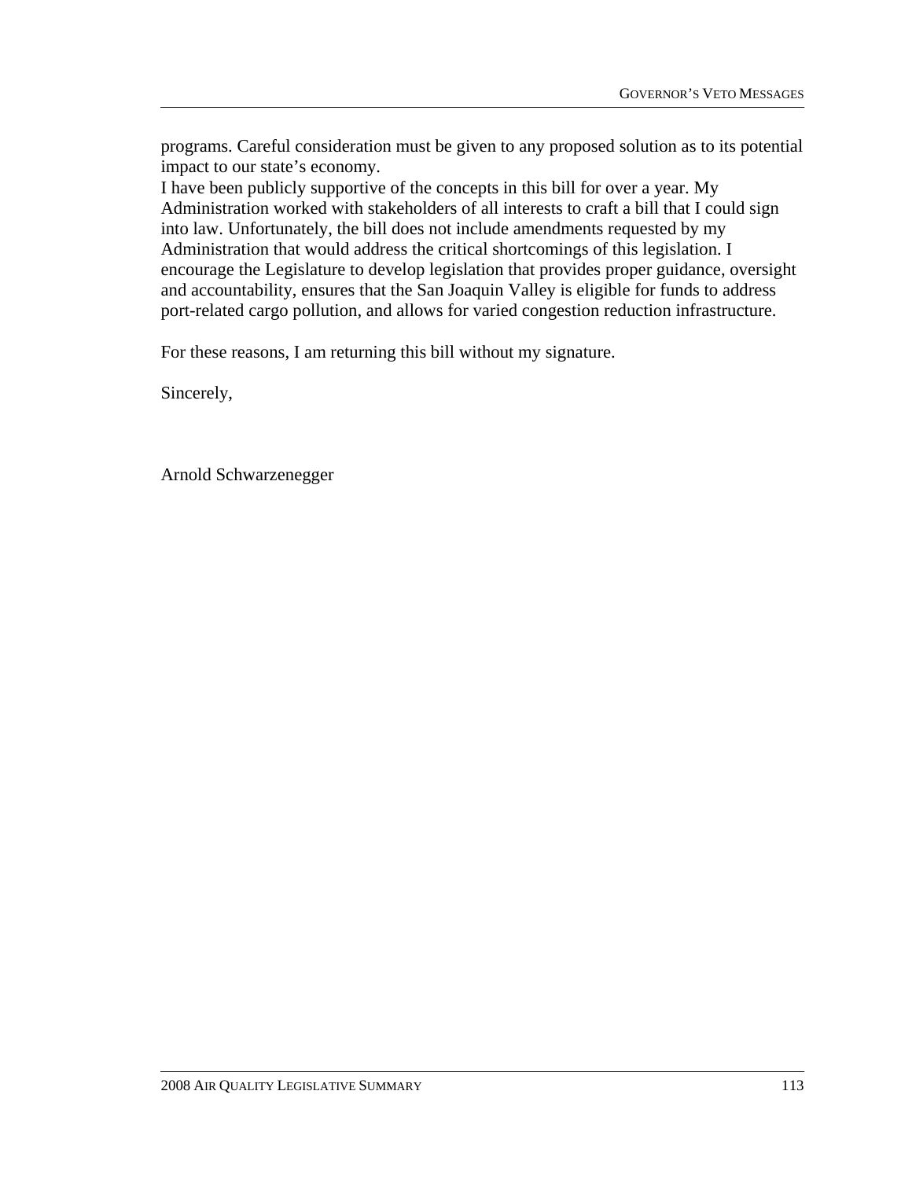programs. Careful consideration must be given to any proposed solution as to its potential impact to our state's economy.

I have been publicly supportive of the concepts in this bill for over a year. My Administration worked with stakeholders of all interests to craft a bill that I could sign into law. Unfortunately, the bill does not include amendments requested by my Administration that would address the critical shortcomings of this legislation. I encourage the Legislature to develop legislation that provides proper guidance, oversight and accountability, ensures that the San Joaquin Valley is eligible for funds to address port-related cargo pollution, and allows for varied congestion reduction infrastructure.

For these reasons, I am returning this bill without my signature.

Sincerely,

Arnold Schwarzenegger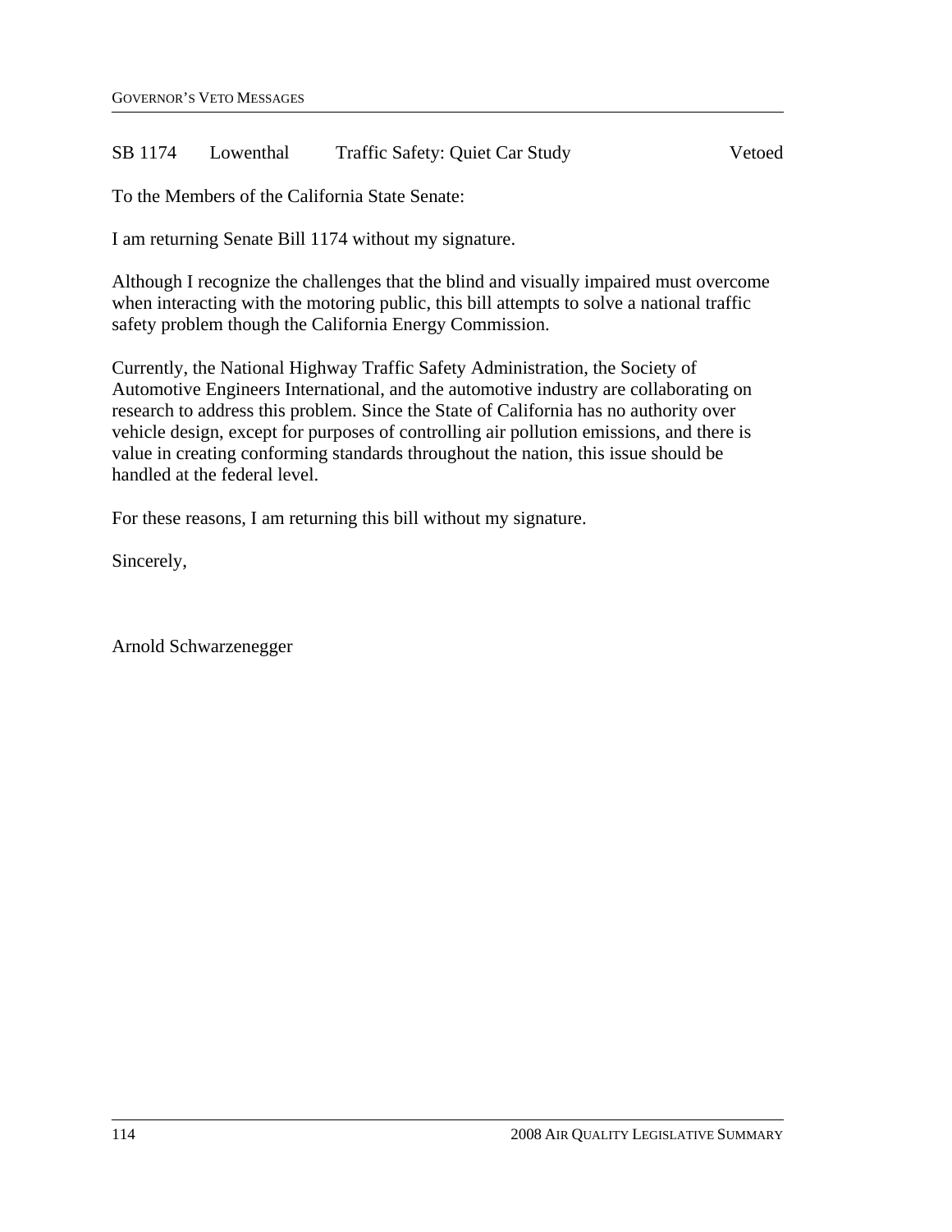SB 1174 Lowenthal Traffic Safety: Quiet Car Study Vetoed

To the Members of the California State Senate:

I am returning Senate Bill 1174 without my signature.

Although I recognize the challenges that the blind and visually impaired must overcome when interacting with the motoring public, this bill attempts to solve a national traffic safety problem though the California Energy Commission.

Currently, the National Highway Traffic Safety Administration, the Society of Automotive Engineers International, and the automotive industry are collaborating on research to address this problem. Since the State of California has no authority over vehicle design, except for purposes of controlling air pollution emissions, and there is value in creating conforming standards throughout the nation, this issue should be handled at the federal level.

For these reasons, I am returning this bill without my signature.

Sincerely,

Arnold Schwarzenegger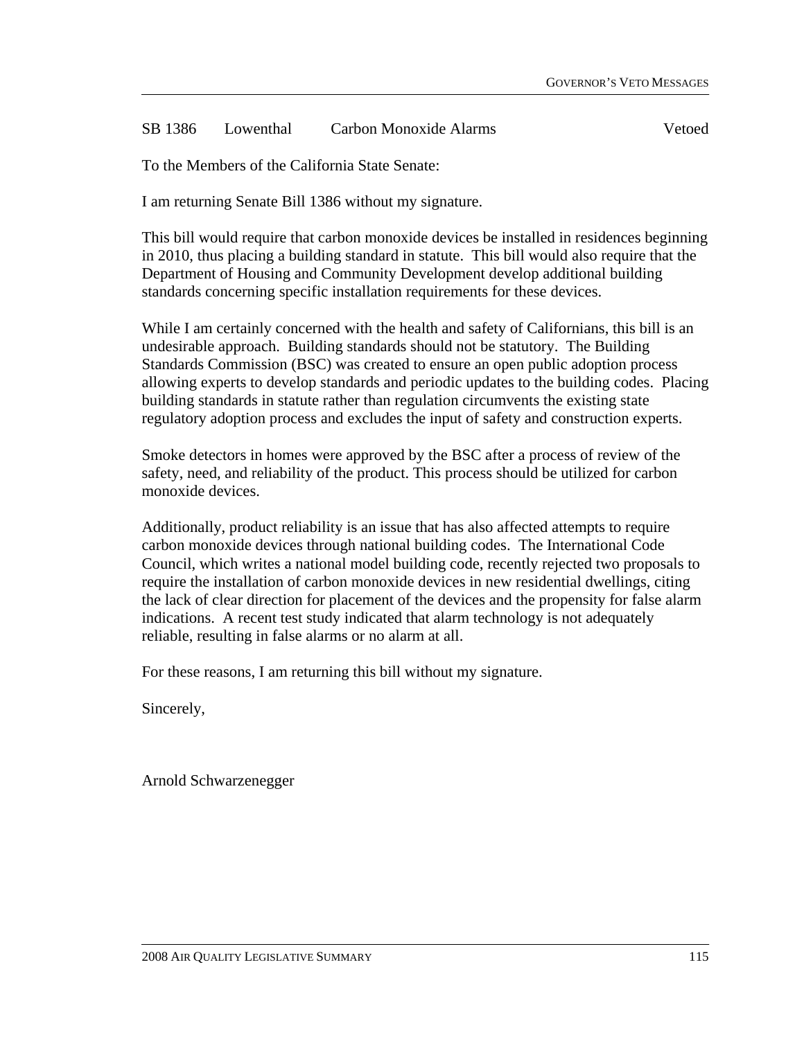SB 1386 Lowenthal Carbon Monoxide Alarms Vetoed

To the Members of the California State Senate:

I am returning Senate Bill 1386 without my signature.

This bill would require that carbon monoxide devices be installed in residences beginning in 2010, thus placing a building standard in statute. This bill would also require that the Department of Housing and Community Development develop additional building standards concerning specific installation requirements for these devices.

While I am certainly concerned with the health and safety of Californians, this bill is an undesirable approach. Building standards should not be statutory. The Building Standards Commission (BSC) was created to ensure an open public adoption process allowing experts to develop standards and periodic updates to the building codes. Placing building standards in statute rather than regulation circumvents the existing state regulatory adoption process and excludes the input of safety and construction experts.

Smoke detectors in homes were approved by the BSC after a process of review of the safety, need, and reliability of the product. This process should be utilized for carbon monoxide devices.

Additionally, product reliability is an issue that has also affected attempts to require carbon monoxide devices through national building codes. The International Code Council, which writes a national model building code, recently rejected two proposals to require the installation of carbon monoxide devices in new residential dwellings, citing the lack of clear direction for placement of the devices and the propensity for false alarm indications. A recent test study indicated that alarm technology is not adequately reliable, resulting in false alarms or no alarm at all.

For these reasons, I am returning this bill without my signature.

Sincerely,

Arnold Schwarzenegger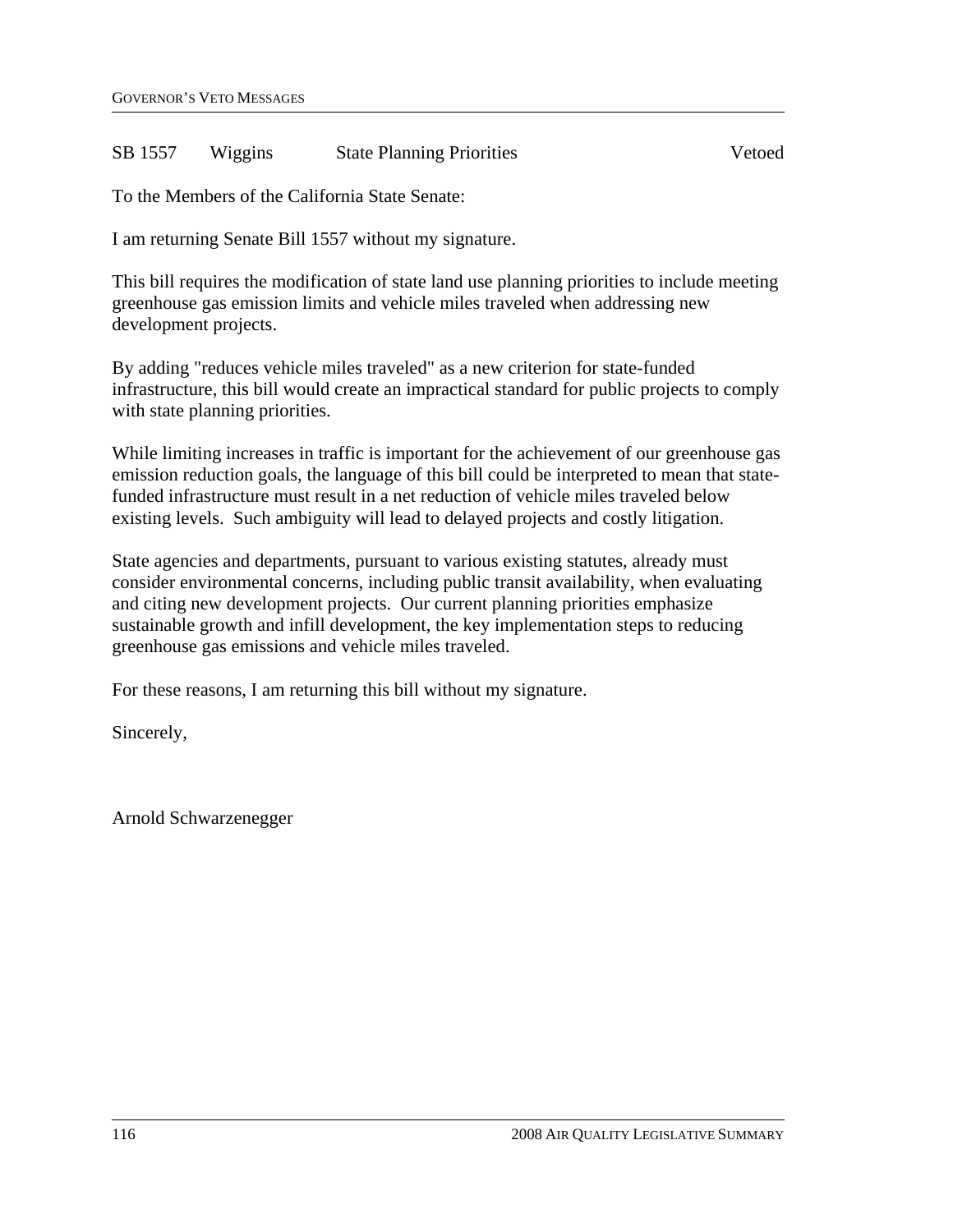SB 1557 Wiggins State Planning Priorities Vetoed

To the Members of the California State Senate:

I am returning Senate Bill 1557 without my signature.

This bill requires the modification of state land use planning priorities to include meeting greenhouse gas emission limits and vehicle miles traveled when addressing new development projects.

By adding "reduces vehicle miles traveled" as a new criterion for state-funded infrastructure, this bill would create an impractical standard for public projects to comply with state planning priorities.

While limiting increases in traffic is important for the achievement of our greenhouse gas emission reduction goals, the language of this bill could be interpreted to mean that state-funded infrastructure must result in a net reduction of vehicle miles traveled below existing levels. Such ambiguity will lead to delayed projects and costly litigation.

State agencies and departments, pursuant to various existing statutes, already must consider environmental concerns, including public transit availability, when evaluating and citing new development projects. Our current planning priorities emphasize sustainable growth and infill development, the key implementation steps to reducing greenhouse gas emissions and vehicle miles traveled.

For these reasons, I am returning this bill without my signature.

Sincerely,

Arnold Schwarzenegger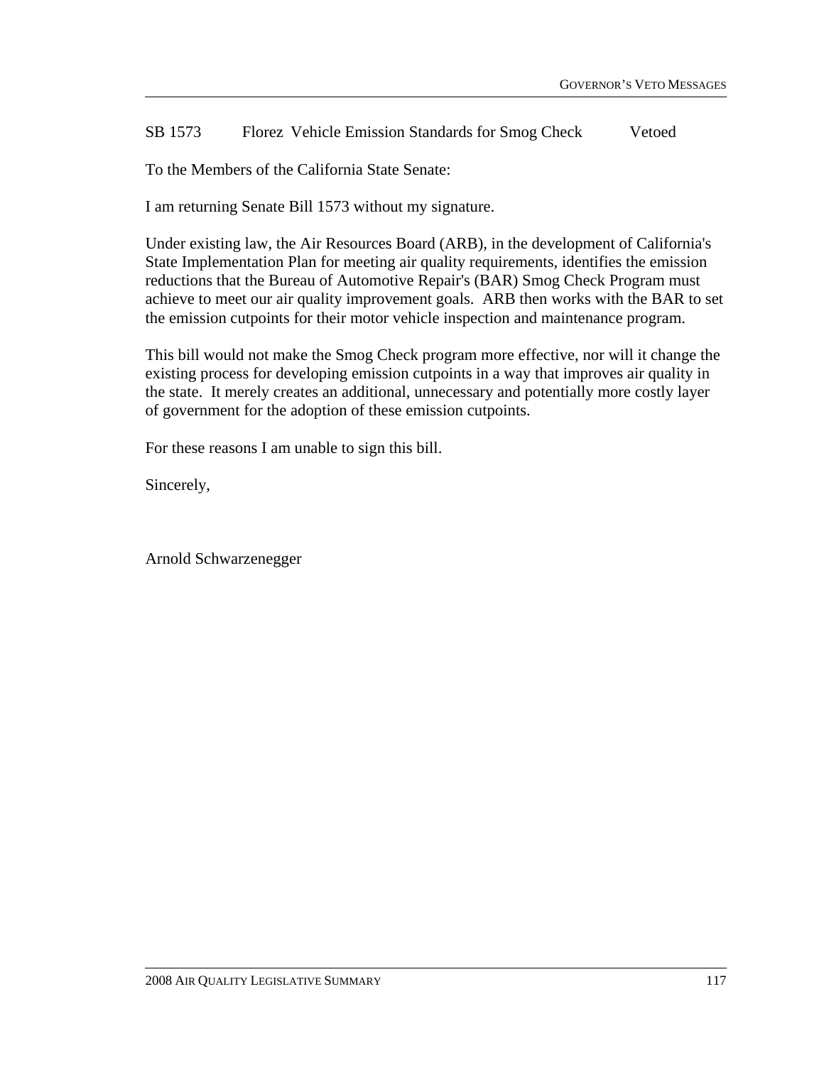SB 1573 Florez Vehicle Emission Standards for Smog Check Vetoed

To the Members of the California State Senate:

I am returning Senate Bill 1573 without my signature.

Under existing law, the Air Resources Board (ARB), in the development of California's State Implementation Plan for meeting air quality requirements, identifies the emission reductions that the Bureau of Automotive Repair's (BAR) Smog Check Program must achieve to meet our air quality improvement goals. ARB then works with the BAR to set the emission cutpoints for their motor vehicle inspection and maintenance program.

This bill would not make the Smog Check program more effective, nor will it change the existing process for developing emission cutpoints in a way that improves air quality in the state. It merely creates an additional, unnecessary and potentially more costly layer of government for the adoption of these emission cutpoints.

For these reasons I am unable to sign this bill.

Sincerely,

Arnold Schwarzenegger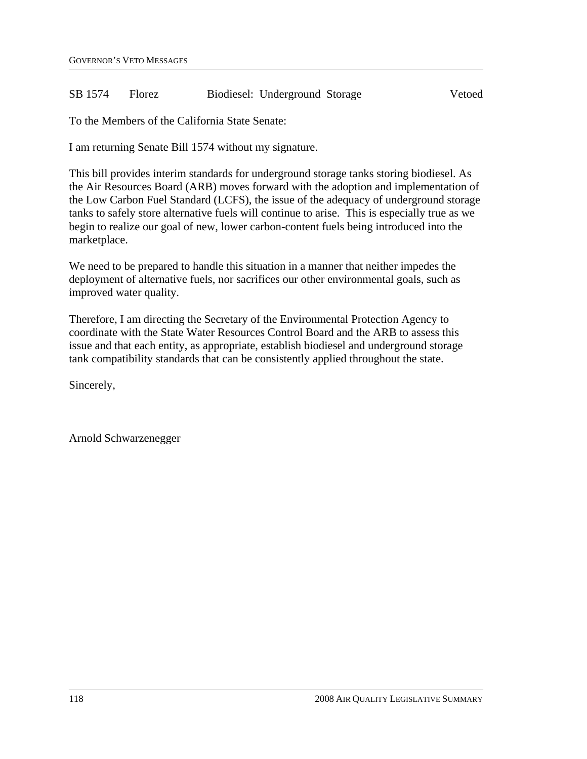SB 1574 Florez Biodiesel: Underground Storage Vetoed

To the Members of the California State Senate:

I am returning Senate Bill 1574 without my signature.

This bill provides interim standards for underground storage tanks storing biodiesel. As the Air Resources Board (ARB) moves forward with the adoption and implementation of the Low Carbon Fuel Standard (LCFS), the issue of the adequacy of underground storage tanks to safely store alternative fuels will continue to arise. This is especially true as we begin to realize our goal of new, lower carbon-content fuels being introduced into the marketplace.

We need to be prepared to handle this situation in a manner that neither impedes the deployment of alternative fuels, nor sacrifices our other environmental goals, such as improved water quality.

Therefore, I am directing the Secretary of the Environmental Protection Agency to coordinate with the State Water Resources Control Board and the ARB to assess this issue and that each entity, as appropriate, establish biodiesel and underground storage tank compatibility standards that can be consistently applied throughout the state.

Sincerely,

Arnold Schwarzenegger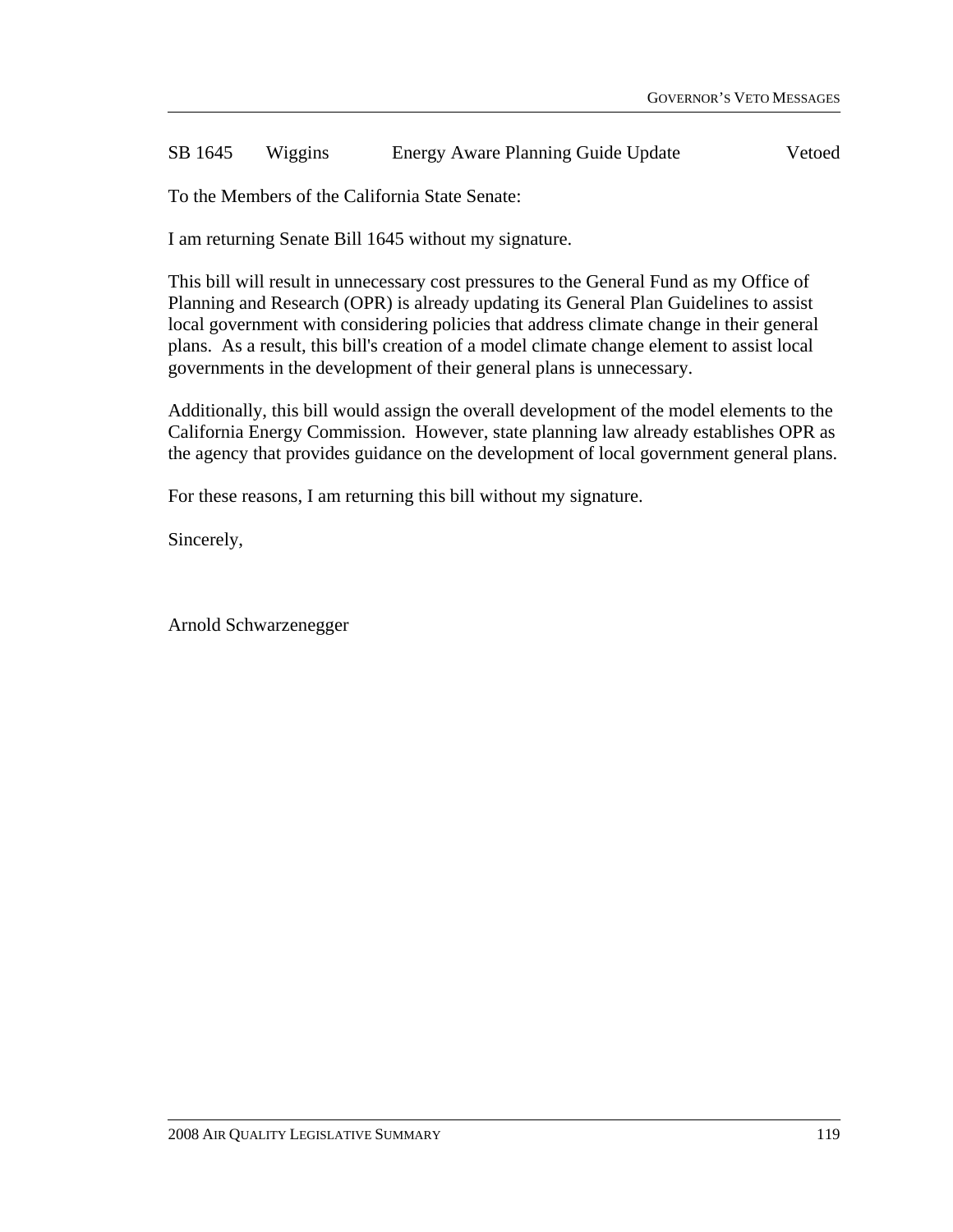SB 1645 Wiggins Energy Aware Planning Guide Update Vetoed

To the Members of the California State Senate:

I am returning Senate Bill 1645 without my signature.

This bill will result in unnecessary cost pressures to the General Fund as my Office of Planning and Research (OPR) is already updating its General Plan Guidelines to assist local government with considering policies that address climate change in their general plans. As a result, this bill's creation of a model climate change element to assist local governments in the development of their general plans is unnecessary.

Additionally, this bill would assign the overall development of the model elements to the California Energy Commission. However, state planning law already establishes OPR as the agency that provides guidance on the development of local government general plans.

For these reasons, I am returning this bill without my signature.

Sincerely,

Arnold Schwarzenegger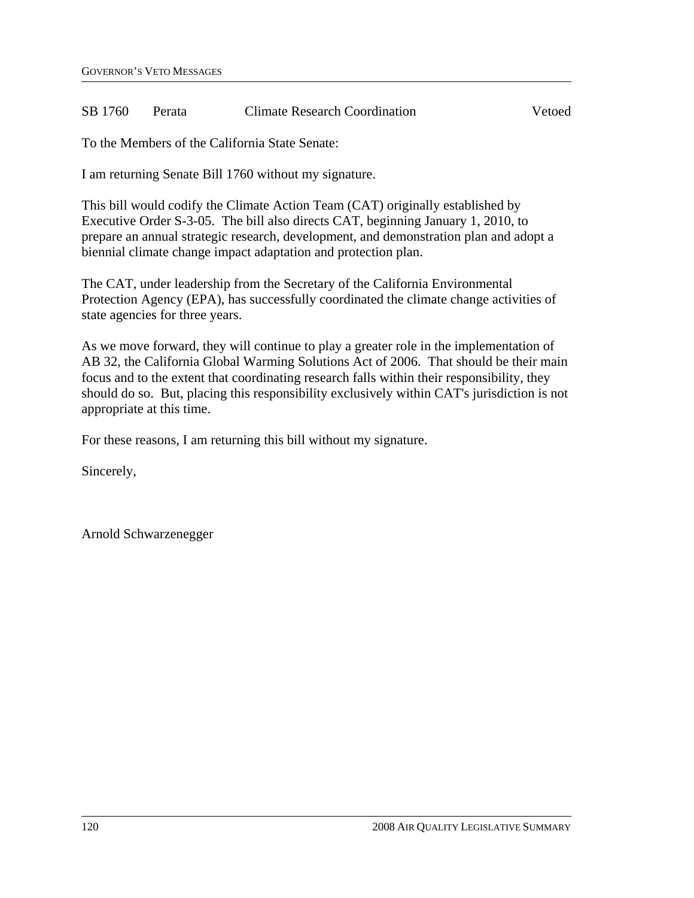SB 1760 Perata Climate Research Coordination Vetoed

To the Members of the California State Senate:

I am returning Senate Bill 1760 without my signature.

This bill would codify the Climate Action Team (CAT) originally established by Executive Order S-3-05. The bill also directs CAT, beginning January 1, 2010, to prepare an annual strategic research, development, and demonstration plan and adopt a biennial climate change impact adaptation and protection plan.

The CAT, under leadership from the Secretary of the California Environmental Protection Agency (EPA), has successfully coordinated the climate change activities of state agencies for three years.

As we move forward, they will continue to play a greater role in the implementation of AB 32, the California Global Warming Solutions Act of 2006. That should be their main focus and to the extent that coordinating research falls within their responsibility, they should do so. But, placing this responsibility exclusively within CAT's jurisdiction is not appropriate at this time.

For these reasons, I am returning this bill without my signature.

Sincerely,

Arnold Schwarzenegger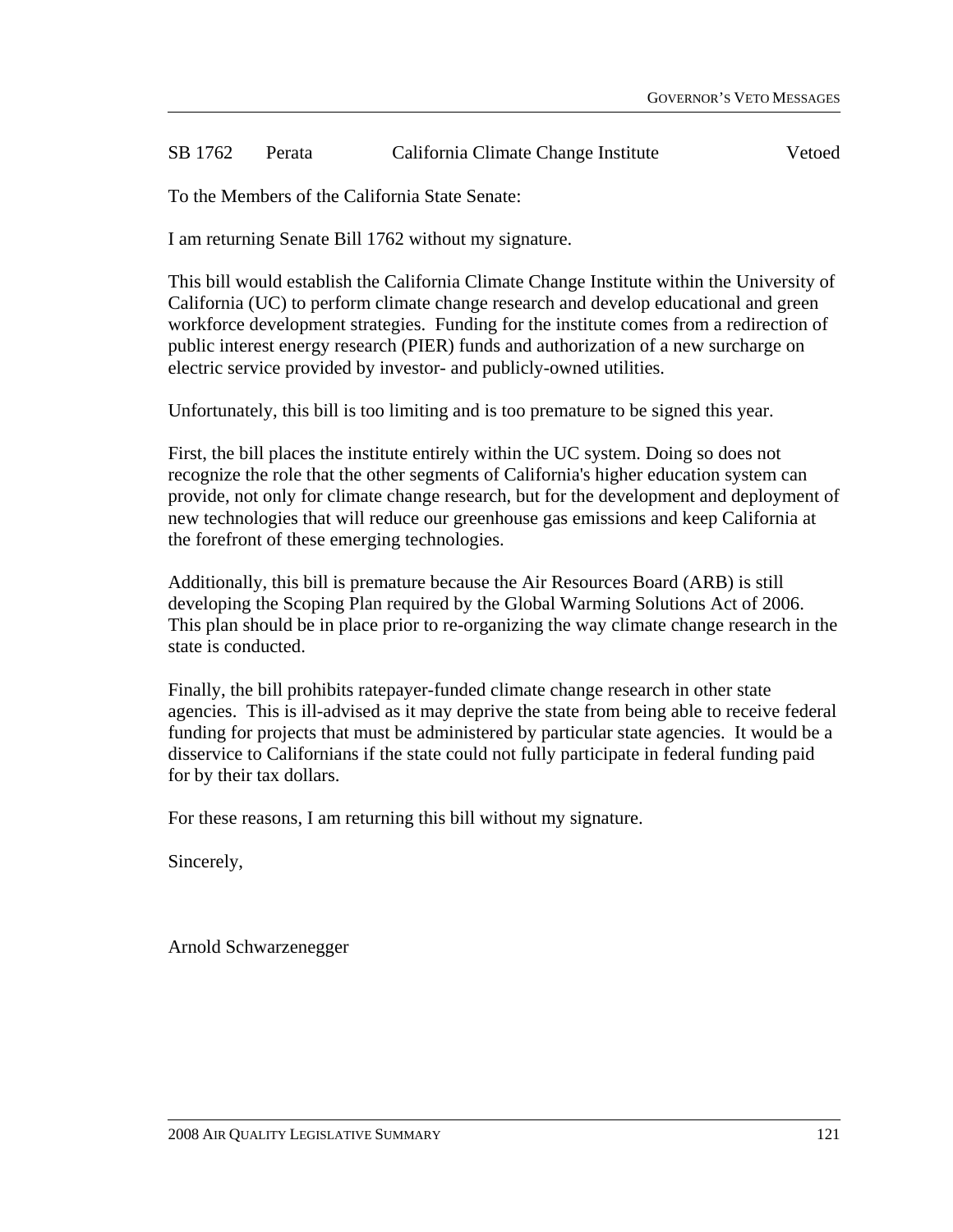SB 1762 Perata California Climate Change Institute Vetoed

To the Members of the California State Senate:

I am returning Senate Bill 1762 without my signature.

This bill would establish the California Climate Change Institute within the University of California (UC) to perform climate change research and develop educational and green workforce development strategies. Funding for the institute comes from a redirection of public interest energy research (PIER) funds and authorization of a new surcharge on electric service provided by investor- and publicly-owned utilities.

Unfortunately, this bill is too limiting and is too premature to be signed this year.

First, the bill places the institute entirely within the UC system. Doing so does not recognize the role that the other segments of California's higher education system can provide, not only for climate change research, but for the development and deployment of new technologies that will reduce our greenhouse gas emissions and keep California at the forefront of these emerging technologies.

Additionally, this bill is premature because the Air Resources Board (ARB) is still developing the Scoping Plan required by the Global Warming Solutions Act of 2006. This plan should be in place prior to re-organizing the way climate change research in the state is conducted.

Finally, the bill prohibits ratepayer-funded climate change research in other state agencies. This is ill-advised as it may deprive the state from being able to receive federal funding for projects that must be administered by particular state agencies. It would be a disservice to Californians if the state could not fully participate in federal funding paid for by their tax dollars.

For these reasons, I am returning this bill without my signature.

Sincerely,

Arnold Schwarzenegger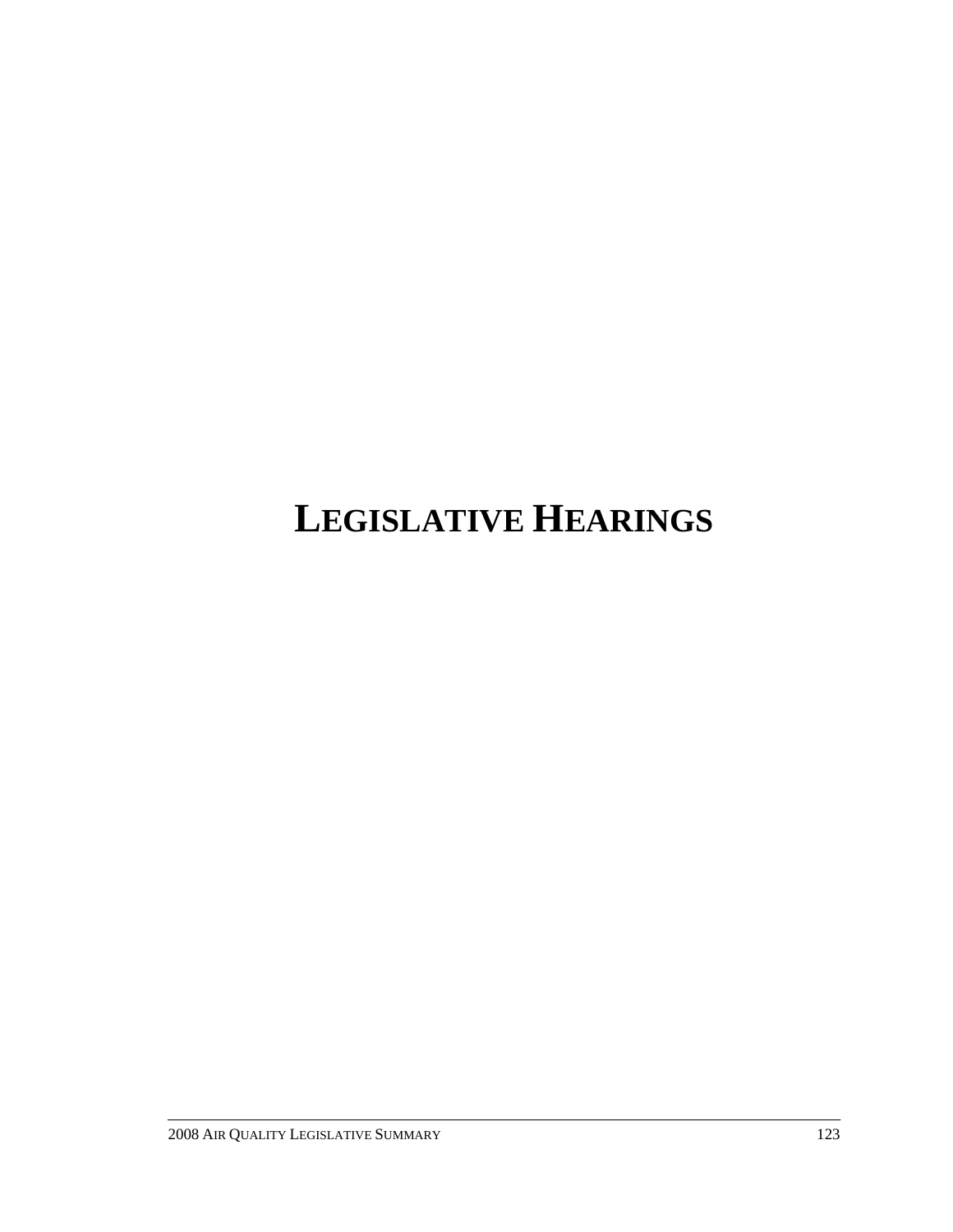# LEGISLATIVE HEARINGS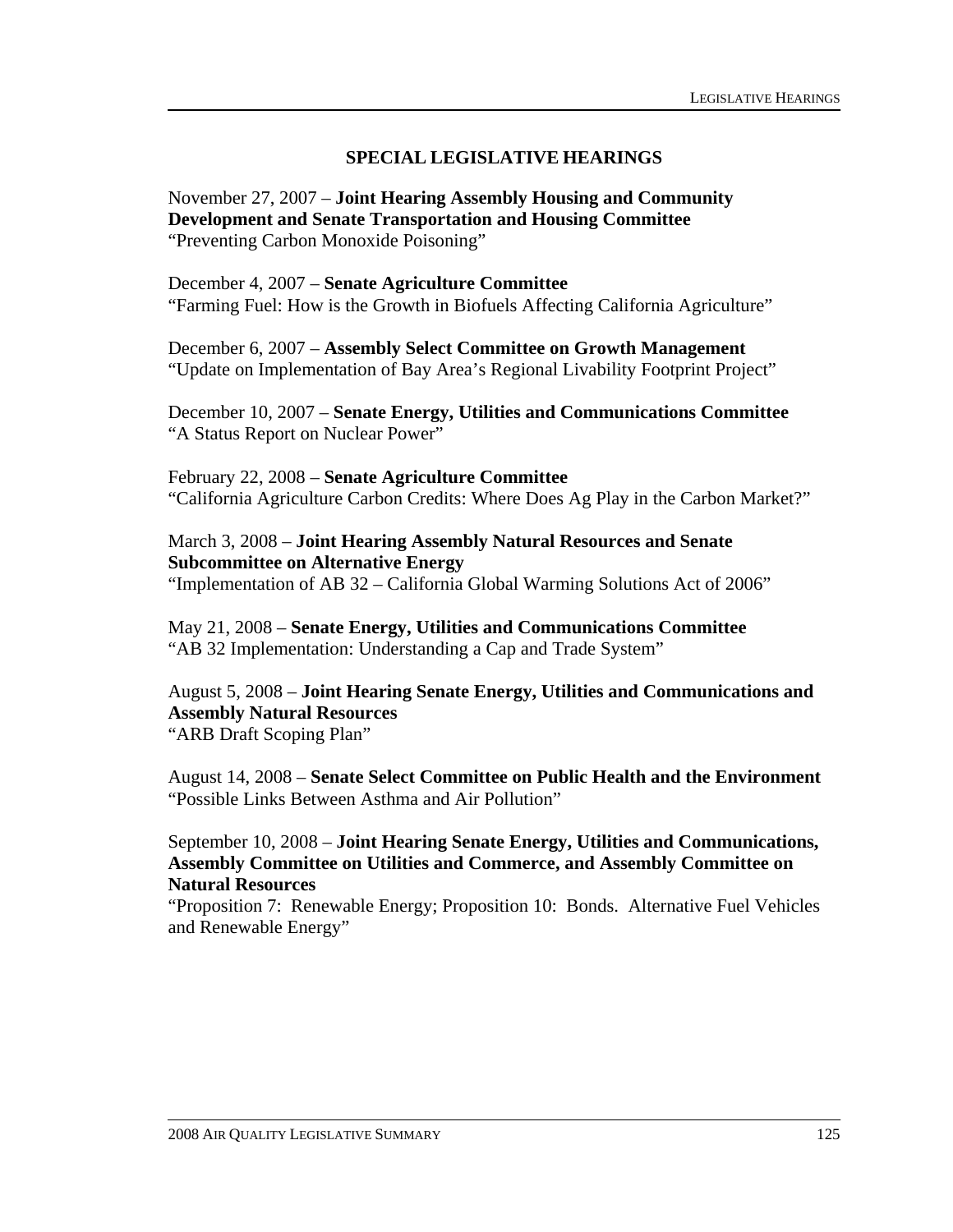## SPECIAL LEGISLATIVE HEARINGS

November 27, 2007 – **Joint Hearing Assembly Housing and Community Development and Senate Transportation and Housing Committee**
"Preventing Carbon Monoxide Poisoning"

December 4, 2007 – **Senate Agriculture Committee**
"Farming Fuel: How is the Growth in Biofuels Affecting California Agriculture"

December 6, 2007 – **Assembly Select Committee on Growth Management**
"Update on Implementation of Bay Area's Regional Livability Footprint Project"

December 10, 2007 – **Senate Energy, Utilities and Communications Committee**
"A Status Report on Nuclear Power"

February 22, 2008 – **Senate Agriculture Committee**
"California Agriculture Carbon Credits: Where Does Ag Play in the Carbon Market?"

March 3, 2008 – **Joint Hearing Assembly Natural Resources and Senate Subcommittee on Alternative Energy**
"Implementation of AB 32 – California Global Warming Solutions Act of 2006"

May 21, 2008 – **Senate Energy, Utilities and Communications Committee**
"AB 32 Implementation: Understanding a Cap and Trade System"

August 5, 2008 – **Joint Hearing Senate Energy, Utilities and Communications and Assembly Natural Resources**
"ARB Draft Scoping Plan"

August 14, 2008 – **Senate Select Committee on Public Health and the Environment**
"Possible Links Between Asthma and Air Pollution"

September 10, 2008 – **Joint Hearing Senate Energy, Utilities and Communications, Assembly Committee on Utilities and Commerce, and Assembly Committee on Natural Resources**
"Proposition 7: Renewable Energy; Proposition 10: Bonds. Alternative Fuel Vehicles and Renewable Energy"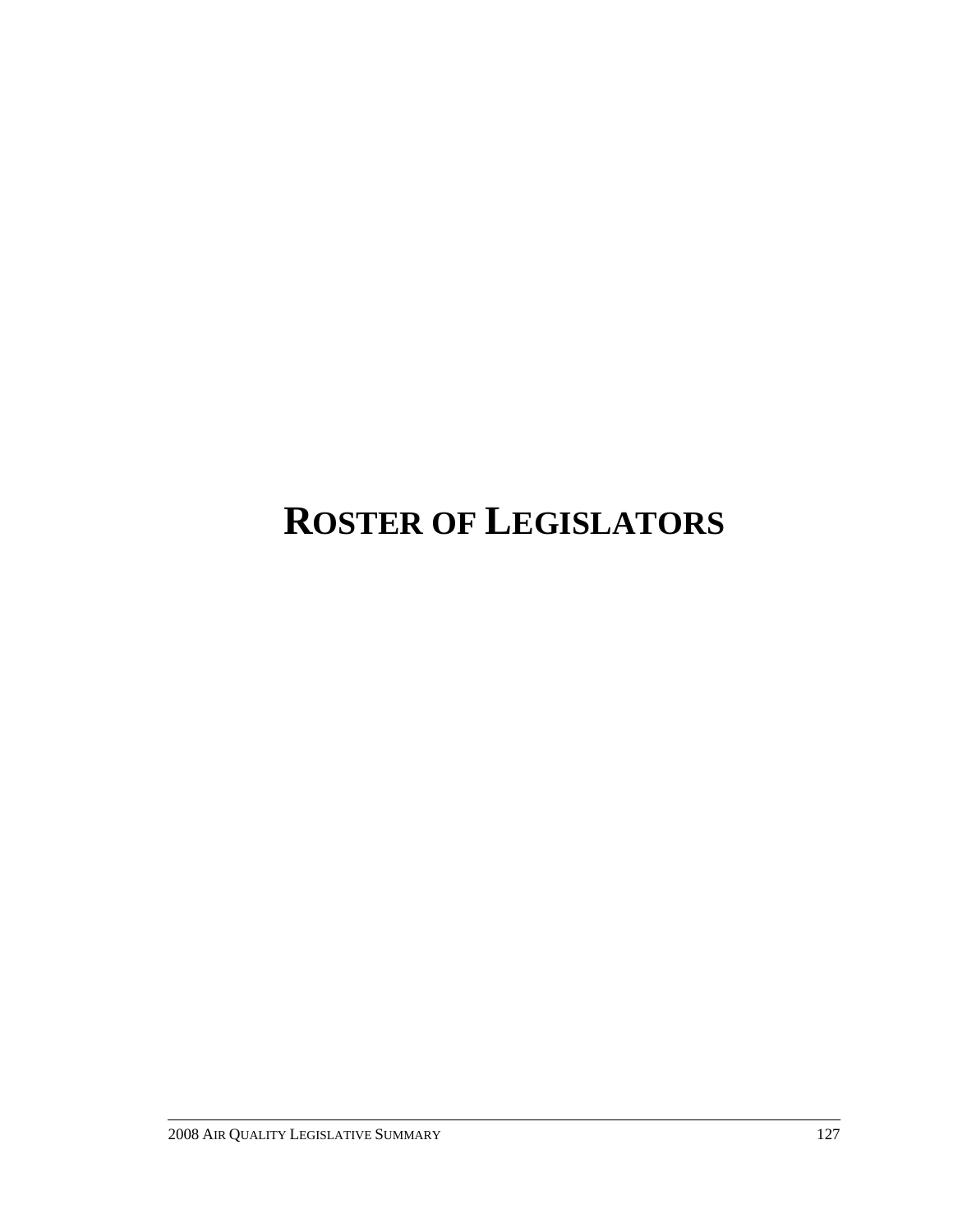# ROSTER OF LEGISLATORS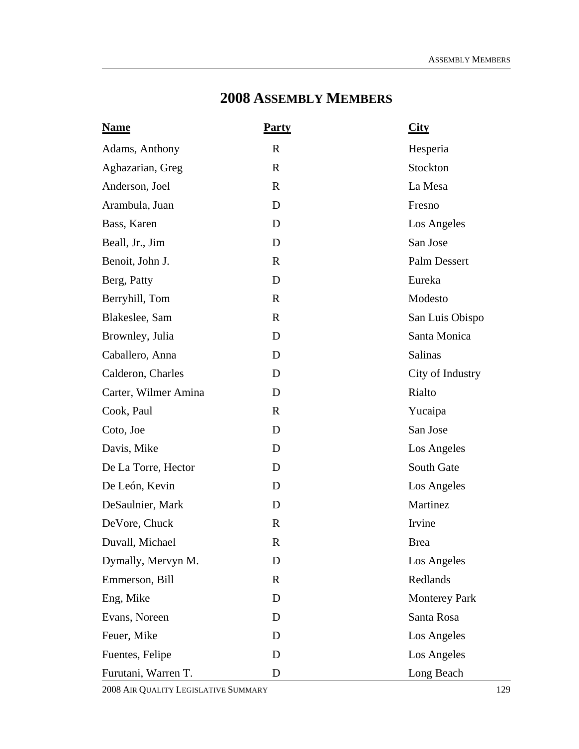# 2008 Assembly Members

| Name | Party | City |
|---|---|---|
| Adams, Anthony | R | Hesperia |
| Aghazarian, Greg | R | Stockton |
| Anderson, Joel | R | La Mesa |
| Arambula, Juan | D | Fresno |
| Bass, Karen | D | Los Angeles |
| Beall, Jr., Jim | D | San Jose |
| Benoit, John J. | R | Palm Dessert |
| Berg, Patty | D | Eureka |
| Berryhill, Tom | R | Modesto |
| Blakeslee, Sam | R | San Luis Obispo |
| Brownley, Julia | D | Santa Monica |
| Caballero, Anna | D | Salinas |
| Calderon, Charles | D | City of Industry |
| Carter, Wilmer Amina | D | Rialto |
| Cook, Paul | R | Yucaipa |
| Coto, Joe | D | San Jose |
| Davis, Mike | D | Los Angeles |
| De La Torre, Hector | D | South Gate |
| De León, Kevin | D | Los Angeles |
| DeSaulnier, Mark | D | Martinez |
| DeVore, Chuck | R | Irvine |
| Duvall, Michael | R | Brea |
| Dymally, Mervyn M. | D | Los Angeles |
| Emmerson, Bill | R | Redlands |
| Eng, Mike | D | Monterey Park |
| Evans, Noreen | D | Santa Rosa |
| Feuer, Mike | D | Los Angeles |
| Fuentes, Felipe | D | Los Angeles |
| Furutani, Warren T. | D | Long Beach |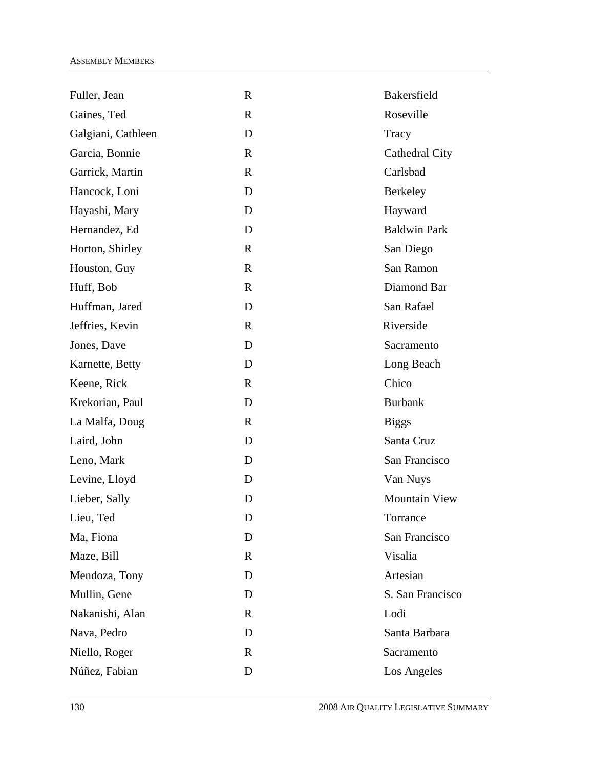| | | |
|---|---|---|
| Fuller, Jean | R | Bakersfield |
| Gaines, Ted | R | Roseville |
| Galgiani, Cathleen | D | Tracy |
| Garcia, Bonnie | R | Cathedral City |
| Garrick, Martin | R | Carlsbad |
| Hancock, Loni | D | Berkeley |
| Hayashi, Mary | D | Hayward |
| Hernandez, Ed | D | Baldwin Park |
| Horton, Shirley | R | San Diego |
| Houston, Guy | R | San Ramon |
| Huff, Bob | R | Diamond Bar |
| Huffman, Jared | D | San Rafael |
| Jeffries, Kevin | R | Riverside |
| Jones, Dave | D | Sacramento |
| Karnette, Betty | D | Long Beach |
| Keene, Rick | R | Chico |
| Krekorian, Paul | D | Burbank |
| La Malfa, Doug | R | Biggs |
| Laird, John | D | Santa Cruz |
| Leno, Mark | D | San Francisco |
| Levine, Lloyd | D | Van Nuys |
| Lieber, Sally | D | Mountain View |
| Lieu, Ted | D | Torrance |
| Ma, Fiona | D | San Francisco |
| Maze, Bill | R | Visalia |
| Mendoza, Tony | D | Artesian |
| Mullin, Gene | D | S. San Francisco |
| Nakanishi, Alan | R | Lodi |
| Nava, Pedro | D | Santa Barbara |
| Niello, Roger | R | Sacramento |
| Núñez, Fabian | D | Los Angeles |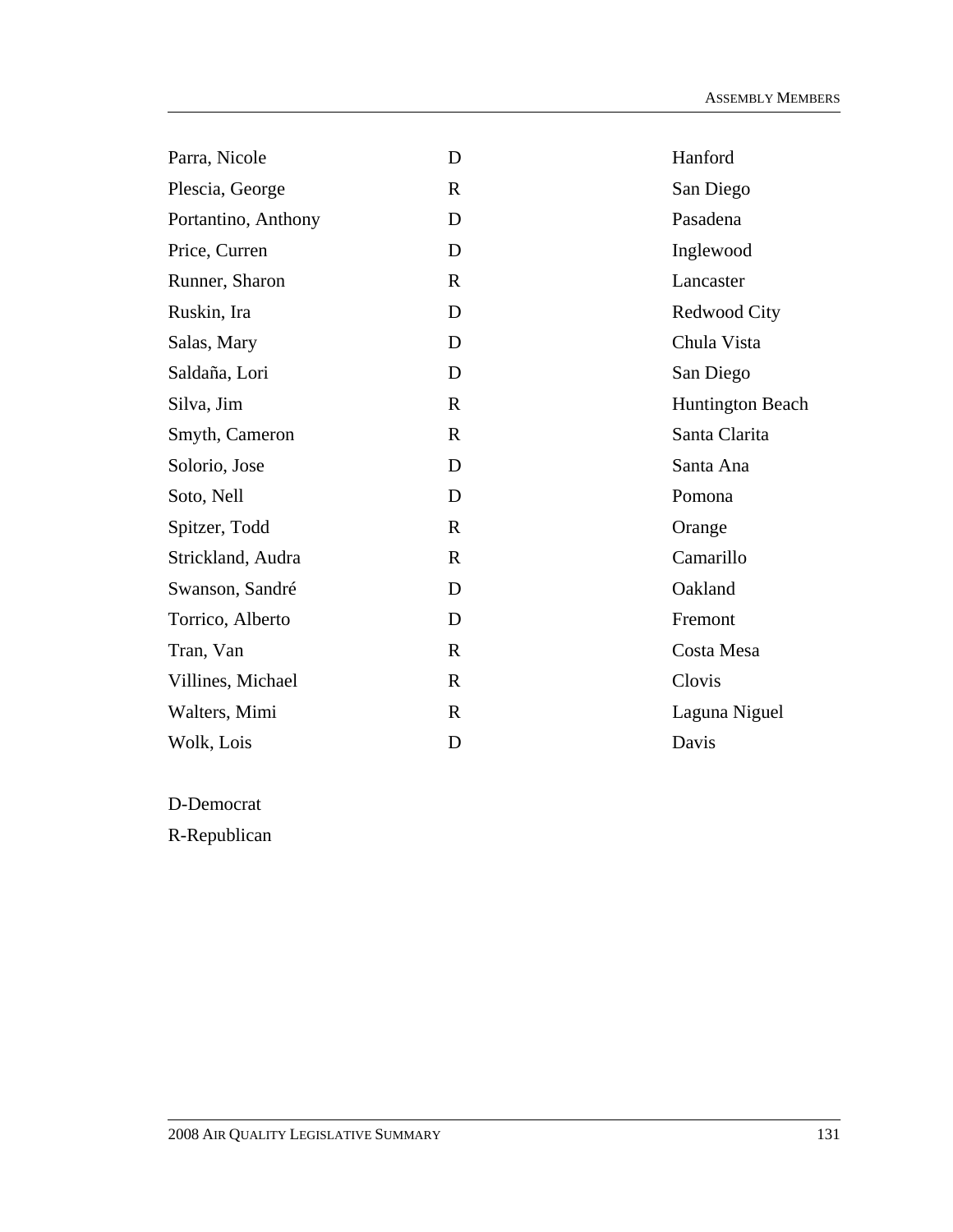| | | |
|---|---|---|
| Parra, Nicole | D | Hanford |
| Plescia, George | R | San Diego |
| Portantino, Anthony | D | Pasadena |
| Price, Curren | D | Inglewood |
| Runner, Sharon | R | Lancaster |
| Ruskin, Ira | D | Redwood City |
| Salas, Mary | D | Chula Vista |
| Saldaña, Lori | D | San Diego |
| Silva, Jim | R | Huntington Beach |
| Smyth, Cameron | R | Santa Clarita |
| Solorio, Jose | D | Santa Ana |
| Soto, Nell | D | Pomona |
| Spitzer, Todd | R | Orange |
| Strickland, Audra | R | Camarillo |
| Swanson, Sandré | D | Oakland |
| Torrico, Alberto | D | Fremont |
| Tran, Van | R | Costa Mesa |
| Villines, Michael | R | Clovis |
| Walters, Mimi | R | Laguna Niguel |
| Wolk, Lois | D | Davis |

D-Democrat

R-Republican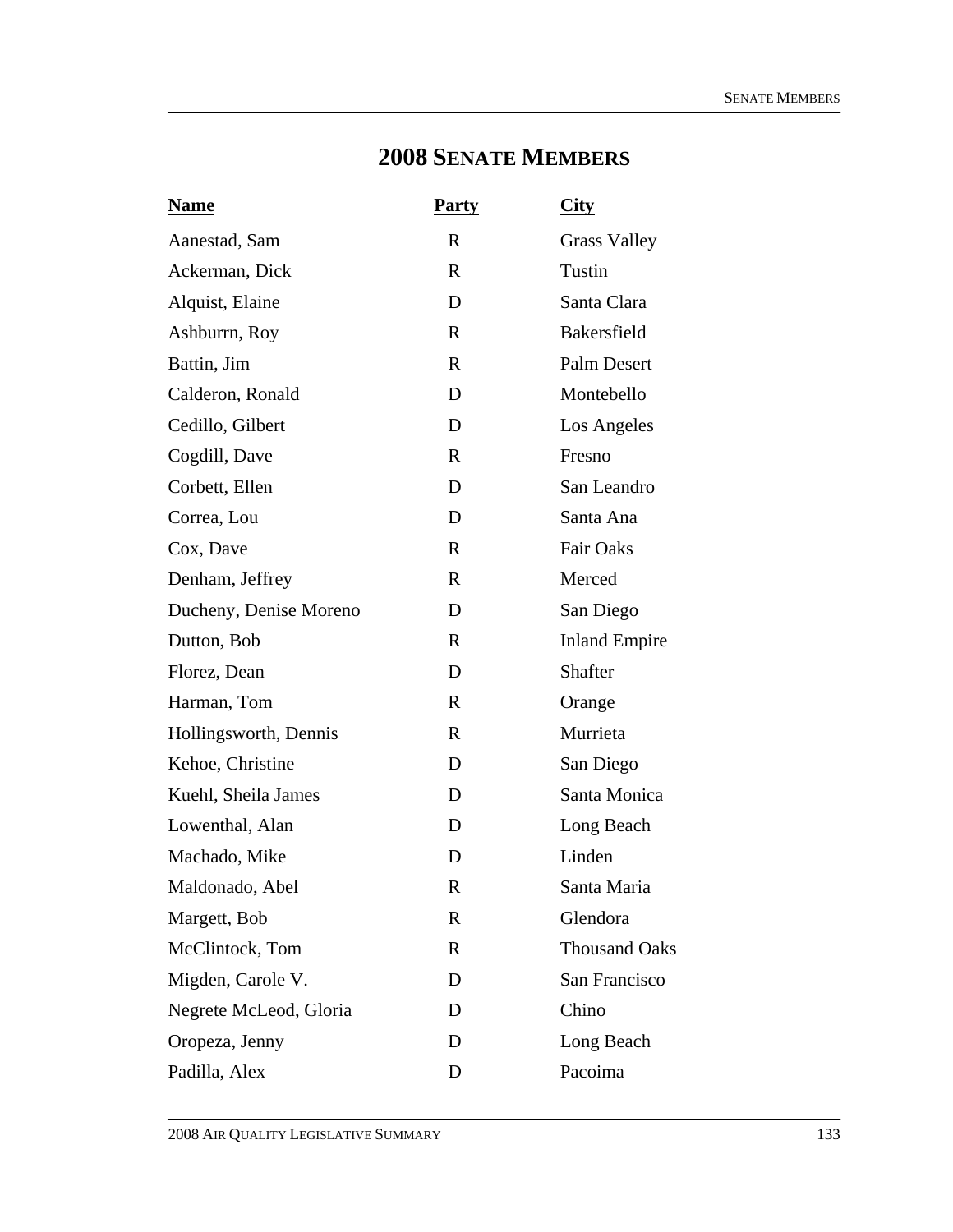# 2008 Senate Members

| Name | Party | City |
|---|---|---|
| Aanestad, Sam | R | Grass Valley |
| Ackerman, Dick | R | Tustin |
| Alquist, Elaine | D | Santa Clara |
| Ashburrn, Roy | R | Bakersfield |
| Battin, Jim | R | Palm Desert |
| Calderon, Ronald | D | Montebello |
| Cedillo, Gilbert | D | Los Angeles |
| Cogdill, Dave | R | Fresno |
| Corbett, Ellen | D | San Leandro |
| Correa, Lou | D | Santa Ana |
| Cox, Dave | R | Fair Oaks |
| Denham, Jeffrey | R | Merced |
| Ducheny, Denise Moreno | D | San Diego |
| Dutton, Bob | R | Inland Empire |
| Florez, Dean | D | Shafter |
| Harman, Tom | R | Orange |
| Hollingsworth, Dennis | R | Murrieta |
| Kehoe, Christine | D | San Diego |
| Kuehl, Sheila James | D | Santa Monica |
| Lowenthal, Alan | D | Long Beach |
| Machado, Mike | D | Linden |
| Maldonado, Abel | R | Santa Maria |
| Margett, Bob | R | Glendora |
| McClintock, Tom | R | Thousand Oaks |
| Migden, Carole V. | D | San Francisco |
| Negrete McLeod, Gloria | D | Chino |
| Oropeza, Jenny | D | Long Beach |
| Padilla, Alex | D | Pacoima |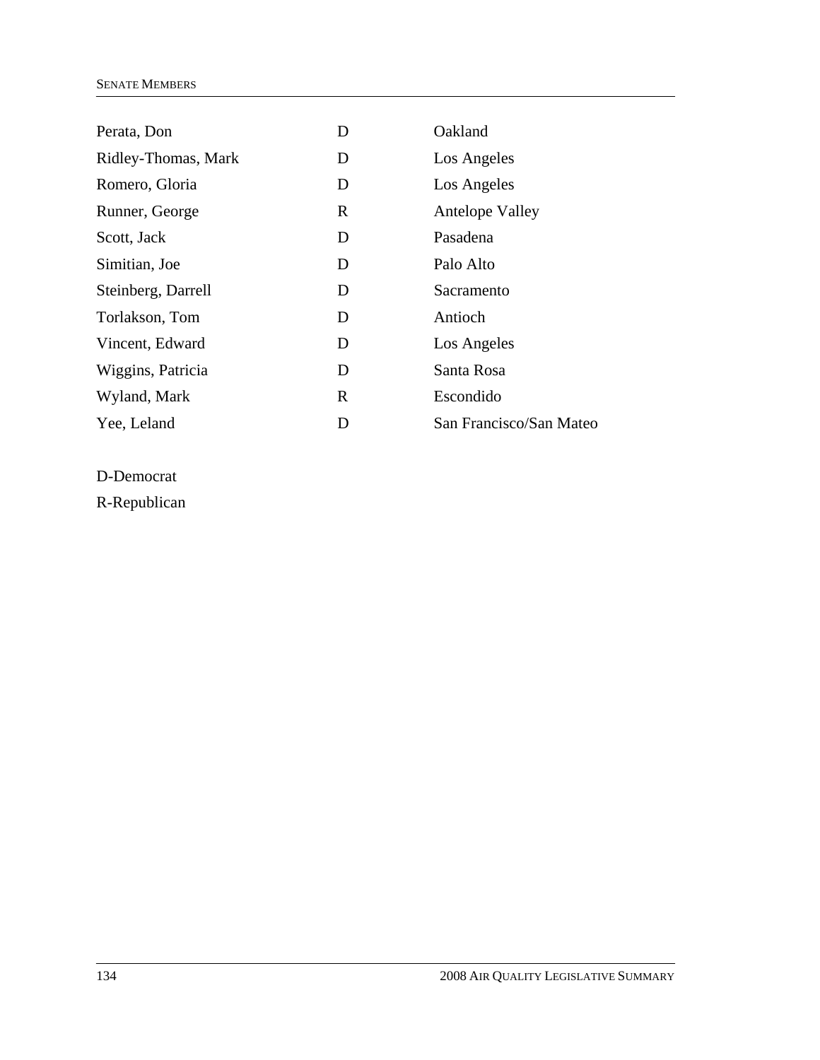| | | |
|---|---|---|
| Perata, Don | D | Oakland |
| Ridley-Thomas, Mark | D | Los Angeles |
| Romero, Gloria | D | Los Angeles |
| Runner, George | R | Antelope Valley |
| Scott, Jack | D | Pasadena |
| Simitian, Joe | D | Palo Alto |
| Steinberg, Darrell | D | Sacramento |
| Torlakson, Tom | D | Antioch |
| Vincent, Edward | D | Los Angeles |
| Wiggins, Patricia | D | Santa Rosa |
| Wyland, Mark | R | Escondido |
| Yee, Leland | D | San Francisco/San Mateo |

D-Democrat

R-Republican